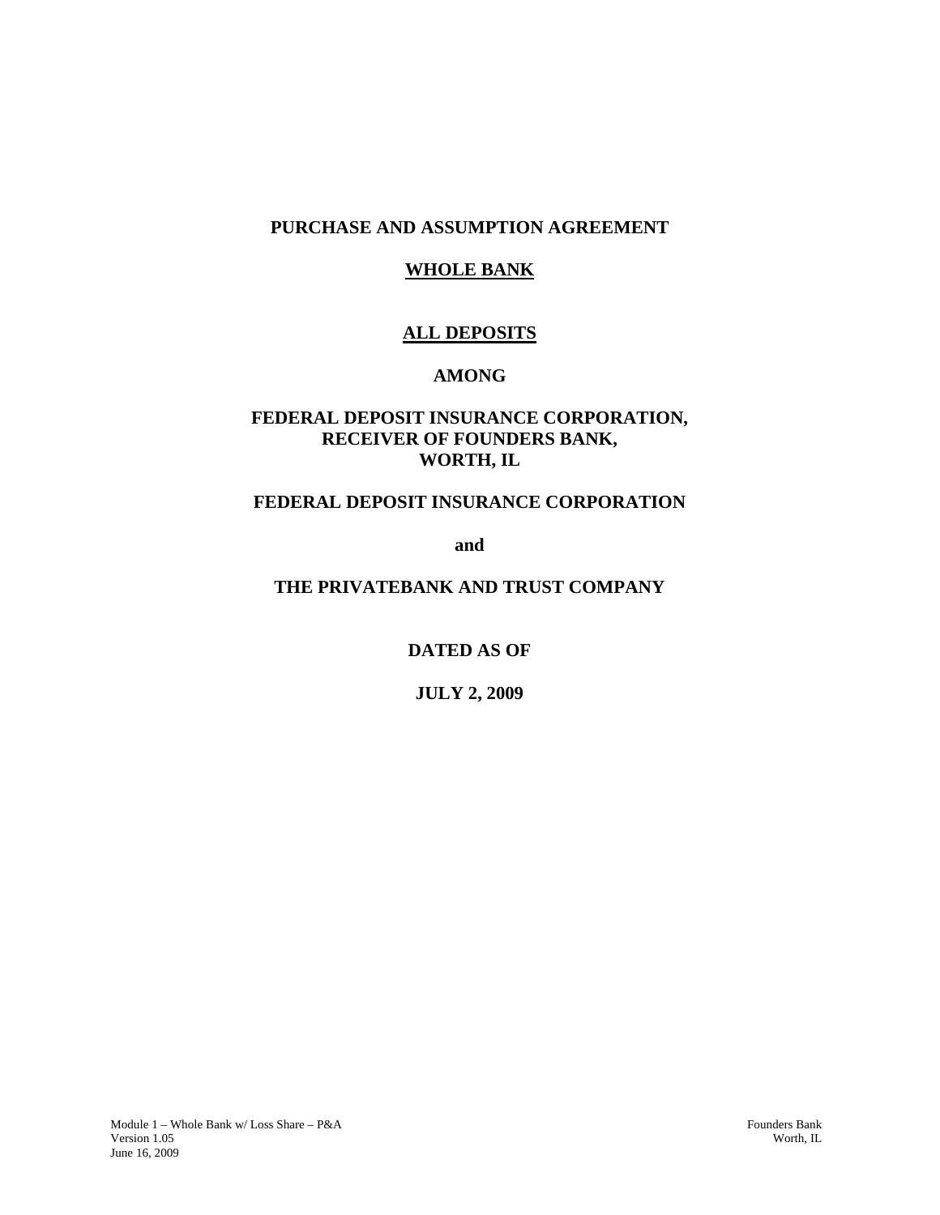# PURCHASE AND ASSUMPTION AGREEMENT

## WHOLE BANK

## ALL DEPOSITS

**AMONG**

**FEDERAL DEPOSIT INSURANCE CORPORATION,**
**RECEIVER OF FOUNDERS BANK,**
**WORTH, IL**

**FEDERAL DEPOSIT INSURANCE CORPORATION**

**and**

**THE PRIVATEBANK AND TRUST COMPANY**

**DATED AS OF**

**JULY 2, 2009**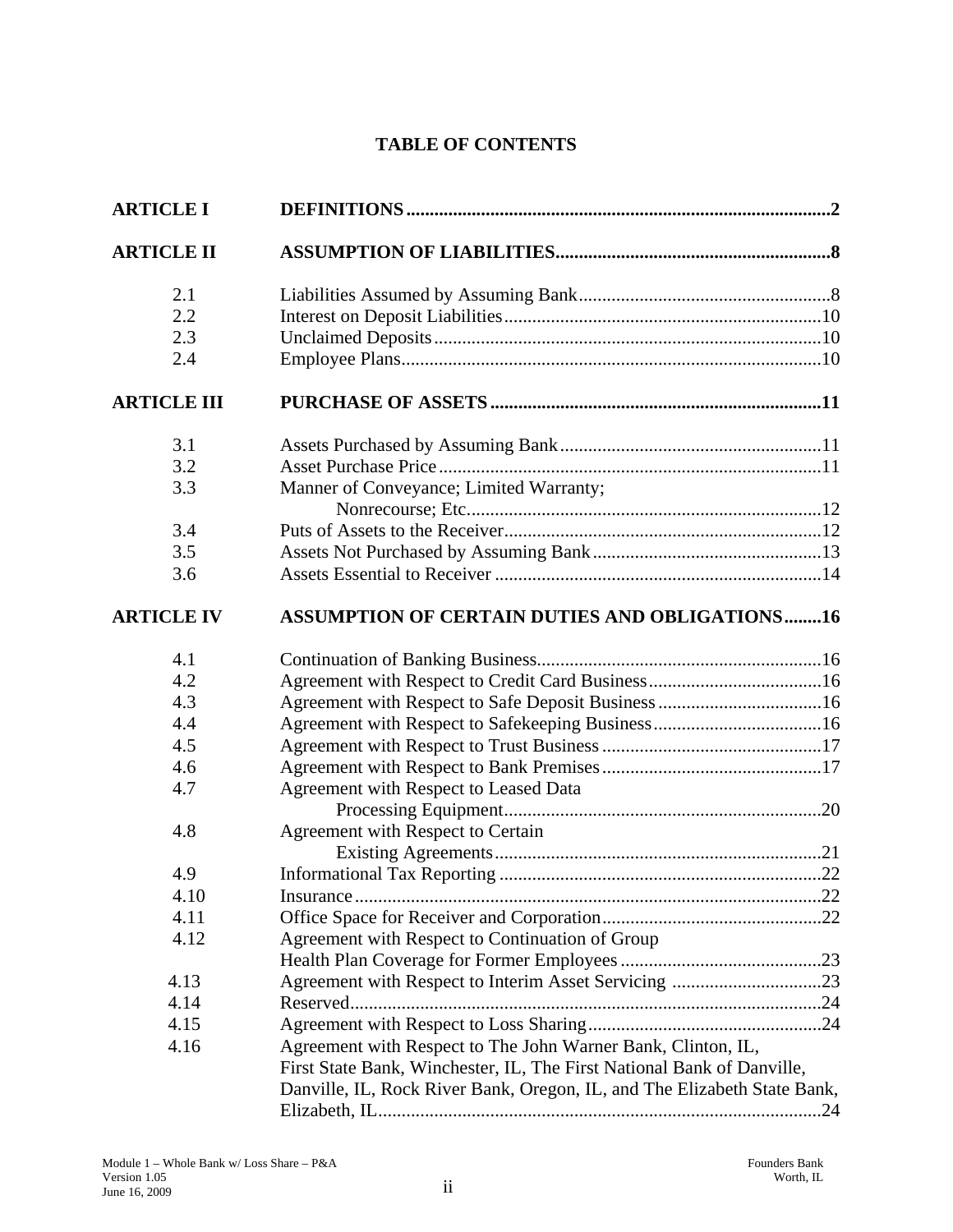# TABLE OF CONTENTS

| | | |
|---|---|---|
| **ARTICLE I** | **DEFINITIONS** | **2** |
| **ARTICLE II** | **ASSUMPTION OF LIABILITIES** | **8** |
| 2.1 | Liabilities Assumed by Assuming Bank | 8 |
| 2.2 | Interest on Deposit Liabilities | 10 |
| 2.3 | Unclaimed Deposits | 10 |
| 2.4 | Employee Plans | 10 |
| **ARTICLE III** | **PURCHASE OF ASSETS** | **11** |
| 3.1 | Assets Purchased by Assuming Bank | 11 |
| 3.2 | Asset Purchase Price | 11 |
| 3.3 | Manner of Conveyance; Limited Warranty; Nonrecourse; Etc. | 12 |
| 3.4 | Puts of Assets to the Receiver | 12 |
| 3.5 | Assets Not Purchased by Assuming Bank | 13 |
| 3.6 | Assets Essential to Receiver | 14 |
| **ARTICLE IV** | **ASSUMPTION OF CERTAIN DUTIES AND OBLIGATIONS** | **16** |
| 4.1 | Continuation of Banking Business | 16 |
| 4.2 | Agreement with Respect to Credit Card Business | 16 |
| 4.3 | Agreement with Respect to Safe Deposit Business | 16 |
| 4.4 | Agreement with Respect to Safekeeping Business | 16 |
| 4.5 | Agreement with Respect to Trust Business | 17 |
| 4.6 | Agreement with Respect to Bank Premises | 17 |
| 4.7 | Agreement with Respect to Leased Data Processing Equipment | 20 |
| 4.8 | Agreement with Respect to Certain Existing Agreements | 21 |
| 4.9 | Informational Tax Reporting | 22 |
| 4.10 | Insurance | 22 |
| 4.11 | Office Space for Receiver and Corporation | 22 |
| 4.12 | Agreement with Respect to Continuation of Group Health Plan Coverage for Former Employees | 23 |
| 4.13 | Agreement with Respect to Interim Asset Servicing | 23 |
| 4.14 | Reserved | 24 |
| 4.15 | Agreement with Respect to Loss Sharing | 24 |
| 4.16 | Agreement with Respect to The John Warner Bank, Clinton, IL, First State Bank, Winchester, IL, The First National Bank of Danville, Danville, IL, Rock River Bank, Oregon, IL, and The Elizabeth State Bank, Elizabeth, IL | 24 |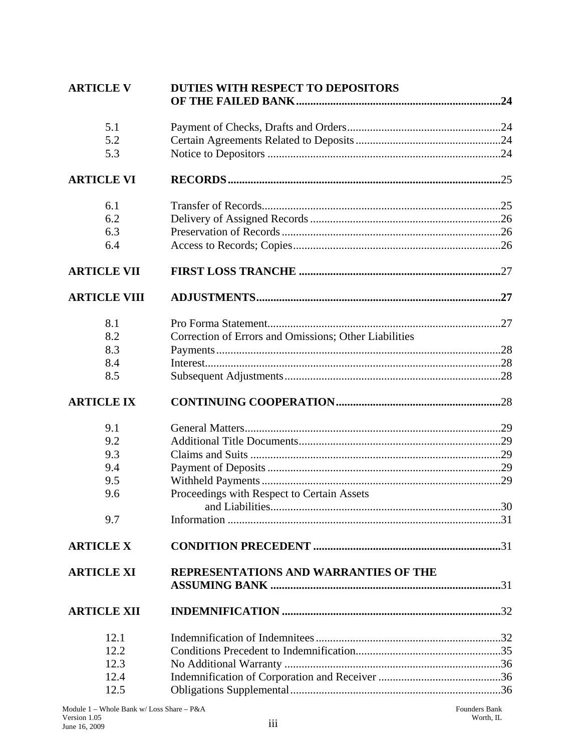| | | |
|---|---|---|
| **ARTICLE V** | **DUTIES WITH RESPECT TO DEPOSITORS OF THE FAILED BANK** | **24** |
| 5.1 | Payment of Checks, Drafts and Orders | 24 |
| 5.2 | Certain Agreements Related to Deposits | 24 |
| 5.3 | Notice to Depositors | 24 |
| **ARTICLE VI** | **RECORDS** | 25 |
| 6.1 | Transfer of Records | 25 |
| 6.2 | Delivery of Assigned Records | 26 |
| 6.3 | Preservation of Records | 26 |
| 6.4 | Access to Records; Copies | 26 |
| **ARTICLE VII** | **FIRST LOSS TRANCHE** | 27 |
| **ARTICLE VIII** | **ADJUSTMENTS** | **27** |
| 8.1 | Pro Forma Statement | 27 |
| 8.2 | Correction of Errors and Omissions; Other Liabilities | |
| 8.3 | Payments | 28 |
| 8.4 | Interest | 28 |
| 8.5 | Subsequent Adjustments | 28 |
| **ARTICLE IX** | **CONTINUING COOPERATION** | 28 |
| 9.1 | General Matters | 29 |
| 9.2 | Additional Title Documents | 29 |
| 9.3 | Claims and Suits | 29 |
| 9.4 | Payment of Deposits | 29 |
| 9.5 | Withheld Payments | 29 |
| 9.6 | Proceedings with Respect to Certain Assets and Liabilities | 30 |
| 9.7 | Information | 31 |
| **ARTICLE X** | **CONDITION PRECEDENT** | 31 |
| **ARTICLE XI** | **REPRESENTATIONS AND WARRANTIES OF THE ASSUMING BANK** | 31 |
| **ARTICLE XII** | **INDEMNIFICATION** | 32 |
| 12.1 | Indemnification of Indemnitees | 32 |
| 12.2 | Conditions Precedent to Indemnification | 35 |
| 12.3 | No Additional Warranty | 36 |
| 12.4 | Indemnification of Corporation and Receiver | 36 |
| 12.5 | Obligations Supplemental | 36 |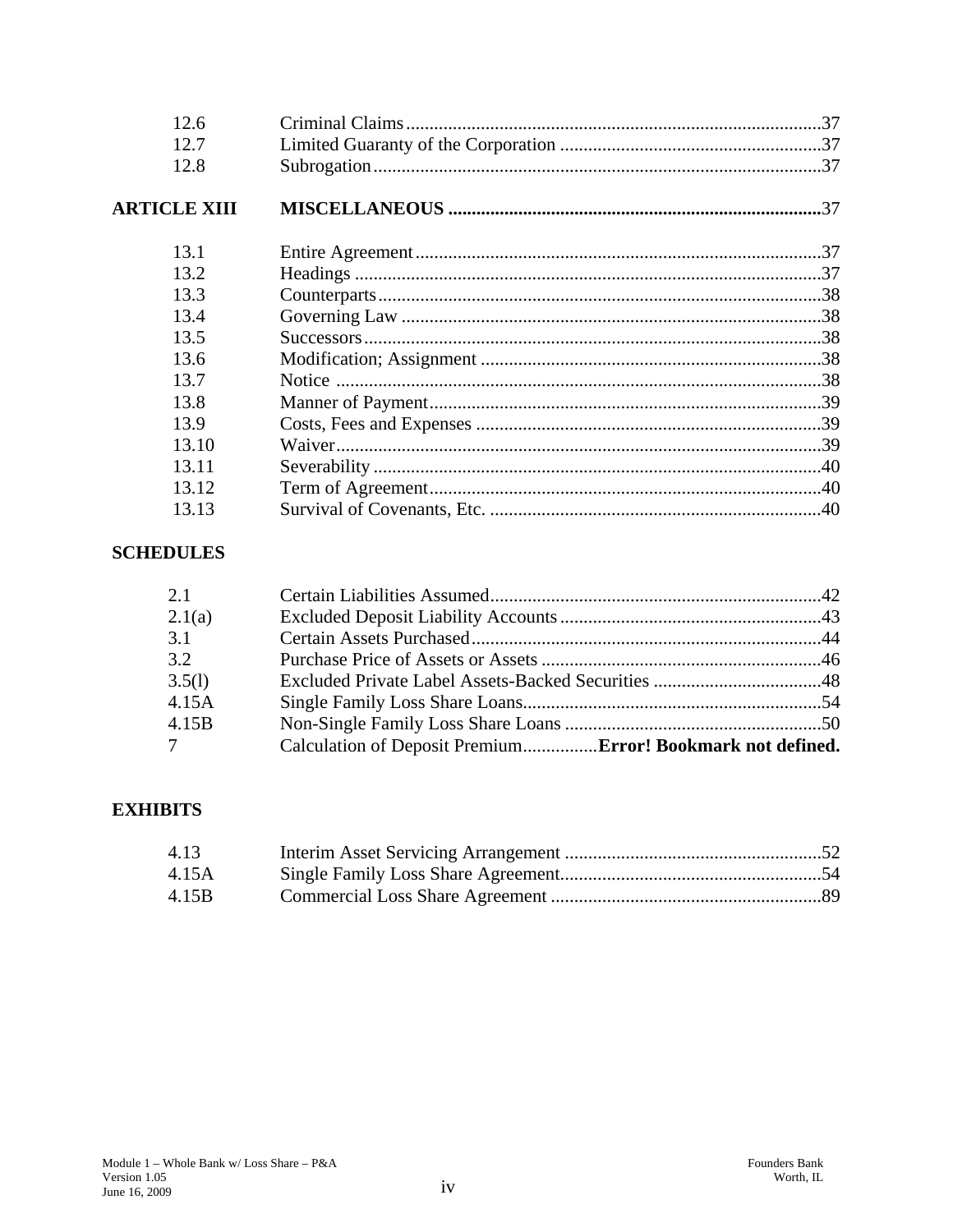| | | |
|---|---|---|
| 12.6 | Criminal Claims | 37 |
| 12.7 | Limited Guaranty of the Corporation | 37 |
| 12.8 | Subrogation | 37 |
| **ARTICLE XIII** | **MISCELLANEOUS** | **37** |
| 13.1 | Entire Agreement | 37 |
| 13.2 | Headings | 37 |
| 13.3 | Counterparts | 38 |
| 13.4 | Governing Law | 38 |
| 13.5 | Successors | 38 |
| 13.6 | Modification; Assignment | 38 |
| 13.7 | Notice | 38 |
| 13.8 | Manner of Payment | 39 |
| 13.9 | Costs, Fees and Expenses | 39 |
| 13.10 | Waiver | 39 |
| 13.11 | Severability | 40 |
| 13.12 | Term of Agreement | 40 |
| 13.13 | Survival of Covenants, Etc. | 40 |

**SCHEDULES**

| | | |
|---|---|---|
| 2.1 | Certain Liabilities Assumed | 42 |
| 2.1(a) | Excluded Deposit Liability Accounts | 43 |
| 3.1 | Certain Assets Purchased | 44 |
| 3.2 | Purchase Price of Assets or Assets | 46 |
| 3.5(l) | Excluded Private Label Assets-Backed Securities | 48 |
| 4.15A | Single Family Loss Share Loans | 54 |
| 4.15B | Non-Single Family Loss Share Loans | 50 |
| 7 | Calculation of Deposit Premium | **Error! Bookmark not defined.** |

**EXHIBITS**

| | | |
|---|---|---|
| 4.13 | Interim Asset Servicing Arrangement | 52 |
| 4.15A | Single Family Loss Share Agreement | 54 |
| 4.15B | Commercial Loss Share Agreement | 89 |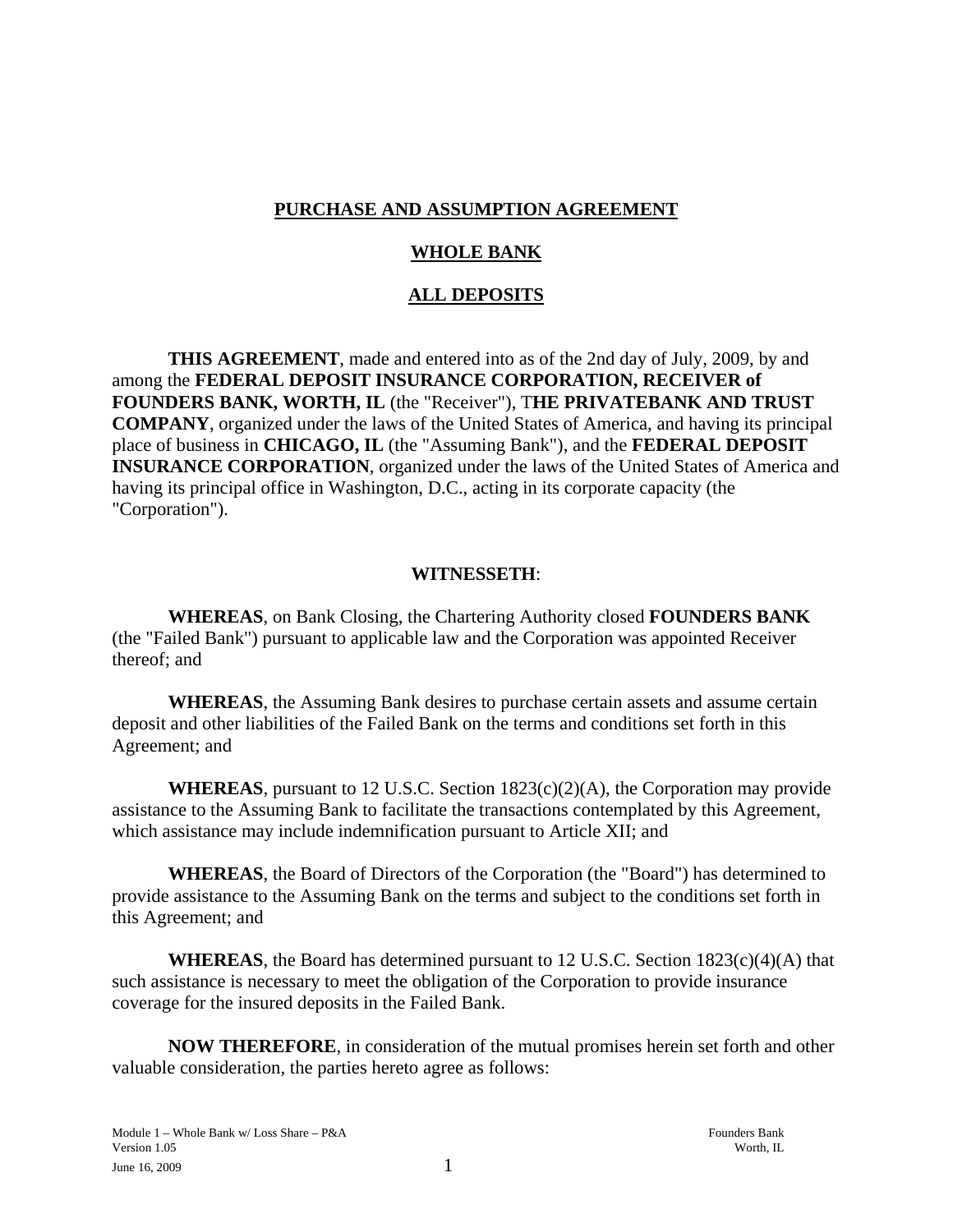# PURCHASE AND ASSUMPTION AGREEMENT

## WHOLE BANK

## ALL DEPOSITS

**THIS AGREEMENT**, made and entered into as of the 2nd day of July, 2009, by and among the **FEDERAL DEPOSIT INSURANCE CORPORATION, RECEIVER of FOUNDERS BANK, WORTH, IL** (the "Receiver"), T**HE PRIVATEBANK AND TRUST COMPANY**, organized under the laws of the United States of America, and having its principal place of business in **CHICAGO, IL** (the "Assuming Bank"), and the **FEDERAL DEPOSIT INSURANCE CORPORATION**, organized under the laws of the United States of America and having its principal office in Washington, D.C., acting in its corporate capacity (the "Corporation").

**WITNESSETH**:

**WHEREAS**, on Bank Closing, the Chartering Authority closed **FOUNDERS BANK** (the "Failed Bank") pursuant to applicable law and the Corporation was appointed Receiver thereof; and

**WHEREAS**, the Assuming Bank desires to purchase certain assets and assume certain deposit and other liabilities of the Failed Bank on the terms and conditions set forth in this Agreement; and

**WHEREAS**, pursuant to 12 U.S.C. Section 1823(c)(2)(A), the Corporation may provide assistance to the Assuming Bank to facilitate the transactions contemplated by this Agreement, which assistance may include indemnification pursuant to Article XII; and

**WHEREAS**, the Board of Directors of the Corporation (the "Board") has determined to provide assistance to the Assuming Bank on the terms and subject to the conditions set forth in this Agreement; and

**WHEREAS**, the Board has determined pursuant to 12 U.S.C. Section 1823(c)(4)(A) that such assistance is necessary to meet the obligation of the Corporation to provide insurance coverage for the insured deposits in the Failed Bank.

**NOW THEREFORE**, in consideration of the mutual promises herein set forth and other valuable consideration, the parties hereto agree as follows: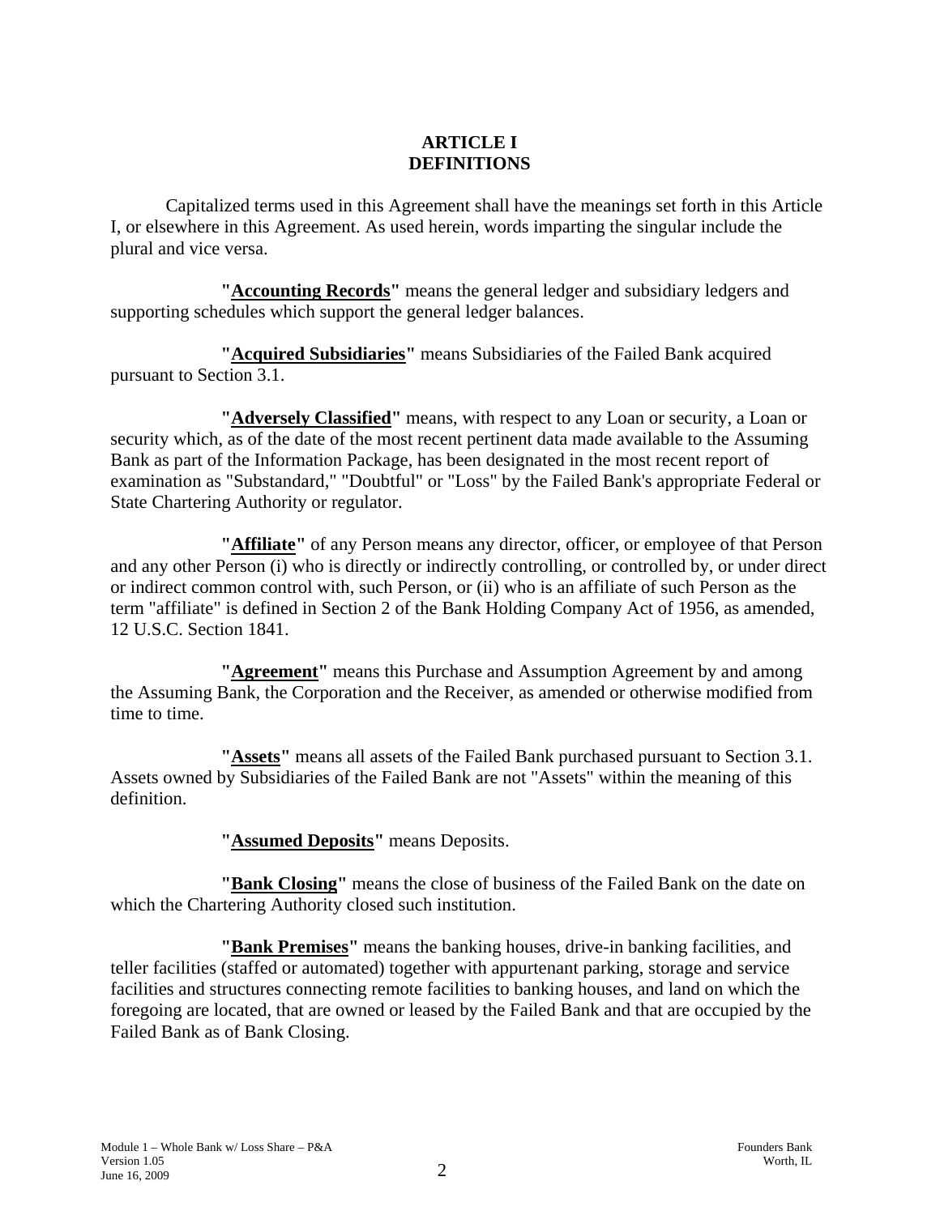# ARTICLE I
# DEFINITIONS

Capitalized terms used in this Agreement shall have the meanings set forth in this Article I, or elsewhere in this Agreement. As used herein, words imparting the singular include the plural and vice versa.

**"Accounting Records"** means the general ledger and subsidiary ledgers and supporting schedules which support the general ledger balances.

**"Acquired Subsidiaries"** means Subsidiaries of the Failed Bank acquired pursuant to Section 3.1.

**"Adversely Classified"** means, with respect to any Loan or security, a Loan or security which, as of the date of the most recent pertinent data made available to the Assuming Bank as part of the Information Package, has been designated in the most recent report of examination as "Substandard," "Doubtful" or "Loss" by the Failed Bank's appropriate Federal or State Chartering Authority or regulator.

**"Affiliate"** of any Person means any director, officer, or employee of that Person and any other Person (i) who is directly or indirectly controlling, or controlled by, or under direct or indirect common control with, such Person, or (ii) who is an affiliate of such Person as the term "affiliate" is defined in Section 2 of the Bank Holding Company Act of 1956, as amended, 12 U.S.C. Section 1841.

**"Agreement"** means this Purchase and Assumption Agreement by and among the Assuming Bank, the Corporation and the Receiver, as amended or otherwise modified from time to time.

**"Assets"** means all assets of the Failed Bank purchased pursuant to Section 3.1. Assets owned by Subsidiaries of the Failed Bank are not "Assets" within the meaning of this definition.

**"Assumed Deposits"** means Deposits.

**"Bank Closing"** means the close of business of the Failed Bank on the date on which the Chartering Authority closed such institution.

**"Bank Premises"** means the banking houses, drive-in banking facilities, and teller facilities (staffed or automated) together with appurtenant parking, storage and service facilities and structures connecting remote facilities to banking houses, and land on which the foregoing are located, that are owned or leased by the Failed Bank and that are occupied by the Failed Bank as of Bank Closing.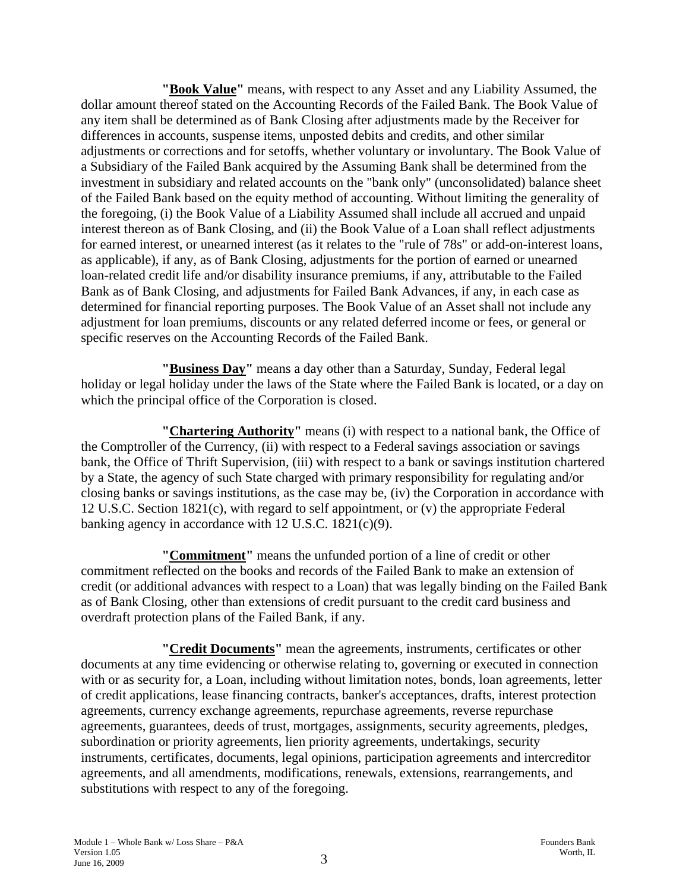**"Book Value"** means, with respect to any Asset and any Liability Assumed, the dollar amount thereof stated on the Accounting Records of the Failed Bank. The Book Value of any item shall be determined as of Bank Closing after adjustments made by the Receiver for differences in accounts, suspense items, unposted debits and credits, and other similar adjustments or corrections and for setoffs, whether voluntary or involuntary. The Book Value of a Subsidiary of the Failed Bank acquired by the Assuming Bank shall be determined from the investment in subsidiary and related accounts on the "bank only" (unconsolidated) balance sheet of the Failed Bank based on the equity method of accounting. Without limiting the generality of the foregoing, (i) the Book Value of a Liability Assumed shall include all accrued and unpaid interest thereon as of Bank Closing, and (ii) the Book Value of a Loan shall reflect adjustments for earned interest, or unearned interest (as it relates to the "rule of 78s" or add-on-interest loans, as applicable), if any, as of Bank Closing, adjustments for the portion of earned or unearned loan-related credit life and/or disability insurance premiums, if any, attributable to the Failed Bank as of Bank Closing, and adjustments for Failed Bank Advances, if any, in each case as determined for financial reporting purposes. The Book Value of an Asset shall not include any adjustment for loan premiums, discounts or any related deferred income or fees, or general or specific reserves on the Accounting Records of the Failed Bank.

**"Business Day"** means a day other than a Saturday, Sunday, Federal legal holiday or legal holiday under the laws of the State where the Failed Bank is located, or a day on which the principal office of the Corporation is closed.

**"Chartering Authority"** means (i) with respect to a national bank, the Office of the Comptroller of the Currency, (ii) with respect to a Federal savings association or savings bank, the Office of Thrift Supervision, (iii) with respect to a bank or savings institution chartered by a State, the agency of such State charged with primary responsibility for regulating and/or closing banks or savings institutions, as the case may be, (iv) the Corporation in accordance with 12 U.S.C. Section 1821(c), with regard to self appointment, or (v) the appropriate Federal banking agency in accordance with 12 U.S.C. 1821(c)(9).

**"Commitment"** means the unfunded portion of a line of credit or other commitment reflected on the books and records of the Failed Bank to make an extension of credit (or additional advances with respect to a Loan) that was legally binding on the Failed Bank as of Bank Closing, other than extensions of credit pursuant to the credit card business and overdraft protection plans of the Failed Bank, if any.

**"Credit Documents"** mean the agreements, instruments, certificates or other documents at any time evidencing or otherwise relating to, governing or executed in connection with or as security for, a Loan, including without limitation notes, bonds, loan agreements, letter of credit applications, lease financing contracts, banker's acceptances, drafts, interest protection agreements, currency exchange agreements, repurchase agreements, reverse repurchase agreements, guarantees, deeds of trust, mortgages, assignments, security agreements, pledges, subordination or priority agreements, lien priority agreements, undertakings, security instruments, certificates, documents, legal opinions, participation agreements and intercreditor agreements, and all amendments, modifications, renewals, extensions, rearrangements, and substitutions with respect to any of the foregoing.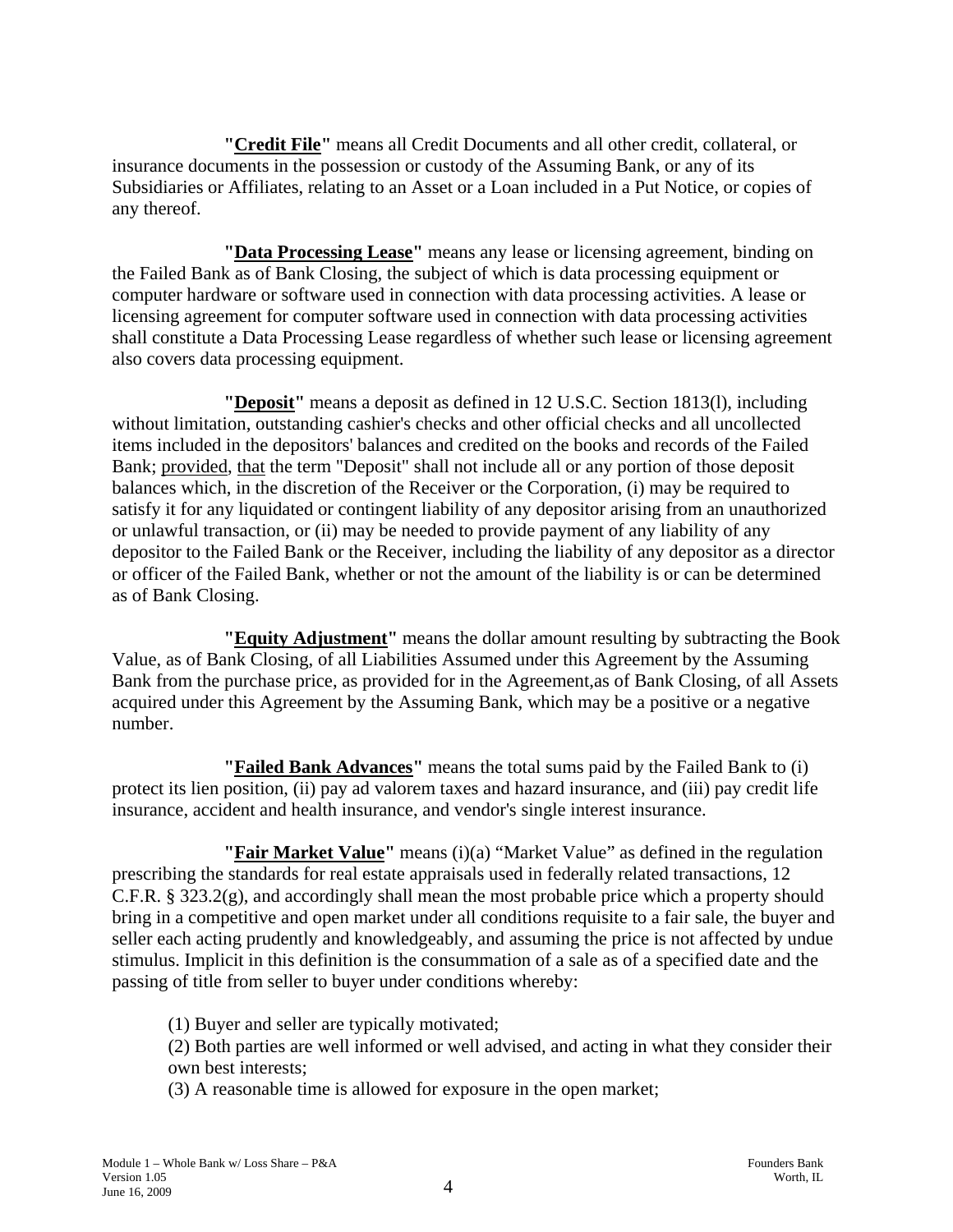**"Credit File"** means all Credit Documents and all other credit, collateral, or insurance documents in the possession or custody of the Assuming Bank, or any of its Subsidiaries or Affiliates, relating to an Asset or a Loan included in a Put Notice, or copies of any thereof.

**"Data Processing Lease"** means any lease or licensing agreement, binding on the Failed Bank as of Bank Closing, the subject of which is data processing equipment or computer hardware or software used in connection with data processing activities. A lease or licensing agreement for computer software used in connection with data processing activities shall constitute a Data Processing Lease regardless of whether such lease or licensing agreement also covers data processing equipment.

**"Deposit"** means a deposit as defined in 12 U.S.C. Section 1813(l), including without limitation, outstanding cashier's checks and other official checks and all uncollected items included in the depositors' balances and credited on the books and records of the Failed Bank; provided, that the term "Deposit" shall not include all or any portion of those deposit balances which, in the discretion of the Receiver or the Corporation, (i) may be required to satisfy it for any liquidated or contingent liability of any depositor arising from an unauthorized or unlawful transaction, or (ii) may be needed to provide payment of any liability of any depositor to the Failed Bank or the Receiver, including the liability of any depositor as a director or officer of the Failed Bank, whether or not the amount of the liability is or can be determined as of Bank Closing.

**"Equity Adjustment"** means the dollar amount resulting by subtracting the Book Value, as of Bank Closing, of all Liabilities Assumed under this Agreement by the Assuming Bank from the purchase price, as provided for in the Agreement,as of Bank Closing, of all Assets acquired under this Agreement by the Assuming Bank, which may be a positive or a negative number.

**"Failed Bank Advances"** means the total sums paid by the Failed Bank to (i) protect its lien position, (ii) pay ad valorem taxes and hazard insurance, and (iii) pay credit life insurance, accident and health insurance, and vendor's single interest insurance.

**"Fair Market Value"** means (i)(a) "Market Value" as defined in the regulation prescribing the standards for real estate appraisals used in federally related transactions, 12 C.F.R. § 323.2(g), and accordingly shall mean the most probable price which a property should bring in a competitive and open market under all conditions requisite to a fair sale, the buyer and seller each acting prudently and knowledgeably, and assuming the price is not affected by undue stimulus. Implicit in this definition is the consummation of a sale as of a specified date and the passing of title from seller to buyer under conditions whereby:

(1) Buyer and seller are typically motivated;
(2) Both parties are well informed or well advised, and acting in what they consider their own best interests;
(3) A reasonable time is allowed for exposure in the open market;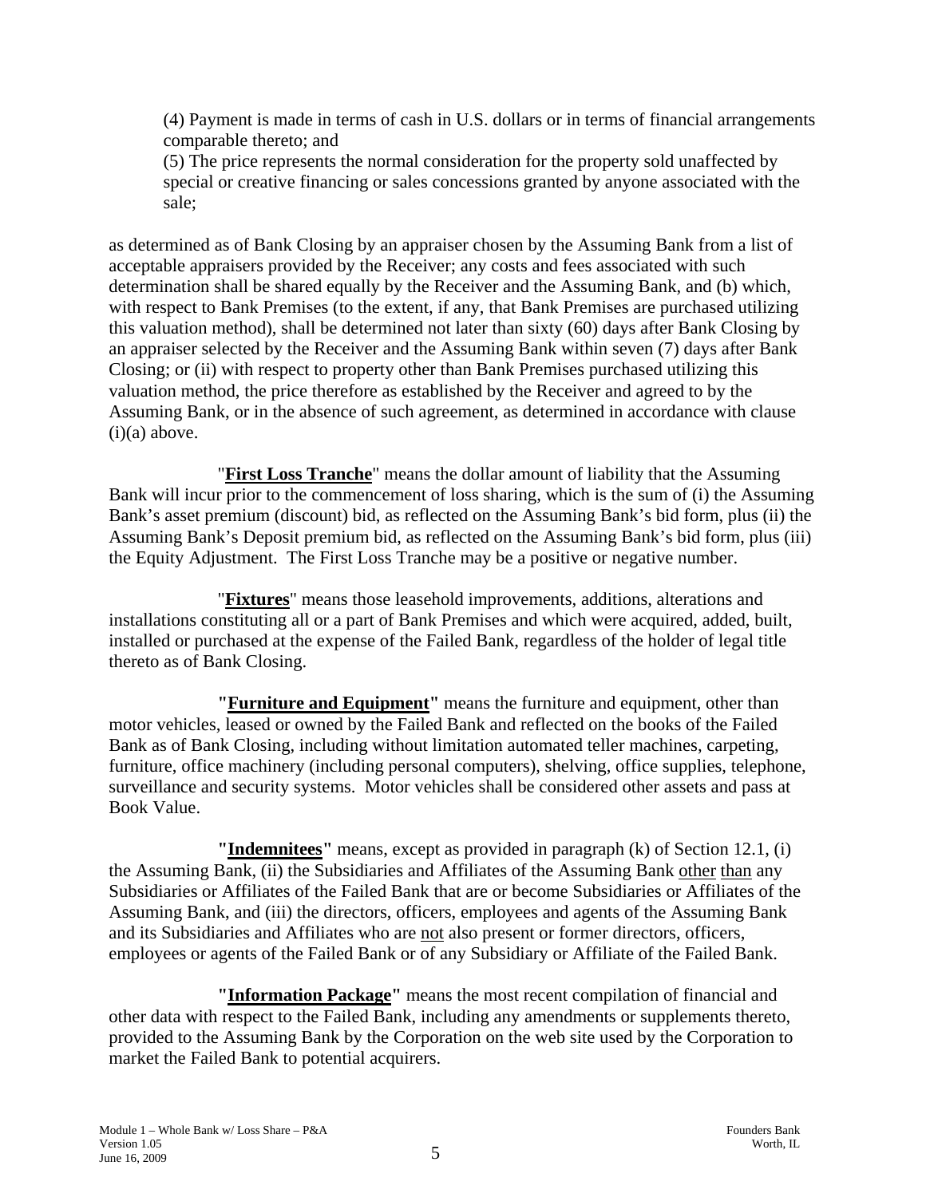(4) Payment is made in terms of cash in U.S. dollars or in terms of financial arrangements comparable thereto; and

(5) The price represents the normal consideration for the property sold unaffected by special or creative financing or sales concessions granted by anyone associated with the sale;

as determined as of Bank Closing by an appraiser chosen by the Assuming Bank from a list of acceptable appraisers provided by the Receiver; any costs and fees associated with such determination shall be shared equally by the Receiver and the Assuming Bank, and (b) which, with respect to Bank Premises (to the extent, if any, that Bank Premises are purchased utilizing this valuation method), shall be determined not later than sixty (60) days after Bank Closing by an appraiser selected by the Receiver and the Assuming Bank within seven (7) days after Bank Closing; or (ii) with respect to property other than Bank Premises purchased utilizing this valuation method, the price therefore as established by the Receiver and agreed to by the Assuming Bank, or in the absence of such agreement, as determined in accordance with clause (i)(a) above.

"**First Loss Tranche**" means the dollar amount of liability that the Assuming Bank will incur prior to the commencement of loss sharing, which is the sum of (i) the Assuming Bank's asset premium (discount) bid, as reflected on the Assuming Bank's bid form, plus (ii) the Assuming Bank's Deposit premium bid, as reflected on the Assuming Bank's bid form, plus (iii) the Equity Adjustment. The First Loss Tranche may be a positive or negative number.

"**Fixtures**" means those leasehold improvements, additions, alterations and installations constituting all or a part of Bank Premises and which were acquired, added, built, installed or purchased at the expense of the Failed Bank, regardless of the holder of legal title thereto as of Bank Closing.

**"Furniture and Equipment"** means the furniture and equipment, other than motor vehicles, leased or owned by the Failed Bank and reflected on the books of the Failed Bank as of Bank Closing, including without limitation automated teller machines, carpeting, furniture, office machinery (including personal computers), shelving, office supplies, telephone, surveillance and security systems. Motor vehicles shall be considered other assets and pass at Book Value.

**"Indemnitees"** means, except as provided in paragraph (k) of Section 12.1, (i) the Assuming Bank, (ii) the Subsidiaries and Affiliates of the Assuming Bank other than any Subsidiaries or Affiliates of the Failed Bank that are or become Subsidiaries or Affiliates of the Assuming Bank, and (iii) the directors, officers, employees and agents of the Assuming Bank and its Subsidiaries and Affiliates who are not also present or former directors, officers, employees or agents of the Failed Bank or of any Subsidiary or Affiliate of the Failed Bank.

**"Information Package"** means the most recent compilation of financial and other data with respect to the Failed Bank, including any amendments or supplements thereto, provided to the Assuming Bank by the Corporation on the web site used by the Corporation to market the Failed Bank to potential acquirers.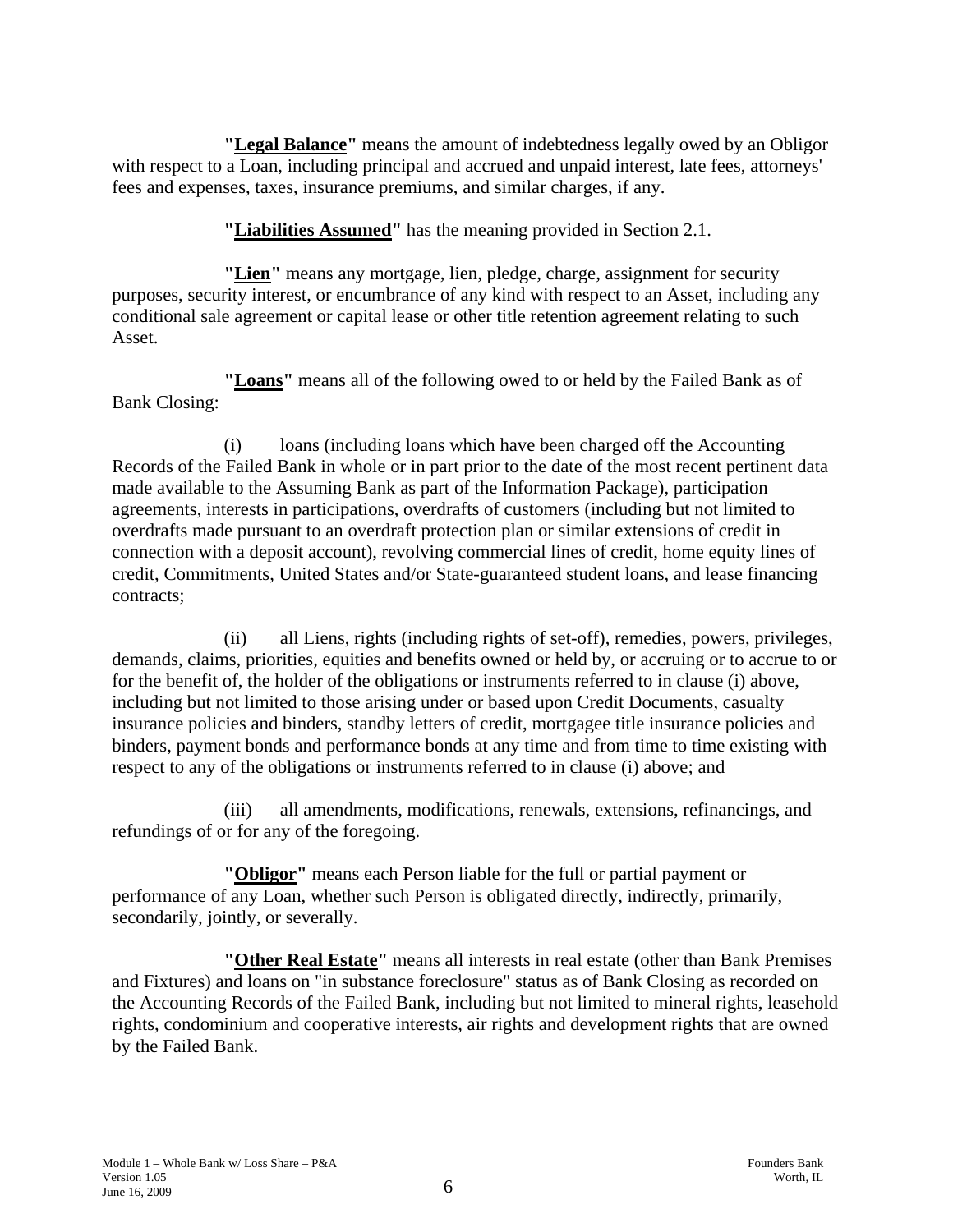**"Legal Balance"** means the amount of indebtedness legally owed by an Obligor with respect to a Loan, including principal and accrued and unpaid interest, late fees, attorneys' fees and expenses, taxes, insurance premiums, and similar charges, if any.

**"Liabilities Assumed"** has the meaning provided in Section 2.1.

**"Lien"** means any mortgage, lien, pledge, charge, assignment for security purposes, security interest, or encumbrance of any kind with respect to an Asset, including any conditional sale agreement or capital lease or other title retention agreement relating to such Asset.

**"Loans"** means all of the following owed to or held by the Failed Bank as of Bank Closing:

(i) loans (including loans which have been charged off the Accounting Records of the Failed Bank in whole or in part prior to the date of the most recent pertinent data made available to the Assuming Bank as part of the Information Package), participation agreements, interests in participations, overdrafts of customers (including but not limited to overdrafts made pursuant to an overdraft protection plan or similar extensions of credit in connection with a deposit account), revolving commercial lines of credit, home equity lines of credit, Commitments, United States and/or State-guaranteed student loans, and lease financing contracts;

(ii) all Liens, rights (including rights of set-off), remedies, powers, privileges, demands, claims, priorities, equities and benefits owned or held by, or accruing or to accrue to or for the benefit of, the holder of the obligations or instruments referred to in clause (i) above, including but not limited to those arising under or based upon Credit Documents, casualty insurance policies and binders, standby letters of credit, mortgagee title insurance policies and binders, payment bonds and performance bonds at any time and from time to time existing with respect to any of the obligations or instruments referred to in clause (i) above; and

(iii) all amendments, modifications, renewals, extensions, refinancings, and refundings of or for any of the foregoing.

**"Obligor"** means each Person liable for the full or partial payment or performance of any Loan, whether such Person is obligated directly, indirectly, primarily, secondarily, jointly, or severally.

**"Other Real Estate"** means all interests in real estate (other than Bank Premises and Fixtures) and loans on "in substance foreclosure" status as of Bank Closing as recorded on the Accounting Records of the Failed Bank, including but not limited to mineral rights, leasehold rights, condominium and cooperative interests, air rights and development rights that are owned by the Failed Bank.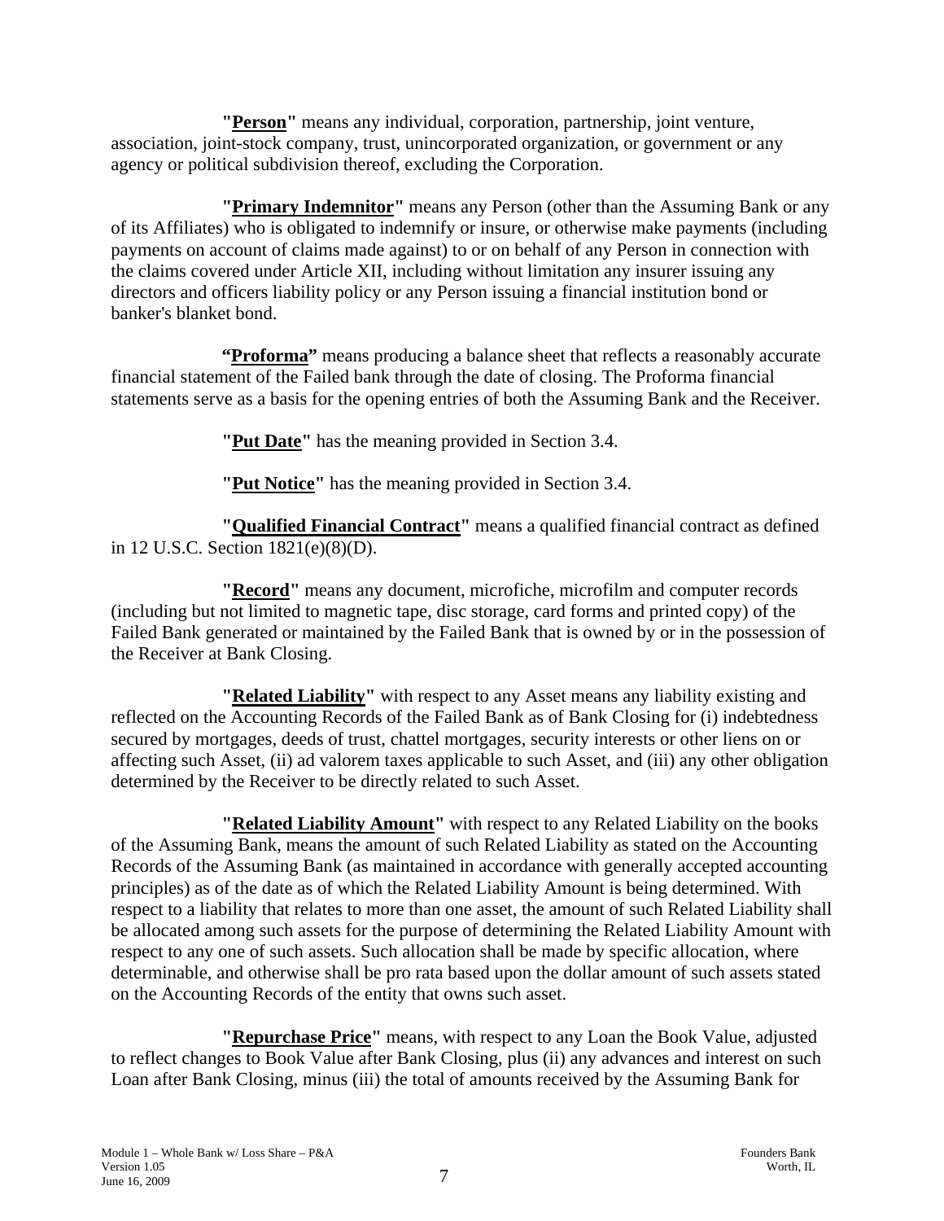**"Person"** means any individual, corporation, partnership, joint venture, association, joint-stock company, trust, unincorporated organization, or government or any agency or political subdivision thereof, excluding the Corporation.

**"Primary Indemnitor"** means any Person (other than the Assuming Bank or any of its Affiliates) who is obligated to indemnify or insure, or otherwise make payments (including payments on account of claims made against) to or on behalf of any Person in connection with the claims covered under Article XII, including without limitation any insurer issuing any directors and officers liability policy or any Person issuing a financial institution bond or banker's blanket bond.

**"Proforma"** means producing a balance sheet that reflects a reasonably accurate financial statement of the Failed bank through the date of closing. The Proforma financial statements serve as a basis for the opening entries of both the Assuming Bank and the Receiver.

**"Put Date"** has the meaning provided in Section 3.4.

**"Put Notice"** has the meaning provided in Section 3.4.

**"Qualified Financial Contract"** means a qualified financial contract as defined in 12 U.S.C. Section 1821(e)(8)(D).

**"Record"** means any document, microfiche, microfilm and computer records (including but not limited to magnetic tape, disc storage, card forms and printed copy) of the Failed Bank generated or maintained by the Failed Bank that is owned by or in the possession of the Receiver at Bank Closing.

**"Related Liability"** with respect to any Asset means any liability existing and reflected on the Accounting Records of the Failed Bank as of Bank Closing for (i) indebtedness secured by mortgages, deeds of trust, chattel mortgages, security interests or other liens on or affecting such Asset, (ii) ad valorem taxes applicable to such Asset, and (iii) any other obligation determined by the Receiver to be directly related to such Asset.

**"Related Liability Amount"** with respect to any Related Liability on the books of the Assuming Bank, means the amount of such Related Liability as stated on the Accounting Records of the Assuming Bank (as maintained in accordance with generally accepted accounting principles) as of the date as of which the Related Liability Amount is being determined. With respect to a liability that relates to more than one asset, the amount of such Related Liability shall be allocated among such assets for the purpose of determining the Related Liability Amount with respect to any one of such assets. Such allocation shall be made by specific allocation, where determinable, and otherwise shall be pro rata based upon the dollar amount of such assets stated on the Accounting Records of the entity that owns such asset.

**"Repurchase Price"** means, with respect to any Loan the Book Value, adjusted to reflect changes to Book Value after Bank Closing, plus (ii) any advances and interest on such Loan after Bank Closing, minus (iii) the total of amounts received by the Assuming Bank for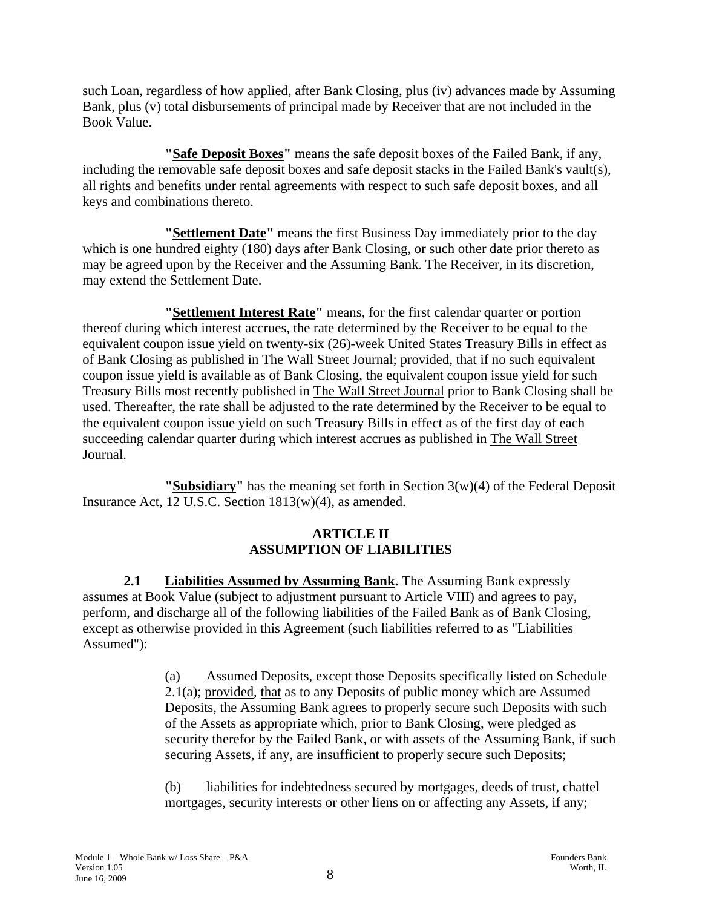such Loan, regardless of how applied, after Bank Closing, plus (iv) advances made by Assuming Bank, plus (v) total disbursements of principal made by Receiver that are not included in the Book Value.

**"Safe Deposit Boxes"** means the safe deposit boxes of the Failed Bank, if any, including the removable safe deposit boxes and safe deposit stacks in the Failed Bank's vault(s), all rights and benefits under rental agreements with respect to such safe deposit boxes, and all keys and combinations thereto.

**"Settlement Date"** means the first Business Day immediately prior to the day which is one hundred eighty (180) days after Bank Closing, or such other date prior thereto as may be agreed upon by the Receiver and the Assuming Bank. The Receiver, in its discretion, may extend the Settlement Date.

**"Settlement Interest Rate"** means, for the first calendar quarter or portion thereof during which interest accrues, the rate determined by the Receiver to be equal to the equivalent coupon issue yield on twenty-six (26)-week United States Treasury Bills in effect as of Bank Closing as published in The Wall Street Journal; provided, that if no such equivalent coupon issue yield is available as of Bank Closing, the equivalent coupon issue yield for such Treasury Bills most recently published in The Wall Street Journal prior to Bank Closing shall be used. Thereafter, the rate shall be adjusted to the rate determined by the Receiver to be equal to the equivalent coupon issue yield on such Treasury Bills in effect as of the first day of each succeeding calendar quarter during which interest accrues as published in The Wall Street Journal.

**"Subsidiary"** has the meaning set forth in Section 3(w)(4) of the Federal Deposit Insurance Act, 12 U.S.C. Section 1813(w)(4), as amended.

## ARTICLE II
## ASSUMPTION OF LIABILITIES

**2.1 Liabilities Assumed by Assuming Bank.** The Assuming Bank expressly assumes at Book Value (subject to adjustment pursuant to Article VIII) and agrees to pay, perform, and discharge all of the following liabilities of the Failed Bank as of Bank Closing, except as otherwise provided in this Agreement (such liabilities referred to as "Liabilities Assumed"):

(a) Assumed Deposits, except those Deposits specifically listed on Schedule 2.1(a); provided, that as to any Deposits of public money which are Assumed Deposits, the Assuming Bank agrees to properly secure such Deposits with such of the Assets as appropriate which, prior to Bank Closing, were pledged as security therefor by the Failed Bank, or with assets of the Assuming Bank, if such securing Assets, if any, are insufficient to properly secure such Deposits;

(b) liabilities for indebtedness secured by mortgages, deeds of trust, chattel mortgages, security interests or other liens on or affecting any Assets, if any;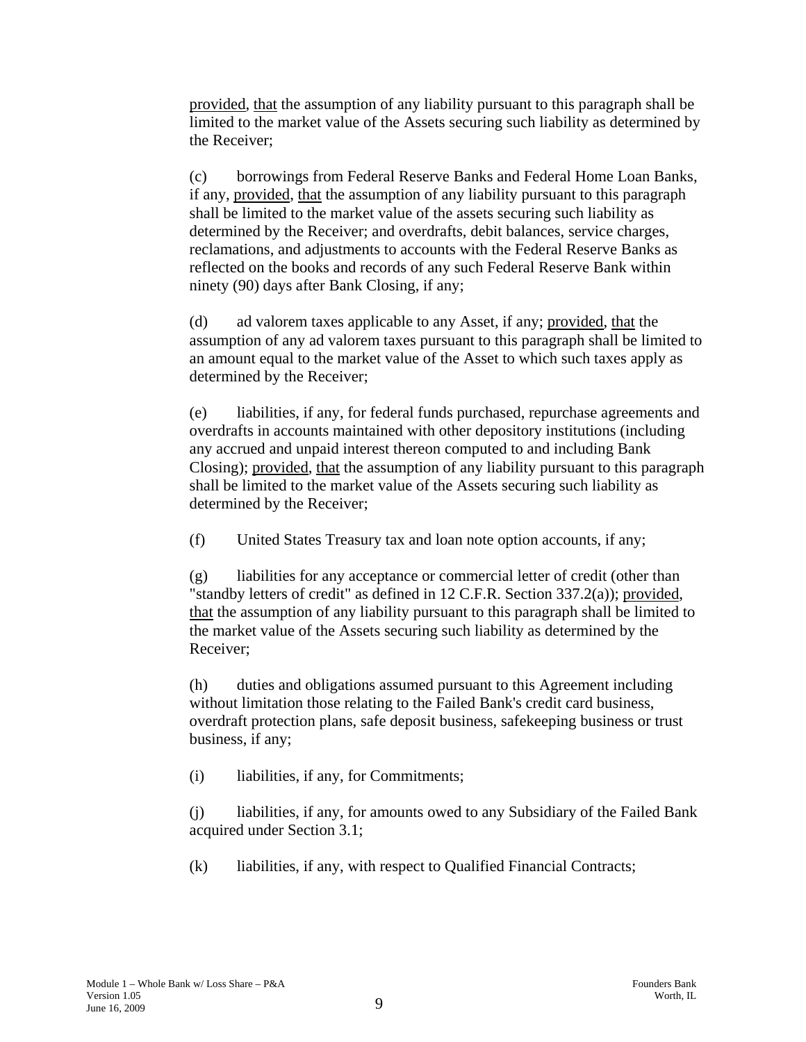provided, that the assumption of any liability pursuant to this paragraph shall be limited to the market value of the Assets securing such liability as determined by the Receiver;

(c) borrowings from Federal Reserve Banks and Federal Home Loan Banks, if any, provided, that the assumption of any liability pursuant to this paragraph shall be limited to the market value of the assets securing such liability as determined by the Receiver; and overdrafts, debit balances, service charges, reclamations, and adjustments to accounts with the Federal Reserve Banks as reflected on the books and records of any such Federal Reserve Bank within ninety (90) days after Bank Closing, if any;

(d) ad valorem taxes applicable to any Asset, if any; provided, that the assumption of any ad valorem taxes pursuant to this paragraph shall be limited to an amount equal to the market value of the Asset to which such taxes apply as determined by the Receiver;

(e) liabilities, if any, for federal funds purchased, repurchase agreements and overdrafts in accounts maintained with other depository institutions (including any accrued and unpaid interest thereon computed to and including Bank Closing); provided, that the assumption of any liability pursuant to this paragraph shall be limited to the market value of the Assets securing such liability as determined by the Receiver;

(f) United States Treasury tax and loan note option accounts, if any;

(g) liabilities for any acceptance or commercial letter of credit (other than "standby letters of credit" as defined in 12 C.F.R. Section 337.2(a)); provided, that the assumption of any liability pursuant to this paragraph shall be limited to the market value of the Assets securing such liability as determined by the Receiver;

(h) duties and obligations assumed pursuant to this Agreement including without limitation those relating to the Failed Bank's credit card business, overdraft protection plans, safe deposit business, safekeeping business or trust business, if any;

(i) liabilities, if any, for Commitments;

(j) liabilities, if any, for amounts owed to any Subsidiary of the Failed Bank acquired under Section 3.1;

(k) liabilities, if any, with respect to Qualified Financial Contracts;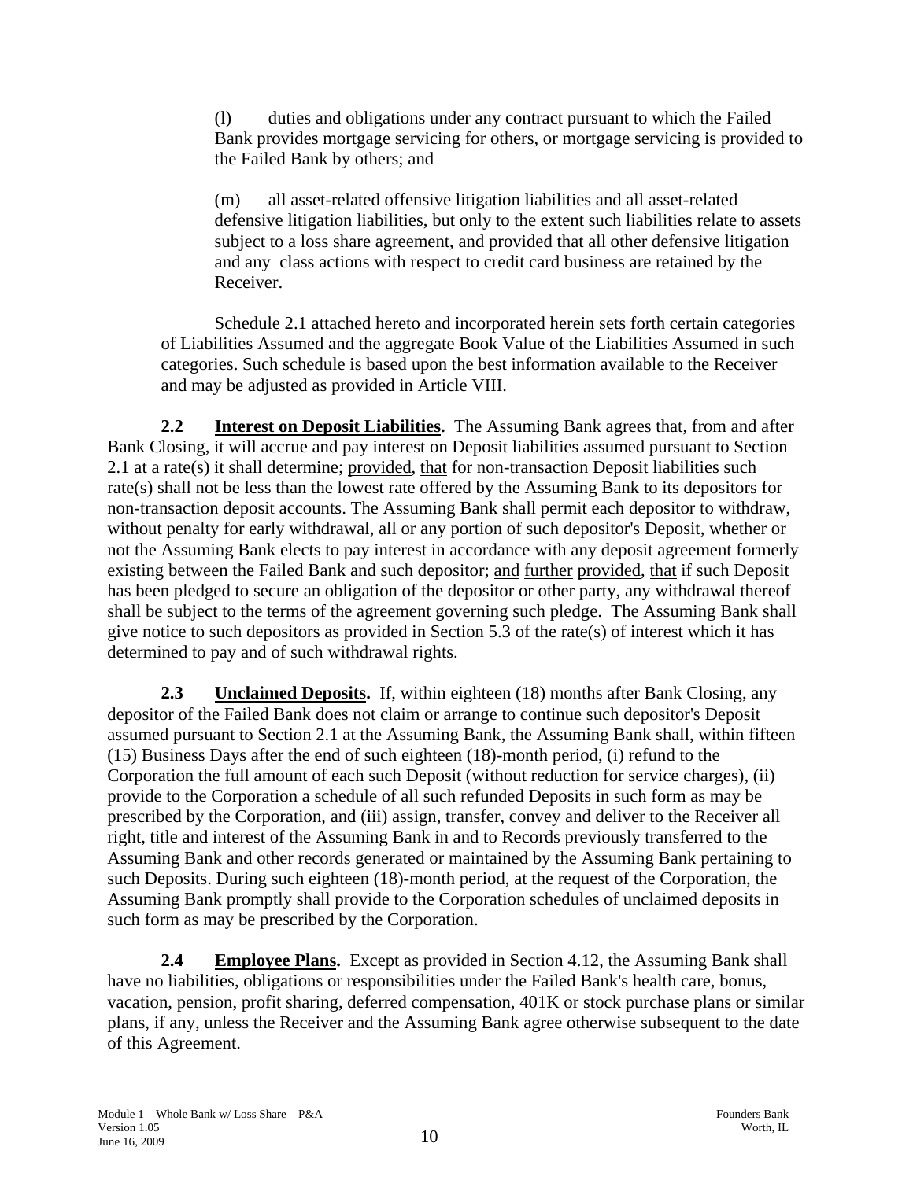(l) duties and obligations under any contract pursuant to which the Failed Bank provides mortgage servicing for others, or mortgage servicing is provided to the Failed Bank by others; and

(m) all asset-related offensive litigation liabilities and all asset-related defensive litigation liabilities, but only to the extent such liabilities relate to assets subject to a loss share agreement, and provided that all other defensive litigation and any class actions with respect to credit card business are retained by the Receiver.

Schedule 2.1 attached hereto and incorporated herein sets forth certain categories of Liabilities Assumed and the aggregate Book Value of the Liabilities Assumed in such categories. Such schedule is based upon the best information available to the Receiver and may be adjusted as provided in Article VIII.

**2.2 Interest on Deposit Liabilities.** The Assuming Bank agrees that, from and after Bank Closing, it will accrue and pay interest on Deposit liabilities assumed pursuant to Section 2.1 at a rate(s) it shall determine; provided, that for non-transaction Deposit liabilities such rate(s) shall not be less than the lowest rate offered by the Assuming Bank to its depositors for non-transaction deposit accounts. The Assuming Bank shall permit each depositor to withdraw, without penalty for early withdrawal, all or any portion of such depositor's Deposit, whether or not the Assuming Bank elects to pay interest in accordance with any deposit agreement formerly existing between the Failed Bank and such depositor; and further provided, that if such Deposit has been pledged to secure an obligation of the depositor or other party, any withdrawal thereof shall be subject to the terms of the agreement governing such pledge. The Assuming Bank shall give notice to such depositors as provided in Section 5.3 of the rate(s) of interest which it has determined to pay and of such withdrawal rights.

**2.3 Unclaimed Deposits.** If, within eighteen (18) months after Bank Closing, any depositor of the Failed Bank does not claim or arrange to continue such depositor's Deposit assumed pursuant to Section 2.1 at the Assuming Bank, the Assuming Bank shall, within fifteen (15) Business Days after the end of such eighteen (18)-month period, (i) refund to the Corporation the full amount of each such Deposit (without reduction for service charges), (ii) provide to the Corporation a schedule of all such refunded Deposits in such form as may be prescribed by the Corporation, and (iii) assign, transfer, convey and deliver to the Receiver all right, title and interest of the Assuming Bank in and to Records previously transferred to the Assuming Bank and other records generated or maintained by the Assuming Bank pertaining to such Deposits. During such eighteen (18)-month period, at the request of the Corporation, the Assuming Bank promptly shall provide to the Corporation schedules of unclaimed deposits in such form as may be prescribed by the Corporation.

**2.4 Employee Plans.** Except as provided in Section 4.12, the Assuming Bank shall have no liabilities, obligations or responsibilities under the Failed Bank's health care, bonus, vacation, pension, profit sharing, deferred compensation, 401K or stock purchase plans or similar plans, if any, unless the Receiver and the Assuming Bank agree otherwise subsequent to the date of this Agreement.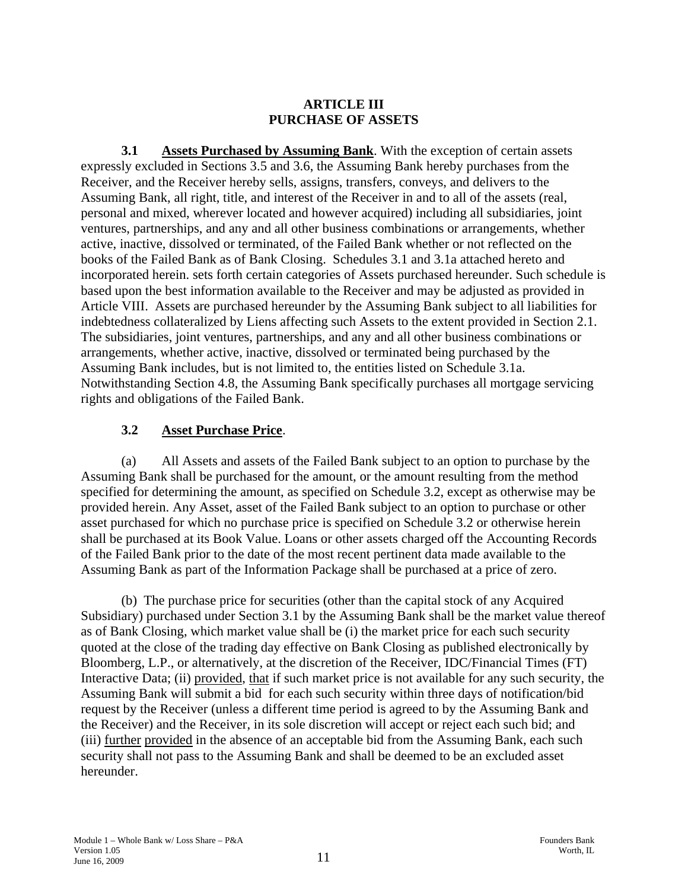# ARTICLE III
# PURCHASE OF ASSETS

**3.1 Assets Purchased by Assuming Bank**. With the exception of certain assets expressly excluded in Sections 3.5 and 3.6, the Assuming Bank hereby purchases from the Receiver, and the Receiver hereby sells, assigns, transfers, conveys, and delivers to the Assuming Bank, all right, title, and interest of the Receiver in and to all of the assets (real, personal and mixed, wherever located and however acquired) including all subsidiaries, joint ventures, partnerships, and any and all other business combinations or arrangements, whether active, inactive, dissolved or terminated, of the Failed Bank whether or not reflected on the books of the Failed Bank as of Bank Closing. Schedules 3.1 and 3.1a attached hereto and incorporated herein. sets forth certain categories of Assets purchased hereunder. Such schedule is based upon the best information available to the Receiver and may be adjusted as provided in Article VIII. Assets are purchased hereunder by the Assuming Bank subject to all liabilities for indebtedness collateralized by Liens affecting such Assets to the extent provided in Section 2.1. The subsidiaries, joint ventures, partnerships, and any and all other business combinations or arrangements, whether active, inactive, dissolved or terminated being purchased by the Assuming Bank includes, but is not limited to, the entities listed on Schedule 3.1a. Notwithstanding Section 4.8, the Assuming Bank specifically purchases all mortgage servicing rights and obligations of the Failed Bank.

**3.2 Asset Purchase Price**.

(a) All Assets and assets of the Failed Bank subject to an option to purchase by the Assuming Bank shall be purchased for the amount, or the amount resulting from the method specified for determining the amount, as specified on Schedule 3.2, except as otherwise may be provided herein. Any Asset, asset of the Failed Bank subject to an option to purchase or other asset purchased for which no purchase price is specified on Schedule 3.2 or otherwise herein shall be purchased at its Book Value. Loans or other assets charged off the Accounting Records of the Failed Bank prior to the date of the most recent pertinent data made available to the Assuming Bank as part of the Information Package shall be purchased at a price of zero.

(b) The purchase price for securities (other than the capital stock of any Acquired Subsidiary) purchased under Section 3.1 by the Assuming Bank shall be the market value thereof as of Bank Closing, which market value shall be (i) the market price for each such security quoted at the close of the trading day effective on Bank Closing as published electronically by Bloomberg, L.P., or alternatively, at the discretion of the Receiver, IDC/Financial Times (FT) Interactive Data; (ii) provided, that if such market price is not available for any such security, the Assuming Bank will submit a bid for each such security within three days of notification/bid request by the Receiver (unless a different time period is agreed to by the Assuming Bank and the Receiver) and the Receiver, in its sole discretion will accept or reject each such bid; and (iii) further provided in the absence of an acceptable bid from the Assuming Bank, each such security shall not pass to the Assuming Bank and shall be deemed to be an excluded asset hereunder.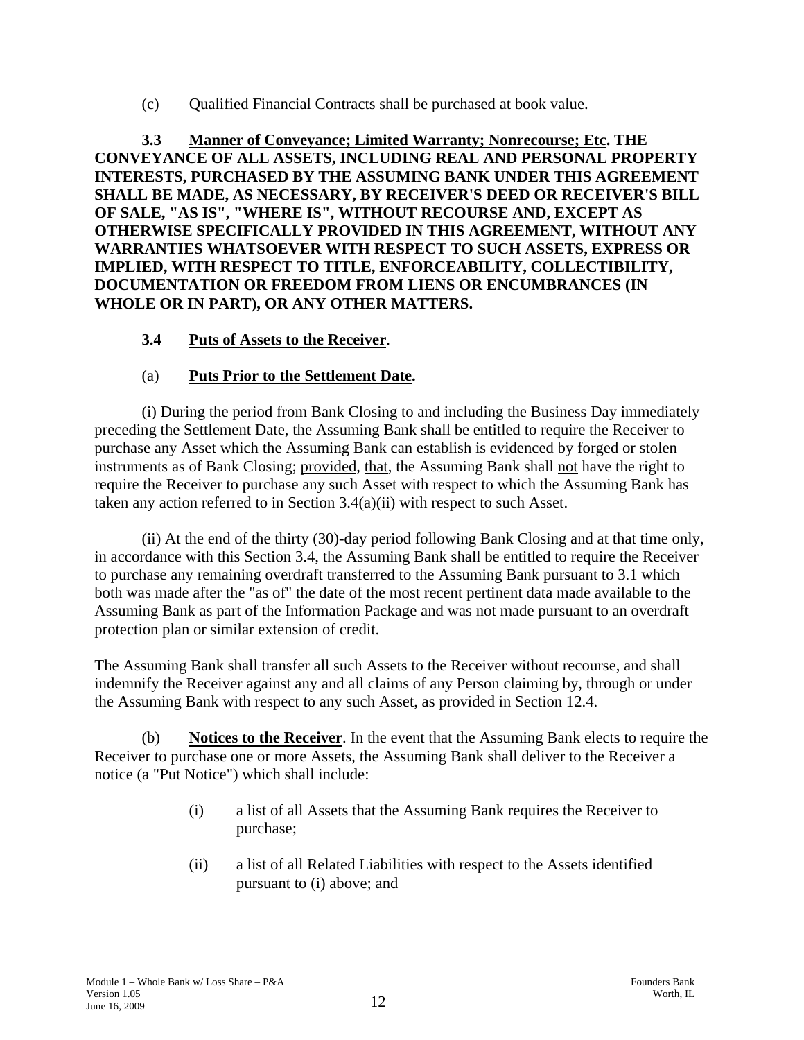(c) Qualified Financial Contracts shall be purchased at book value.

**3.3 <u>Manner of Conveyance; Limited Warranty; Nonrecourse; Etc</u>. THE CONVEYANCE OF ALL ASSETS, INCLUDING REAL AND PERSONAL PROPERTY INTERESTS, PURCHASED BY THE ASSUMING BANK UNDER THIS AGREEMENT SHALL BE MADE, AS NECESSARY, BY RECEIVER'S DEED OR RECEIVER'S BILL OF SALE, "AS IS", "WHERE IS", WITHOUT RECOURSE AND, EXCEPT AS OTHERWISE SPECIFICALLY PROVIDED IN THIS AGREEMENT, WITHOUT ANY WARRANTIES WHATSOEVER WITH RESPECT TO SUCH ASSETS, EXPRESS OR IMPLIED, WITH RESPECT TO TITLE, ENFORCEABILITY, COLLECTIBILITY, DOCUMENTATION OR FREEDOM FROM LIENS OR ENCUMBRANCES (IN WHOLE OR IN PART), OR ANY OTHER MATTERS.**

**3.4 <u>Puts of Assets to the Receiver</u>**.

(a) **<u>Puts Prior to the Settlement Date</u>.**

(i) During the period from Bank Closing to and including the Business Day immediately preceding the Settlement Date, the Assuming Bank shall be entitled to require the Receiver to purchase any Asset which the Assuming Bank can establish is evidenced by forged or stolen instruments as of Bank Closing; <u>provided</u>, <u>that</u>, the Assuming Bank shall <u>not</u> have the right to require the Receiver to purchase any such Asset with respect to which the Assuming Bank has taken any action referred to in Section 3.4(a)(ii) with respect to such Asset.

(ii) At the end of the thirty (30)-day period following Bank Closing and at that time only, in accordance with this Section 3.4, the Assuming Bank shall be entitled to require the Receiver to purchase any remaining overdraft transferred to the Assuming Bank pursuant to 3.1 which both was made after the "as of" the date of the most recent pertinent data made available to the Assuming Bank as part of the Information Package and was not made pursuant to an overdraft protection plan or similar extension of credit.

The Assuming Bank shall transfer all such Assets to the Receiver without recourse, and shall indemnify the Receiver against any and all claims of any Person claiming by, through or under the Assuming Bank with respect to any such Asset, as provided in Section 12.4.

(b) **<u>Notices to the Receiver</u>**. In the event that the Assuming Bank elects to require the Receiver to purchase one or more Assets, the Assuming Bank shall deliver to the Receiver a notice (a "Put Notice") which shall include:

(i) a list of all Assets that the Assuming Bank requires the Receiver to purchase;

(ii) a list of all Related Liabilities with respect to the Assets identified pursuant to (i) above; and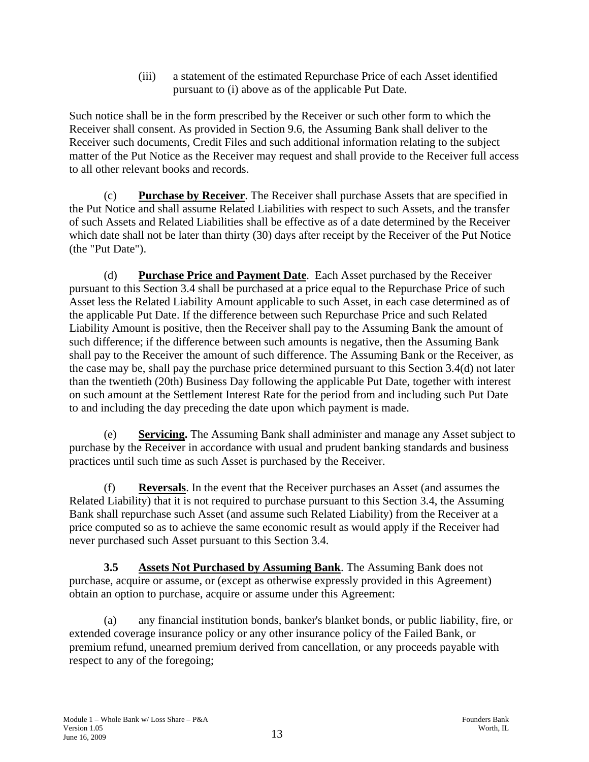(iii) a statement of the estimated Repurchase Price of each Asset identified pursuant to (i) above as of the applicable Put Date.

Such notice shall be in the form prescribed by the Receiver or such other form to which the Receiver shall consent. As provided in Section 9.6, the Assuming Bank shall deliver to the Receiver such documents, Credit Files and such additional information relating to the subject matter of the Put Notice as the Receiver may request and shall provide to the Receiver full access to all other relevant books and records.

(c) **Purchase by Receiver**. The Receiver shall purchase Assets that are specified in the Put Notice and shall assume Related Liabilities with respect to such Assets, and the transfer of such Assets and Related Liabilities shall be effective as of a date determined by the Receiver which date shall not be later than thirty (30) days after receipt by the Receiver of the Put Notice (the "Put Date").

(d) **Purchase Price and Payment Date**. Each Asset purchased by the Receiver pursuant to this Section 3.4 shall be purchased at a price equal to the Repurchase Price of such Asset less the Related Liability Amount applicable to such Asset, in each case determined as of the applicable Put Date. If the difference between such Repurchase Price and such Related Liability Amount is positive, then the Receiver shall pay to the Assuming Bank the amount of such difference; if the difference between such amounts is negative, then the Assuming Bank shall pay to the Receiver the amount of such difference. The Assuming Bank or the Receiver, as the case may be, shall pay the purchase price determined pursuant to this Section 3.4(d) not later than the twentieth (20th) Business Day following the applicable Put Date, together with interest on such amount at the Settlement Interest Rate for the period from and including such Put Date to and including the day preceding the date upon which payment is made.

(e) **Servicing.** The Assuming Bank shall administer and manage any Asset subject to purchase by the Receiver in accordance with usual and prudent banking standards and business practices until such time as such Asset is purchased by the Receiver.

(f) **Reversals**. In the event that the Receiver purchases an Asset (and assumes the Related Liability) that it is not required to purchase pursuant to this Section 3.4, the Assuming Bank shall repurchase such Asset (and assume such Related Liability) from the Receiver at a price computed so as to achieve the same economic result as would apply if the Receiver had never purchased such Asset pursuant to this Section 3.4.

**3.5 Assets Not Purchased by Assuming Bank**. The Assuming Bank does not purchase, acquire or assume, or (except as otherwise expressly provided in this Agreement) obtain an option to purchase, acquire or assume under this Agreement:

(a) any financial institution bonds, banker's blanket bonds, or public liability, fire, or extended coverage insurance policy or any other insurance policy of the Failed Bank, or premium refund, unearned premium derived from cancellation, or any proceeds payable with respect to any of the foregoing;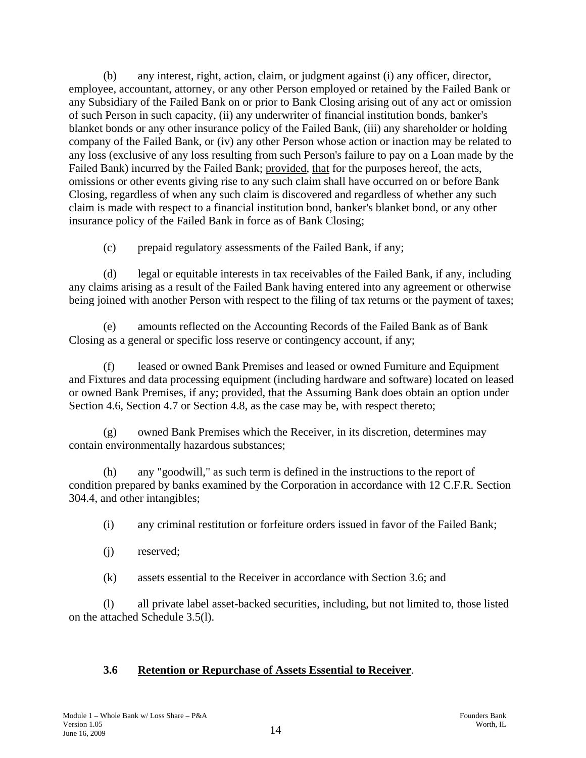(b) any interest, right, action, claim, or judgment against (i) any officer, director, employee, accountant, attorney, or any other Person employed or retained by the Failed Bank or any Subsidiary of the Failed Bank on or prior to Bank Closing arising out of any act or omission of such Person in such capacity, (ii) any underwriter of financial institution bonds, banker's blanket bonds or any other insurance policy of the Failed Bank, (iii) any shareholder or holding company of the Failed Bank, or (iv) any other Person whose action or inaction may be related to any loss (exclusive of any loss resulting from such Person's failure to pay on a Loan made by the Failed Bank) incurred by the Failed Bank; provided, that for the purposes hereof, the acts, omissions or other events giving rise to any such claim shall have occurred on or before Bank Closing, regardless of when any such claim is discovered and regardless of whether any such claim is made with respect to a financial institution bond, banker's blanket bond, or any other insurance policy of the Failed Bank in force as of Bank Closing;

(c) prepaid regulatory assessments of the Failed Bank, if any;

(d) legal or equitable interests in tax receivables of the Failed Bank, if any, including any claims arising as a result of the Failed Bank having entered into any agreement or otherwise being joined with another Person with respect to the filing of tax returns or the payment of taxes;

(e) amounts reflected on the Accounting Records of the Failed Bank as of Bank Closing as a general or specific loss reserve or contingency account, if any;

(f) leased or owned Bank Premises and leased or owned Furniture and Equipment and Fixtures and data processing equipment (including hardware and software) located on leased or owned Bank Premises, if any; provided, that the Assuming Bank does obtain an option under Section 4.6, Section 4.7 or Section 4.8, as the case may be, with respect thereto;

(g) owned Bank Premises which the Receiver, in its discretion, determines may contain environmentally hazardous substances;

(h) any "goodwill," as such term is defined in the instructions to the report of condition prepared by banks examined by the Corporation in accordance with 12 C.F.R. Section 304.4, and other intangibles;

(i) any criminal restitution or forfeiture orders issued in favor of the Failed Bank;

(j) reserved;

(k) assets essential to the Receiver in accordance with Section 3.6; and

(l) all private label asset-backed securities, including, but not limited to, those listed on the attached Schedule 3.5(l).

### 3.6 Retention or Repurchase of Assets Essential to Receiver.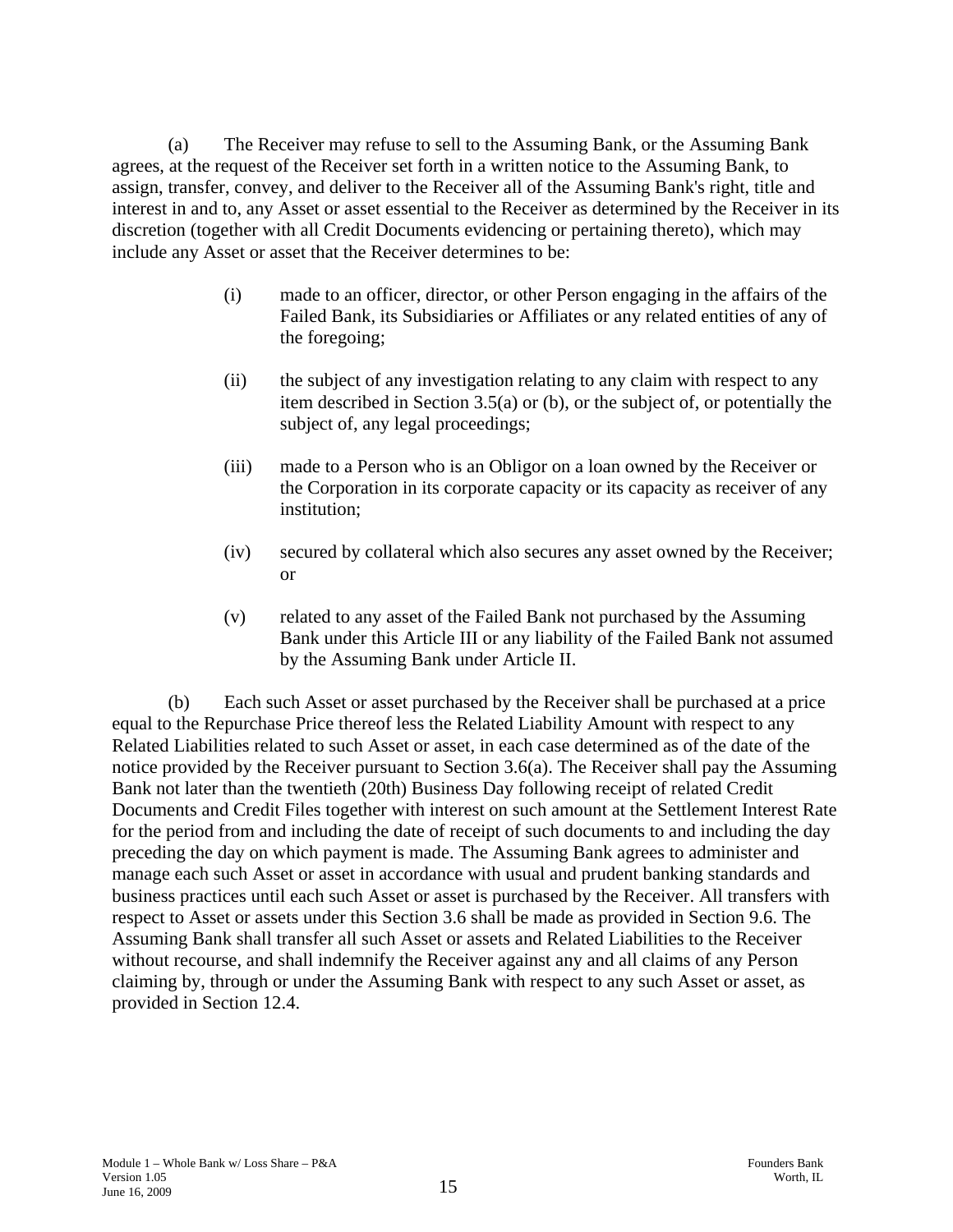(a) The Receiver may refuse to sell to the Assuming Bank, or the Assuming Bank agrees, at the request of the Receiver set forth in a written notice to the Assuming Bank, to assign, transfer, convey, and deliver to the Receiver all of the Assuming Bank's right, title and interest in and to, any Asset or asset essential to the Receiver as determined by the Receiver in its discretion (together with all Credit Documents evidencing or pertaining thereto), which may include any Asset or asset that the Receiver determines to be:

(i) made to an officer, director, or other Person engaging in the affairs of the Failed Bank, its Subsidiaries or Affiliates or any related entities of any of the foregoing;

(ii) the subject of any investigation relating to any claim with respect to any item described in Section 3.5(a) or (b), or the subject of, or potentially the subject of, any legal proceedings;

(iii) made to a Person who is an Obligor on a loan owned by the Receiver or the Corporation in its corporate capacity or its capacity as receiver of any institution;

(iv) secured by collateral which also secures any asset owned by the Receiver; or

(v) related to any asset of the Failed Bank not purchased by the Assuming Bank under this Article III or any liability of the Failed Bank not assumed by the Assuming Bank under Article II.

(b) Each such Asset or asset purchased by the Receiver shall be purchased at a price equal to the Repurchase Price thereof less the Related Liability Amount with respect to any Related Liabilities related to such Asset or asset, in each case determined as of the date of the notice provided by the Receiver pursuant to Section 3.6(a). The Receiver shall pay the Assuming Bank not later than the twentieth (20th) Business Day following receipt of related Credit Documents and Credit Files together with interest on such amount at the Settlement Interest Rate for the period from and including the date of receipt of such documents to and including the day preceding the day on which payment is made. The Assuming Bank agrees to administer and manage each such Asset or asset in accordance with usual and prudent banking standards and business practices until each such Asset or asset is purchased by the Receiver. All transfers with respect to Asset or assets under this Section 3.6 shall be made as provided in Section 9.6. The Assuming Bank shall transfer all such Asset or assets and Related Liabilities to the Receiver without recourse, and shall indemnify the Receiver against any and all claims of any Person claiming by, through or under the Assuming Bank with respect to any such Asset or asset, as provided in Section 12.4.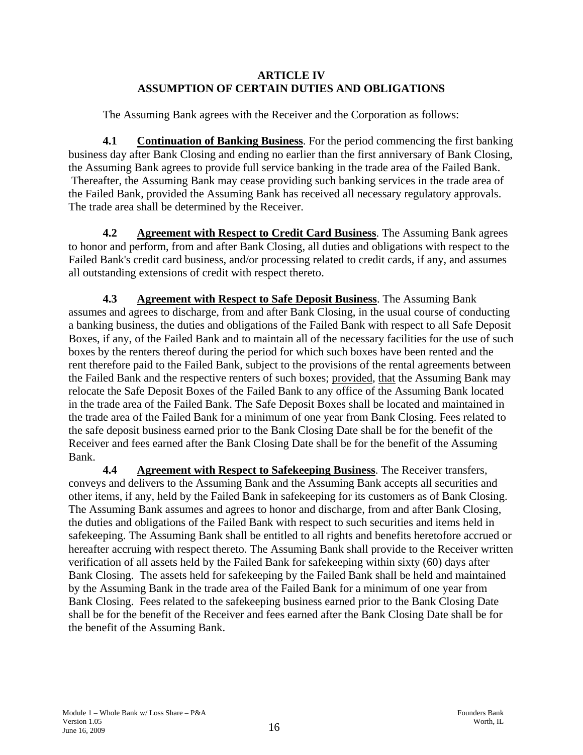# ARTICLE IV
# ASSUMPTION OF CERTAIN DUTIES AND OBLIGATIONS

The Assuming Bank agrees with the Receiver and the Corporation as follows:

**4.1 Continuation of Banking Business**. For the period commencing the first banking business day after Bank Closing and ending no earlier than the first anniversary of Bank Closing, the Assuming Bank agrees to provide full service banking in the trade area of the Failed Bank. Thereafter, the Assuming Bank may cease providing such banking services in the trade area of the Failed Bank, provided the Assuming Bank has received all necessary regulatory approvals. The trade area shall be determined by the Receiver.

**4.2 Agreement with Respect to Credit Card Business**. The Assuming Bank agrees to honor and perform, from and after Bank Closing, all duties and obligations with respect to the Failed Bank's credit card business, and/or processing related to credit cards, if any, and assumes all outstanding extensions of credit with respect thereto.

**4.3 Agreement with Respect to Safe Deposit Business**. The Assuming Bank assumes and agrees to discharge, from and after Bank Closing, in the usual course of conducting a banking business, the duties and obligations of the Failed Bank with respect to all Safe Deposit Boxes, if any, of the Failed Bank and to maintain all of the necessary facilities for the use of such boxes by the renters thereof during the period for which such boxes have been rented and the rent therefore paid to the Failed Bank, subject to the provisions of the rental agreements between the Failed Bank and the respective renters of such boxes; provided, that the Assuming Bank may relocate the Safe Deposit Boxes of the Failed Bank to any office of the Assuming Bank located in the trade area of the Failed Bank. The Safe Deposit Boxes shall be located and maintained in the trade area of the Failed Bank for a minimum of one year from Bank Closing. Fees related to the safe deposit business earned prior to the Bank Closing Date shall be for the benefit of the Receiver and fees earned after the Bank Closing Date shall be for the benefit of the Assuming Bank.

**4.4 Agreement with Respect to Safekeeping Business**. The Receiver transfers, conveys and delivers to the Assuming Bank and the Assuming Bank accepts all securities and other items, if any, held by the Failed Bank in safekeeping for its customers as of Bank Closing. The Assuming Bank assumes and agrees to honor and discharge, from and after Bank Closing, the duties and obligations of the Failed Bank with respect to such securities and items held in safekeeping. The Assuming Bank shall be entitled to all rights and benefits heretofore accrued or hereafter accruing with respect thereto. The Assuming Bank shall provide to the Receiver written verification of all assets held by the Failed Bank for safekeeping within sixty (60) days after Bank Closing. The assets held for safekeeping by the Failed Bank shall be held and maintained by the Assuming Bank in the trade area of the Failed Bank for a minimum of one year from Bank Closing. Fees related to the safekeeping business earned prior to the Bank Closing Date shall be for the benefit of the Receiver and fees earned after the Bank Closing Date shall be for the benefit of the Assuming Bank.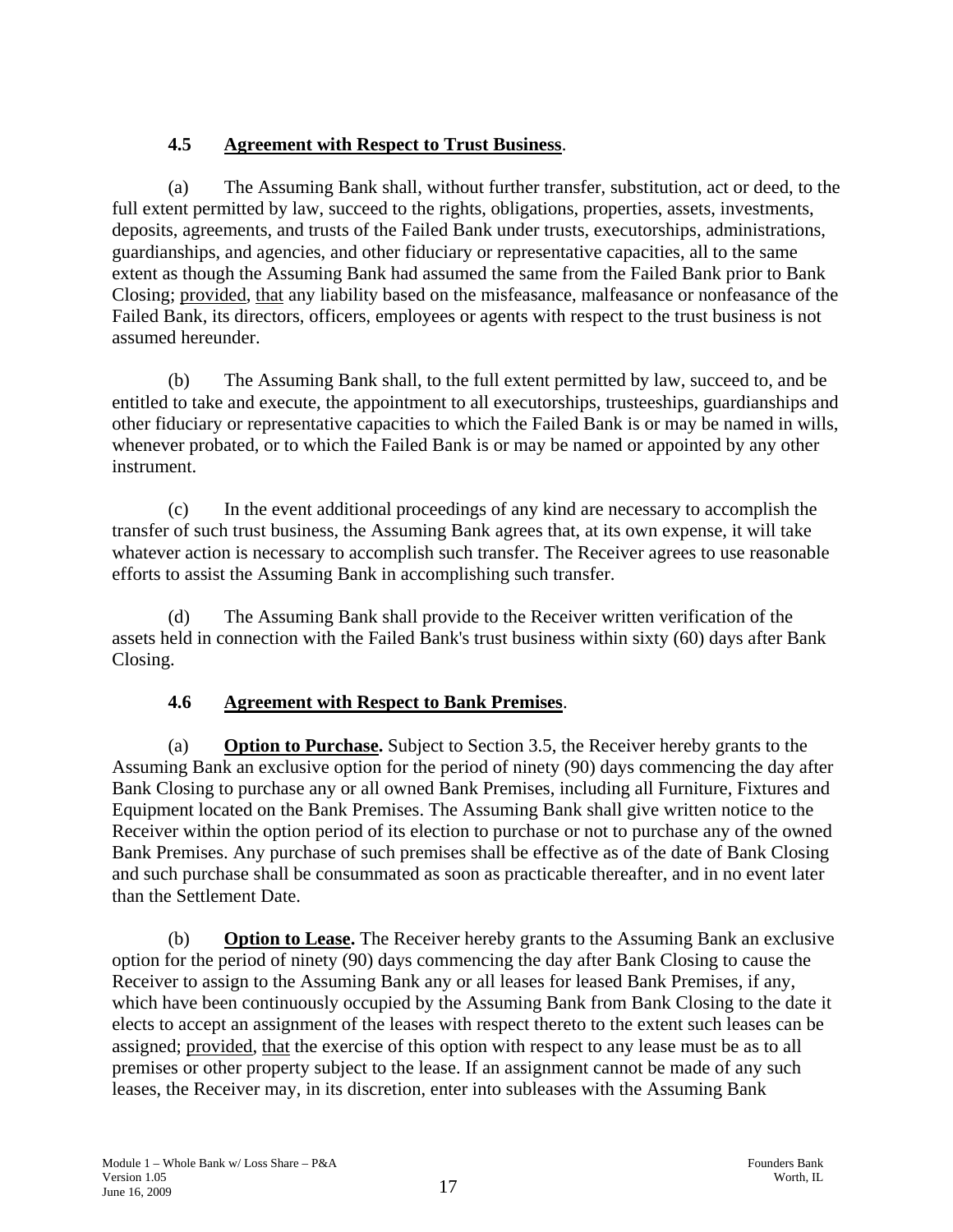### 4.5 Agreement with Respect to Trust Business.

(a) The Assuming Bank shall, without further transfer, substitution, act or deed, to the full extent permitted by law, succeed to the rights, obligations, properties, assets, investments, deposits, agreements, and trusts of the Failed Bank under trusts, executorships, administrations, guardianships, and agencies, and other fiduciary or representative capacities, all to the same extent as though the Assuming Bank had assumed the same from the Failed Bank prior to Bank Closing; provided, that any liability based on the misfeasance, malfeasance or nonfeasance of the Failed Bank, its directors, officers, employees or agents with respect to the trust business is not assumed hereunder.

(b) The Assuming Bank shall, to the full extent permitted by law, succeed to, and be entitled to take and execute, the appointment to all executorships, trusteeships, guardianships and other fiduciary or representative capacities to which the Failed Bank is or may be named in wills, whenever probated, or to which the Failed Bank is or may be named or appointed by any other instrument.

(c) In the event additional proceedings of any kind are necessary to accomplish the transfer of such trust business, the Assuming Bank agrees that, at its own expense, it will take whatever action is necessary to accomplish such transfer. The Receiver agrees to use reasonable efforts to assist the Assuming Bank in accomplishing such transfer.

(d) The Assuming Bank shall provide to the Receiver written verification of the assets held in connection with the Failed Bank's trust business within sixty (60) days after Bank Closing.

### 4.6 Agreement with Respect to Bank Premises.

(a) **Option to Purchase.** Subject to Section 3.5, the Receiver hereby grants to the Assuming Bank an exclusive option for the period of ninety (90) days commencing the day after Bank Closing to purchase any or all owned Bank Premises, including all Furniture, Fixtures and Equipment located on the Bank Premises. The Assuming Bank shall give written notice to the Receiver within the option period of its election to purchase or not to purchase any of the owned Bank Premises. Any purchase of such premises shall be effective as of the date of Bank Closing and such purchase shall be consummated as soon as practicable thereafter, and in no event later than the Settlement Date.

(b) **Option to Lease.** The Receiver hereby grants to the Assuming Bank an exclusive option for the period of ninety (90) days commencing the day after Bank Closing to cause the Receiver to assign to the Assuming Bank any or all leases for leased Bank Premises, if any, which have been continuously occupied by the Assuming Bank from Bank Closing to the date it elects to accept an assignment of the leases with respect thereto to the extent such leases can be assigned; provided, that the exercise of this option with respect to any lease must be as to all premises or other property subject to the lease. If an assignment cannot be made of any such leases, the Receiver may, in its discretion, enter into subleases with the Assuming Bank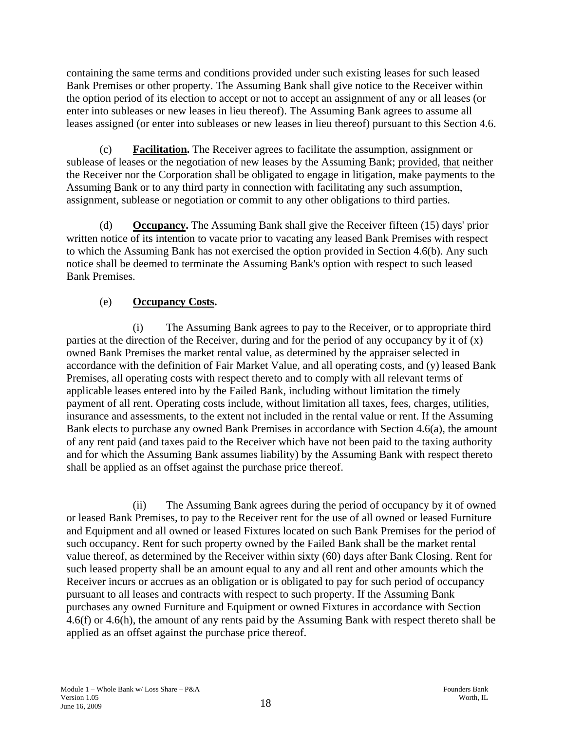containing the same terms and conditions provided under such existing leases for such leased Bank Premises or other property. The Assuming Bank shall give notice to the Receiver within the option period of its election to accept or not to accept an assignment of any or all leases (or enter into subleases or new leases in lieu thereof). The Assuming Bank agrees to assume all leases assigned (or enter into subleases or new leases in lieu thereof) pursuant to this Section 4.6.

(c) **Facilitation.** The Receiver agrees to facilitate the assumption, assignment or sublease of leases or the negotiation of new leases by the Assuming Bank; provided, that neither the Receiver nor the Corporation shall be obligated to engage in litigation, make payments to the Assuming Bank or to any third party in connection with facilitating any such assumption, assignment, sublease or negotiation or commit to any other obligations to third parties.

(d) **Occupancy.** The Assuming Bank shall give the Receiver fifteen (15) days' prior written notice of its intention to vacate prior to vacating any leased Bank Premises with respect to which the Assuming Bank has not exercised the option provided in Section 4.6(b). Any such notice shall be deemed to terminate the Assuming Bank's option with respect to such leased Bank Premises.

(e) **Occupancy Costs.**

(i) The Assuming Bank agrees to pay to the Receiver, or to appropriate third parties at the direction of the Receiver, during and for the period of any occupancy by it of (x) owned Bank Premises the market rental value, as determined by the appraiser selected in accordance with the definition of Fair Market Value, and all operating costs, and (y) leased Bank Premises, all operating costs with respect thereto and to comply with all relevant terms of applicable leases entered into by the Failed Bank, including without limitation the timely payment of all rent. Operating costs include, without limitation all taxes, fees, charges, utilities, insurance and assessments, to the extent not included in the rental value or rent. If the Assuming Bank elects to purchase any owned Bank Premises in accordance with Section 4.6(a), the amount of any rent paid (and taxes paid to the Receiver which have not been paid to the taxing authority and for which the Assuming Bank assumes liability) by the Assuming Bank with respect thereto shall be applied as an offset against the purchase price thereof.

(ii) The Assuming Bank agrees during the period of occupancy by it of owned or leased Bank Premises, to pay to the Receiver rent for the use of all owned or leased Furniture and Equipment and all owned or leased Fixtures located on such Bank Premises for the period of such occupancy. Rent for such property owned by the Failed Bank shall be the market rental value thereof, as determined by the Receiver within sixty (60) days after Bank Closing. Rent for such leased property shall be an amount equal to any and all rent and other amounts which the Receiver incurs or accrues as an obligation or is obligated to pay for such period of occupancy pursuant to all leases and contracts with respect to such property. If the Assuming Bank purchases any owned Furniture and Equipment or owned Fixtures in accordance with Section 4.6(f) or 4.6(h), the amount of any rents paid by the Assuming Bank with respect thereto shall be applied as an offset against the purchase price thereof.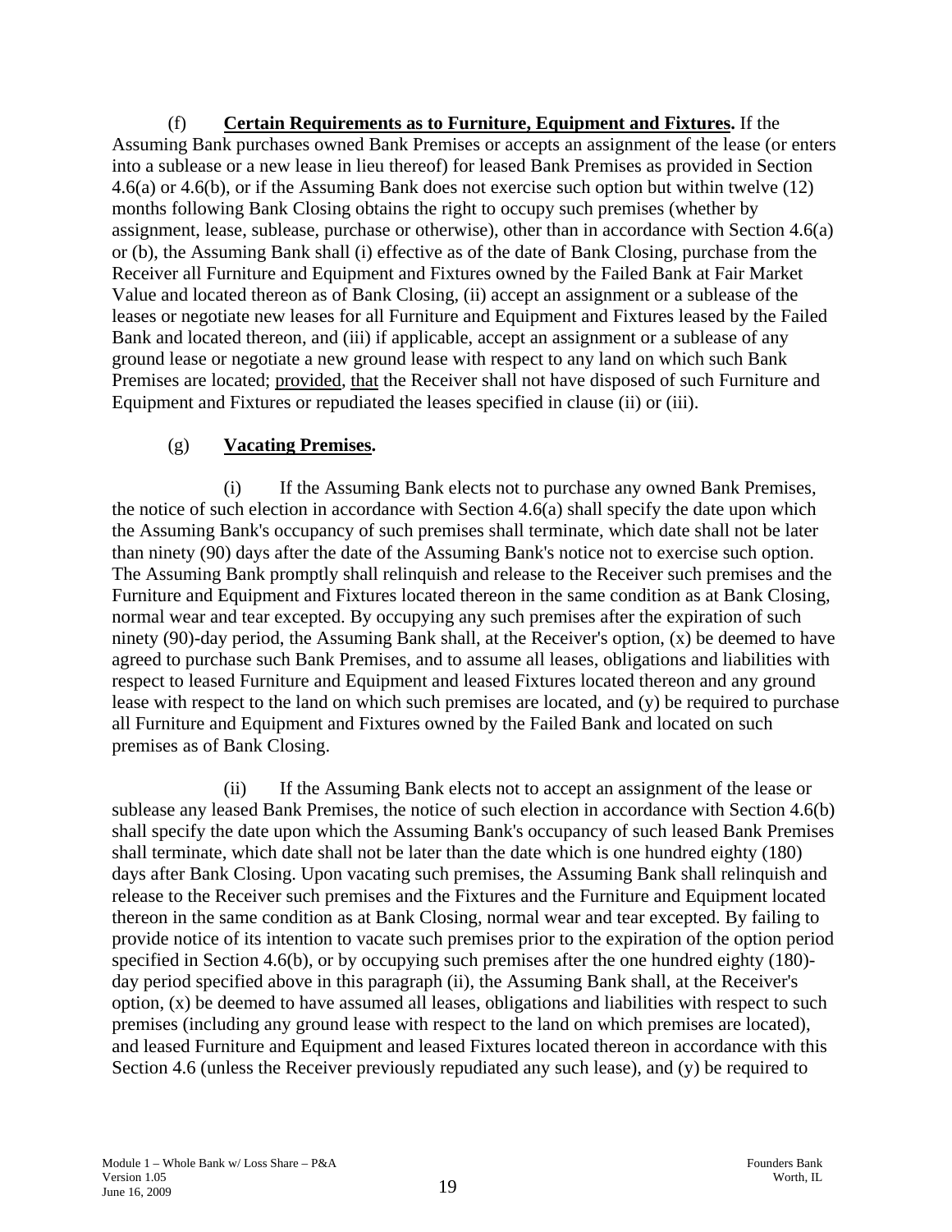(f) **Certain Requirements as to Furniture, Equipment and Fixtures.** If the Assuming Bank purchases owned Bank Premises or accepts an assignment of the lease (or enters into a sublease or a new lease in lieu thereof) for leased Bank Premises as provided in Section 4.6(a) or 4.6(b), or if the Assuming Bank does not exercise such option but within twelve (12) months following Bank Closing obtains the right to occupy such premises (whether by assignment, lease, sublease, purchase or otherwise), other than in accordance with Section 4.6(a) or (b), the Assuming Bank shall (i) effective as of the date of Bank Closing, purchase from the Receiver all Furniture and Equipment and Fixtures owned by the Failed Bank at Fair Market Value and located thereon as of Bank Closing, (ii) accept an assignment or a sublease of the leases or negotiate new leases for all Furniture and Equipment and Fixtures leased by the Failed Bank and located thereon, and (iii) if applicable, accept an assignment or a sublease of any ground lease or negotiate a new ground lease with respect to any land on which such Bank Premises are located; provided, that the Receiver shall not have disposed of such Furniture and Equipment and Fixtures or repudiated the leases specified in clause (ii) or (iii).

(g) **Vacating Premises.**

(i) If the Assuming Bank elects not to purchase any owned Bank Premises, the notice of such election in accordance with Section 4.6(a) shall specify the date upon which the Assuming Bank's occupancy of such premises shall terminate, which date shall not be later than ninety (90) days after the date of the Assuming Bank's notice not to exercise such option. The Assuming Bank promptly shall relinquish and release to the Receiver such premises and the Furniture and Equipment and Fixtures located thereon in the same condition as at Bank Closing, normal wear and tear excepted. By occupying any such premises after the expiration of such ninety (90)-day period, the Assuming Bank shall, at the Receiver's option, (x) be deemed to have agreed to purchase such Bank Premises, and to assume all leases, obligations and liabilities with respect to leased Furniture and Equipment and leased Fixtures located thereon and any ground lease with respect to the land on which such premises are located, and (y) be required to purchase all Furniture and Equipment and Fixtures owned by the Failed Bank and located on such premises as of Bank Closing.

(ii) If the Assuming Bank elects not to accept an assignment of the lease or sublease any leased Bank Premises, the notice of such election in accordance with Section 4.6(b) shall specify the date upon which the Assuming Bank's occupancy of such leased Bank Premises shall terminate, which date shall not be later than the date which is one hundred eighty (180) days after Bank Closing. Upon vacating such premises, the Assuming Bank shall relinquish and release to the Receiver such premises and the Fixtures and the Furniture and Equipment located thereon in the same condition as at Bank Closing, normal wear and tear excepted. By failing to provide notice of its intention to vacate such premises prior to the expiration of the option period specified in Section 4.6(b), or by occupying such premises after the one hundred eighty (180)-day period specified above in this paragraph (ii), the Assuming Bank shall, at the Receiver's option, (x) be deemed to have assumed all leases, obligations and liabilities with respect to such premises (including any ground lease with respect to the land on which premises are located), and leased Furniture and Equipment and leased Fixtures located thereon in accordance with this Section 4.6 (unless the Receiver previously repudiated any such lease), and (y) be required to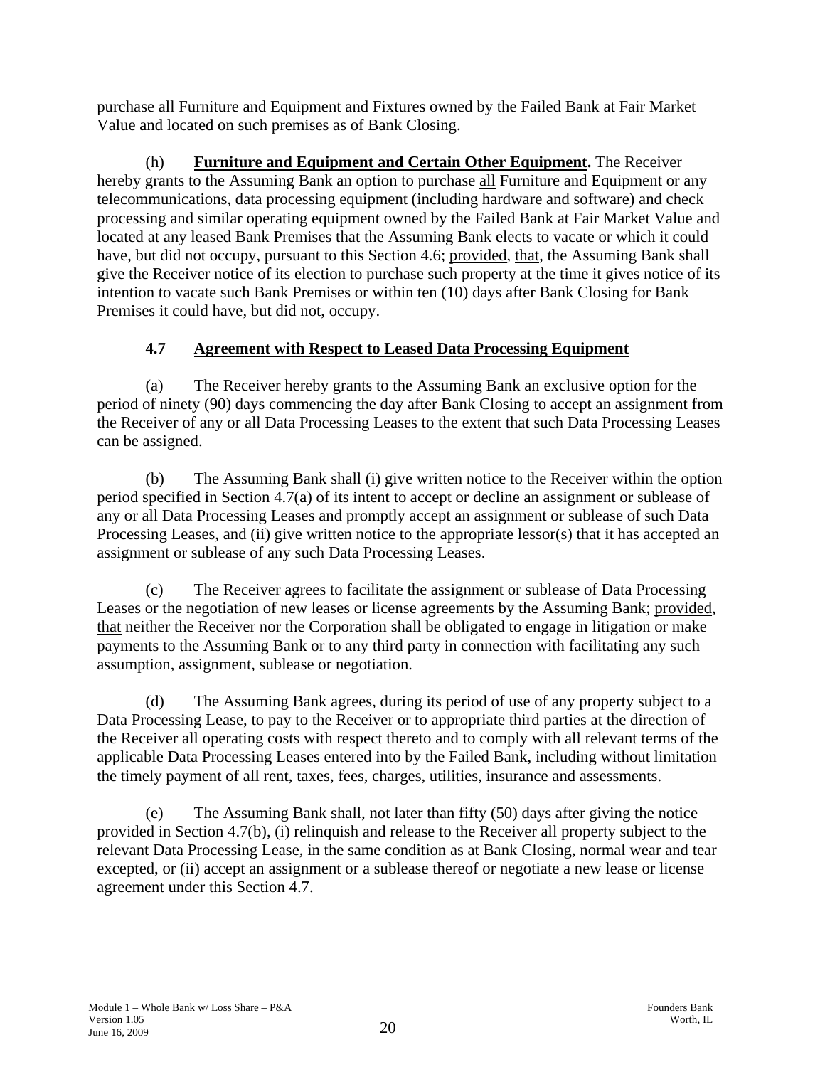purchase all Furniture and Equipment and Fixtures owned by the Failed Bank at Fair Market Value and located on such premises as of Bank Closing.

(h) **Furniture and Equipment and Certain Other Equipment.** The Receiver hereby grants to the Assuming Bank an option to purchase all Furniture and Equipment or any telecommunications, data processing equipment (including hardware and software) and check processing and similar operating equipment owned by the Failed Bank at Fair Market Value and located at any leased Bank Premises that the Assuming Bank elects to vacate or which it could have, but did not occupy, pursuant to this Section 4.6; provided, that, the Assuming Bank shall give the Receiver notice of its election to purchase such property at the time it gives notice of its intention to vacate such Bank Premises or within ten (10) days after Bank Closing for Bank Premises it could have, but did not, occupy.

### 4.7 Agreement with Respect to Leased Data Processing Equipment

(a) The Receiver hereby grants to the Assuming Bank an exclusive option for the period of ninety (90) days commencing the day after Bank Closing to accept an assignment from the Receiver of any or all Data Processing Leases to the extent that such Data Processing Leases can be assigned.

(b) The Assuming Bank shall (i) give written notice to the Receiver within the option period specified in Section 4.7(a) of its intent to accept or decline an assignment or sublease of any or all Data Processing Leases and promptly accept an assignment or sublease of such Data Processing Leases, and (ii) give written notice to the appropriate lessor(s) that it has accepted an assignment or sublease of any such Data Processing Leases.

(c) The Receiver agrees to facilitate the assignment or sublease of Data Processing Leases or the negotiation of new leases or license agreements by the Assuming Bank; provided, that neither the Receiver nor the Corporation shall be obligated to engage in litigation or make payments to the Assuming Bank or to any third party in connection with facilitating any such assumption, assignment, sublease or negotiation.

(d) The Assuming Bank agrees, during its period of use of any property subject to a Data Processing Lease, to pay to the Receiver or to appropriate third parties at the direction of the Receiver all operating costs with respect thereto and to comply with all relevant terms of the applicable Data Processing Leases entered into by the Failed Bank, including without limitation the timely payment of all rent, taxes, fees, charges, utilities, insurance and assessments.

(e) The Assuming Bank shall, not later than fifty (50) days after giving the notice provided in Section 4.7(b), (i) relinquish and release to the Receiver all property subject to the relevant Data Processing Lease, in the same condition as at Bank Closing, normal wear and tear excepted, or (ii) accept an assignment or a sublease thereof or negotiate a new lease or license agreement under this Section 4.7.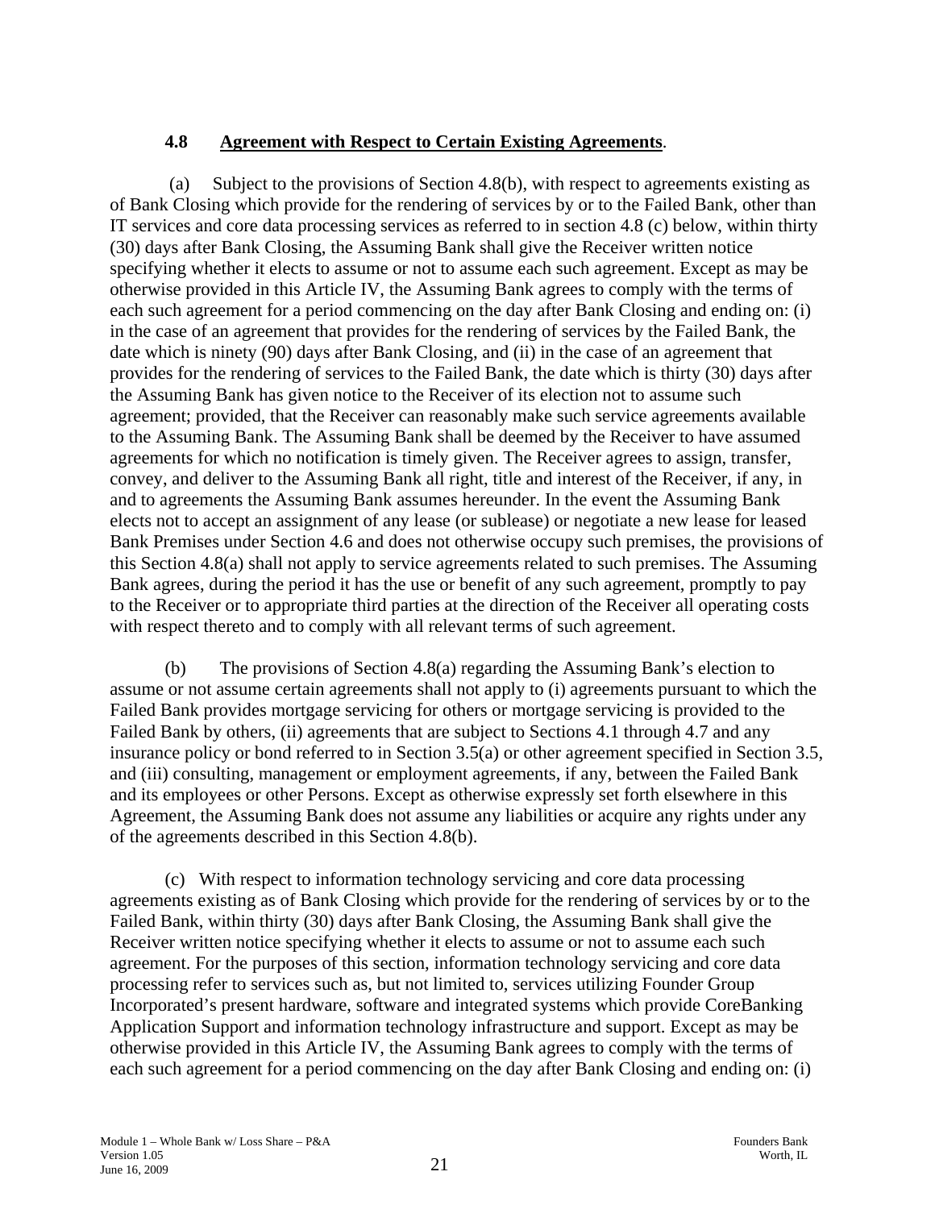### 4.8 Agreement with Respect to Certain Existing Agreements.

(a) Subject to the provisions of Section 4.8(b), with respect to agreements existing as of Bank Closing which provide for the rendering of services by or to the Failed Bank, other than IT services and core data processing services as referred to in section 4.8 (c) below, within thirty (30) days after Bank Closing, the Assuming Bank shall give the Receiver written notice specifying whether it elects to assume or not to assume each such agreement. Except as may be otherwise provided in this Article IV, the Assuming Bank agrees to comply with the terms of each such agreement for a period commencing on the day after Bank Closing and ending on: (i) in the case of an agreement that provides for the rendering of services by the Failed Bank, the date which is ninety (90) days after Bank Closing, and (ii) in the case of an agreement that provides for the rendering of services to the Failed Bank, the date which is thirty (30) days after the Assuming Bank has given notice to the Receiver of its election not to assume such agreement; provided, that the Receiver can reasonably make such service agreements available to the Assuming Bank. The Assuming Bank shall be deemed by the Receiver to have assumed agreements for which no notification is timely given. The Receiver agrees to assign, transfer, convey, and deliver to the Assuming Bank all right, title and interest of the Receiver, if any, in and to agreements the Assuming Bank assumes hereunder. In the event the Assuming Bank elects not to accept an assignment of any lease (or sublease) or negotiate a new lease for leased Bank Premises under Section 4.6 and does not otherwise occupy such premises, the provisions of this Section 4.8(a) shall not apply to service agreements related to such premises. The Assuming Bank agrees, during the period it has the use or benefit of any such agreement, promptly to pay to the Receiver or to appropriate third parties at the direction of the Receiver all operating costs with respect thereto and to comply with all relevant terms of such agreement.

(b) The provisions of Section 4.8(a) regarding the Assuming Bank's election to assume or not assume certain agreements shall not apply to (i) agreements pursuant to which the Failed Bank provides mortgage servicing for others or mortgage servicing is provided to the Failed Bank by others, (ii) agreements that are subject to Sections 4.1 through 4.7 and any insurance policy or bond referred to in Section 3.5(a) or other agreement specified in Section 3.5, and (iii) consulting, management or employment agreements, if any, between the Failed Bank and its employees or other Persons. Except as otherwise expressly set forth elsewhere in this Agreement, the Assuming Bank does not assume any liabilities or acquire any rights under any of the agreements described in this Section 4.8(b).

(c) With respect to information technology servicing and core data processing agreements existing as of Bank Closing which provide for the rendering of services by or to the Failed Bank, within thirty (30) days after Bank Closing, the Assuming Bank shall give the Receiver written notice specifying whether it elects to assume or not to assume each such agreement. For the purposes of this section, information technology servicing and core data processing refer to services such as, but not limited to, services utilizing Founder Group Incorporated's present hardware, software and integrated systems which provide CoreBanking Application Support and information technology infrastructure and support. Except as may be otherwise provided in this Article IV, the Assuming Bank agrees to comply with the terms of each such agreement for a period commencing on the day after Bank Closing and ending on: (i)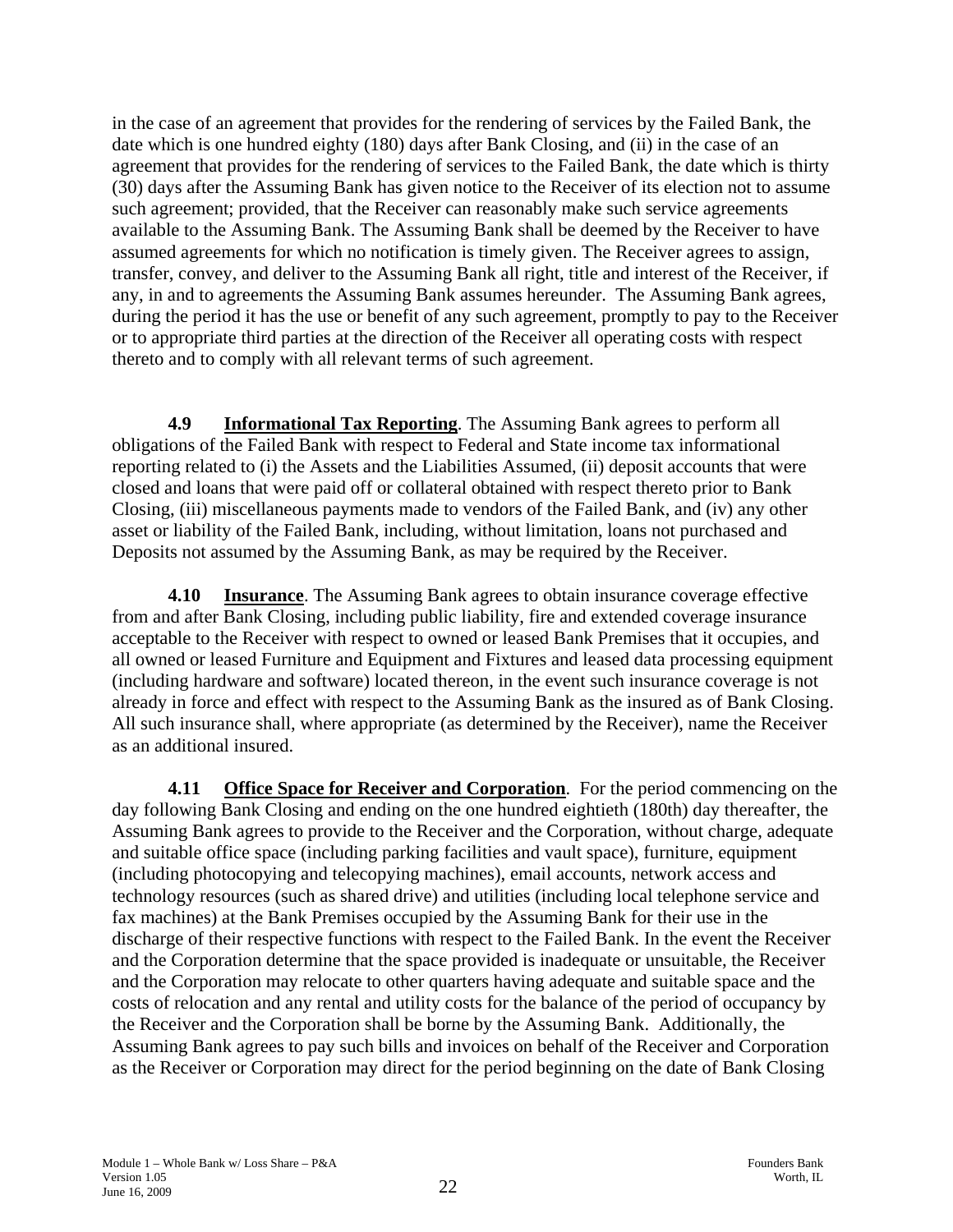in the case of an agreement that provides for the rendering of services by the Failed Bank, the date which is one hundred eighty (180) days after Bank Closing, and (ii) in the case of an agreement that provides for the rendering of services to the Failed Bank, the date which is thirty (30) days after the Assuming Bank has given notice to the Receiver of its election not to assume such agreement; provided, that the Receiver can reasonably make such service agreements available to the Assuming Bank. The Assuming Bank shall be deemed by the Receiver to have assumed agreements for which no notification is timely given. The Receiver agrees to assign, transfer, convey, and deliver to the Assuming Bank all right, title and interest of the Receiver, if any, in and to agreements the Assuming Bank assumes hereunder. The Assuming Bank agrees, during the period it has the use or benefit of any such agreement, promptly to pay to the Receiver or to appropriate third parties at the direction of the Receiver all operating costs with respect thereto and to comply with all relevant terms of such agreement.

**4.9 Informational Tax Reporting**. The Assuming Bank agrees to perform all obligations of the Failed Bank with respect to Federal and State income tax informational reporting related to (i) the Assets and the Liabilities Assumed, (ii) deposit accounts that were closed and loans that were paid off or collateral obtained with respect thereto prior to Bank Closing, (iii) miscellaneous payments made to vendors of the Failed Bank, and (iv) any other asset or liability of the Failed Bank, including, without limitation, loans not purchased and Deposits not assumed by the Assuming Bank, as may be required by the Receiver.

**4.10 Insurance**. The Assuming Bank agrees to obtain insurance coverage effective from and after Bank Closing, including public liability, fire and extended coverage insurance acceptable to the Receiver with respect to owned or leased Bank Premises that it occupies, and all owned or leased Furniture and Equipment and Fixtures and leased data processing equipment (including hardware and software) located thereon, in the event such insurance coverage is not already in force and effect with respect to the Assuming Bank as the insured as of Bank Closing. All such insurance shall, where appropriate (as determined by the Receiver), name the Receiver as an additional insured.

**4.11 Office Space for Receiver and Corporation**. For the period commencing on the day following Bank Closing and ending on the one hundred eightieth (180th) day thereafter, the Assuming Bank agrees to provide to the Receiver and the Corporation, without charge, adequate and suitable office space (including parking facilities and vault space), furniture, equipment (including photocopying and telecopying machines), email accounts, network access and technology resources (such as shared drive) and utilities (including local telephone service and fax machines) at the Bank Premises occupied by the Assuming Bank for their use in the discharge of their respective functions with respect to the Failed Bank. In the event the Receiver and the Corporation determine that the space provided is inadequate or unsuitable, the Receiver and the Corporation may relocate to other quarters having adequate and suitable space and the costs of relocation and any rental and utility costs for the balance of the period of occupancy by the Receiver and the Corporation shall be borne by the Assuming Bank. Additionally, the Assuming Bank agrees to pay such bills and invoices on behalf of the Receiver and Corporation as the Receiver or Corporation may direct for the period beginning on the date of Bank Closing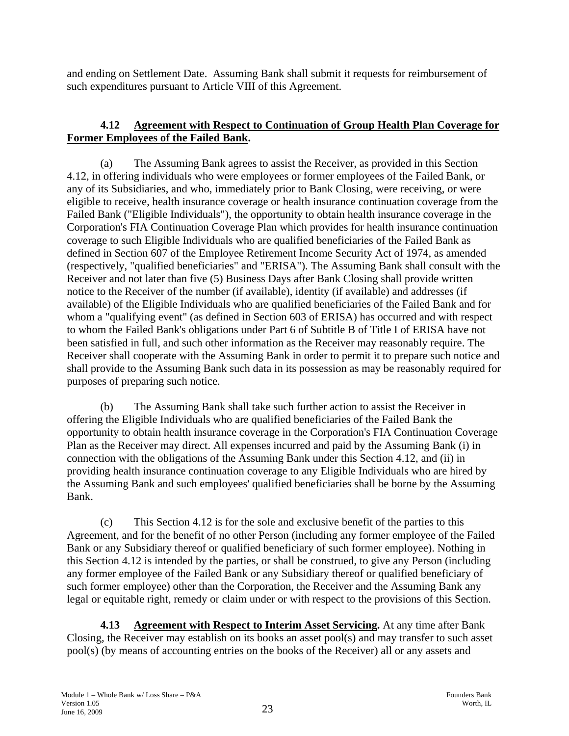and ending on Settlement Date. Assuming Bank shall submit it requests for reimbursement of such expenditures pursuant to Article VIII of this Agreement.

**4.12 Agreement with Respect to Continuation of Group Health Plan Coverage for Former Employees of the Failed Bank.**

(a) The Assuming Bank agrees to assist the Receiver, as provided in this Section 4.12, in offering individuals who were employees or former employees of the Failed Bank, or any of its Subsidiaries, and who, immediately prior to Bank Closing, were receiving, or were eligible to receive, health insurance coverage or health insurance continuation coverage from the Failed Bank ("Eligible Individuals"), the opportunity to obtain health insurance coverage in the Corporation's FIA Continuation Coverage Plan which provides for health insurance continuation coverage to such Eligible Individuals who are qualified beneficiaries of the Failed Bank as defined in Section 607 of the Employee Retirement Income Security Act of 1974, as amended (respectively, "qualified beneficiaries" and "ERISA"). The Assuming Bank shall consult with the Receiver and not later than five (5) Business Days after Bank Closing shall provide written notice to the Receiver of the number (if available), identity (if available) and addresses (if available) of the Eligible Individuals who are qualified beneficiaries of the Failed Bank and for whom a "qualifying event" (as defined in Section 603 of ERISA) has occurred and with respect to whom the Failed Bank's obligations under Part 6 of Subtitle B of Title I of ERISA have not been satisfied in full, and such other information as the Receiver may reasonably require. The Receiver shall cooperate with the Assuming Bank in order to permit it to prepare such notice and shall provide to the Assuming Bank such data in its possession as may be reasonably required for purposes of preparing such notice.

(b) The Assuming Bank shall take such further action to assist the Receiver in offering the Eligible Individuals who are qualified beneficiaries of the Failed Bank the opportunity to obtain health insurance coverage in the Corporation's FIA Continuation Coverage Plan as the Receiver may direct. All expenses incurred and paid by the Assuming Bank (i) in connection with the obligations of the Assuming Bank under this Section 4.12, and (ii) in providing health insurance continuation coverage to any Eligible Individuals who are hired by the Assuming Bank and such employees' qualified beneficiaries shall be borne by the Assuming Bank.

(c) This Section 4.12 is for the sole and exclusive benefit of the parties to this Agreement, and for the benefit of no other Person (including any former employee of the Failed Bank or any Subsidiary thereof or qualified beneficiary of such former employee). Nothing in this Section 4.12 is intended by the parties, or shall be construed, to give any Person (including any former employee of the Failed Bank or any Subsidiary thereof or qualified beneficiary of such former employee) other than the Corporation, the Receiver and the Assuming Bank any legal or equitable right, remedy or claim under or with respect to the provisions of this Section.

**4.13 Agreement with Respect to Interim Asset Servicing.** At any time after Bank Closing, the Receiver may establish on its books an asset pool(s) and may transfer to such asset pool(s) (by means of accounting entries on the books of the Receiver) all or any assets and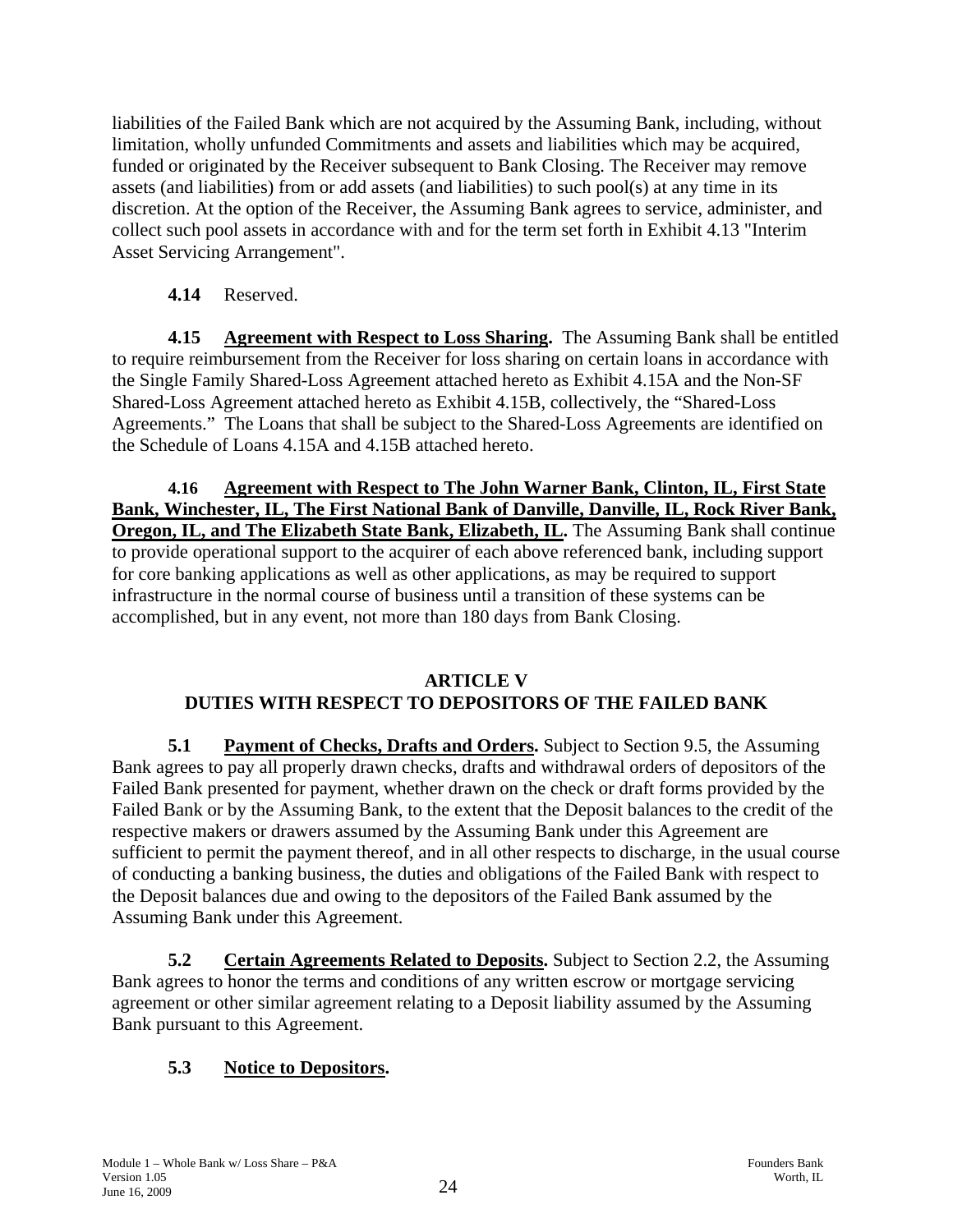liabilities of the Failed Bank which are not acquired by the Assuming Bank, including, without limitation, wholly unfunded Commitments and assets and liabilities which may be acquired, funded or originated by the Receiver subsequent to Bank Closing. The Receiver may remove assets (and liabilities) from or add assets (and liabilities) to such pool(s) at any time in its discretion. At the option of the Receiver, the Assuming Bank agrees to service, administer, and collect such pool assets in accordance with and for the term set forth in Exhibit 4.13 "Interim Asset Servicing Arrangement".

**4.14** Reserved.

**4.15 Agreement with Respect to Loss Sharing.** The Assuming Bank shall be entitled to require reimbursement from the Receiver for loss sharing on certain loans in accordance with the Single Family Shared-Loss Agreement attached hereto as Exhibit 4.15A and the Non-SF Shared-Loss Agreement attached hereto as Exhibit 4.15B, collectively, the "Shared-Loss Agreements." The Loans that shall be subject to the Shared-Loss Agreements are identified on the Schedule of Loans 4.15A and 4.15B attached hereto.

**4.16 Agreement with Respect to The John Warner Bank, Clinton, IL, First State Bank, Winchester, IL, The First National Bank of Danville, Danville, IL, Rock River Bank, Oregon, IL, and The Elizabeth State Bank, Elizabeth, IL.** The Assuming Bank shall continue to provide operational support to the acquirer of each above referenced bank, including support for core banking applications as well as other applications, as may be required to support infrastructure in the normal course of business until a transition of these systems can be accomplished, but in any event, not more than 180 days from Bank Closing.

## ARTICLE V
## DUTIES WITH RESPECT TO DEPOSITORS OF THE FAILED BANK

**5.1 Payment of Checks, Drafts and Orders.** Subject to Section 9.5, the Assuming Bank agrees to pay all properly drawn checks, drafts and withdrawal orders of depositors of the Failed Bank presented for payment, whether drawn on the check or draft forms provided by the Failed Bank or by the Assuming Bank, to the extent that the Deposit balances to the credit of the respective makers or drawers assumed by the Assuming Bank under this Agreement are sufficient to permit the payment thereof, and in all other respects to discharge, in the usual course of conducting a banking business, the duties and obligations of the Failed Bank with respect to the Deposit balances due and owing to the depositors of the Failed Bank assumed by the Assuming Bank under this Agreement.

**5.2 Certain Agreements Related to Deposits.** Subject to Section 2.2, the Assuming Bank agrees to honor the terms and conditions of any written escrow or mortgage servicing agreement or other similar agreement relating to a Deposit liability assumed by the Assuming Bank pursuant to this Agreement.

**5.3 Notice to Depositors.**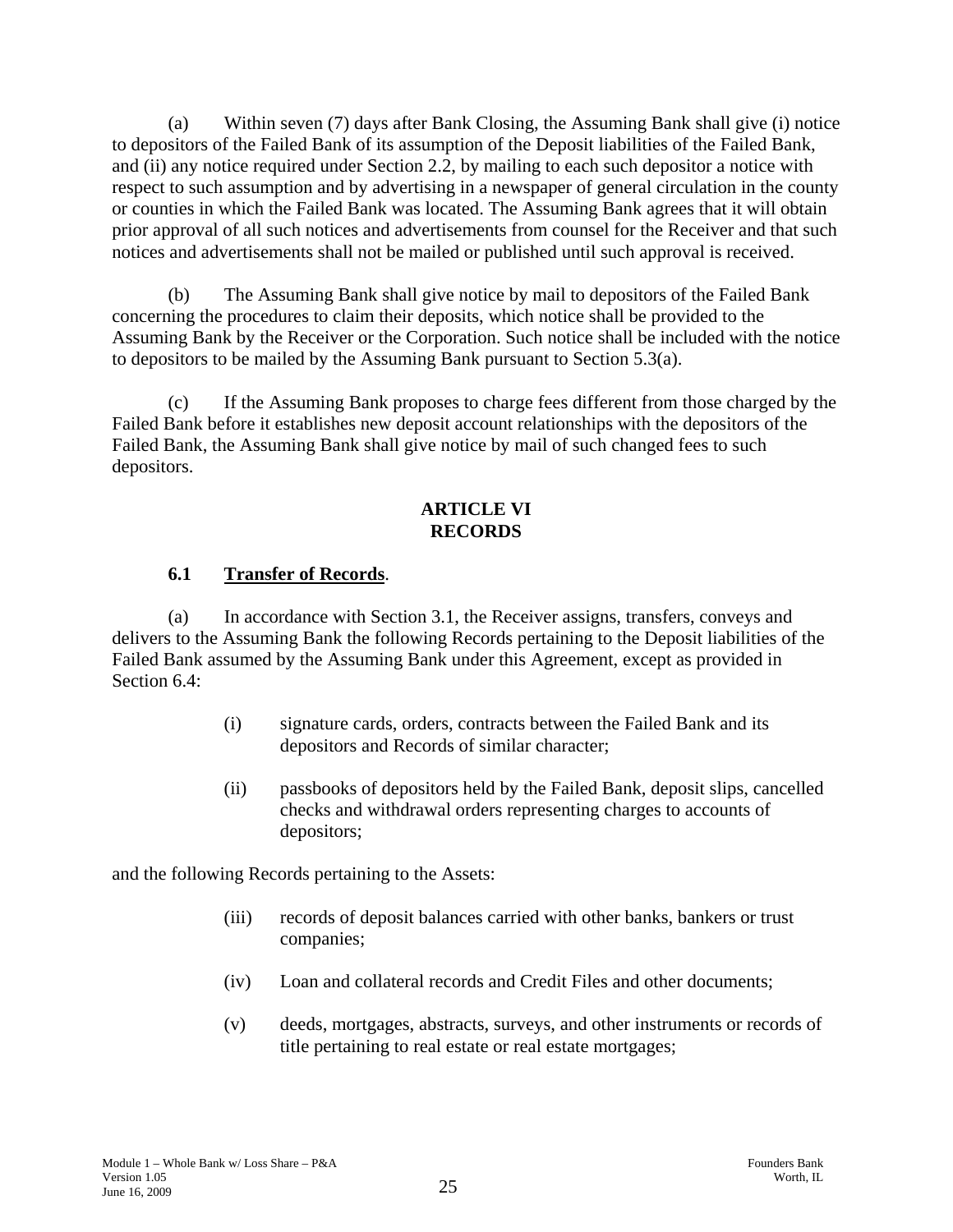(a) Within seven (7) days after Bank Closing, the Assuming Bank shall give (i) notice to depositors of the Failed Bank of its assumption of the Deposit liabilities of the Failed Bank, and (ii) any notice required under Section 2.2, by mailing to each such depositor a notice with respect to such assumption and by advertising in a newspaper of general circulation in the county or counties in which the Failed Bank was located. The Assuming Bank agrees that it will obtain prior approval of all such notices and advertisements from counsel for the Receiver and that such notices and advertisements shall not be mailed or published until such approval is received.

(b) The Assuming Bank shall give notice by mail to depositors of the Failed Bank concerning the procedures to claim their deposits, which notice shall be provided to the Assuming Bank by the Receiver or the Corporation. Such notice shall be included with the notice to depositors to be mailed by the Assuming Bank pursuant to Section 5.3(a).

(c) If the Assuming Bank proposes to charge fees different from those charged by the Failed Bank before it establishes new deposit account relationships with the depositors of the Failed Bank, the Assuming Bank shall give notice by mail of such changed fees to such depositors.

## ARTICLE VI
## RECORDS

### 6.1 Transfer of Records.

(a) In accordance with Section 3.1, the Receiver assigns, transfers, conveys and delivers to the Assuming Bank the following Records pertaining to the Deposit liabilities of the Failed Bank assumed by the Assuming Bank under this Agreement, except as provided in Section 6.4:

(i) signature cards, orders, contracts between the Failed Bank and its depositors and Records of similar character;

(ii) passbooks of depositors held by the Failed Bank, deposit slips, cancelled checks and withdrawal orders representing charges to accounts of depositors;

and the following Records pertaining to the Assets:

(iii) records of deposit balances carried with other banks, bankers or trust companies;

(iv) Loan and collateral records and Credit Files and other documents;

(v) deeds, mortgages, abstracts, surveys, and other instruments or records of title pertaining to real estate or real estate mortgages;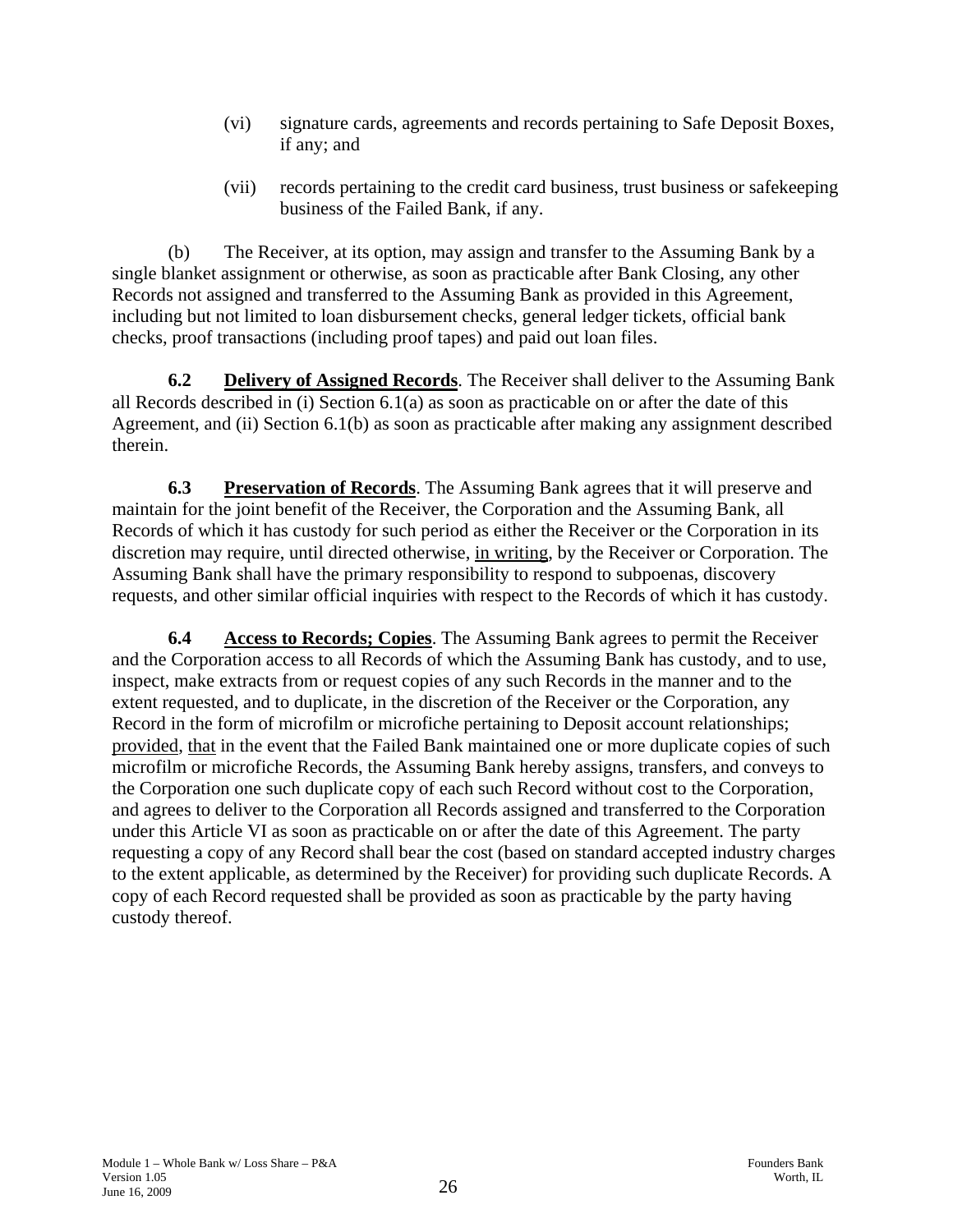(vi) signature cards, agreements and records pertaining to Safe Deposit Boxes, if any; and

(vii) records pertaining to the credit card business, trust business or safekeeping business of the Failed Bank, if any.

(b) The Receiver, at its option, may assign and transfer to the Assuming Bank by a single blanket assignment or otherwise, as soon as practicable after Bank Closing, any other Records not assigned and transferred to the Assuming Bank as provided in this Agreement, including but not limited to loan disbursement checks, general ledger tickets, official bank checks, proof transactions (including proof tapes) and paid out loan files.

**6.2 Delivery of Assigned Records**. The Receiver shall deliver to the Assuming Bank all Records described in (i) Section 6.1(a) as soon as practicable on or after the date of this Agreement, and (ii) Section 6.1(b) as soon as practicable after making any assignment described therein.

**6.3 Preservation of Records**. The Assuming Bank agrees that it will preserve and maintain for the joint benefit of the Receiver, the Corporation and the Assuming Bank, all Records of which it has custody for such period as either the Receiver or the Corporation in its discretion may require, until directed otherwise, in writing, by the Receiver or Corporation. The Assuming Bank shall have the primary responsibility to respond to subpoenas, discovery requests, and other similar official inquiries with respect to the Records of which it has custody.

**6.4 Access to Records; Copies**. The Assuming Bank agrees to permit the Receiver and the Corporation access to all Records of which the Assuming Bank has custody, and to use, inspect, make extracts from or request copies of any such Records in the manner and to the extent requested, and to duplicate, in the discretion of the Receiver or the Corporation, any Record in the form of microfilm or microfiche pertaining to Deposit account relationships; provided, that in the event that the Failed Bank maintained one or more duplicate copies of such microfilm or microfiche Records, the Assuming Bank hereby assigns, transfers, and conveys to the Corporation one such duplicate copy of each such Record without cost to the Corporation, and agrees to deliver to the Corporation all Records assigned and transferred to the Corporation under this Article VI as soon as practicable on or after the date of this Agreement. The party requesting a copy of any Record shall bear the cost (based on standard accepted industry charges to the extent applicable, as determined by the Receiver) for providing such duplicate Records. A copy of each Record requested shall be provided as soon as practicable by the party having custody thereof.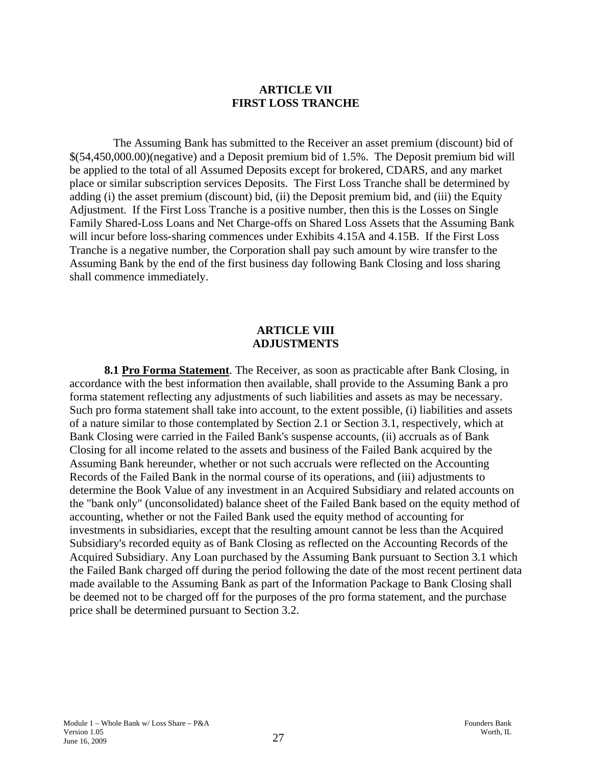## ARTICLE VII
## FIRST LOSS TRANCHE

The Assuming Bank has submitted to the Receiver an asset premium (discount) bid of $(54,450,000.00)(negative) and a Deposit premium bid of 1.5%. The Deposit premium bid will be applied to the total of all Assumed Deposits except for brokered, CDARS, and any market place or similar subscription services Deposits. The First Loss Tranche shall be determined by adding (i) the asset premium (discount) bid, (ii) the Deposit premium bid, and (iii) the Equity Adjustment. If the First Loss Tranche is a positive number, then this is the Losses on Single Family Shared-Loss Loans and Net Charge-offs on Shared Loss Assets that the Assuming Bank will incur before loss-sharing commences under Exhibits 4.15A and 4.15B. If the First Loss Tranche is a negative number, the Corporation shall pay such amount by wire transfer to the Assuming Bank by the end of the first business day following Bank Closing and loss sharing shall commence immediately.

## ARTICLE VIII
## ADJUSTMENTS

**8.1 <u>Pro Forma Statement</u>**. The Receiver, as soon as practicable after Bank Closing, in accordance with the best information then available, shall provide to the Assuming Bank a pro forma statement reflecting any adjustments of such liabilities and assets as may be necessary. Such pro forma statement shall take into account, to the extent possible, (i) liabilities and assets of a nature similar to those contemplated by Section 2.1 or Section 3.1, respectively, which at Bank Closing were carried in the Failed Bank's suspense accounts, (ii) accruals as of Bank Closing for all income related to the assets and business of the Failed Bank acquired by the Assuming Bank hereunder, whether or not such accruals were reflected on the Accounting Records of the Failed Bank in the normal course of its operations, and (iii) adjustments to determine the Book Value of any investment in an Acquired Subsidiary and related accounts on the "bank only" (unconsolidated) balance sheet of the Failed Bank based on the equity method of accounting, whether or not the Failed Bank used the equity method of accounting for investments in subsidiaries, except that the resulting amount cannot be less than the Acquired Subsidiary's recorded equity as of Bank Closing as reflected on the Accounting Records of the Acquired Subsidiary. Any Loan purchased by the Assuming Bank pursuant to Section 3.1 which the Failed Bank charged off during the period following the date of the most recent pertinent data made available to the Assuming Bank as part of the Information Package to Bank Closing shall be deemed not to be charged off for the purposes of the pro forma statement, and the purchase price shall be determined pursuant to Section 3.2.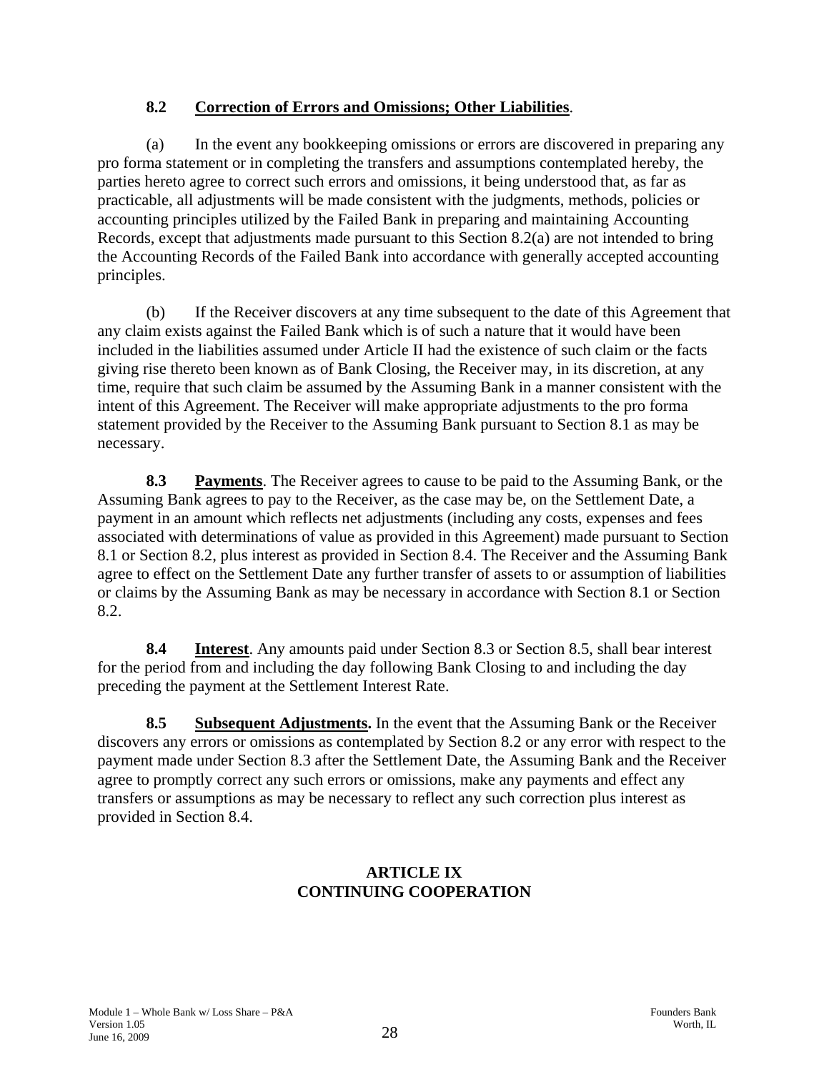**8.2 Correction of Errors and Omissions; Other Liabilities**.

(a) In the event any bookkeeping omissions or errors are discovered in preparing any pro forma statement or in completing the transfers and assumptions contemplated hereby, the parties hereto agree to correct such errors and omissions, it being understood that, as far as practicable, all adjustments will be made consistent with the judgments, methods, policies or accounting principles utilized by the Failed Bank in preparing and maintaining Accounting Records, except that adjustments made pursuant to this Section 8.2(a) are not intended to bring the Accounting Records of the Failed Bank into accordance with generally accepted accounting principles.

(b) If the Receiver discovers at any time subsequent to the date of this Agreement that any claim exists against the Failed Bank which is of such a nature that it would have been included in the liabilities assumed under Article II had the existence of such claim or the facts giving rise thereto been known as of Bank Closing, the Receiver may, in its discretion, at any time, require that such claim be assumed by the Assuming Bank in a manner consistent with the intent of this Agreement. The Receiver will make appropriate adjustments to the pro forma statement provided by the Receiver to the Assuming Bank pursuant to Section 8.1 as may be necessary.

**8.3 Payments**. The Receiver agrees to cause to be paid to the Assuming Bank, or the Assuming Bank agrees to pay to the Receiver, as the case may be, on the Settlement Date, a payment in an amount which reflects net adjustments (including any costs, expenses and fees associated with determinations of value as provided in this Agreement) made pursuant to Section 8.1 or Section 8.2, plus interest as provided in Section 8.4. The Receiver and the Assuming Bank agree to effect on the Settlement Date any further transfer of assets to or assumption of liabilities or claims by the Assuming Bank as may be necessary in accordance with Section 8.1 or Section 8.2.

**8.4 Interest**. Any amounts paid under Section 8.3 or Section 8.5, shall bear interest for the period from and including the day following Bank Closing to and including the day preceding the payment at the Settlement Interest Rate.

**8.5 Subsequent Adjustments.** In the event that the Assuming Bank or the Receiver discovers any errors or omissions as contemplated by Section 8.2 or any error with respect to the payment made under Section 8.3 after the Settlement Date, the Assuming Bank and the Receiver agree to promptly correct any such errors or omissions, make any payments and effect any transfers or assumptions as may be necessary to reflect any such correction plus interest as provided in Section 8.4.

## ARTICLE IX
## CONTINUING COOPERATION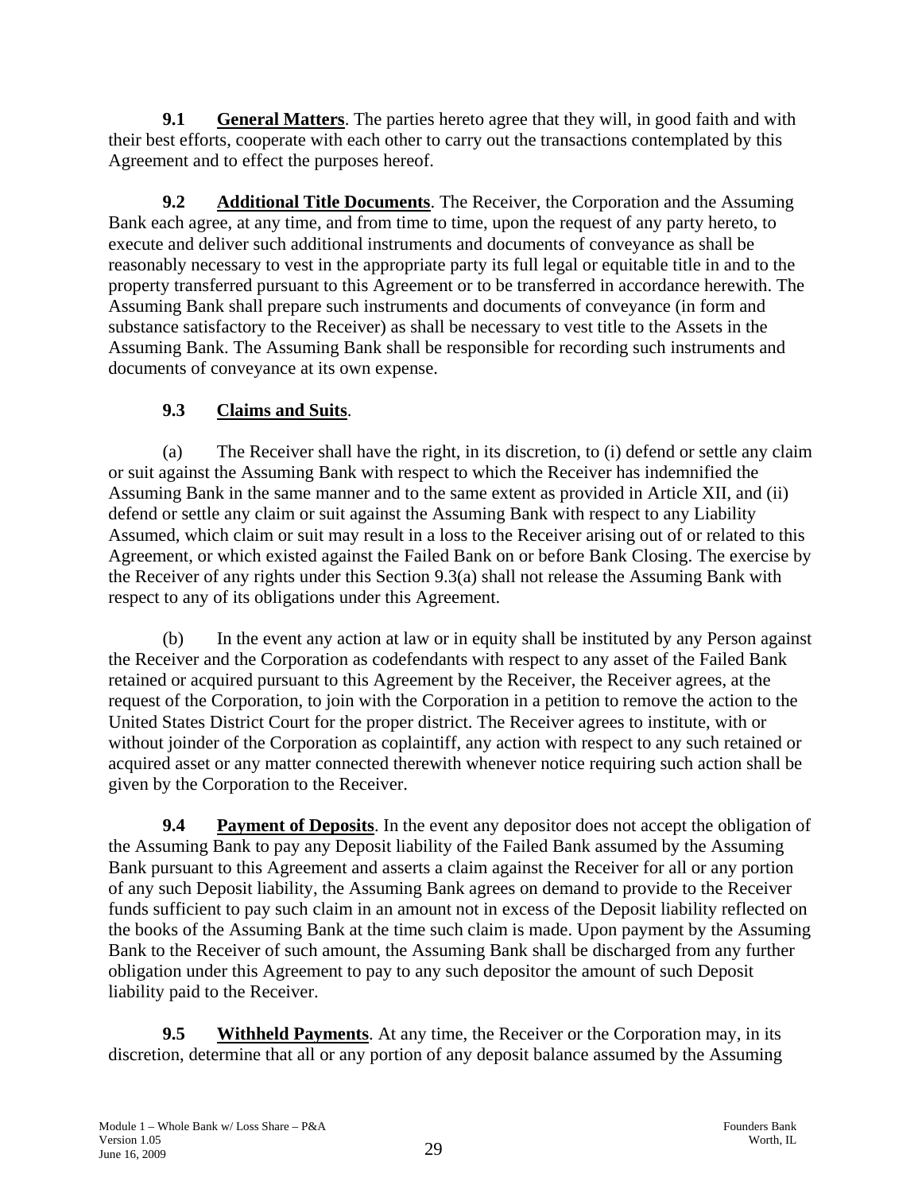**9.1 General Matters**. The parties hereto agree that they will, in good faith and with their best efforts, cooperate with each other to carry out the transactions contemplated by this Agreement and to effect the purposes hereof.

**9.2 Additional Title Documents**. The Receiver, the Corporation and the Assuming Bank each agree, at any time, and from time to time, upon the request of any party hereto, to execute and deliver such additional instruments and documents of conveyance as shall be reasonably necessary to vest in the appropriate party its full legal or equitable title in and to the property transferred pursuant to this Agreement or to be transferred in accordance herewith. The Assuming Bank shall prepare such instruments and documents of conveyance (in form and substance satisfactory to the Receiver) as shall be necessary to vest title to the Assets in the Assuming Bank. The Assuming Bank shall be responsible for recording such instruments and documents of conveyance at its own expense.

**9.3 Claims and Suits**.

(a) The Receiver shall have the right, in its discretion, to (i) defend or settle any claim or suit against the Assuming Bank with respect to which the Receiver has indemnified the Assuming Bank in the same manner and to the same extent as provided in Article XII, and (ii) defend or settle any claim or suit against the Assuming Bank with respect to any Liability Assumed, which claim or suit may result in a loss to the Receiver arising out of or related to this Agreement, or which existed against the Failed Bank on or before Bank Closing. The exercise by the Receiver of any rights under this Section 9.3(a) shall not release the Assuming Bank with respect to any of its obligations under this Agreement.

(b) In the event any action at law or in equity shall be instituted by any Person against the Receiver and the Corporation as codefendants with respect to any asset of the Failed Bank retained or acquired pursuant to this Agreement by the Receiver, the Receiver agrees, at the request of the Corporation, to join with the Corporation in a petition to remove the action to the United States District Court for the proper district. The Receiver agrees to institute, with or without joinder of the Corporation as coplaintiff, any action with respect to any such retained or acquired asset or any matter connected therewith whenever notice requiring such action shall be given by the Corporation to the Receiver.

**9.4 Payment of Deposits**. In the event any depositor does not accept the obligation of the Assuming Bank to pay any Deposit liability of the Failed Bank assumed by the Assuming Bank pursuant to this Agreement and asserts a claim against the Receiver for all or any portion of any such Deposit liability, the Assuming Bank agrees on demand to provide to the Receiver funds sufficient to pay such claim in an amount not in excess of the Deposit liability reflected on the books of the Assuming Bank at the time such claim is made. Upon payment by the Assuming Bank to the Receiver of such amount, the Assuming Bank shall be discharged from any further obligation under this Agreement to pay to any such depositor the amount of such Deposit liability paid to the Receiver.

**9.5 Withheld Payments**. At any time, the Receiver or the Corporation may, in its discretion, determine that all or any portion of any deposit balance assumed by the Assuming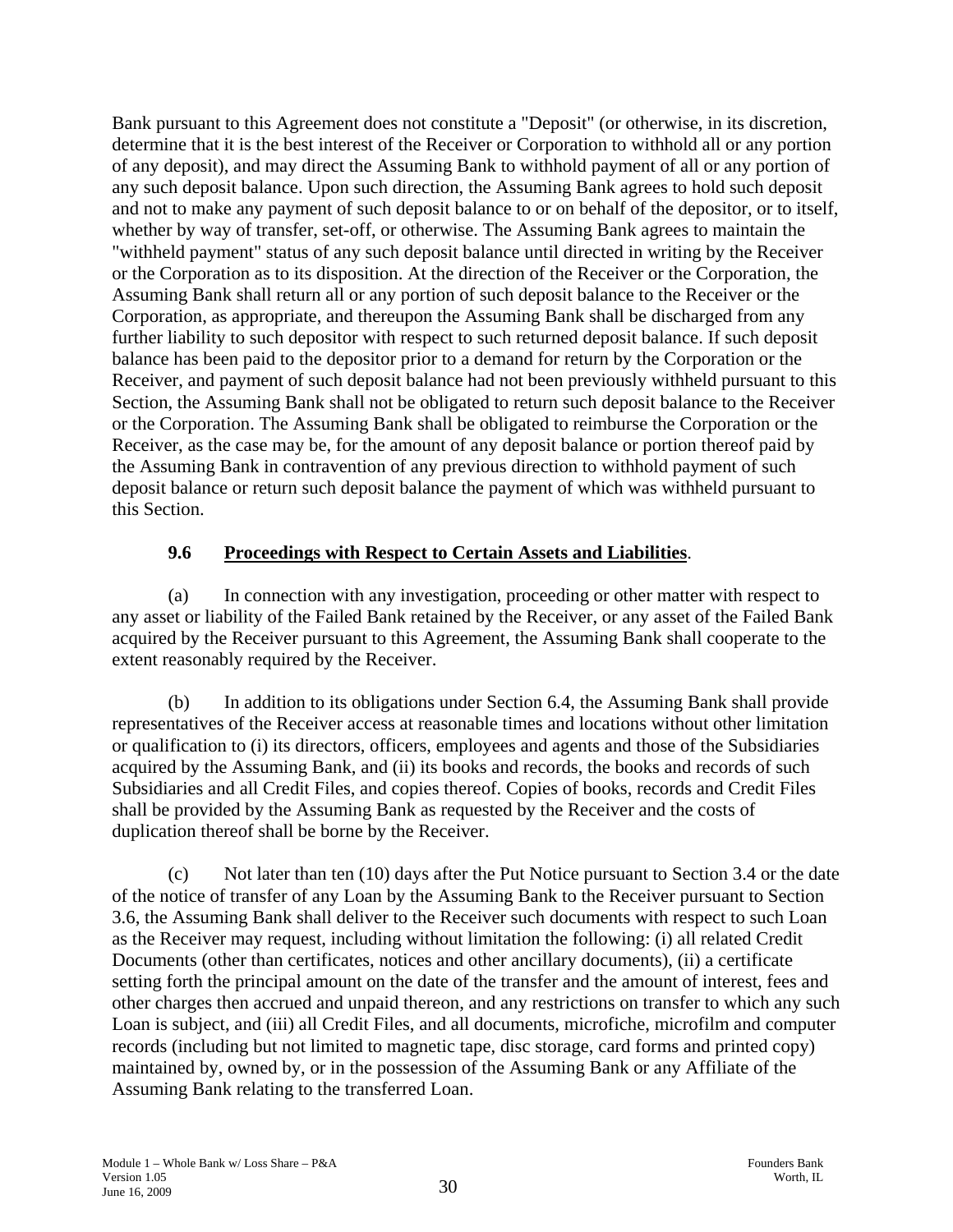Bank pursuant to this Agreement does not constitute a "Deposit" (or otherwise, in its discretion, determine that it is the best interest of the Receiver or Corporation to withhold all or any portion of any deposit), and may direct the Assuming Bank to withhold payment of all or any portion of any such deposit balance. Upon such direction, the Assuming Bank agrees to hold such deposit and not to make any payment of such deposit balance to or on behalf of the depositor, or to itself, whether by way of transfer, set-off, or otherwise. The Assuming Bank agrees to maintain the "withheld payment" status of any such deposit balance until directed in writing by the Receiver or the Corporation as to its disposition. At the direction of the Receiver or the Corporation, the Assuming Bank shall return all or any portion of such deposit balance to the Receiver or the Corporation, as appropriate, and thereupon the Assuming Bank shall be discharged from any further liability to such depositor with respect to such returned deposit balance. If such deposit balance has been paid to the depositor prior to a demand for return by the Corporation or the Receiver, and payment of such deposit balance had not been previously withheld pursuant to this Section, the Assuming Bank shall not be obligated to return such deposit balance to the Receiver or the Corporation. The Assuming Bank shall be obligated to reimburse the Corporation or the Receiver, as the case may be, for the amount of any deposit balance or portion thereof paid by the Assuming Bank in contravention of any previous direction to withhold payment of such deposit balance or return such deposit balance the payment of which was withheld pursuant to this Section.

**9.6 Proceedings with Respect to Certain Assets and Liabilities**.

(a) In connection with any investigation, proceeding or other matter with respect to any asset or liability of the Failed Bank retained by the Receiver, or any asset of the Failed Bank acquired by the Receiver pursuant to this Agreement, the Assuming Bank shall cooperate to the extent reasonably required by the Receiver.

(b) In addition to its obligations under Section 6.4, the Assuming Bank shall provide representatives of the Receiver access at reasonable times and locations without other limitation or qualification to (i) its directors, officers, employees and agents and those of the Subsidiaries acquired by the Assuming Bank, and (ii) its books and records, the books and records of such Subsidiaries and all Credit Files, and copies thereof. Copies of books, records and Credit Files shall be provided by the Assuming Bank as requested by the Receiver and the costs of duplication thereof shall be borne by the Receiver.

(c) Not later than ten (10) days after the Put Notice pursuant to Section 3.4 or the date of the notice of transfer of any Loan by the Assuming Bank to the Receiver pursuant to Section 3.6, the Assuming Bank shall deliver to the Receiver such documents with respect to such Loan as the Receiver may request, including without limitation the following: (i) all related Credit Documents (other than certificates, notices and other ancillary documents), (ii) a certificate setting forth the principal amount on the date of the transfer and the amount of interest, fees and other charges then accrued and unpaid thereon, and any restrictions on transfer to which any such Loan is subject, and (iii) all Credit Files, and all documents, microfiche, microfilm and computer records (including but not limited to magnetic tape, disc storage, card forms and printed copy) maintained by, owned by, or in the possession of the Assuming Bank or any Affiliate of the Assuming Bank relating to the transferred Loan.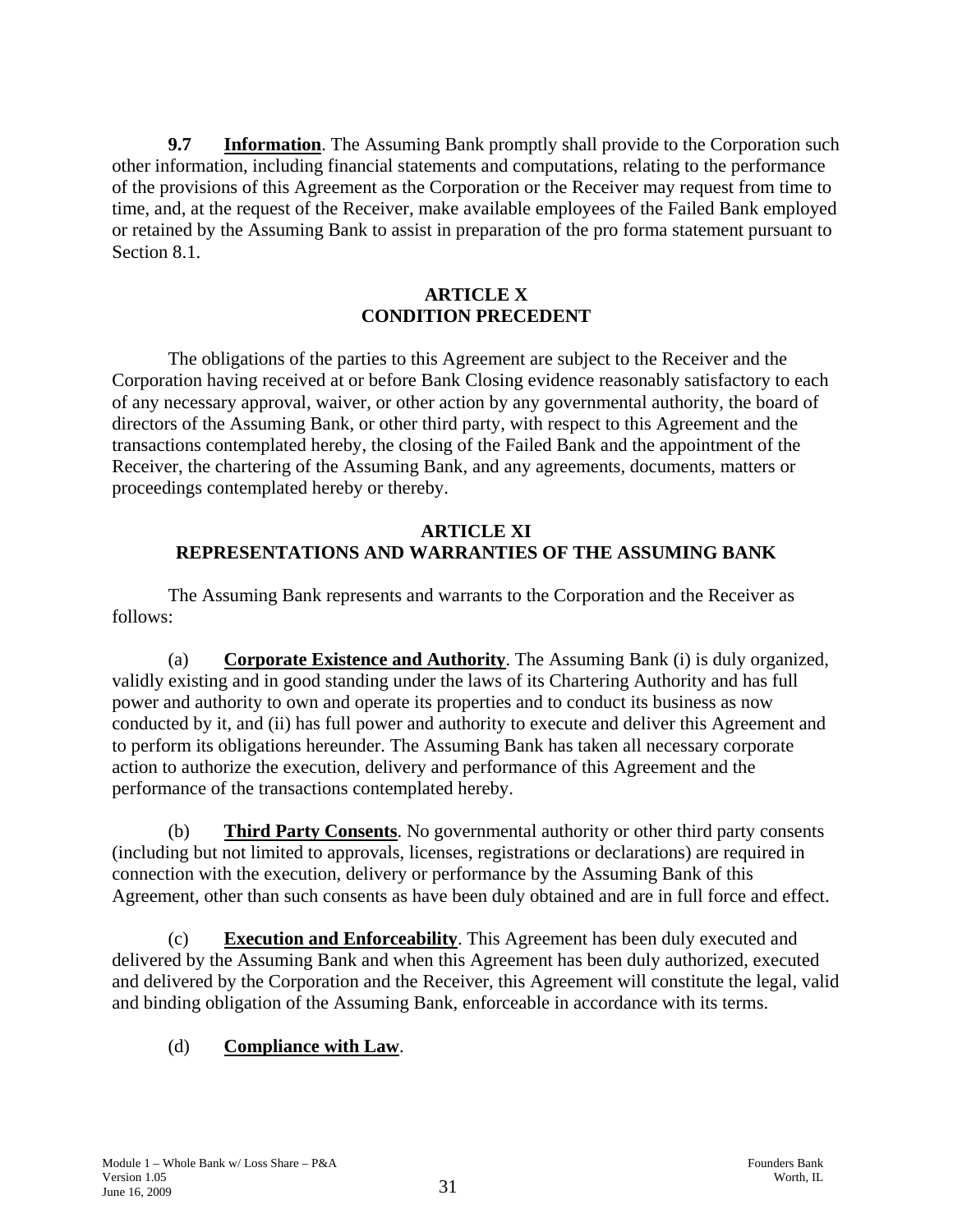**9.7 Information**. The Assuming Bank promptly shall provide to the Corporation such other information, including financial statements and computations, relating to the performance of the provisions of this Agreement as the Corporation or the Receiver may request from time to time, and, at the request of the Receiver, make available employees of the Failed Bank employed or retained by the Assuming Bank to assist in preparation of the pro forma statement pursuant to Section 8.1.

## ARTICLE X
## CONDITION PRECEDENT

The obligations of the parties to this Agreement are subject to the Receiver and the Corporation having received at or before Bank Closing evidence reasonably satisfactory to each of any necessary approval, waiver, or other action by any governmental authority, the board of directors of the Assuming Bank, or other third party, with respect to this Agreement and the transactions contemplated hereby, the closing of the Failed Bank and the appointment of the Receiver, the chartering of the Assuming Bank, and any agreements, documents, matters or proceedings contemplated hereby or thereby.

## ARTICLE XI
## REPRESENTATIONS AND WARRANTIES OF THE ASSUMING BANK

The Assuming Bank represents and warrants to the Corporation and the Receiver as follows:

(a) **Corporate Existence and Authority**. The Assuming Bank (i) is duly organized, validly existing and in good standing under the laws of its Chartering Authority and has full power and authority to own and operate its properties and to conduct its business as now conducted by it, and (ii) has full power and authority to execute and deliver this Agreement and to perform its obligations hereunder. The Assuming Bank has taken all necessary corporate action to authorize the execution, delivery and performance of this Agreement and the performance of the transactions contemplated hereby.

(b) **Third Party Consents**. No governmental authority or other third party consents (including but not limited to approvals, licenses, registrations or declarations) are required in connection with the execution, delivery or performance by the Assuming Bank of this Agreement, other than such consents as have been duly obtained and are in full force and effect.

(c) **Execution and Enforceability**. This Agreement has been duly executed and delivered by the Assuming Bank and when this Agreement has been duly authorized, executed and delivered by the Corporation and the Receiver, this Agreement will constitute the legal, valid and binding obligation of the Assuming Bank, enforceable in accordance with its terms.

(d) **Compliance with Law**.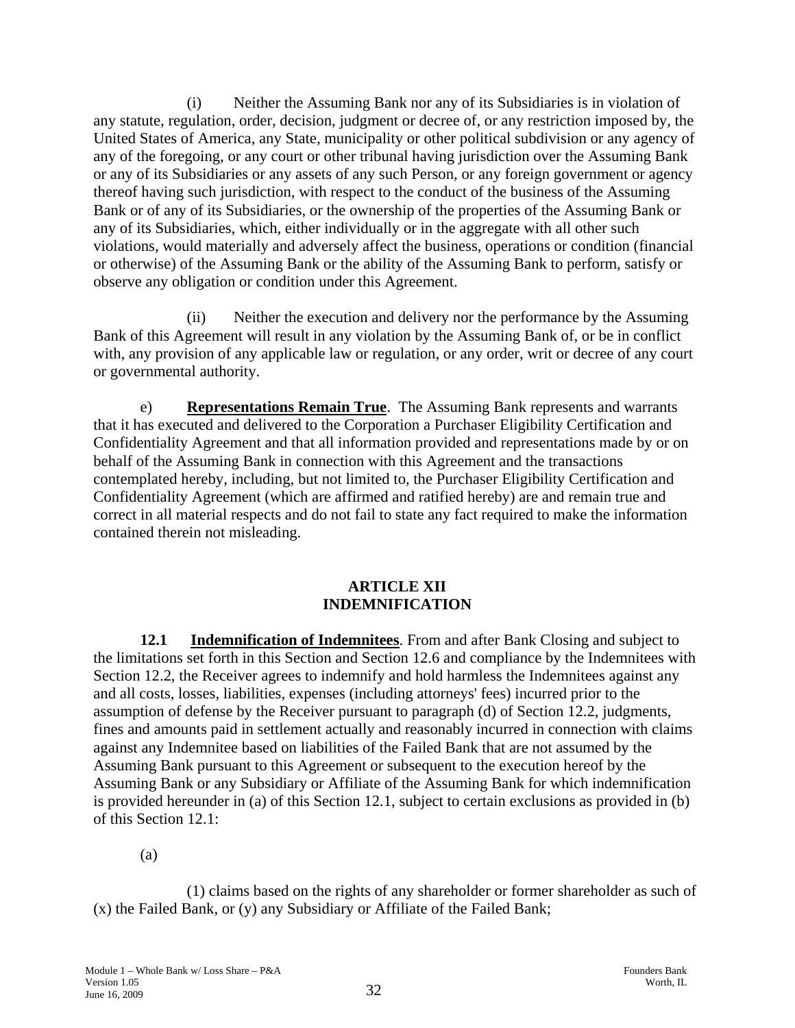(i) Neither the Assuming Bank nor any of its Subsidiaries is in violation of any statute, regulation, order, decision, judgment or decree of, or any restriction imposed by, the United States of America, any State, municipality or other political subdivision or any agency of any of the foregoing, or any court or other tribunal having jurisdiction over the Assuming Bank or any of its Subsidiaries or any assets of any such Person, or any foreign government or agency thereof having such jurisdiction, with respect to the conduct of the business of the Assuming Bank or of any of its Subsidiaries, or the ownership of the properties of the Assuming Bank or any of its Subsidiaries, which, either individually or in the aggregate with all other such violations, would materially and adversely affect the business, operations or condition (financial or otherwise) of the Assuming Bank or the ability of the Assuming Bank to perform, satisfy or observe any obligation or condition under this Agreement.

(ii) Neither the execution and delivery nor the performance by the Assuming Bank of this Agreement will result in any violation by the Assuming Bank of, or be in conflict with, any provision of any applicable law or regulation, or any order, writ or decree of any court or governmental authority.

e) **Representations Remain True**. The Assuming Bank represents and warrants that it has executed and delivered to the Corporation a Purchaser Eligibility Certification and Confidentiality Agreement and that all information provided and representations made by or on behalf of the Assuming Bank in connection with this Agreement and the transactions contemplated hereby, including, but not limited to, the Purchaser Eligibility Certification and Confidentiality Agreement (which are affirmed and ratified hereby) are and remain true and correct in all material respects and do not fail to state any fact required to make the information contained therein not misleading.

## ARTICLE XII
## INDEMNIFICATION

**12.1 Indemnification of Indemnitees**. From and after Bank Closing and subject to the limitations set forth in this Section and Section 12.6 and compliance by the Indemnitees with Section 12.2, the Receiver agrees to indemnify and hold harmless the Indemnitees against any and all costs, losses, liabilities, expenses (including attorneys' fees) incurred prior to the assumption of defense by the Receiver pursuant to paragraph (d) of Section 12.2, judgments, fines and amounts paid in settlement actually and reasonably incurred in connection with claims against any Indemnitee based on liabilities of the Failed Bank that are not assumed by the Assuming Bank pursuant to this Agreement or subsequent to the execution hereof by the Assuming Bank or any Subsidiary or Affiliate of the Assuming Bank for which indemnification is provided hereunder in (a) of this Section 12.1, subject to certain exclusions as provided in (b) of this Section 12.1:

(a)

(1) claims based on the rights of any shareholder or former shareholder as such of (x) the Failed Bank, or (y) any Subsidiary or Affiliate of the Failed Bank;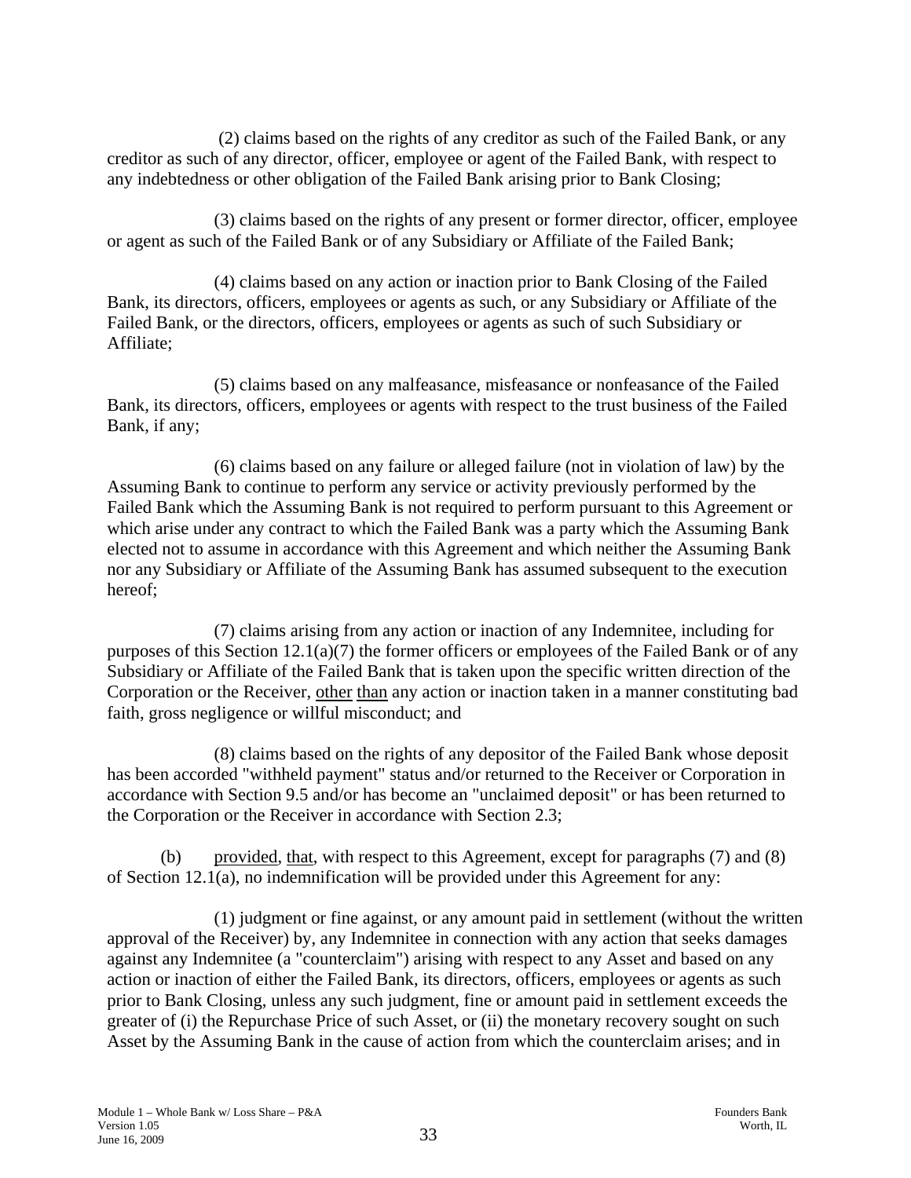(2) claims based on the rights of any creditor as such of the Failed Bank, or any creditor as such of any director, officer, employee or agent of the Failed Bank, with respect to any indebtedness or other obligation of the Failed Bank arising prior to Bank Closing;

(3) claims based on the rights of any present or former director, officer, employee or agent as such of the Failed Bank or of any Subsidiary or Affiliate of the Failed Bank;

(4) claims based on any action or inaction prior to Bank Closing of the Failed Bank, its directors, officers, employees or agents as such, or any Subsidiary or Affiliate of the Failed Bank, or the directors, officers, employees or agents as such of such Subsidiary or Affiliate;

(5) claims based on any malfeasance, misfeasance or nonfeasance of the Failed Bank, its directors, officers, employees or agents with respect to the trust business of the Failed Bank, if any;

(6) claims based on any failure or alleged failure (not in violation of law) by the Assuming Bank to continue to perform any service or activity previously performed by the Failed Bank which the Assuming Bank is not required to perform pursuant to this Agreement or which arise under any contract to which the Failed Bank was a party which the Assuming Bank elected not to assume in accordance with this Agreement and which neither the Assuming Bank nor any Subsidiary or Affiliate of the Assuming Bank has assumed subsequent to the execution hereof;

(7) claims arising from any action or inaction of any Indemnitee, including for purposes of this Section 12.1(a)(7) the former officers or employees of the Failed Bank or of any Subsidiary or Affiliate of the Failed Bank that is taken upon the specific written direction of the Corporation or the Receiver, other than any action or inaction taken in a manner constituting bad faith, gross negligence or willful misconduct; and

(8) claims based on the rights of any depositor of the Failed Bank whose deposit has been accorded "withheld payment" status and/or returned to the Receiver or Corporation in accordance with Section 9.5 and/or has become an "unclaimed deposit" or has been returned to the Corporation or the Receiver in accordance with Section 2.3;

(b) provided, that, with respect to this Agreement, except for paragraphs (7) and (8) of Section 12.1(a), no indemnification will be provided under this Agreement for any:

(1) judgment or fine against, or any amount paid in settlement (without the written approval of the Receiver) by, any Indemnitee in connection with any action that seeks damages against any Indemnitee (a "counterclaim") arising with respect to any Asset and based on any action or inaction of either the Failed Bank, its directors, officers, employees or agents as such prior to Bank Closing, unless any such judgment, fine or amount paid in settlement exceeds the greater of (i) the Repurchase Price of such Asset, or (ii) the monetary recovery sought on such Asset by the Assuming Bank in the cause of action from which the counterclaim arises; and in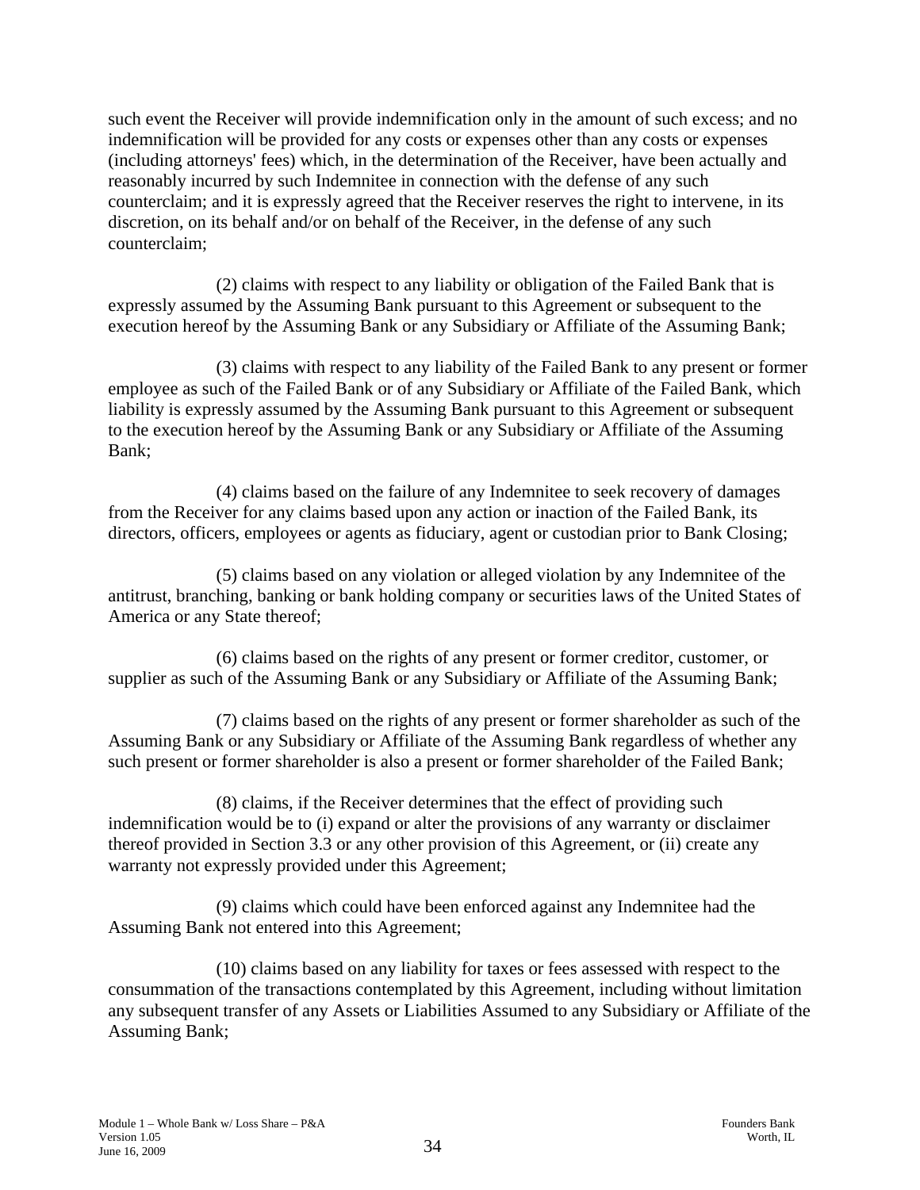such event the Receiver will provide indemnification only in the amount of such excess; and no indemnification will be provided for any costs or expenses other than any costs or expenses (including attorneys' fees) which, in the determination of the Receiver, have been actually and reasonably incurred by such Indemnitee in connection with the defense of any such counterclaim; and it is expressly agreed that the Receiver reserves the right to intervene, in its discretion, on its behalf and/or on behalf of the Receiver, in the defense of any such counterclaim;

(2) claims with respect to any liability or obligation of the Failed Bank that is expressly assumed by the Assuming Bank pursuant to this Agreement or subsequent to the execution hereof by the Assuming Bank or any Subsidiary or Affiliate of the Assuming Bank;

(3) claims with respect to any liability of the Failed Bank to any present or former employee as such of the Failed Bank or of any Subsidiary or Affiliate of the Failed Bank, which liability is expressly assumed by the Assuming Bank pursuant to this Agreement or subsequent to the execution hereof by the Assuming Bank or any Subsidiary or Affiliate of the Assuming Bank;

(4) claims based on the failure of any Indemnitee to seek recovery of damages from the Receiver for any claims based upon any action or inaction of the Failed Bank, its directors, officers, employees or agents as fiduciary, agent or custodian prior to Bank Closing;

(5) claims based on any violation or alleged violation by any Indemnitee of the antitrust, branching, banking or bank holding company or securities laws of the United States of America or any State thereof;

(6) claims based on the rights of any present or former creditor, customer, or supplier as such of the Assuming Bank or any Subsidiary or Affiliate of the Assuming Bank;

(7) claims based on the rights of any present or former shareholder as such of the Assuming Bank or any Subsidiary or Affiliate of the Assuming Bank regardless of whether any such present or former shareholder is also a present or former shareholder of the Failed Bank;

(8) claims, if the Receiver determines that the effect of providing such indemnification would be to (i) expand or alter the provisions of any warranty or disclaimer thereof provided in Section 3.3 or any other provision of this Agreement, or (ii) create any warranty not expressly provided under this Agreement;

(9) claims which could have been enforced against any Indemnitee had the Assuming Bank not entered into this Agreement;

(10) claims based on any liability for taxes or fees assessed with respect to the consummation of the transactions contemplated by this Agreement, including without limitation any subsequent transfer of any Assets or Liabilities Assumed to any Subsidiary or Affiliate of the Assuming Bank;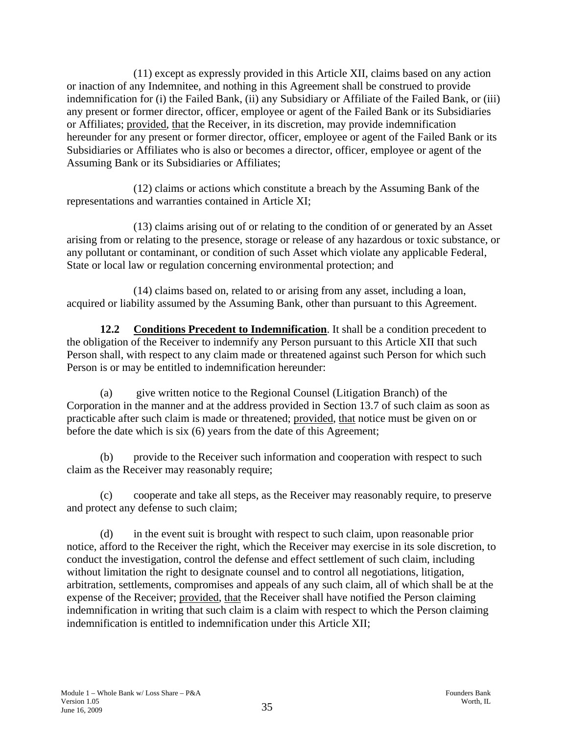(11) except as expressly provided in this Article XII, claims based on any action or inaction of any Indemnitee, and nothing in this Agreement shall be construed to provide indemnification for (i) the Failed Bank, (ii) any Subsidiary or Affiliate of the Failed Bank, or (iii) any present or former director, officer, employee or agent of the Failed Bank or its Subsidiaries or Affiliates; provided, that the Receiver, in its discretion, may provide indemnification hereunder for any present or former director, officer, employee or agent of the Failed Bank or its Subsidiaries or Affiliates who is also or becomes a director, officer, employee or agent of the Assuming Bank or its Subsidiaries or Affiliates;

(12) claims or actions which constitute a breach by the Assuming Bank of the representations and warranties contained in Article XI;

(13) claims arising out of or relating to the condition of or generated by an Asset arising from or relating to the presence, storage or release of any hazardous or toxic substance, or any pollutant or contaminant, or condition of such Asset which violate any applicable Federal, State or local law or regulation concerning environmental protection; and

(14) claims based on, related to or arising from any asset, including a loan, acquired or liability assumed by the Assuming Bank, other than pursuant to this Agreement.

**12.2 Conditions Precedent to Indemnification**. It shall be a condition precedent to the obligation of the Receiver to indemnify any Person pursuant to this Article XII that such Person shall, with respect to any claim made or threatened against such Person for which such Person is or may be entitled to indemnification hereunder:

(a) give written notice to the Regional Counsel (Litigation Branch) of the Corporation in the manner and at the address provided in Section 13.7 of such claim as soon as practicable after such claim is made or threatened; provided, that notice must be given on or before the date which is six (6) years from the date of this Agreement;

(b) provide to the Receiver such information and cooperation with respect to such claim as the Receiver may reasonably require;

(c) cooperate and take all steps, as the Receiver may reasonably require, to preserve and protect any defense to such claim;

(d) in the event suit is brought with respect to such claim, upon reasonable prior notice, afford to the Receiver the right, which the Receiver may exercise in its sole discretion, to conduct the investigation, control the defense and effect settlement of such claim, including without limitation the right to designate counsel and to control all negotiations, litigation, arbitration, settlements, compromises and appeals of any such claim, all of which shall be at the expense of the Receiver; provided, that the Receiver shall have notified the Person claiming indemnification in writing that such claim is a claim with respect to which the Person claiming indemnification is entitled to indemnification under this Article XII;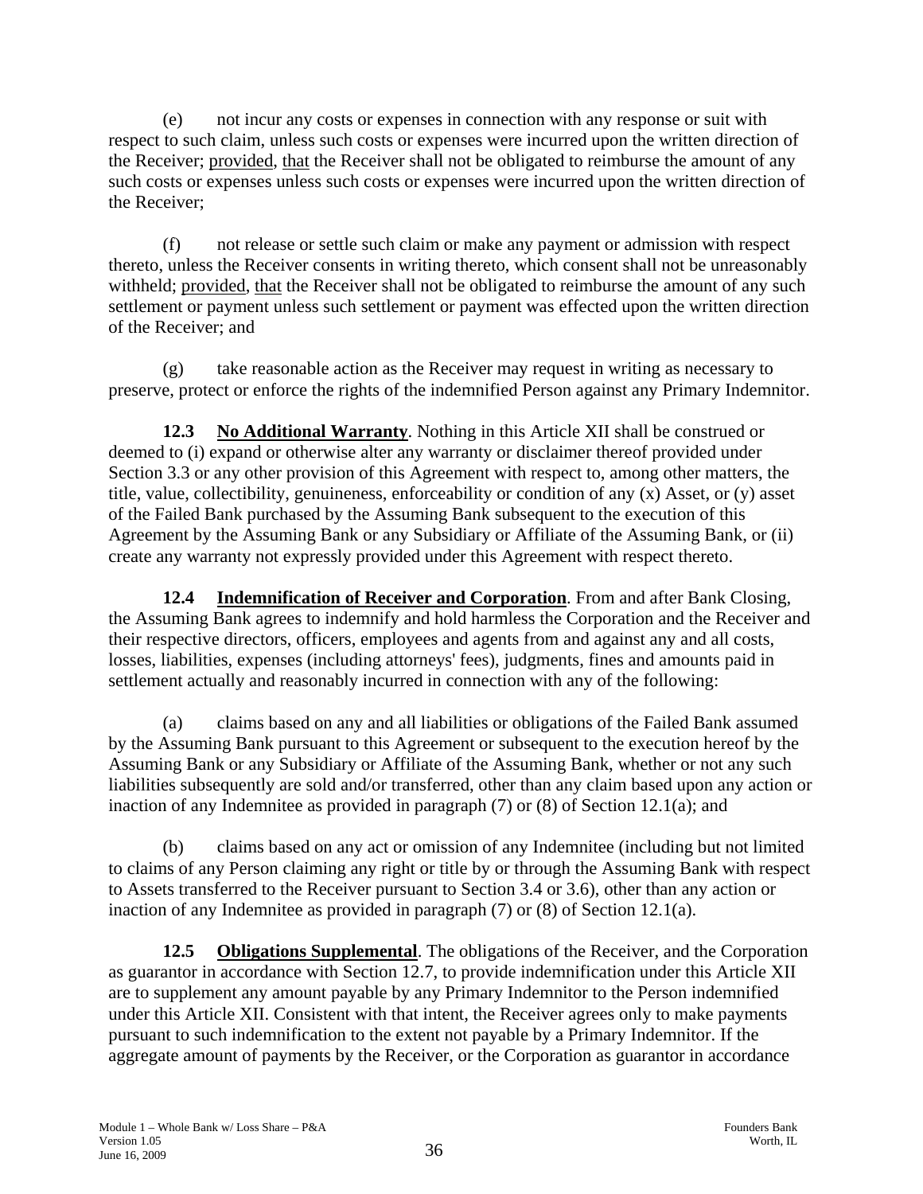(e) not incur any costs or expenses in connection with any response or suit with respect to such claim, unless such costs or expenses were incurred upon the written direction of the Receiver; provided, that the Receiver shall not be obligated to reimburse the amount of any such costs or expenses unless such costs or expenses were incurred upon the written direction of the Receiver;

(f) not release or settle such claim or make any payment or admission with respect thereto, unless the Receiver consents in writing thereto, which consent shall not be unreasonably withheld; provided, that the Receiver shall not be obligated to reimburse the amount of any such settlement or payment unless such settlement or payment was effected upon the written direction of the Receiver; and

(g) take reasonable action as the Receiver may request in writing as necessary to preserve, protect or enforce the rights of the indemnified Person against any Primary Indemnitor.

**12.3 No Additional Warranty**. Nothing in this Article XII shall be construed or deemed to (i) expand or otherwise alter any warranty or disclaimer thereof provided under Section 3.3 or any other provision of this Agreement with respect to, among other matters, the title, value, collectibility, genuineness, enforceability or condition of any (x) Asset, or (y) asset of the Failed Bank purchased by the Assuming Bank subsequent to the execution of this Agreement by the Assuming Bank or any Subsidiary or Affiliate of the Assuming Bank, or (ii) create any warranty not expressly provided under this Agreement with respect thereto.

**12.4 Indemnification of Receiver and Corporation**. From and after Bank Closing, the Assuming Bank agrees to indemnify and hold harmless the Corporation and the Receiver and their respective directors, officers, employees and agents from and against any and all costs, losses, liabilities, expenses (including attorneys' fees), judgments, fines and amounts paid in settlement actually and reasonably incurred in connection with any of the following:

(a) claims based on any and all liabilities or obligations of the Failed Bank assumed by the Assuming Bank pursuant to this Agreement or subsequent to the execution hereof by the Assuming Bank or any Subsidiary or Affiliate of the Assuming Bank, whether or not any such liabilities subsequently are sold and/or transferred, other than any claim based upon any action or inaction of any Indemnitee as provided in paragraph (7) or (8) of Section 12.1(a); and

(b) claims based on any act or omission of any Indemnitee (including but not limited to claims of any Person claiming any right or title by or through the Assuming Bank with respect to Assets transferred to the Receiver pursuant to Section 3.4 or 3.6), other than any action or inaction of any Indemnitee as provided in paragraph (7) or (8) of Section 12.1(a).

**12.5 Obligations Supplemental**. The obligations of the Receiver, and the Corporation as guarantor in accordance with Section 12.7, to provide indemnification under this Article XII are to supplement any amount payable by any Primary Indemnitor to the Person indemnified under this Article XII. Consistent with that intent, the Receiver agrees only to make payments pursuant to such indemnification to the extent not payable by a Primary Indemnitor. If the aggregate amount of payments by the Receiver, or the Corporation as guarantor in accordance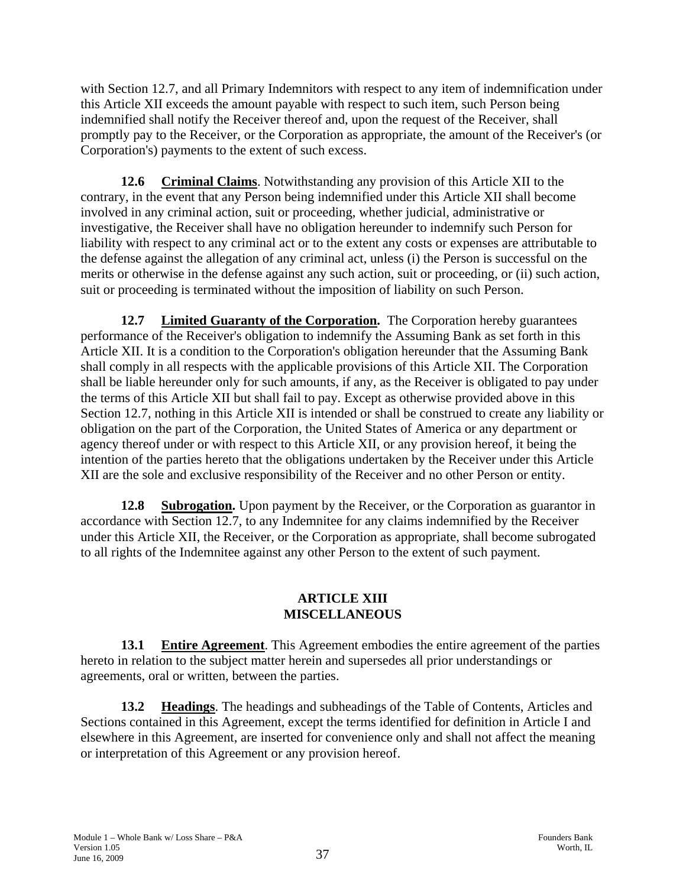with Section 12.7, and all Primary Indemnitors with respect to any item of indemnification under this Article XII exceeds the amount payable with respect to such item, such Person being indemnified shall notify the Receiver thereof and, upon the request of the Receiver, shall promptly pay to the Receiver, or the Corporation as appropriate, the amount of the Receiver's (or Corporation's) payments to the extent of such excess.

**12.6 Criminal Claims**. Notwithstanding any provision of this Article XII to the contrary, in the event that any Person being indemnified under this Article XII shall become involved in any criminal action, suit or proceeding, whether judicial, administrative or investigative, the Receiver shall have no obligation hereunder to indemnify such Person for liability with respect to any criminal act or to the extent any costs or expenses are attributable to the defense against the allegation of any criminal act, unless (i) the Person is successful on the merits or otherwise in the defense against any such action, suit or proceeding, or (ii) such action, suit or proceeding is terminated without the imposition of liability on such Person.

**12.7 Limited Guaranty of the Corporation.** The Corporation hereby guarantees performance of the Receiver's obligation to indemnify the Assuming Bank as set forth in this Article XII. It is a condition to the Corporation's obligation hereunder that the Assuming Bank shall comply in all respects with the applicable provisions of this Article XII. The Corporation shall be liable hereunder only for such amounts, if any, as the Receiver is obligated to pay under the terms of this Article XII but shall fail to pay. Except as otherwise provided above in this Section 12.7, nothing in this Article XII is intended or shall be construed to create any liability or obligation on the part of the Corporation, the United States of America or any department or agency thereof under or with respect to this Article XII, or any provision hereof, it being the intention of the parties hereto that the obligations undertaken by the Receiver under this Article XII are the sole and exclusive responsibility of the Receiver and no other Person or entity.

**12.8 Subrogation.** Upon payment by the Receiver, or the Corporation as guarantor in accordance with Section 12.7, to any Indemnitee for any claims indemnified by the Receiver under this Article XII, the Receiver, or the Corporation as appropriate, shall become subrogated to all rights of the Indemnitee against any other Person to the extent of such payment.

## ARTICLE XIII
## MISCELLANEOUS

**13.1 Entire Agreement**. This Agreement embodies the entire agreement of the parties hereto in relation to the subject matter herein and supersedes all prior understandings or agreements, oral or written, between the parties.

**13.2 Headings**. The headings and subheadings of the Table of Contents, Articles and Sections contained in this Agreement, except the terms identified for definition in Article I and elsewhere in this Agreement, are inserted for convenience only and shall not affect the meaning or interpretation of this Agreement or any provision hereof.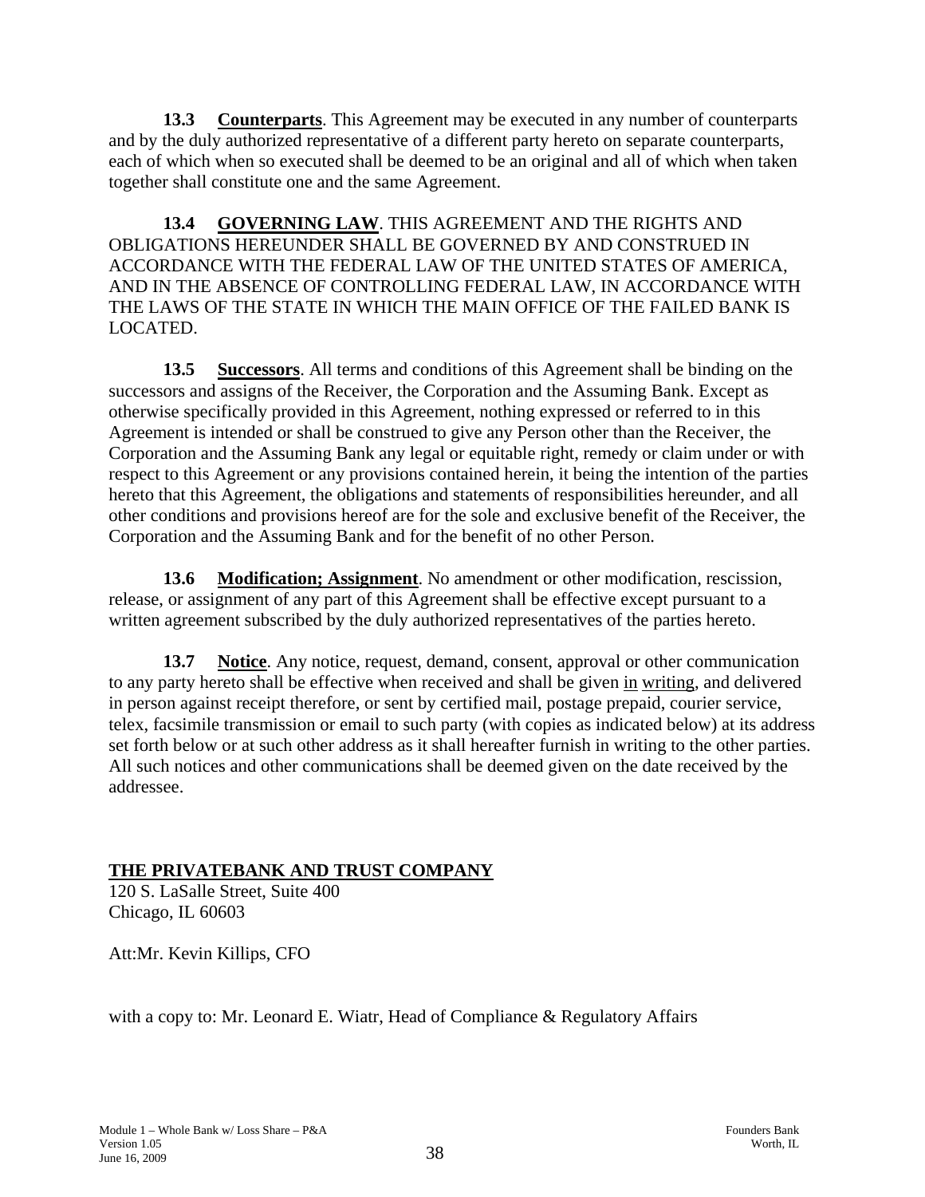**13.3 Counterparts**. This Agreement may be executed in any number of counterparts and by the duly authorized representative of a different party hereto on separate counterparts, each of which when so executed shall be deemed to be an original and all of which when taken together shall constitute one and the same Agreement.

**13.4 GOVERNING LAW**. THIS AGREEMENT AND THE RIGHTS AND OBLIGATIONS HEREUNDER SHALL BE GOVERNED BY AND CONSTRUED IN ACCORDANCE WITH THE FEDERAL LAW OF THE UNITED STATES OF AMERICA, AND IN THE ABSENCE OF CONTROLLING FEDERAL LAW, IN ACCORDANCE WITH THE LAWS OF THE STATE IN WHICH THE MAIN OFFICE OF THE FAILED BANK IS LOCATED.

**13.5 Successors**. All terms and conditions of this Agreement shall be binding on the successors and assigns of the Receiver, the Corporation and the Assuming Bank. Except as otherwise specifically provided in this Agreement, nothing expressed or referred to in this Agreement is intended or shall be construed to give any Person other than the Receiver, the Corporation and the Assuming Bank any legal or equitable right, remedy or claim under or with respect to this Agreement or any provisions contained herein, it being the intention of the parties hereto that this Agreement, the obligations and statements of responsibilities hereunder, and all other conditions and provisions hereof are for the sole and exclusive benefit of the Receiver, the Corporation and the Assuming Bank and for the benefit of no other Person.

**13.6 Modification; Assignment**. No amendment or other modification, rescission, release, or assignment of any part of this Agreement shall be effective except pursuant to a written agreement subscribed by the duly authorized representatives of the parties hereto.

**13.7 Notice**. Any notice, request, demand, consent, approval or other communication to any party hereto shall be effective when received and shall be given in writing, and delivered in person against receipt therefore, or sent by certified mail, postage prepaid, courier service, telex, facsimile transmission or email to such party (with copies as indicated below) at its address set forth below or at such other address as it shall hereafter furnish in writing to the other parties. All such notices and other communications shall be deemed given on the date received by the addressee.

**THE PRIVATEBANK AND TRUST COMPANY**
120 S. LaSalle Street, Suite 400
Chicago, IL 60603

Att:Mr. Kevin Killips, CFO

with a copy to: Mr. Leonard E. Wiatr, Head of Compliance & Regulatory Affairs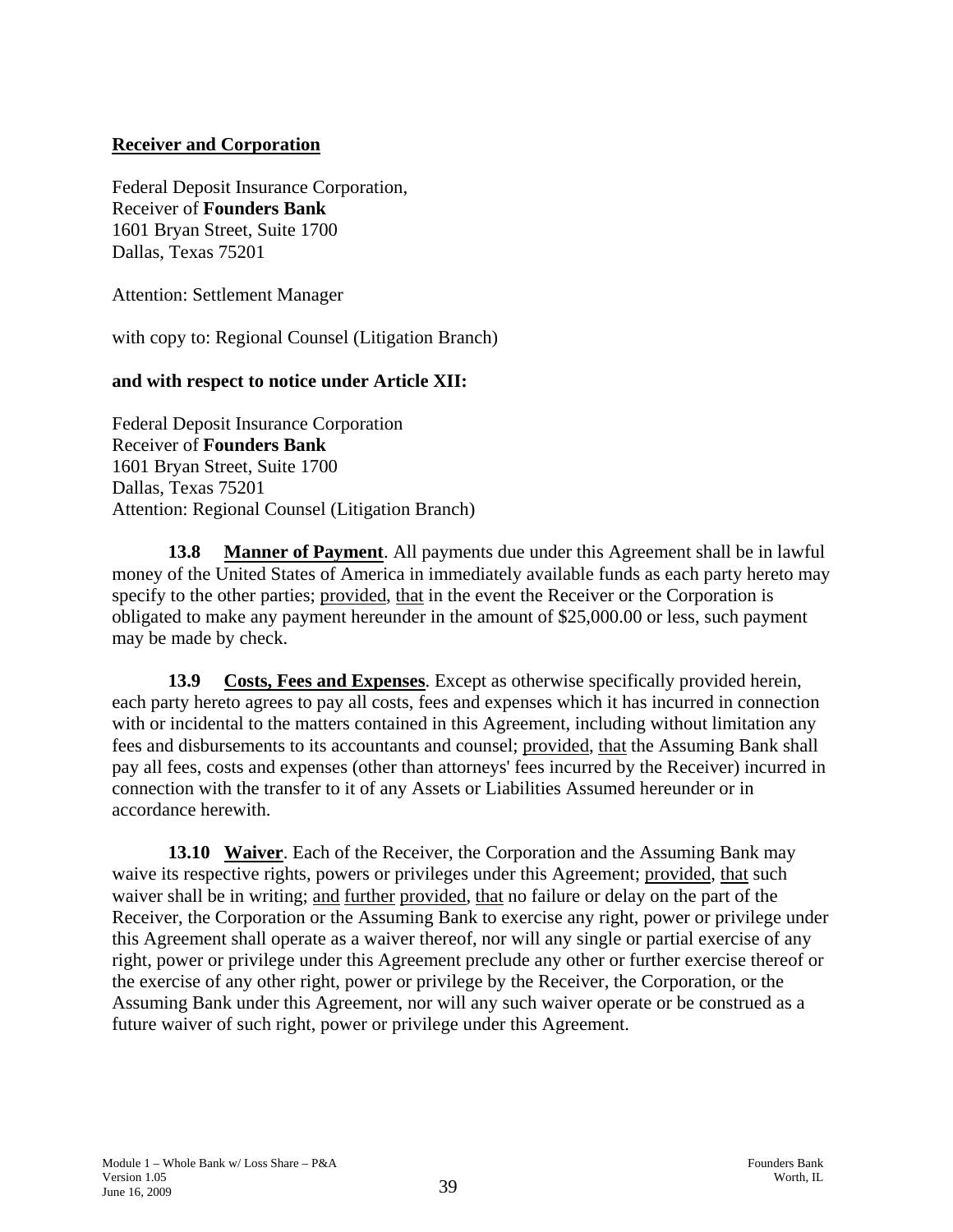**<u>Receiver and Corporation</u>**

Federal Deposit Insurance Corporation,
Receiver of **Founders Bank**
1601 Bryan Street, Suite 1700
Dallas, Texas 75201

Attention: Settlement Manager

with copy to: Regional Counsel (Litigation Branch)

**and with respect to notice under Article XII:**

Federal Deposit Insurance Corporation
Receiver of **Founders Bank**
1601 Bryan Street, Suite 1700
Dallas, Texas 75201
Attention: Regional Counsel (Litigation Branch)

**13.8 <u>Manner of Payment</u>**. All payments due under this Agreement shall be in lawful money of the United States of America in immediately available funds as each party hereto may specify to the other parties; <u>provided</u>, <u>that</u> in the event the Receiver or the Corporation is obligated to make any payment hereunder in the amount of $25,000.00 or less, such payment may be made by check.

**13.9 <u>Costs, Fees and Expenses</u>**. Except as otherwise specifically provided herein, each party hereto agrees to pay all costs, fees and expenses which it has incurred in connection with or incidental to the matters contained in this Agreement, including without limitation any fees and disbursements to its accountants and counsel; <u>provided</u>, <u>that</u> the Assuming Bank shall pay all fees, costs and expenses (other than attorneys' fees incurred by the Receiver) incurred in connection with the transfer to it of any Assets or Liabilities Assumed hereunder or in accordance herewith.

**13.10 <u>Waiver</u>**. Each of the Receiver, the Corporation and the Assuming Bank may waive its respective rights, powers or privileges under this Agreement; <u>provided</u>, <u>that</u> such waiver shall be in writing; <u>and</u> <u>further</u> <u>provided</u>, <u>that</u> no failure or delay on the part of the Receiver, the Corporation or the Assuming Bank to exercise any right, power or privilege under this Agreement shall operate as a waiver thereof, nor will any single or partial exercise of any right, power or privilege under this Agreement preclude any other or further exercise thereof or the exercise of any other right, power or privilege by the Receiver, the Corporation, or the Assuming Bank under this Agreement, nor will any such waiver operate or be construed as a future waiver of such right, power or privilege under this Agreement.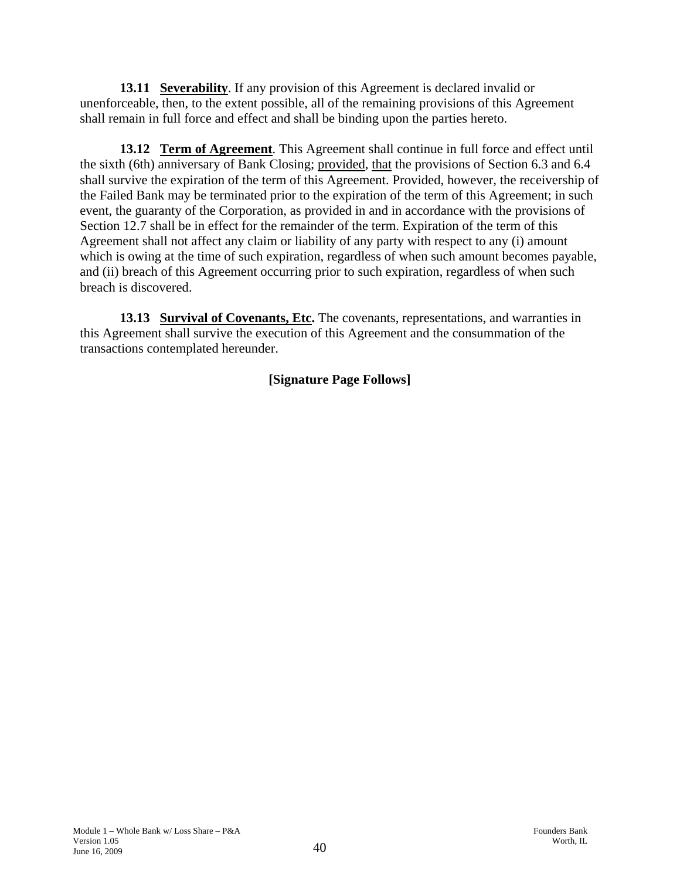**13.11 Severability**. If any provision of this Agreement is declared invalid or unenforceable, then, to the extent possible, all of the remaining provisions of this Agreement shall remain in full force and effect and shall be binding upon the parties hereto.

**13.12 Term of Agreement**. This Agreement shall continue in full force and effect until the sixth (6th) anniversary of Bank Closing; provided, that the provisions of Section 6.3 and 6.4 shall survive the expiration of the term of this Agreement. Provided, however, the receivership of the Failed Bank may be terminated prior to the expiration of the term of this Agreement; in such event, the guaranty of the Corporation, as provided in and in accordance with the provisions of Section 12.7 shall be in effect for the remainder of the term. Expiration of the term of this Agreement shall not affect any claim or liability of any party with respect to any (i) amount which is owing at the time of such expiration, regardless of when such amount becomes payable, and (ii) breach of this Agreement occurring prior to such expiration, regardless of when such breach is discovered.

**13.13 Survival of Covenants, Etc.** The covenants, representations, and warranties in this Agreement shall survive the execution of this Agreement and the consummation of the transactions contemplated hereunder.

**[Signature Page Follows]**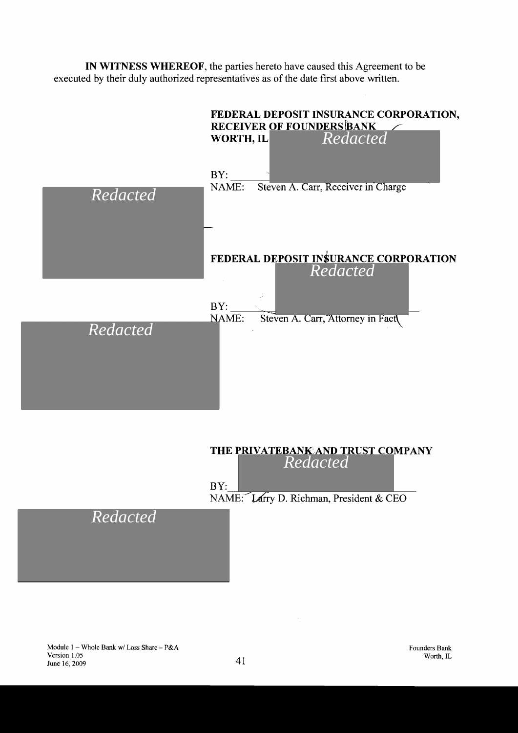**IN WITNESS WHEREOF**, the parties hereto have caused this Agreement to be executed by their duly authorized representatives as of the date first above written.

**FEDERAL DEPOSIT INSURANCE CORPORATION, RECEIVER OF FOUNDERS BANK WORTH, IL**

*Redacted*

BY: ____________________

NAME: Steven A. Carr, Receiver in Charge

*Redacted*

**FEDERAL DEPOSIT INSURANCE CORPORATION**

*Redacted*

BY: ____________________

NAME: Steven A. Carr, Attorney in Fact

*Redacted*

**THE PRIVATEBANK AND TRUST COMPANY**

*Redacted*

BY: ____________________

NAME: Larry D. Richman, President & CEO

*Redacted*

Module 1 – Whole Bank w/ Loss Share – P&A
Version 1.05
June 16, 2009

Founders Bank
Worth, IL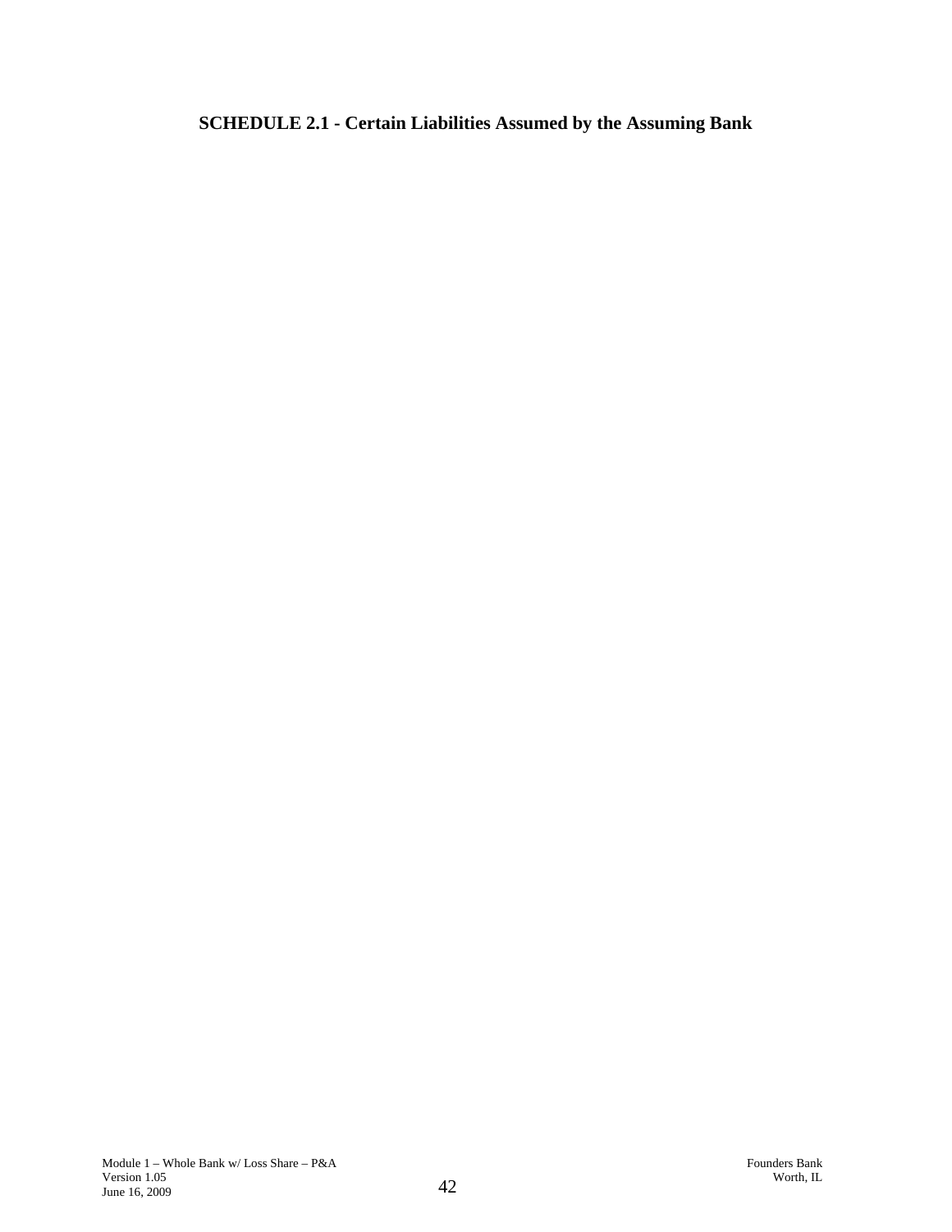**SCHEDULE 2.1 - Certain Liabilities Assumed by the Assuming Bank**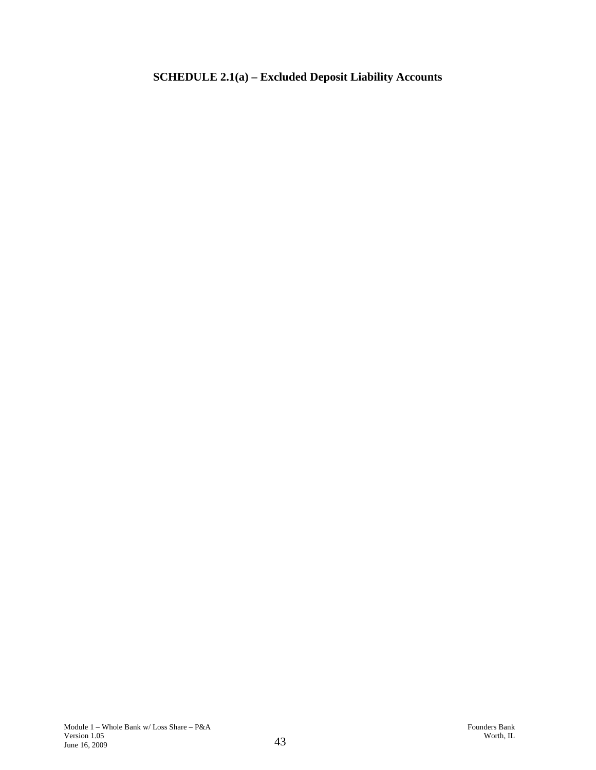**SCHEDULE 2.1(a) – Excluded Deposit Liability Accounts**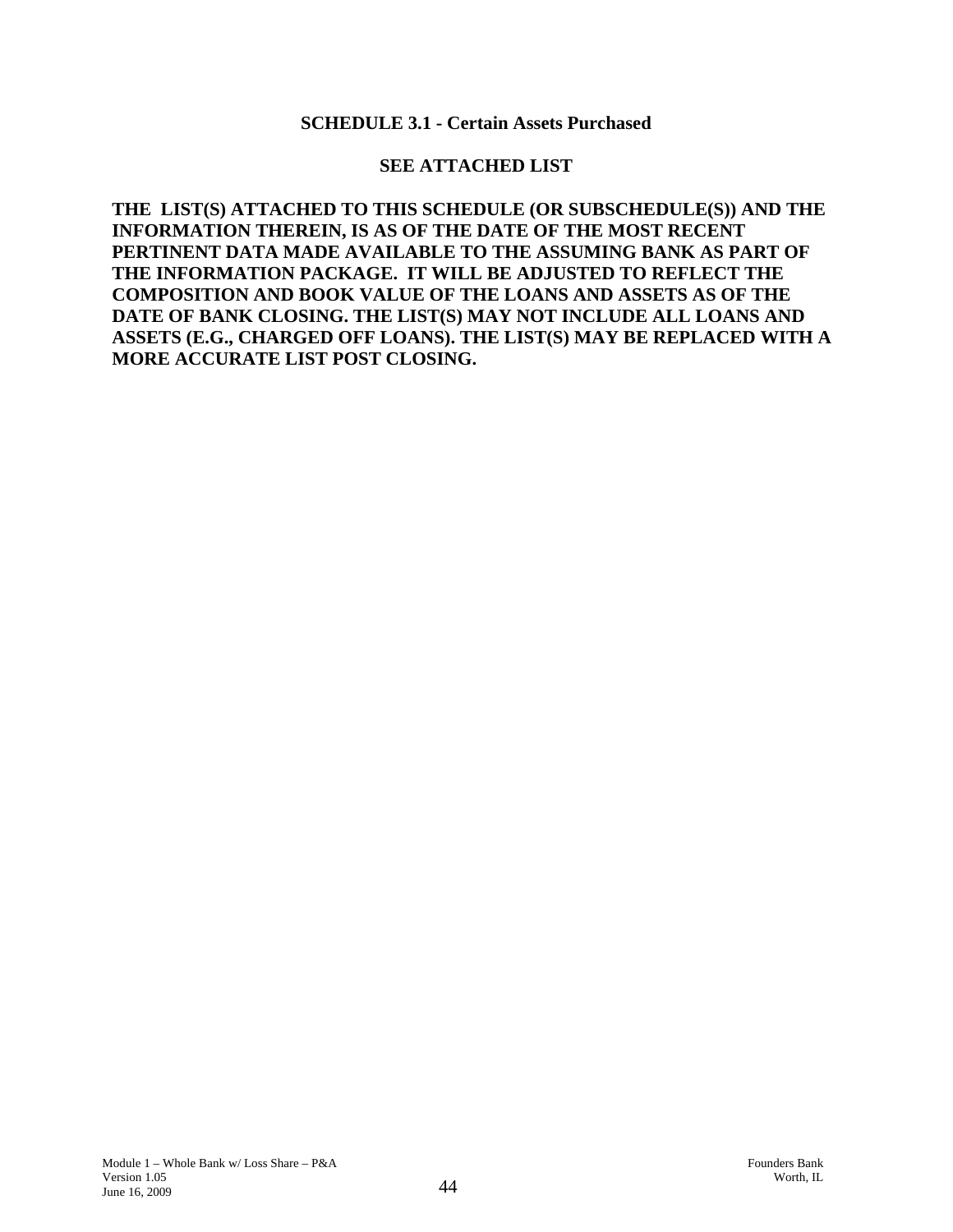**SCHEDULE 3.1 - Certain Assets Purchased**

**SEE ATTACHED LIST**

**THE LIST(S) ATTACHED TO THIS SCHEDULE (OR SUBSCHEDULE(S)) AND THE INFORMATION THEREIN, IS AS OF THE DATE OF THE MOST RECENT PERTINENT DATA MADE AVAILABLE TO THE ASSUMING BANK AS PART OF THE INFORMATION PACKAGE. IT WILL BE ADJUSTED TO REFLECT THE COMPOSITION AND BOOK VALUE OF THE LOANS AND ASSETS AS OF THE DATE OF BANK CLOSING. THE LIST(S) MAY NOT INCLUDE ALL LOANS AND ASSETS (E.G., CHARGED OFF LOANS). THE LIST(S) MAY BE REPLACED WITH A MORE ACCURATE LIST POST CLOSING.**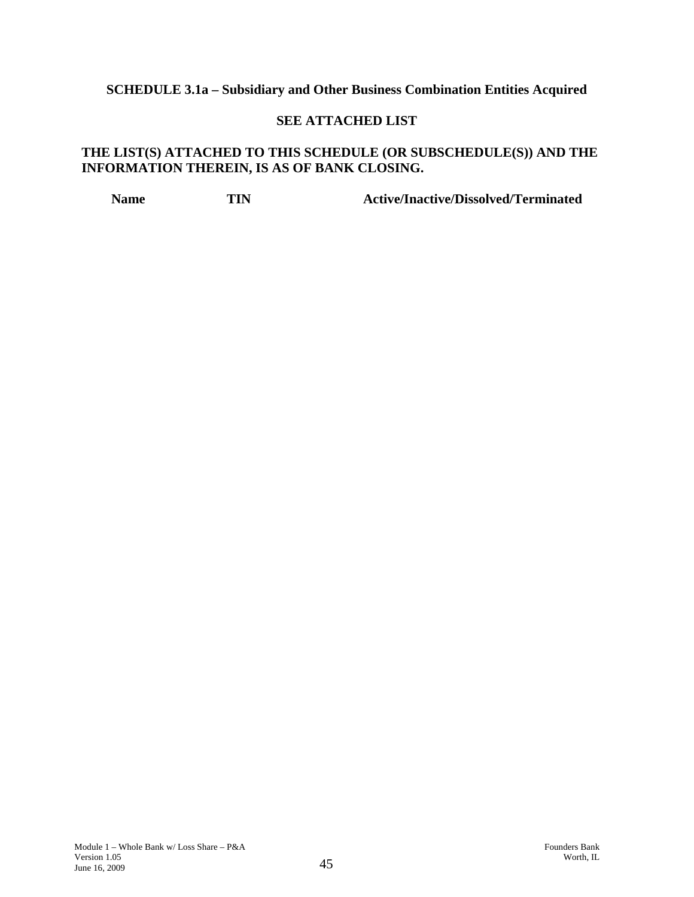**SCHEDULE 3.1a – Subsidiary and Other Business Combination Entities Acquired**

**SEE ATTACHED LIST**

**THE LIST(S) ATTACHED TO THIS SCHEDULE (OR SUBSCHEDULE(S)) AND THE INFORMATION THEREIN, IS AS OF BANK CLOSING.**

| Name | TIN | Active/Inactive/Dissolved/Terminated |
| --- | --- | --- |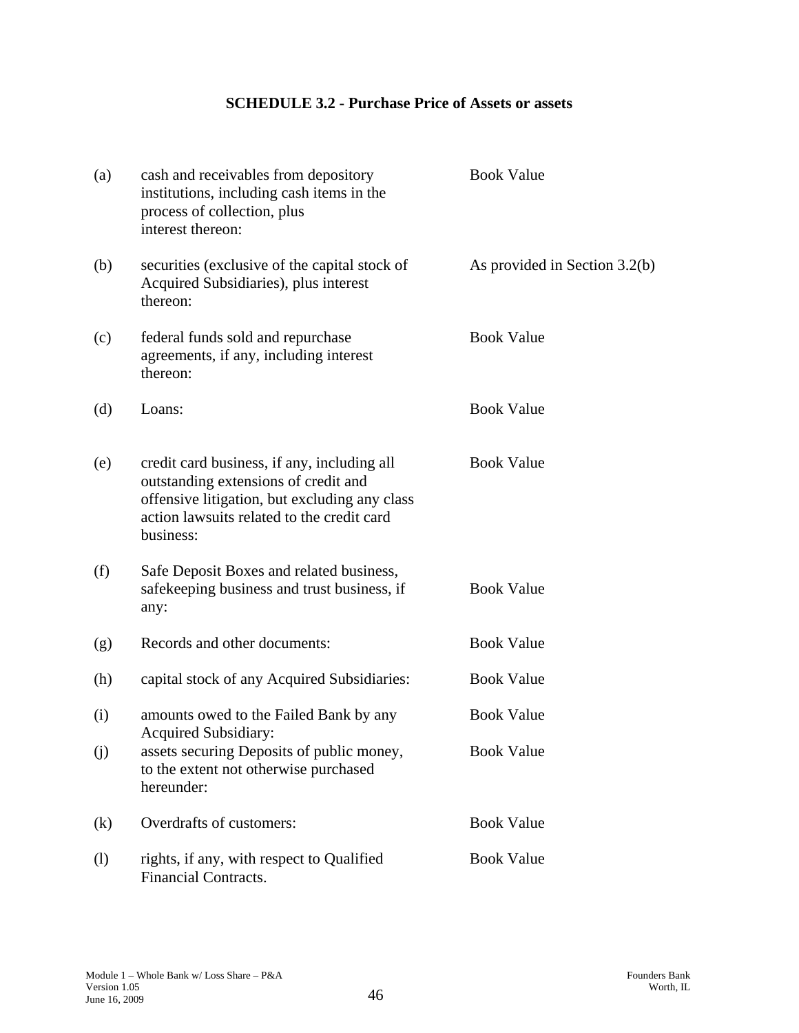## SCHEDULE 3.2 - Purchase Price of Assets or assets

| | | |
|---|---|---|
| (a) | cash and receivables from depository institutions, including cash items in the process of collection, plus interest thereon: | Book Value |
| (b) | securities (exclusive of the capital stock of Acquired Subsidiaries), plus interest thereon: | As provided in Section 3.2(b) |
| (c) | federal funds sold and repurchase agreements, if any, including interest thereon: | Book Value |
| (d) | Loans: | Book Value |
| (e) | credit card business, if any, including all outstanding extensions of credit and offensive litigation, but excluding any class action lawsuits related to the credit card business: | Book Value |
| (f) | Safe Deposit Boxes and related business, safekeeping business and trust business, if any: | Book Value |
| (g) | Records and other documents: | Book Value |
| (h) | capital stock of any Acquired Subsidiaries: | Book Value |
| (i) | amounts owed to the Failed Bank by any Acquired Subsidiary: | Book Value |
| (j) | assets securing Deposits of public money, to the extent not otherwise purchased hereunder: | Book Value |
| (k) | Overdrafts of customers: | Book Value |
| (l) | rights, if any, with respect to Qualified Financial Contracts. | Book Value |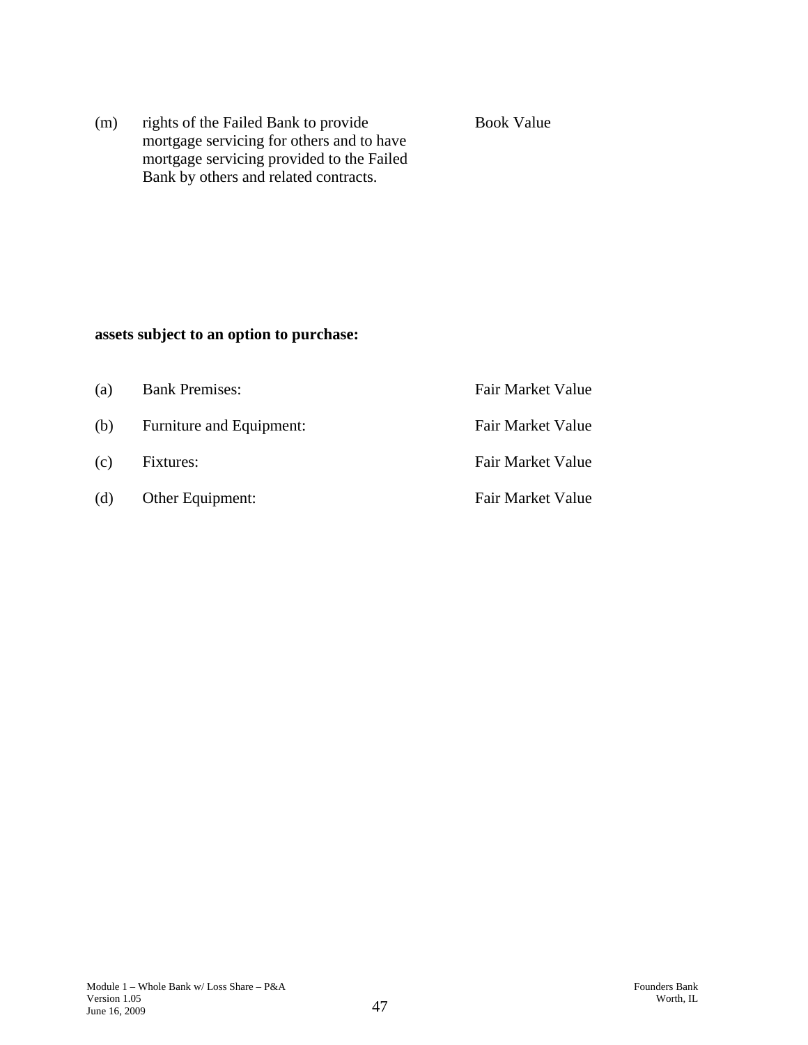| | | |
|---|---|---|
| (m) | rights of the Failed Bank to provide mortgage servicing for others and to have mortgage servicing provided to the Failed Bank by others and related contracts. | Book Value |

**assets subject to an option to purchase:**

| | | |
|---|---|---|
| (a) | Bank Premises: | Fair Market Value |
| (b) | Furniture and Equipment: | Fair Market Value |
| (c) | Fixtures: | Fair Market Value |
| (d) | Other Equipment: | Fair Market Value |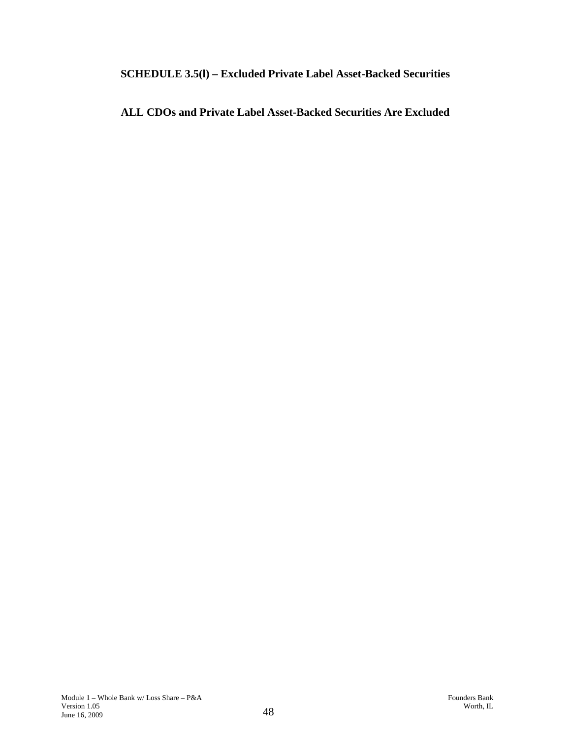**SCHEDULE 3.5(l) – Excluded Private Label Asset-Backed Securities**

**ALL CDOs and Private Label Asset-Backed Securities Are Excluded**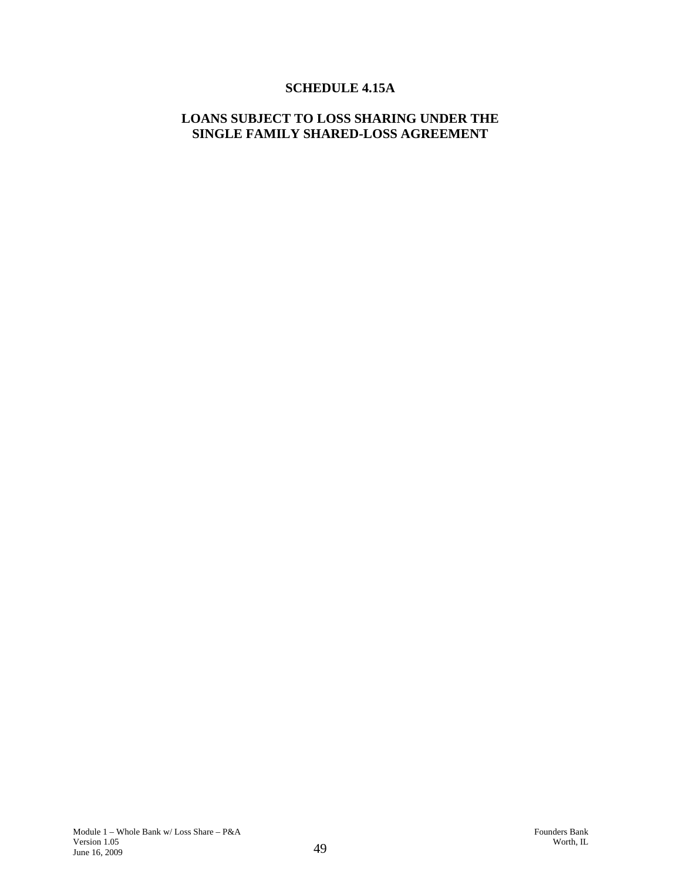# SCHEDULE 4.15A

## LOANS SUBJECT TO LOSS SHARING UNDER THE SINGLE FAMILY SHARED-LOSS AGREEMENT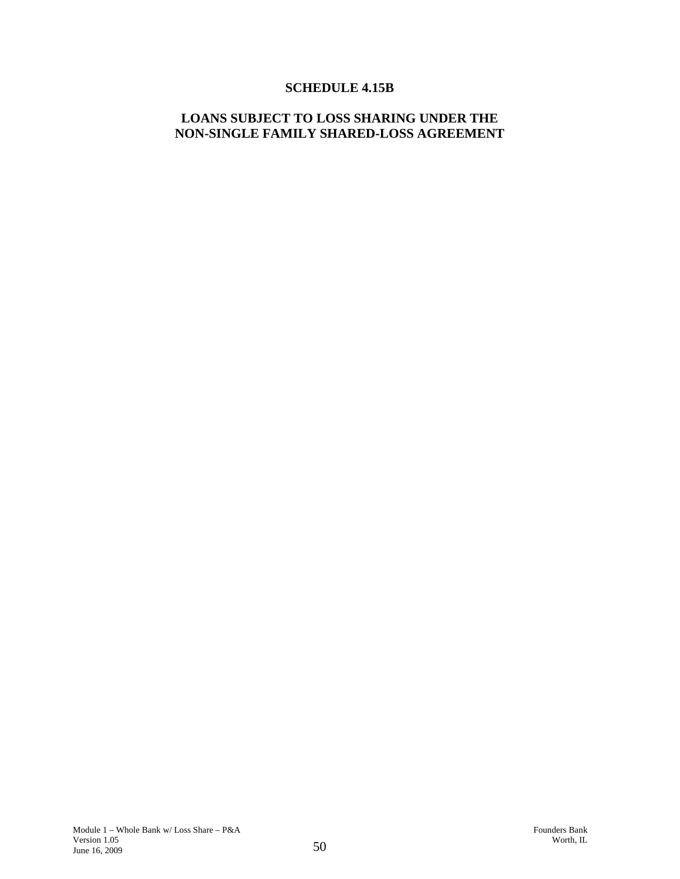# SCHEDULE 4.15B

## LOANS SUBJECT TO LOSS SHARING UNDER THE NON-SINGLE FAMILY SHARED-LOSS AGREEMENT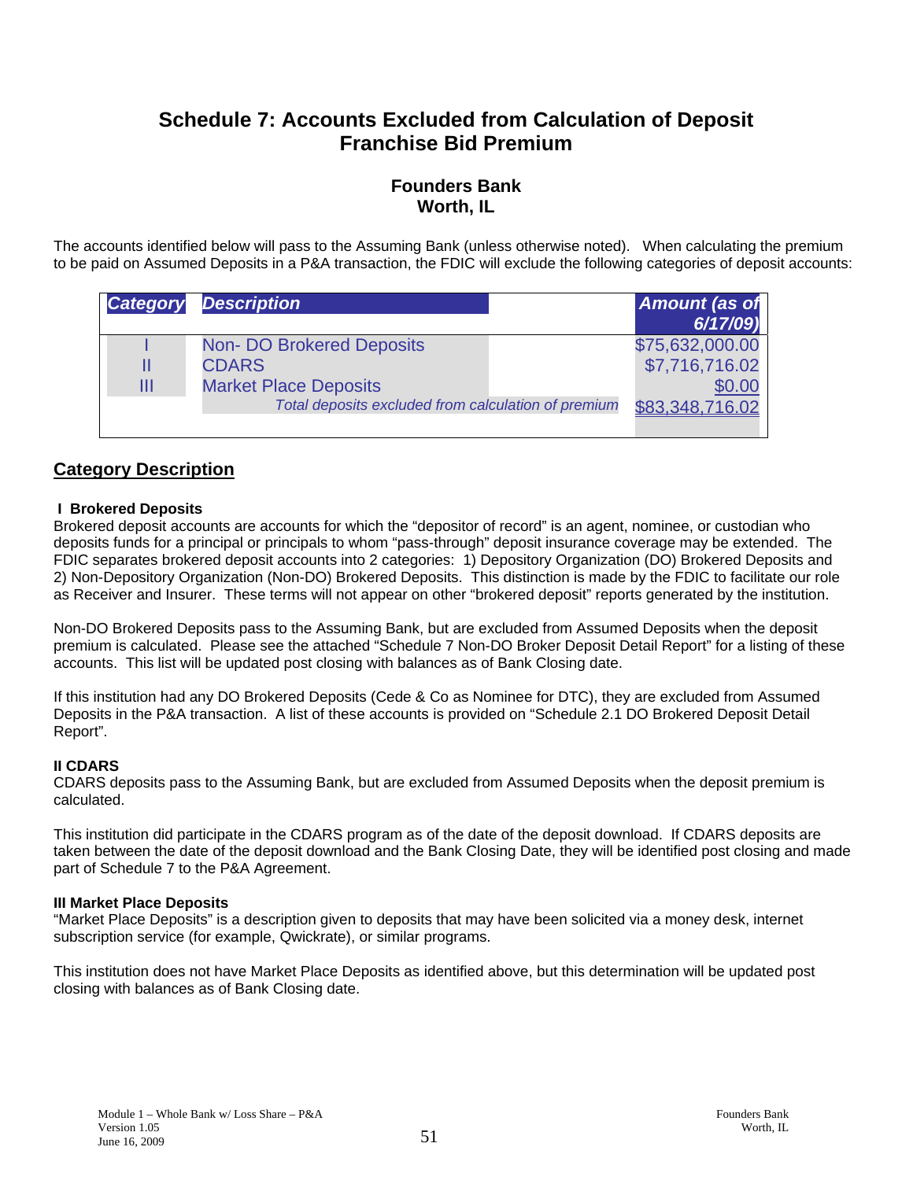# Schedule 7: Accounts Excluded from Calculation of Deposit Franchise Bid Premium

## Founders Bank
## Worth, IL

The accounts identified below will pass to the Assuming Bank (unless otherwise noted). When calculating the premium to be paid on Assumed Deposits in a P&A transaction, the FDIC will exclude the following categories of deposit accounts:

| *Category* | *Description* | *Amount (as of 6/17/09)* |
|---|---|---|
| I | Non- DO Brokered Deposits | $75,632,000.00 |
| II | CDARS | $7,716,716.02 |
| III | Market Place Deposits | $0.00 |
| | *Total deposits excluded from calculation of premium* | $83,348,716.02 |

## Category Description

### I Brokered Deposits

Brokered deposit accounts are accounts for which the "depositor of record" is an agent, nominee, or custodian who deposits funds for a principal or principals to whom "pass-through" deposit insurance coverage may be extended. The FDIC separates brokered deposit accounts into 2 categories: 1) Depository Organization (DO) Brokered Deposits and 2) Non-Depository Organization (Non-DO) Brokered Deposits. This distinction is made by the FDIC to facilitate our role as Receiver and Insurer. These terms will not appear on other "brokered deposit" reports generated by the institution.

Non-DO Brokered Deposits pass to the Assuming Bank, but are excluded from Assumed Deposits when the deposit premium is calculated. Please see the attached "Schedule 7 Non-DO Broker Deposit Detail Report" for a listing of these accounts. This list will be updated post closing with balances as of Bank Closing date.

If this institution had any DO Brokered Deposits (Cede & Co as Nominee for DTC), they are excluded from Assumed Deposits in the P&A transaction. A list of these accounts is provided on "Schedule 2.1 DO Brokered Deposit Detail Report".

### II CDARS

CDARS deposits pass to the Assuming Bank, but are excluded from Assumed Deposits when the deposit premium is calculated.

This institution did participate in the CDARS program as of the date of the deposit download. If CDARS deposits are taken between the date of the deposit download and the Bank Closing Date, they will be identified post closing and made part of Schedule 7 to the P&A Agreement.

### III Market Place Deposits

"Market Place Deposits" is a description given to deposits that may have been solicited via a money desk, internet subscription service (for example, Qwickrate), or similar programs.

This institution does not have Market Place Deposits as identified above, but this determination will be updated post closing with balances as of Bank Closing date.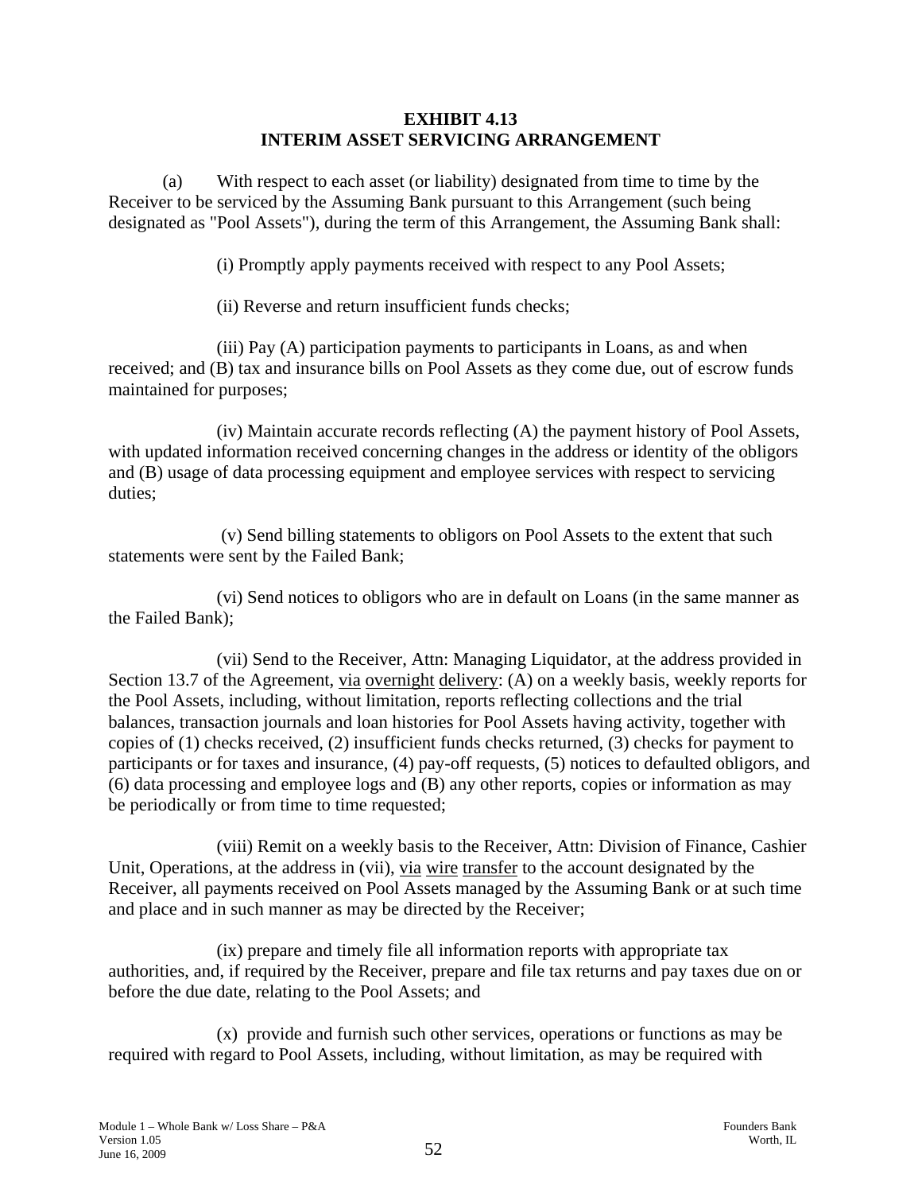**EXHIBIT 4.13**
**INTERIM ASSET SERVICING ARRANGEMENT**

(a) With respect to each asset (or liability) designated from time to time by the Receiver to be serviced by the Assuming Bank pursuant to this Arrangement (such being designated as "Pool Assets"), during the term of this Arrangement, the Assuming Bank shall:

(i) Promptly apply payments received with respect to any Pool Assets;

(ii) Reverse and return insufficient funds checks;

(iii) Pay (A) participation payments to participants in Loans, as and when received; and (B) tax and insurance bills on Pool Assets as they come due, out of escrow funds maintained for purposes;

(iv) Maintain accurate records reflecting (A) the payment history of Pool Assets, with updated information received concerning changes in the address or identity of the obligors and (B) usage of data processing equipment and employee services with respect to servicing duties;

(v) Send billing statements to obligors on Pool Assets to the extent that such statements were sent by the Failed Bank;

(vi) Send notices to obligors who are in default on Loans (in the same manner as the Failed Bank);

(vii) Send to the Receiver, Attn: Managing Liquidator, at the address provided in Section 13.7 of the Agreement, via overnight delivery: (A) on a weekly basis, weekly reports for the Pool Assets, including, without limitation, reports reflecting collections and the trial balances, transaction journals and loan histories for Pool Assets having activity, together with copies of (1) checks received, (2) insufficient funds checks returned, (3) checks for payment to participants or for taxes and insurance, (4) pay-off requests, (5) notices to defaulted obligors, and (6) data processing and employee logs and (B) any other reports, copies or information as may be periodically or from time to time requested;

(viii) Remit on a weekly basis to the Receiver, Attn: Division of Finance, Cashier Unit, Operations, at the address in (vii), via wire transfer to the account designated by the Receiver, all payments received on Pool Assets managed by the Assuming Bank or at such time and place and in such manner as may be directed by the Receiver;

(ix) prepare and timely file all information reports with appropriate tax authorities, and, if required by the Receiver, prepare and file tax returns and pay taxes due on or before the due date, relating to the Pool Assets; and

(x) provide and furnish such other services, operations or functions as may be required with regard to Pool Assets, including, without limitation, as may be required with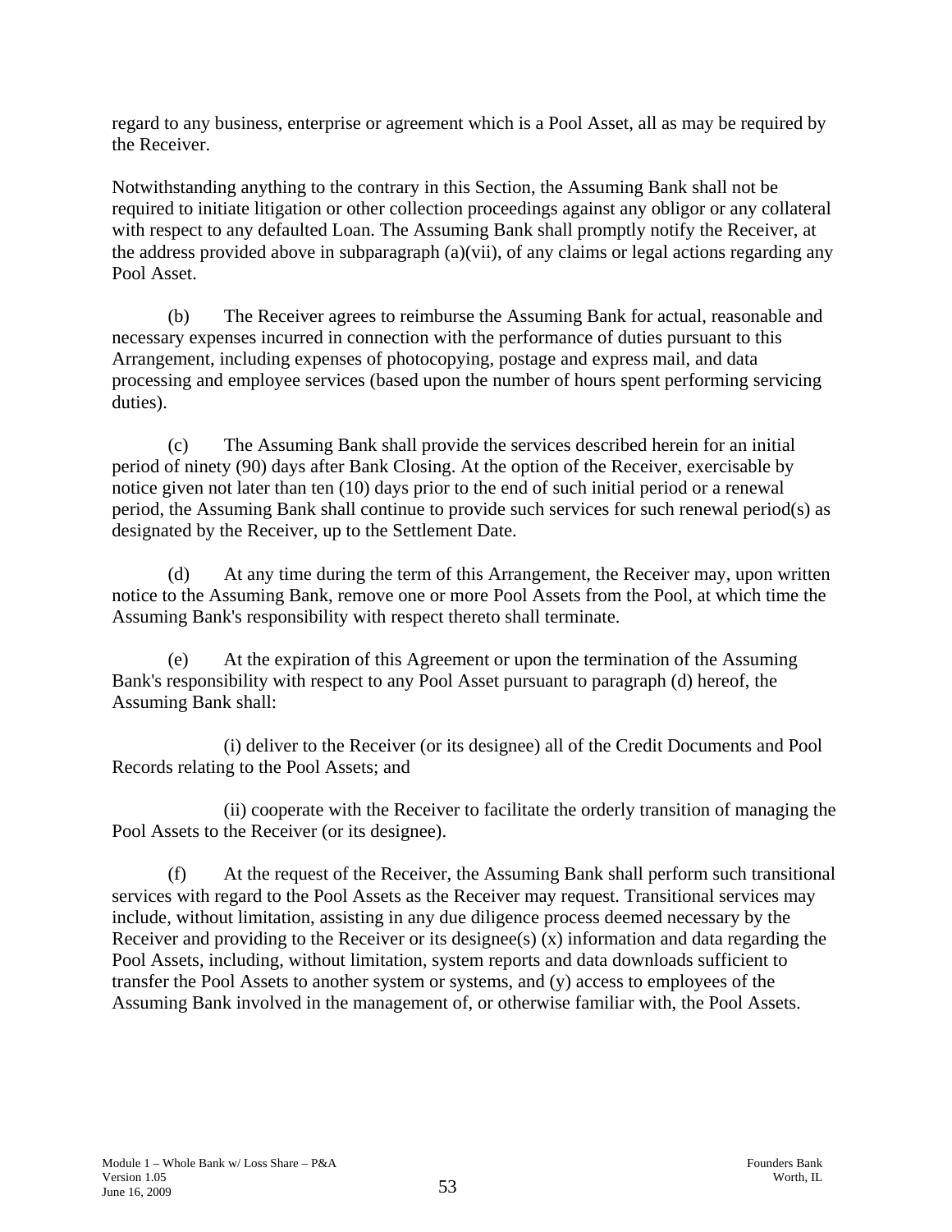regard to any business, enterprise or agreement which is a Pool Asset, all as may be required by the Receiver.

Notwithstanding anything to the contrary in this Section, the Assuming Bank shall not be required to initiate litigation or other collection proceedings against any obligor or any collateral with respect to any defaulted Loan. The Assuming Bank shall promptly notify the Receiver, at the address provided above in subparagraph (a)(vii), of any claims or legal actions regarding any Pool Asset.

(b) The Receiver agrees to reimburse the Assuming Bank for actual, reasonable and necessary expenses incurred in connection with the performance of duties pursuant to this Arrangement, including expenses of photocopying, postage and express mail, and data processing and employee services (based upon the number of hours spent performing servicing duties).

(c) The Assuming Bank shall provide the services described herein for an initial period of ninety (90) days after Bank Closing. At the option of the Receiver, exercisable by notice given not later than ten (10) days prior to the end of such initial period or a renewal period, the Assuming Bank shall continue to provide such services for such renewal period(s) as designated by the Receiver, up to the Settlement Date.

(d) At any time during the term of this Arrangement, the Receiver may, upon written notice to the Assuming Bank, remove one or more Pool Assets from the Pool, at which time the Assuming Bank's responsibility with respect thereto shall terminate.

(e) At the expiration of this Agreement or upon the termination of the Assuming Bank's responsibility with respect to any Pool Asset pursuant to paragraph (d) hereof, the Assuming Bank shall:

(i) deliver to the Receiver (or its designee) all of the Credit Documents and Pool Records relating to the Pool Assets; and

(ii) cooperate with the Receiver to facilitate the orderly transition of managing the Pool Assets to the Receiver (or its designee).

(f) At the request of the Receiver, the Assuming Bank shall perform such transitional services with regard to the Pool Assets as the Receiver may request. Transitional services may include, without limitation, assisting in any due diligence process deemed necessary by the Receiver and providing to the Receiver or its designee(s) (x) information and data regarding the Pool Assets, including, without limitation, system reports and data downloads sufficient to transfer the Pool Assets to another system or systems, and (y) access to employees of the Assuming Bank involved in the management of, or otherwise familiar with, the Pool Assets.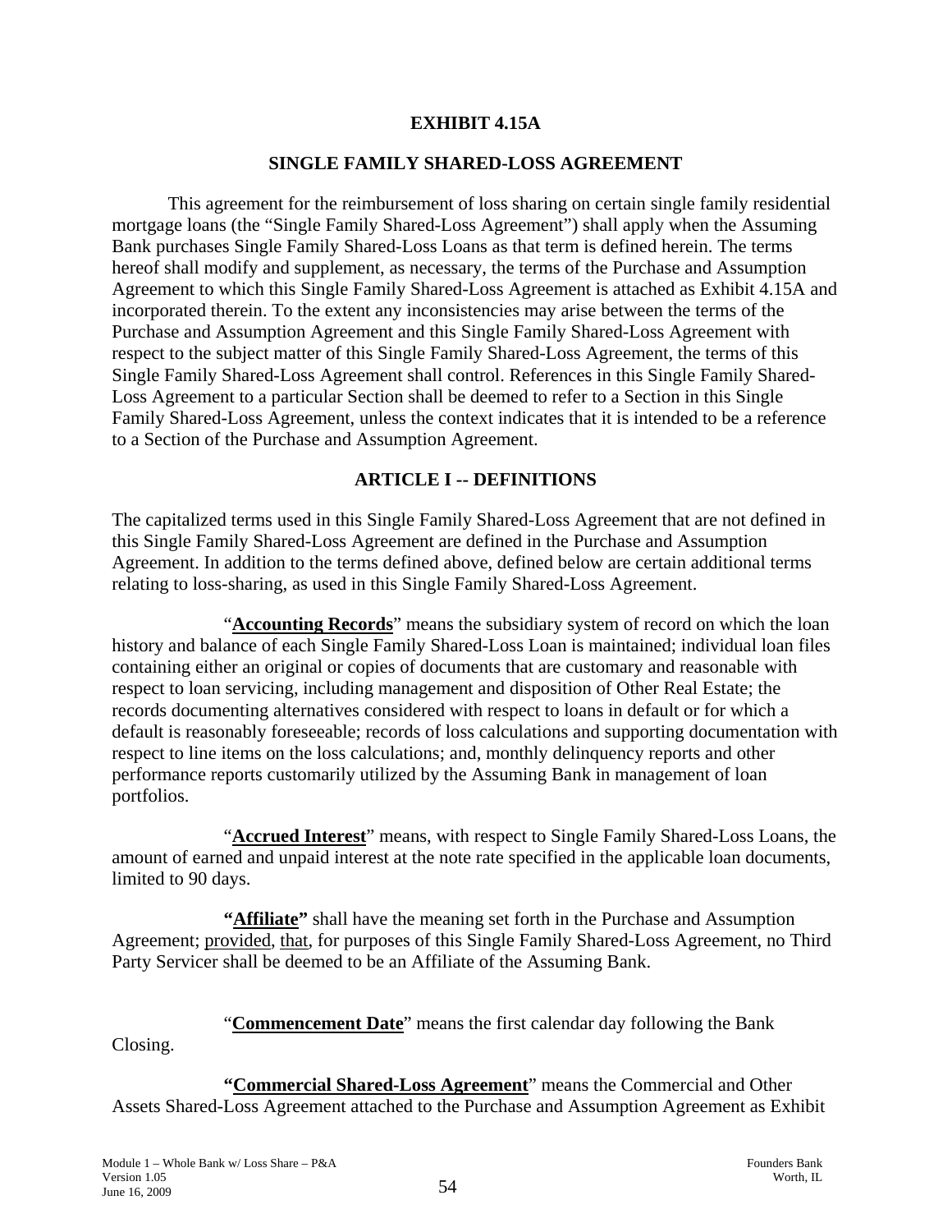# EXHIBIT 4.15A

## SINGLE FAMILY SHARED-LOSS AGREEMENT

This agreement for the reimbursement of loss sharing on certain single family residential mortgage loans (the "Single Family Shared-Loss Agreement") shall apply when the Assuming Bank purchases Single Family Shared-Loss Loans as that term is defined herein. The terms hereof shall modify and supplement, as necessary, the terms of the Purchase and Assumption Agreement to which this Single Family Shared-Loss Agreement is attached as Exhibit 4.15A and incorporated therein. To the extent any inconsistencies may arise between the terms of the Purchase and Assumption Agreement and this Single Family Shared-Loss Agreement with respect to the subject matter of this Single Family Shared-Loss Agreement, the terms of this Single Family Shared-Loss Agreement shall control. References in this Single Family Shared-Loss Agreement to a particular Section shall be deemed to refer to a Section in this Single Family Shared-Loss Agreement, unless the context indicates that it is intended to be a reference to a Section of the Purchase and Assumption Agreement.

## ARTICLE I -- DEFINITIONS

The capitalized terms used in this Single Family Shared-Loss Agreement that are not defined in this Single Family Shared-Loss Agreement are defined in the Purchase and Assumption Agreement. In addition to the terms defined above, defined below are certain additional terms relating to loss-sharing, as used in this Single Family Shared-Loss Agreement.

"**Accounting Records**" means the subsidiary system of record on which the loan history and balance of each Single Family Shared-Loss Loan is maintained; individual loan files containing either an original or copies of documents that are customary and reasonable with respect to loan servicing, including management and disposition of Other Real Estate; the records documenting alternatives considered with respect to loans in default or for which a default is reasonably foreseeable; records of loss calculations and supporting documentation with respect to line items on the loss calculations; and, monthly delinquency reports and other performance reports customarily utilized by the Assuming Bank in management of loan portfolios.

"**Accrued Interest**" means, with respect to Single Family Shared-Loss Loans, the amount of earned and unpaid interest at the note rate specified in the applicable loan documents, limited to 90 days.

**"Affiliate"** shall have the meaning set forth in the Purchase and Assumption Agreement; provided, that, for purposes of this Single Family Shared-Loss Agreement, no Third Party Servicer shall be deemed to be an Affiliate of the Assuming Bank.

"**Commencement Date**" means the first calendar day following the Bank Closing.

**"Commercial Shared-Loss Agreement"** means the Commercial and Other Assets Shared-Loss Agreement attached to the Purchase and Assumption Agreement as Exhibit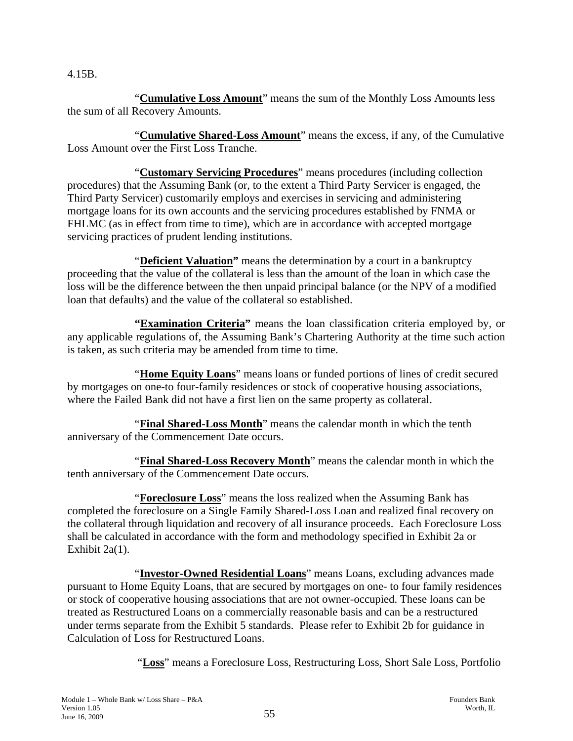4.15B.

"**Cumulative Loss Amount**" means the sum of the Monthly Loss Amounts less the sum of all Recovery Amounts.

"**Cumulative Shared-Loss Amount**" means the excess, if any, of the Cumulative Loss Amount over the First Loss Tranche.

"**Customary Servicing Procedures**" means procedures (including collection procedures) that the Assuming Bank (or, to the extent a Third Party Servicer is engaged, the Third Party Servicer) customarily employs and exercises in servicing and administering mortgage loans for its own accounts and the servicing procedures established by FNMA or FHLMC (as in effect from time to time), which are in accordance with accepted mortgage servicing practices of prudent lending institutions.

"**Deficient Valuation**" means the determination by a court in a bankruptcy proceeding that the value of the collateral is less than the amount of the loan in which case the loss will be the difference between the then unpaid principal balance (or the NPV of a modified loan that defaults) and the value of the collateral so established.

**"Examination Criteria"** means the loan classification criteria employed by, or any applicable regulations of, the Assuming Bank's Chartering Authority at the time such action is taken, as such criteria may be amended from time to time.

"**Home Equity Loans**" means loans or funded portions of lines of credit secured by mortgages on one-to four-family residences or stock of cooperative housing associations, where the Failed Bank did not have a first lien on the same property as collateral.

"**Final Shared-Loss Month**" means the calendar month in which the tenth anniversary of the Commencement Date occurs.

"**Final Shared-Loss Recovery Month**" means the calendar month in which the tenth anniversary of the Commencement Date occurs.

"**Foreclosure Loss**" means the loss realized when the Assuming Bank has completed the foreclosure on a Single Family Shared-Loss Loan and realized final recovery on the collateral through liquidation and recovery of all insurance proceeds. Each Foreclosure Loss shall be calculated in accordance with the form and methodology specified in Exhibit 2a or Exhibit 2a(1).

"**Investor-Owned Residential Loans**" means Loans, excluding advances made pursuant to Home Equity Loans, that are secured by mortgages on one- to four family residences or stock of cooperative housing associations that are not owner-occupied. These loans can be treated as Restructured Loans on a commercially reasonable basis and can be a restructured under terms separate from the Exhibit 5 standards. Please refer to Exhibit 2b for guidance in Calculation of Loss for Restructured Loans.

"**Loss**" means a Foreclosure Loss, Restructuring Loss, Short Sale Loss, Portfolio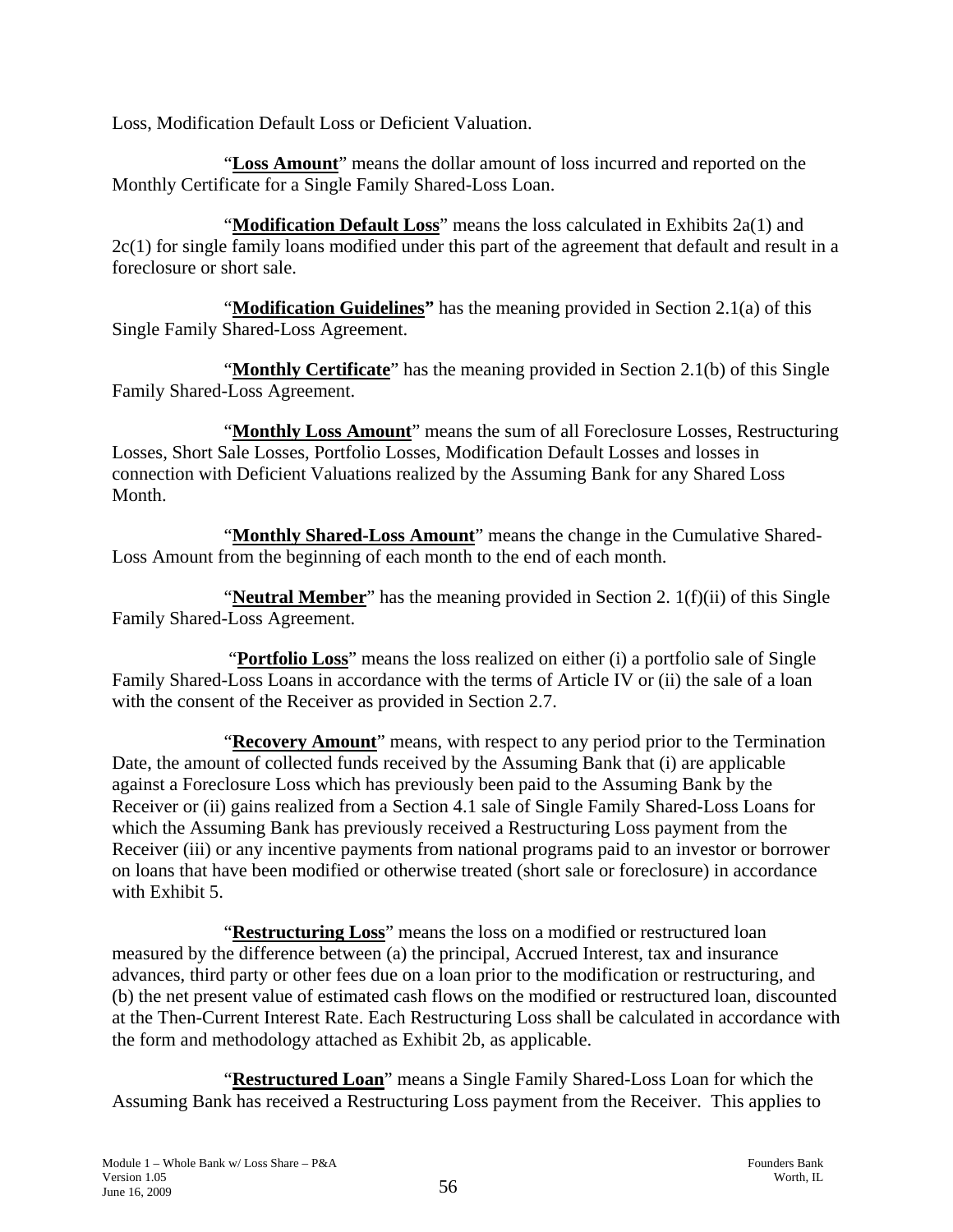Loss, Modification Default Loss or Deficient Valuation.

"**Loss Amount**" means the dollar amount of loss incurred and reported on the Monthly Certificate for a Single Family Shared-Loss Loan.

"**Modification Default Loss**" means the loss calculated in Exhibits 2a(1) and 2c(1) for single family loans modified under this part of the agreement that default and result in a foreclosure or short sale.

"**Modification Guidelines"** has the meaning provided in Section 2.1(a) of this Single Family Shared-Loss Agreement.

"**Monthly Certificate**" has the meaning provided in Section 2.1(b) of this Single Family Shared-Loss Agreement.

"**Monthly Loss Amount**" means the sum of all Foreclosure Losses, Restructuring Losses, Short Sale Losses, Portfolio Losses, Modification Default Losses and losses in connection with Deficient Valuations realized by the Assuming Bank for any Shared Loss Month.

"**Monthly Shared-Loss Amount**" means the change in the Cumulative Shared-Loss Amount from the beginning of each month to the end of each month.

"**Neutral Member**" has the meaning provided in Section 2. 1(f)(ii) of this Single Family Shared-Loss Agreement.

"**Portfolio Loss**" means the loss realized on either (i) a portfolio sale of Single Family Shared-Loss Loans in accordance with the terms of Article IV or (ii) the sale of a loan with the consent of the Receiver as provided in Section 2.7.

"**Recovery Amount**" means, with respect to any period prior to the Termination Date, the amount of collected funds received by the Assuming Bank that (i) are applicable against a Foreclosure Loss which has previously been paid to the Assuming Bank by the Receiver or (ii) gains realized from a Section 4.1 sale of Single Family Shared-Loss Loans for which the Assuming Bank has previously received a Restructuring Loss payment from the Receiver (iii) or any incentive payments from national programs paid to an investor or borrower on loans that have been modified or otherwise treated (short sale or foreclosure) in accordance with Exhibit 5.

"**Restructuring Loss**" means the loss on a modified or restructured loan measured by the difference between (a) the principal, Accrued Interest, tax and insurance advances, third party or other fees due on a loan prior to the modification or restructuring, and (b) the net present value of estimated cash flows on the modified or restructured loan, discounted at the Then-Current Interest Rate. Each Restructuring Loss shall be calculated in accordance with the form and methodology attached as Exhibit 2b, as applicable.

"**Restructured Loan**" means a Single Family Shared-Loss Loan for which the Assuming Bank has received a Restructuring Loss payment from the Receiver. This applies to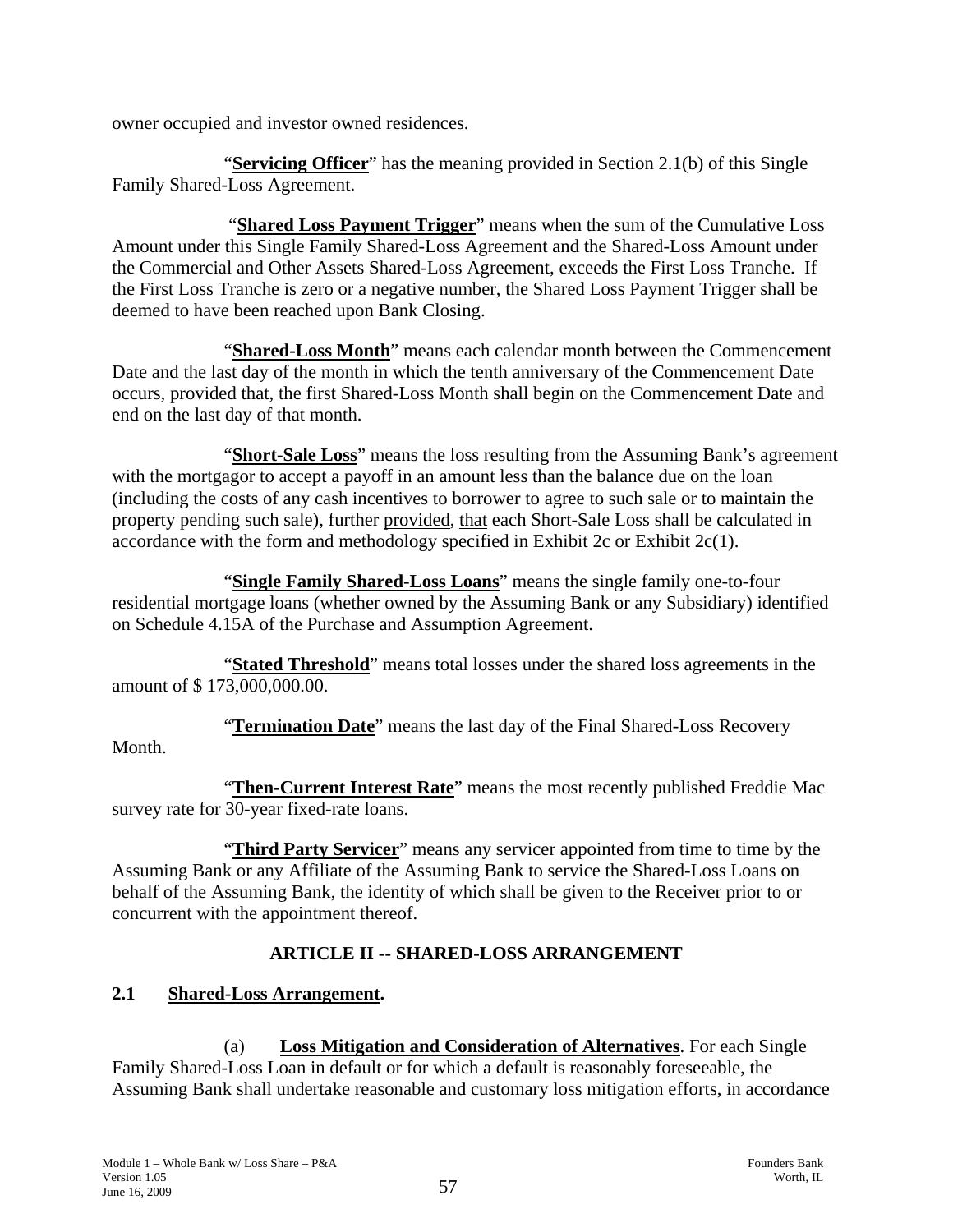owner occupied and investor owned residences.

"**Servicing Officer**" has the meaning provided in Section 2.1(b) of this Single Family Shared-Loss Agreement.

"**Shared Loss Payment Trigger**" means when the sum of the Cumulative Loss Amount under this Single Family Shared-Loss Agreement and the Shared-Loss Amount under the Commercial and Other Assets Shared-Loss Agreement, exceeds the First Loss Tranche. If the First Loss Tranche is zero or a negative number, the Shared Loss Payment Trigger shall be deemed to have been reached upon Bank Closing.

"**Shared-Loss Month**" means each calendar month between the Commencement Date and the last day of the month in which the tenth anniversary of the Commencement Date occurs, provided that, the first Shared-Loss Month shall begin on the Commencement Date and end on the last day of that month.

"**Short-Sale Loss**" means the loss resulting from the Assuming Bank's agreement with the mortgagor to accept a payoff in an amount less than the balance due on the loan (including the costs of any cash incentives to borrower to agree to such sale or to maintain the property pending such sale), further provided, that each Short-Sale Loss shall be calculated in accordance with the form and methodology specified in Exhibit 2c or Exhibit 2c(1).

"**Single Family Shared-Loss Loans**" means the single family one-to-four residential mortgage loans (whether owned by the Assuming Bank or any Subsidiary) identified on Schedule 4.15A of the Purchase and Assumption Agreement.

"**Stated Threshold**" means total losses under the shared loss agreements in the amount of $ 173,000,000.00.

"**Termination Date**" means the last day of the Final Shared-Loss Recovery Month.

"**Then-Current Interest Rate**" means the most recently published Freddie Mac survey rate for 30-year fixed-rate loans.

"**Third Party Servicer**" means any servicer appointed from time to time by the Assuming Bank or any Affiliate of the Assuming Bank to service the Shared-Loss Loans on behalf of the Assuming Bank, the identity of which shall be given to the Receiver prior to or concurrent with the appointment thereof.

## ARTICLE II -- SHARED-LOSS ARRANGEMENT

### 2.1 Shared-Loss Arrangement.

(a) **Loss Mitigation and Consideration of Alternatives**. For each Single Family Shared-Loss Loan in default or for which a default is reasonably foreseeable, the Assuming Bank shall undertake reasonable and customary loss mitigation efforts, in accordance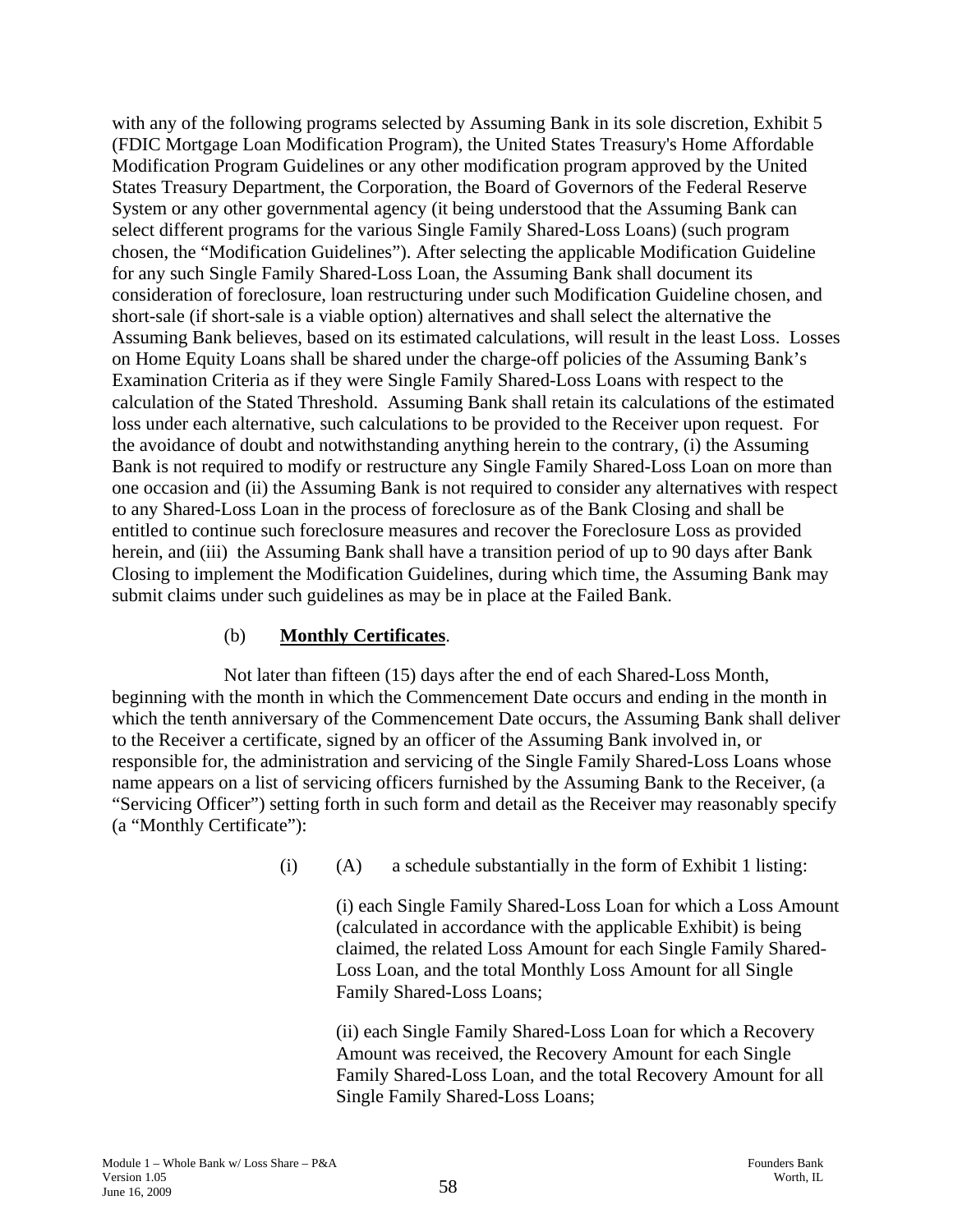with any of the following programs selected by Assuming Bank in its sole discretion, Exhibit 5 (FDIC Mortgage Loan Modification Program), the United States Treasury's Home Affordable Modification Program Guidelines or any other modification program approved by the United States Treasury Department, the Corporation, the Board of Governors of the Federal Reserve System or any other governmental agency (it being understood that the Assuming Bank can select different programs for the various Single Family Shared-Loss Loans) (such program chosen, the "Modification Guidelines"). After selecting the applicable Modification Guideline for any such Single Family Shared-Loss Loan, the Assuming Bank shall document its consideration of foreclosure, loan restructuring under such Modification Guideline chosen, and short-sale (if short-sale is a viable option) alternatives and shall select the alternative the Assuming Bank believes, based on its estimated calculations, will result in the least Loss. Losses on Home Equity Loans shall be shared under the charge-off policies of the Assuming Bank's Examination Criteria as if they were Single Family Shared-Loss Loans with respect to the calculation of the Stated Threshold. Assuming Bank shall retain its calculations of the estimated loss under each alternative, such calculations to be provided to the Receiver upon request. For the avoidance of doubt and notwithstanding anything herein to the contrary, (i) the Assuming Bank is not required to modify or restructure any Single Family Shared-Loss Loan on more than one occasion and (ii) the Assuming Bank is not required to consider any alternatives with respect to any Shared-Loss Loan in the process of foreclosure as of the Bank Closing and shall be entitled to continue such foreclosure measures and recover the Foreclosure Loss as provided herein, and (iii) the Assuming Bank shall have a transition period of up to 90 days after Bank Closing to implement the Modification Guidelines, during which time, the Assuming Bank may submit claims under such guidelines as may be in place at the Failed Bank.

(b) **Monthly Certificates**.

Not later than fifteen (15) days after the end of each Shared-Loss Month, beginning with the month in which the Commencement Date occurs and ending in the month in which the tenth anniversary of the Commencement Date occurs, the Assuming Bank shall deliver to the Receiver a certificate, signed by an officer of the Assuming Bank involved in, or responsible for, the administration and servicing of the Single Family Shared-Loss Loans whose name appears on a list of servicing officers furnished by the Assuming Bank to the Receiver, (a "Servicing Officer") setting forth in such form and detail as the Receiver may reasonably specify (a "Monthly Certificate"):

(i) (A) a schedule substantially in the form of Exhibit 1 listing:

(i) each Single Family Shared-Loss Loan for which a Loss Amount (calculated in accordance with the applicable Exhibit) is being claimed, the related Loss Amount for each Single Family Shared-Loss Loan, and the total Monthly Loss Amount for all Single Family Shared-Loss Loans;

(ii) each Single Family Shared-Loss Loan for which a Recovery Amount was received, the Recovery Amount for each Single Family Shared-Loss Loan, and the total Recovery Amount for all Single Family Shared-Loss Loans;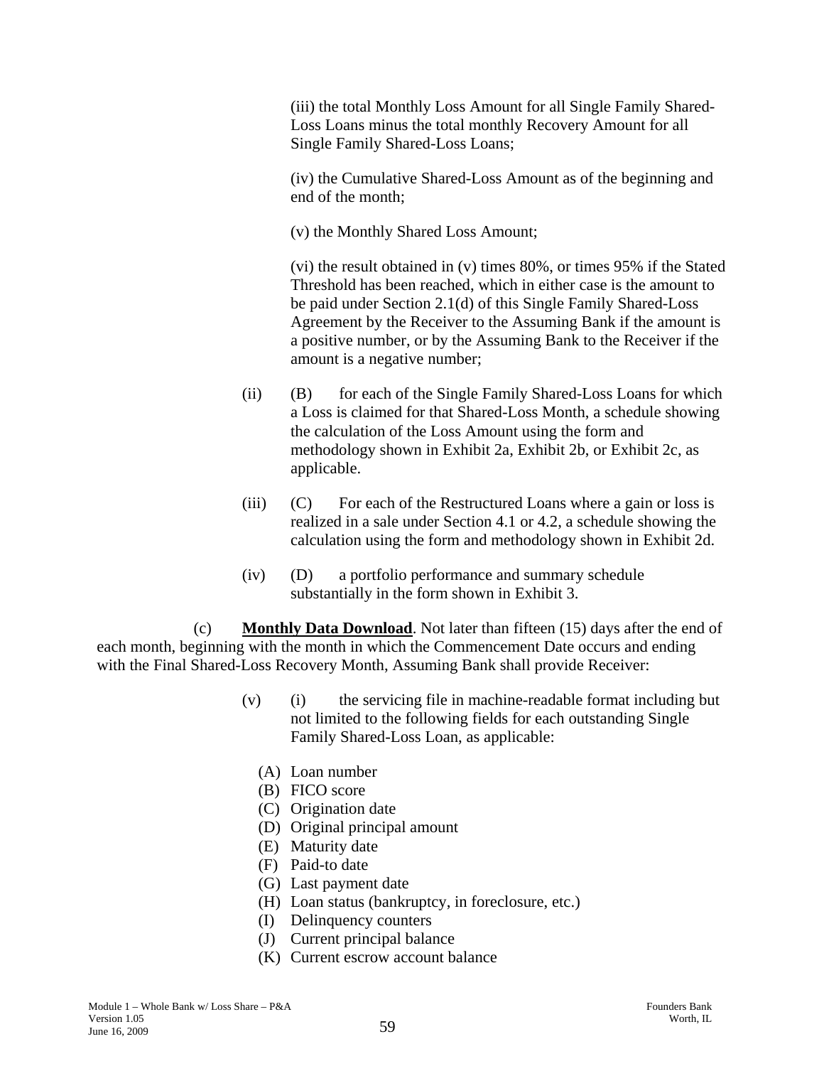(iii) the total Monthly Loss Amount for all Single Family Shared-Loss Loans minus the total monthly Recovery Amount for all Single Family Shared-Loss Loans;

(iv) the Cumulative Shared-Loss Amount as of the beginning and end of the month;

(v) the Monthly Shared Loss Amount;

(vi) the result obtained in (v) times 80%, or times 95% if the Stated Threshold has been reached, which in either case is the amount to be paid under Section 2.1(d) of this Single Family Shared-Loss Agreement by the Receiver to the Assuming Bank if the amount is a positive number, or by the Assuming Bank to the Receiver if the amount is a negative number;

(ii) (B) for each of the Single Family Shared-Loss Loans for which a Loss is claimed for that Shared-Loss Month, a schedule showing the calculation of the Loss Amount using the form and methodology shown in Exhibit 2a, Exhibit 2b, or Exhibit 2c, as applicable.

(iii) (C) For each of the Restructured Loans where a gain or loss is realized in a sale under Section 4.1 or 4.2, a schedule showing the calculation using the form and methodology shown in Exhibit 2d.

(iv) (D) a portfolio performance and summary schedule substantially in the form shown in Exhibit 3.

(c) **Monthly Data Download**. Not later than fifteen (15) days after the end of each month, beginning with the month in which the Commencement Date occurs and ending with the Final Shared-Loss Recovery Month, Assuming Bank shall provide Receiver:

(v) (i) the servicing file in machine-readable format including but not limited to the following fields for each outstanding Single Family Shared-Loss Loan, as applicable:

(A) Loan number
(B) FICO score
(C) Origination date
(D) Original principal amount
(E) Maturity date
(F) Paid-to date
(G) Last payment date
(H) Loan status (bankruptcy, in foreclosure, etc.)
(I) Delinquency counters
(J) Current principal balance
(K) Current escrow account balance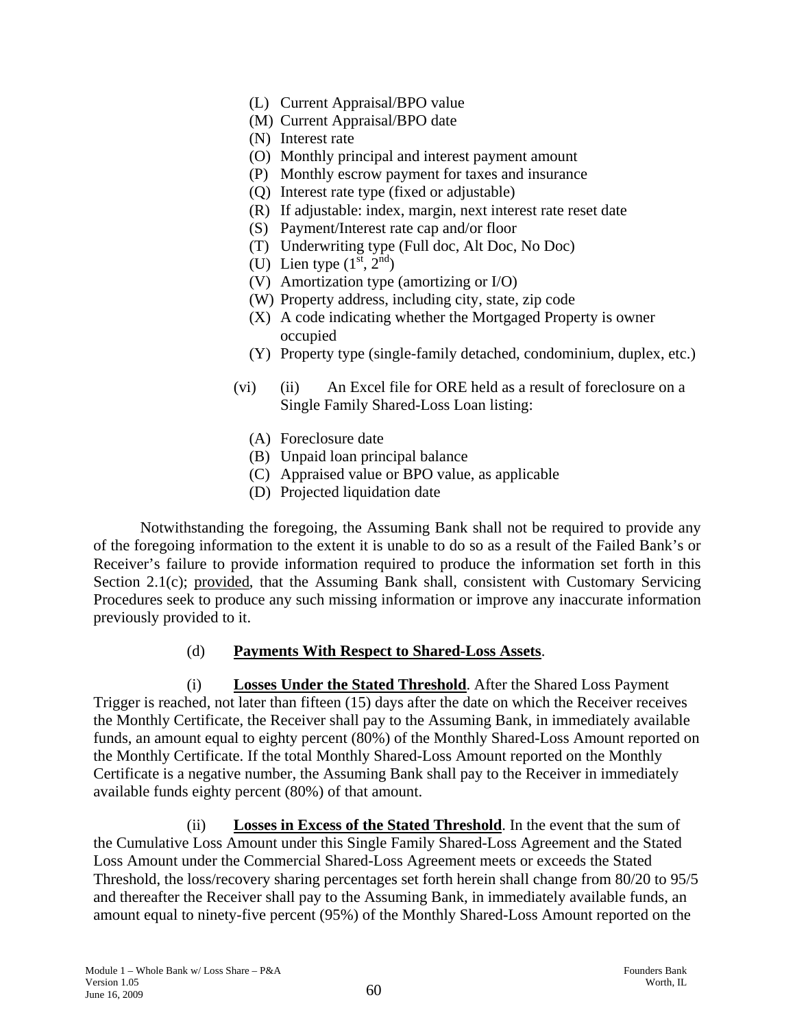(L) Current Appraisal/BPO value
(M) Current Appraisal/BPO date
(N) Interest rate
(O) Monthly principal and interest payment amount
(P) Monthly escrow payment for taxes and insurance
(Q) Interest rate type (fixed or adjustable)
(R) If adjustable: index, margin, next interest rate reset date
(S) Payment/Interest rate cap and/or floor
(T) Underwriting type (Full doc, Alt Doc, No Doc)
(U) Lien type ($1^{st}$, $2^{nd}$)
(V) Amortization type (amortizing or I/O)
(W) Property address, including city, state, zip code
(X) A code indicating whether the Mortgaged Property is owner occupied
(Y) Property type (single-family detached, condominium, duplex, etc.)

(vi) (ii) An Excel file for ORE held as a result of foreclosure on a Single Family Shared-Loss Loan listing:

(A) Foreclosure date
(B) Unpaid loan principal balance
(C) Appraised value or BPO value, as applicable
(D) Projected liquidation date

Notwithstanding the foregoing, the Assuming Bank shall not be required to provide any of the foregoing information to the extent it is unable to do so as a result of the Failed Bank's or Receiver's failure to provide information required to produce the information set forth in this Section 2.1(c); provided, that the Assuming Bank shall, consistent with Customary Servicing Procedures seek to produce any such missing information or improve any inaccurate information previously provided to it.

(d) **Payments With Respect to Shared-Loss Assets**.

(i) **Losses Under the Stated Threshold**. After the Shared Loss Payment Trigger is reached, not later than fifteen (15) days after the date on which the Receiver receives the Monthly Certificate, the Receiver shall pay to the Assuming Bank, in immediately available funds, an amount equal to eighty percent (80%) of the Monthly Shared-Loss Amount reported on the Monthly Certificate. If the total Monthly Shared-Loss Amount reported on the Monthly Certificate is a negative number, the Assuming Bank shall pay to the Receiver in immediately available funds eighty percent (80%) of that amount.

(ii) **Losses in Excess of the Stated Threshold**. In the event that the sum of the Cumulative Loss Amount under this Single Family Shared-Loss Agreement and the Stated Loss Amount under the Commercial Shared-Loss Agreement meets or exceeds the Stated Threshold, the loss/recovery sharing percentages set forth herein shall change from 80/20 to 95/5 and thereafter the Receiver shall pay to the Assuming Bank, in immediately available funds, an amount equal to ninety-five percent (95%) of the Monthly Shared-Loss Amount reported on the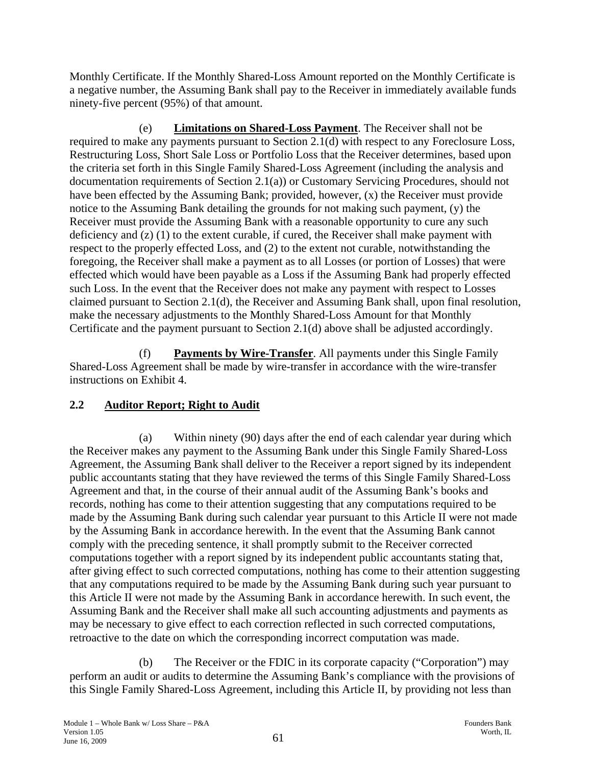Monthly Certificate. If the Monthly Shared-Loss Amount reported on the Monthly Certificate is a negative number, the Assuming Bank shall pay to the Receiver in immediately available funds ninety-five percent (95%) of that amount.

(e) **Limitations on Shared-Loss Payment**. The Receiver shall not be required to make any payments pursuant to Section 2.1(d) with respect to any Foreclosure Loss, Restructuring Loss, Short Sale Loss or Portfolio Loss that the Receiver determines, based upon the criteria set forth in this Single Family Shared-Loss Agreement (including the analysis and documentation requirements of Section 2.1(a)) or Customary Servicing Procedures, should not have been effected by the Assuming Bank; provided, however, (x) the Receiver must provide notice to the Assuming Bank detailing the grounds for not making such payment, (y) the Receiver must provide the Assuming Bank with a reasonable opportunity to cure any such deficiency and (z) (1) to the extent curable, if cured, the Receiver shall make payment with respect to the properly effected Loss, and (2) to the extent not curable, notwithstanding the foregoing, the Receiver shall make a payment as to all Losses (or portion of Losses) that were effected which would have been payable as a Loss if the Assuming Bank had properly effected such Loss. In the event that the Receiver does not make any payment with respect to Losses claimed pursuant to Section 2.1(d), the Receiver and Assuming Bank shall, upon final resolution, make the necessary adjustments to the Monthly Shared-Loss Amount for that Monthly Certificate and the payment pursuant to Section 2.1(d) above shall be adjusted accordingly.

(f) **Payments by Wire-Transfer**. All payments under this Single Family Shared-Loss Agreement shall be made by wire-transfer in accordance with the wire-transfer instructions on Exhibit 4.

## 2.2 Auditor Report; Right to Audit

(a) Within ninety (90) days after the end of each calendar year during which the Receiver makes any payment to the Assuming Bank under this Single Family Shared-Loss Agreement, the Assuming Bank shall deliver to the Receiver a report signed by its independent public accountants stating that they have reviewed the terms of this Single Family Shared-Loss Agreement and that, in the course of their annual audit of the Assuming Bank's books and records, nothing has come to their attention suggesting that any computations required to be made by the Assuming Bank during such calendar year pursuant to this Article II were not made by the Assuming Bank in accordance herewith. In the event that the Assuming Bank cannot comply with the preceding sentence, it shall promptly submit to the Receiver corrected computations together with a report signed by its independent public accountants stating that, after giving effect to such corrected computations, nothing has come to their attention suggesting that any computations required to be made by the Assuming Bank during such year pursuant to this Article II were not made by the Assuming Bank in accordance herewith. In such event, the Assuming Bank and the Receiver shall make all such accounting adjustments and payments as may be necessary to give effect to each correction reflected in such corrected computations, retroactive to the date on which the corresponding incorrect computation was made.

(b) The Receiver or the FDIC in its corporate capacity ("Corporation") may perform an audit or audits to determine the Assuming Bank's compliance with the provisions of this Single Family Shared-Loss Agreement, including this Article II, by providing not less than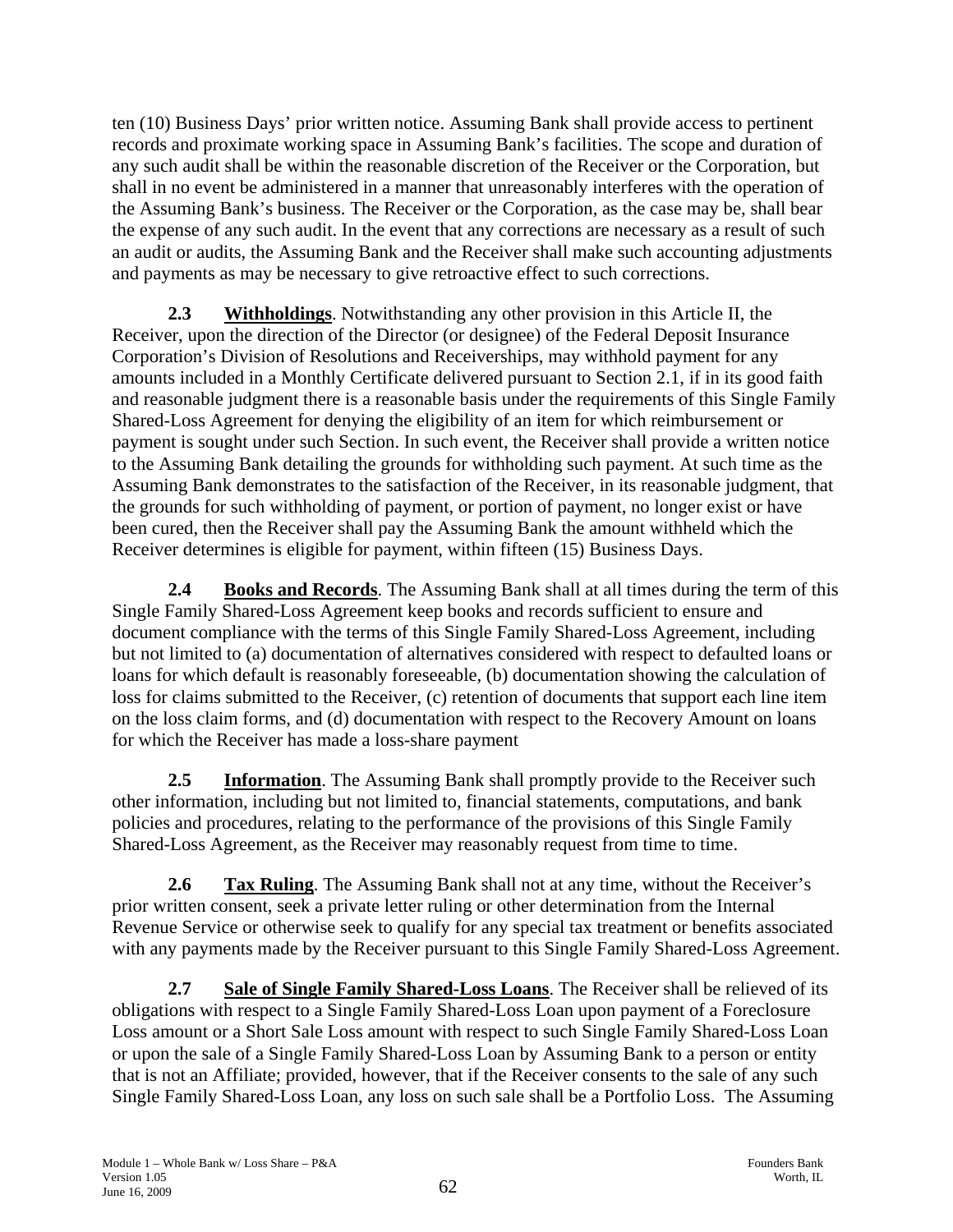ten (10) Business Days' prior written notice. Assuming Bank shall provide access to pertinent records and proximate working space in Assuming Bank's facilities. The scope and duration of any such audit shall be within the reasonable discretion of the Receiver or the Corporation, but shall in no event be administered in a manner that unreasonably interferes with the operation of the Assuming Bank's business. The Receiver or the Corporation, as the case may be, shall bear the expense of any such audit. In the event that any corrections are necessary as a result of such an audit or audits, the Assuming Bank and the Receiver shall make such accounting adjustments and payments as may be necessary to give retroactive effect to such corrections.

**2.3 Withholdings**. Notwithstanding any other provision in this Article II, the Receiver, upon the direction of the Director (or designee) of the Federal Deposit Insurance Corporation's Division of Resolutions and Receiverships, may withhold payment for any amounts included in a Monthly Certificate delivered pursuant to Section 2.1, if in its good faith and reasonable judgment there is a reasonable basis under the requirements of this Single Family Shared-Loss Agreement for denying the eligibility of an item for which reimbursement or payment is sought under such Section. In such event, the Receiver shall provide a written notice to the Assuming Bank detailing the grounds for withholding such payment. At such time as the Assuming Bank demonstrates to the satisfaction of the Receiver, in its reasonable judgment, that the grounds for such withholding of payment, or portion of payment, no longer exist or have been cured, then the Receiver shall pay the Assuming Bank the amount withheld which the Receiver determines is eligible for payment, within fifteen (15) Business Days.

**2.4 Books and Records**. The Assuming Bank shall at all times during the term of this Single Family Shared-Loss Agreement keep books and records sufficient to ensure and document compliance with the terms of this Single Family Shared-Loss Agreement, including but not limited to (a) documentation of alternatives considered with respect to defaulted loans or loans for which default is reasonably foreseeable, (b) documentation showing the calculation of loss for claims submitted to the Receiver, (c) retention of documents that support each line item on the loss claim forms, and (d) documentation with respect to the Recovery Amount on loans for which the Receiver has made a loss-share payment

**2.5 Information**. The Assuming Bank shall promptly provide to the Receiver such other information, including but not limited to, financial statements, computations, and bank policies and procedures, relating to the performance of the provisions of this Single Family Shared-Loss Agreement, as the Receiver may reasonably request from time to time.

**2.6 Tax Ruling**. The Assuming Bank shall not at any time, without the Receiver's prior written consent, seek a private letter ruling or other determination from the Internal Revenue Service or otherwise seek to qualify for any special tax treatment or benefits associated with any payments made by the Receiver pursuant to this Single Family Shared-Loss Agreement.

**2.7 Sale of Single Family Shared-Loss Loans**. The Receiver shall be relieved of its obligations with respect to a Single Family Shared-Loss Loan upon payment of a Foreclosure Loss amount or a Short Sale Loss amount with respect to such Single Family Shared-Loss Loan or upon the sale of a Single Family Shared-Loss Loan by Assuming Bank to a person or entity that is not an Affiliate; provided, however, that if the Receiver consents to the sale of any such Single Family Shared-Loss Loan, any loss on such sale shall be a Portfolio Loss. The Assuming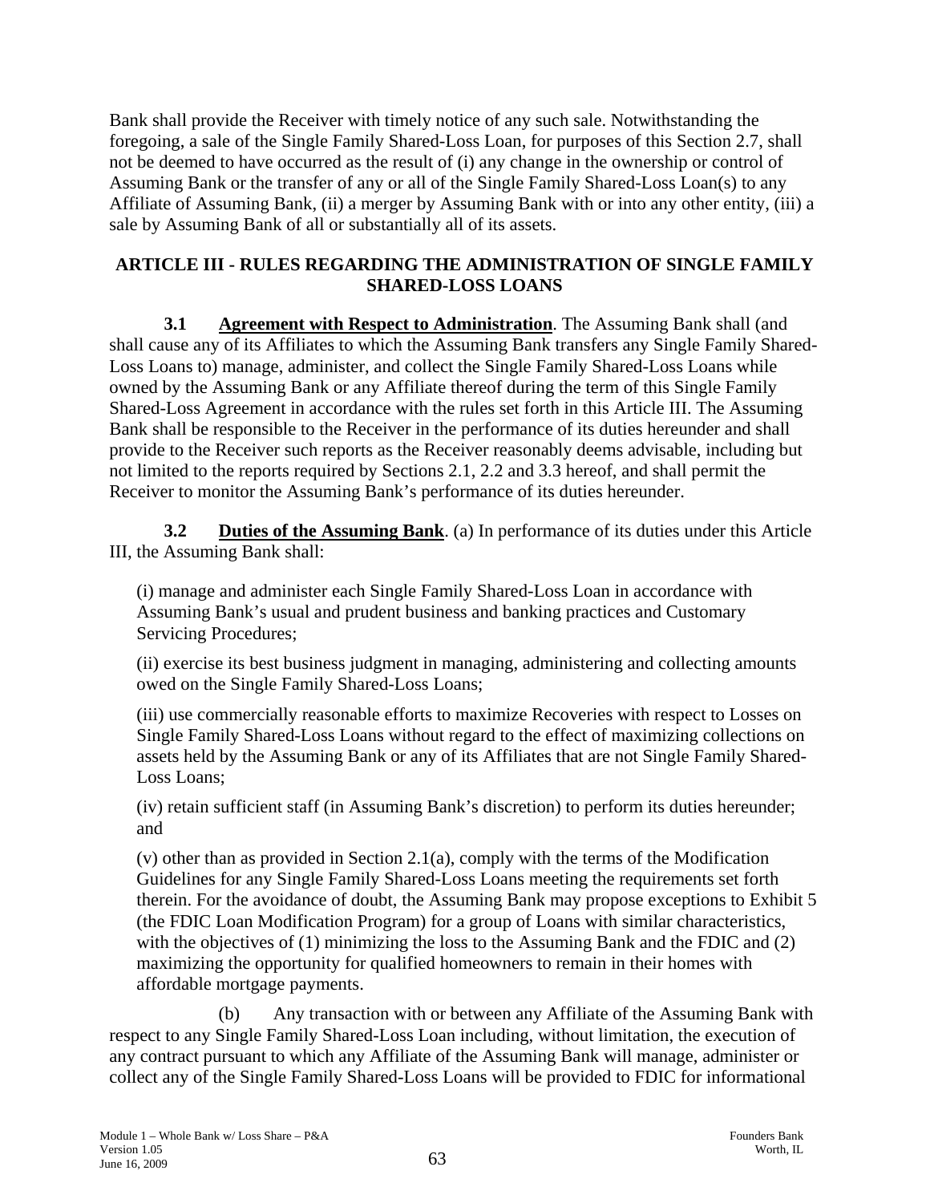Bank shall provide the Receiver with timely notice of any such sale. Notwithstanding the foregoing, a sale of the Single Family Shared-Loss Loan, for purposes of this Section 2.7, shall not be deemed to have occurred as the result of (i) any change in the ownership or control of Assuming Bank or the transfer of any or all of the Single Family Shared-Loss Loan(s) to any Affiliate of Assuming Bank, (ii) a merger by Assuming Bank with or into any other entity, (iii) a sale by Assuming Bank of all or substantially all of its assets.

## ARTICLE III - RULES REGARDING THE ADMINISTRATION OF SINGLE FAMILY SHARED-LOSS LOANS

**3.1 Agreement with Respect to Administration**. The Assuming Bank shall (and shall cause any of its Affiliates to which the Assuming Bank transfers any Single Family Shared-Loss Loans to) manage, administer, and collect the Single Family Shared-Loss Loans while owned by the Assuming Bank or any Affiliate thereof during the term of this Single Family Shared-Loss Agreement in accordance with the rules set forth in this Article III. The Assuming Bank shall be responsible to the Receiver in the performance of its duties hereunder and shall provide to the Receiver such reports as the Receiver reasonably deems advisable, including but not limited to the reports required by Sections 2.1, 2.2 and 3.3 hereof, and shall permit the Receiver to monitor the Assuming Bank's performance of its duties hereunder.

**3.2 Duties of the Assuming Bank**. (a) In performance of its duties under this Article III, the Assuming Bank shall:

(i) manage and administer each Single Family Shared-Loss Loan in accordance with Assuming Bank's usual and prudent business and banking practices and Customary Servicing Procedures;

(ii) exercise its best business judgment in managing, administering and collecting amounts owed on the Single Family Shared-Loss Loans;

(iii) use commercially reasonable efforts to maximize Recoveries with respect to Losses on Single Family Shared-Loss Loans without regard to the effect of maximizing collections on assets held by the Assuming Bank or any of its Affiliates that are not Single Family Shared-Loss Loans;

(iv) retain sufficient staff (in Assuming Bank's discretion) to perform its duties hereunder; and

(v) other than as provided in Section 2.1(a), comply with the terms of the Modification Guidelines for any Single Family Shared-Loss Loans meeting the requirements set forth therein. For the avoidance of doubt, the Assuming Bank may propose exceptions to Exhibit 5 (the FDIC Loan Modification Program) for a group of Loans with similar characteristics, with the objectives of (1) minimizing the loss to the Assuming Bank and the FDIC and (2) maximizing the opportunity for qualified homeowners to remain in their homes with affordable mortgage payments.

(b) Any transaction with or between any Affiliate of the Assuming Bank with respect to any Single Family Shared-Loss Loan including, without limitation, the execution of any contract pursuant to which any Affiliate of the Assuming Bank will manage, administer or collect any of the Single Family Shared-Loss Loans will be provided to FDIC for informational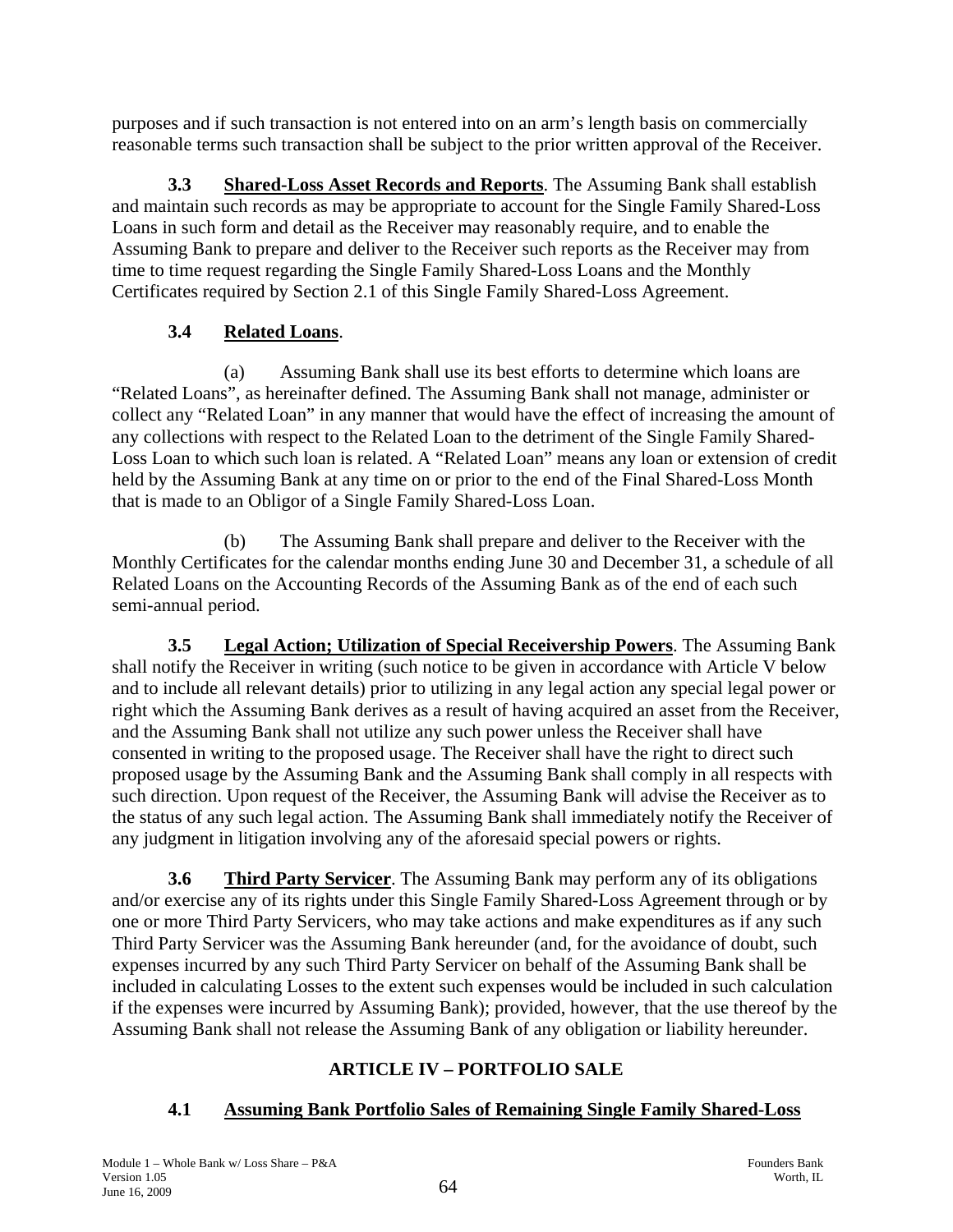purposes and if such transaction is not entered into on an arm's length basis on commercially reasonable terms such transaction shall be subject to the prior written approval of the Receiver.

**3.3 Shared-Loss Asset Records and Reports**. The Assuming Bank shall establish and maintain such records as may be appropriate to account for the Single Family Shared-Loss Loans in such form and detail as the Receiver may reasonably require, and to enable the Assuming Bank to prepare and deliver to the Receiver such reports as the Receiver may from time to time request regarding the Single Family Shared-Loss Loans and the Monthly Certificates required by Section 2.1 of this Single Family Shared-Loss Agreement.

**3.4 Related Loans**.

(a) Assuming Bank shall use its best efforts to determine which loans are "Related Loans", as hereinafter defined. The Assuming Bank shall not manage, administer or collect any "Related Loan" in any manner that would have the effect of increasing the amount of any collections with respect to the Related Loan to the detriment of the Single Family Shared-Loss Loan to which such loan is related. A "Related Loan" means any loan or extension of credit held by the Assuming Bank at any time on or prior to the end of the Final Shared-Loss Month that is made to an Obligor of a Single Family Shared-Loss Loan.

(b) The Assuming Bank shall prepare and deliver to the Receiver with the Monthly Certificates for the calendar months ending June 30 and December 31, a schedule of all Related Loans on the Accounting Records of the Assuming Bank as of the end of each such semi-annual period.

**3.5 Legal Action; Utilization of Special Receivership Powers**. The Assuming Bank shall notify the Receiver in writing (such notice to be given in accordance with Article V below and to include all relevant details) prior to utilizing in any legal action any special legal power or right which the Assuming Bank derives as a result of having acquired an asset from the Receiver, and the Assuming Bank shall not utilize any such power unless the Receiver shall have consented in writing to the proposed usage. The Receiver shall have the right to direct such proposed usage by the Assuming Bank and the Assuming Bank shall comply in all respects with such direction. Upon request of the Receiver, the Assuming Bank will advise the Receiver as to the status of any such legal action. The Assuming Bank shall immediately notify the Receiver of any judgment in litigation involving any of the aforesaid special powers or rights.

**3.6 Third Party Servicer**. The Assuming Bank may perform any of its obligations and/or exercise any of its rights under this Single Family Shared-Loss Agreement through or by one or more Third Party Servicers, who may take actions and make expenditures as if any such Third Party Servicer was the Assuming Bank hereunder (and, for the avoidance of doubt, such expenses incurred by any such Third Party Servicer on behalf of the Assuming Bank shall be included in calculating Losses to the extent such expenses would be included in such calculation if the expenses were incurred by Assuming Bank); provided, however, that the use thereof by the Assuming Bank shall not release the Assuming Bank of any obligation or liability hereunder.

## ARTICLE IV – PORTFOLIO SALE

**4.1 Assuming Bank Portfolio Sales of Remaining Single Family Shared-Loss**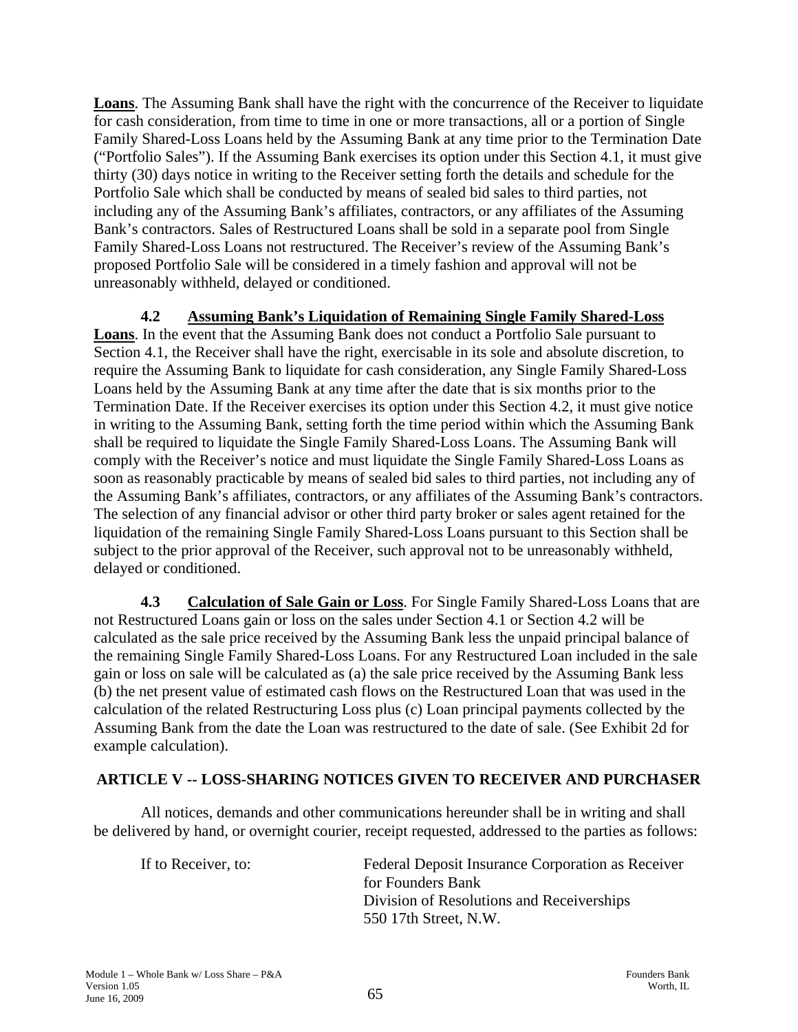**Loans**. The Assuming Bank shall have the right with the concurrence of the Receiver to liquidate for cash consideration, from time to time in one or more transactions, all or a portion of Single Family Shared-Loss Loans held by the Assuming Bank at any time prior to the Termination Date ("Portfolio Sales"). If the Assuming Bank exercises its option under this Section 4.1, it must give thirty (30) days notice in writing to the Receiver setting forth the details and schedule for the Portfolio Sale which shall be conducted by means of sealed bid sales to third parties, not including any of the Assuming Bank's affiliates, contractors, or any affiliates of the Assuming Bank's contractors. Sales of Restructured Loans shall be sold in a separate pool from Single Family Shared-Loss Loans not restructured. The Receiver's review of the Assuming Bank's proposed Portfolio Sale will be considered in a timely fashion and approval will not be unreasonably withheld, delayed or conditioned.

**4.2 Assuming Bank's Liquidation of Remaining Single Family Shared-Loss Loans**. In the event that the Assuming Bank does not conduct a Portfolio Sale pursuant to Section 4.1, the Receiver shall have the right, exercisable in its sole and absolute discretion, to require the Assuming Bank to liquidate for cash consideration, any Single Family Shared-Loss Loans held by the Assuming Bank at any time after the date that is six months prior to the Termination Date. If the Receiver exercises its option under this Section 4.2, it must give notice in writing to the Assuming Bank, setting forth the time period within which the Assuming Bank shall be required to liquidate the Single Family Shared-Loss Loans. The Assuming Bank will comply with the Receiver's notice and must liquidate the Single Family Shared-Loss Loans as soon as reasonably practicable by means of sealed bid sales to third parties, not including any of the Assuming Bank's affiliates, contractors, or any affiliates of the Assuming Bank's contractors. The selection of any financial advisor or other third party broker or sales agent retained for the liquidation of the remaining Single Family Shared-Loss Loans pursuant to this Section shall be subject to the prior approval of the Receiver, such approval not to be unreasonably withheld, delayed or conditioned.

**4.3 Calculation of Sale Gain or Loss**. For Single Family Shared-Loss Loans that are not Restructured Loans gain or loss on the sales under Section 4.1 or Section 4.2 will be calculated as the sale price received by the Assuming Bank less the unpaid principal balance of the remaining Single Family Shared-Loss Loans. For any Restructured Loan included in the sale gain or loss on sale will be calculated as (a) the sale price received by the Assuming Bank less (b) the net present value of estimated cash flows on the Restructured Loan that was used in the calculation of the related Restructuring Loss plus (c) Loan principal payments collected by the Assuming Bank from the date the Loan was restructured to the date of sale. (See Exhibit 2d for example calculation).

## ARTICLE V -- LOSS-SHARING NOTICES GIVEN TO RECEIVER AND PURCHASER

All notices, demands and other communications hereunder shall be in writing and shall be delivered by hand, or overnight courier, receipt requested, addressed to the parties as follows:

If to Receiver, to:

Federal Deposit Insurance Corporation as Receiver for Founders Bank
Division of Resolutions and Receiverships
550 17th Street, N.W.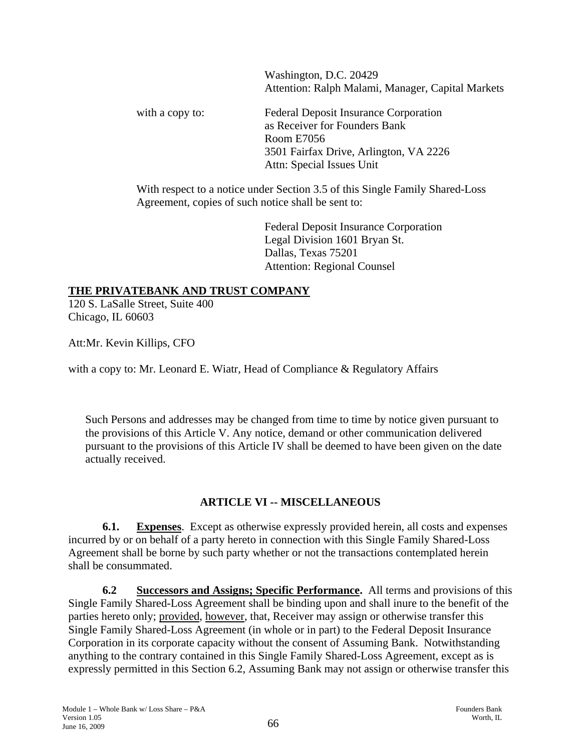Washington, D.C. 20429
Attention: Ralph Malami, Manager, Capital Markets

with a copy to: Federal Deposit Insurance Corporation
as Receiver for Founders Bank
Room E7056
3501 Fairfax Drive, Arlington, VA 2226
Attn: Special Issues Unit

With respect to a notice under Section 3.5 of this Single Family Shared-Loss Agreement, copies of such notice shall be sent to:

Federal Deposit Insurance Corporation
Legal Division 1601 Bryan St.
Dallas, Texas 75201
Attention: Regional Counsel

**THE PRIVATEBANK AND TRUST COMPANY**
120 S. LaSalle Street, Suite 400
Chicago, IL 60603

Att:Mr. Kevin Killips, CFO

with a copy to: Mr. Leonard E. Wiatr, Head of Compliance & Regulatory Affairs

Such Persons and addresses may be changed from time to time by notice given pursuant to the provisions of this Article V. Any notice, demand or other communication delivered pursuant to the provisions of this Article IV shall be deemed to have been given on the date actually received.

## ARTICLE VI -- MISCELLANEOUS

**6.1. Expenses**. Except as otherwise expressly provided herein, all costs and expenses incurred by or on behalf of a party hereto in connection with this Single Family Shared-Loss Agreement shall be borne by such party whether or not the transactions contemplated herein shall be consummated.

**6.2 Successors and Assigns; Specific Performance.** All terms and provisions of this Single Family Shared-Loss Agreement shall be binding upon and shall inure to the benefit of the parties hereto only; provided, however, that, Receiver may assign or otherwise transfer this Single Family Shared-Loss Agreement (in whole or in part) to the Federal Deposit Insurance Corporation in its corporate capacity without the consent of Assuming Bank. Notwithstanding anything to the contrary contained in this Single Family Shared-Loss Agreement, except as is expressly permitted in this Section 6.2, Assuming Bank may not assign or otherwise transfer this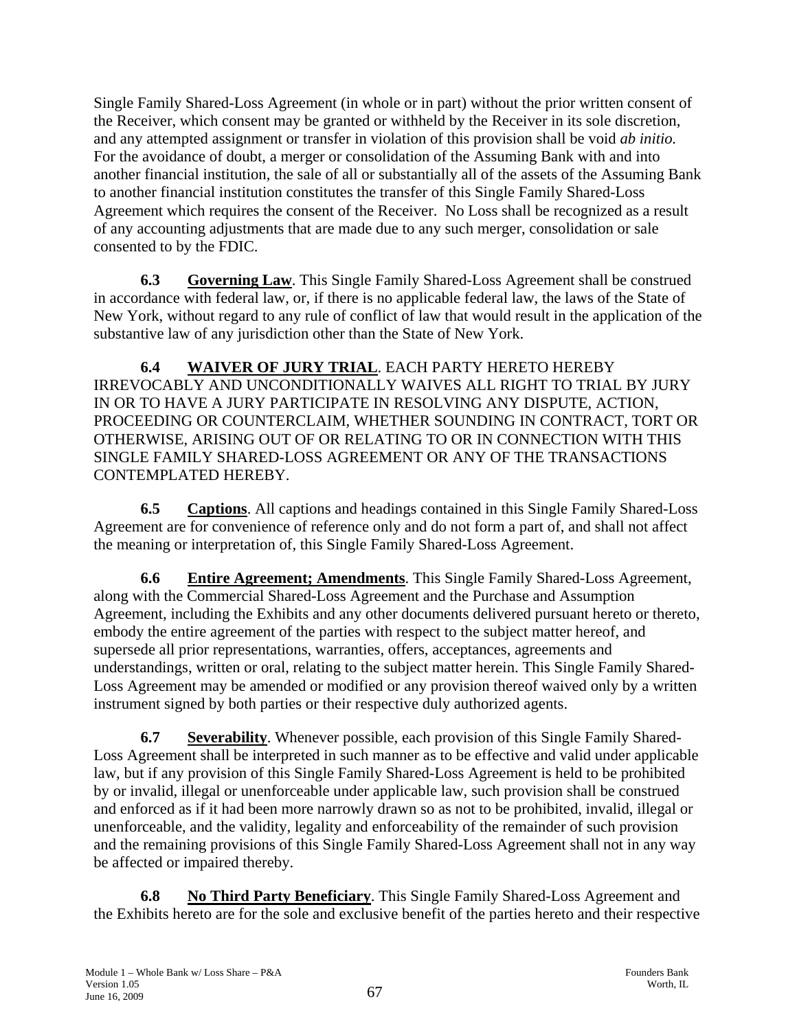Single Family Shared-Loss Agreement (in whole or in part) without the prior written consent of the Receiver, which consent may be granted or withheld by the Receiver in its sole discretion, and any attempted assignment or transfer in violation of this provision shall be void *ab initio.* For the avoidance of doubt, a merger or consolidation of the Assuming Bank with and into another financial institution, the sale of all or substantially all of the assets of the Assuming Bank to another financial institution constitutes the transfer of this Single Family Shared-Loss Agreement which requires the consent of the Receiver. No Loss shall be recognized as a result of any accounting adjustments that are made due to any such merger, consolidation or sale consented to by the FDIC.

**6.3 Governing Law**. This Single Family Shared-Loss Agreement shall be construed in accordance with federal law, or, if there is no applicable federal law, the laws of the State of New York, without regard to any rule of conflict of law that would result in the application of the substantive law of any jurisdiction other than the State of New York.

**6.4 WAIVER OF JURY TRIAL**. EACH PARTY HERETO HEREBY IRREVOCABLY AND UNCONDITIONALLY WAIVES ALL RIGHT TO TRIAL BY JURY IN OR TO HAVE A JURY PARTICIPATE IN RESOLVING ANY DISPUTE, ACTION, PROCEEDING OR COUNTERCLAIM, WHETHER SOUNDING IN CONTRACT, TORT OR OTHERWISE, ARISING OUT OF OR RELATING TO OR IN CONNECTION WITH THIS SINGLE FAMILY SHARED-LOSS AGREEMENT OR ANY OF THE TRANSACTIONS CONTEMPLATED HEREBY.

**6.5 Captions**. All captions and headings contained in this Single Family Shared-Loss Agreement are for convenience of reference only and do not form a part of, and shall not affect the meaning or interpretation of, this Single Family Shared-Loss Agreement.

**6.6 Entire Agreement; Amendments**. This Single Family Shared-Loss Agreement, along with the Commercial Shared-Loss Agreement and the Purchase and Assumption Agreement, including the Exhibits and any other documents delivered pursuant hereto or thereto, embody the entire agreement of the parties with respect to the subject matter hereof, and supersede all prior representations, warranties, offers, acceptances, agreements and understandings, written or oral, relating to the subject matter herein. This Single Family Shared-Loss Agreement may be amended or modified or any provision thereof waived only by a written instrument signed by both parties or their respective duly authorized agents.

**6.7 Severability**. Whenever possible, each provision of this Single Family Shared-Loss Agreement shall be interpreted in such manner as to be effective and valid under applicable law, but if any provision of this Single Family Shared-Loss Agreement is held to be prohibited by or invalid, illegal or unenforceable under applicable law, such provision shall be construed and enforced as if it had been more narrowly drawn so as not to be prohibited, invalid, illegal or unenforceable, and the validity, legality and enforceability of the remainder of such provision and the remaining provisions of this Single Family Shared-Loss Agreement shall not in any way be affected or impaired thereby.

**6.8 No Third Party Beneficiary**. This Single Family Shared-Loss Agreement and the Exhibits hereto are for the sole and exclusive benefit of the parties hereto and their respective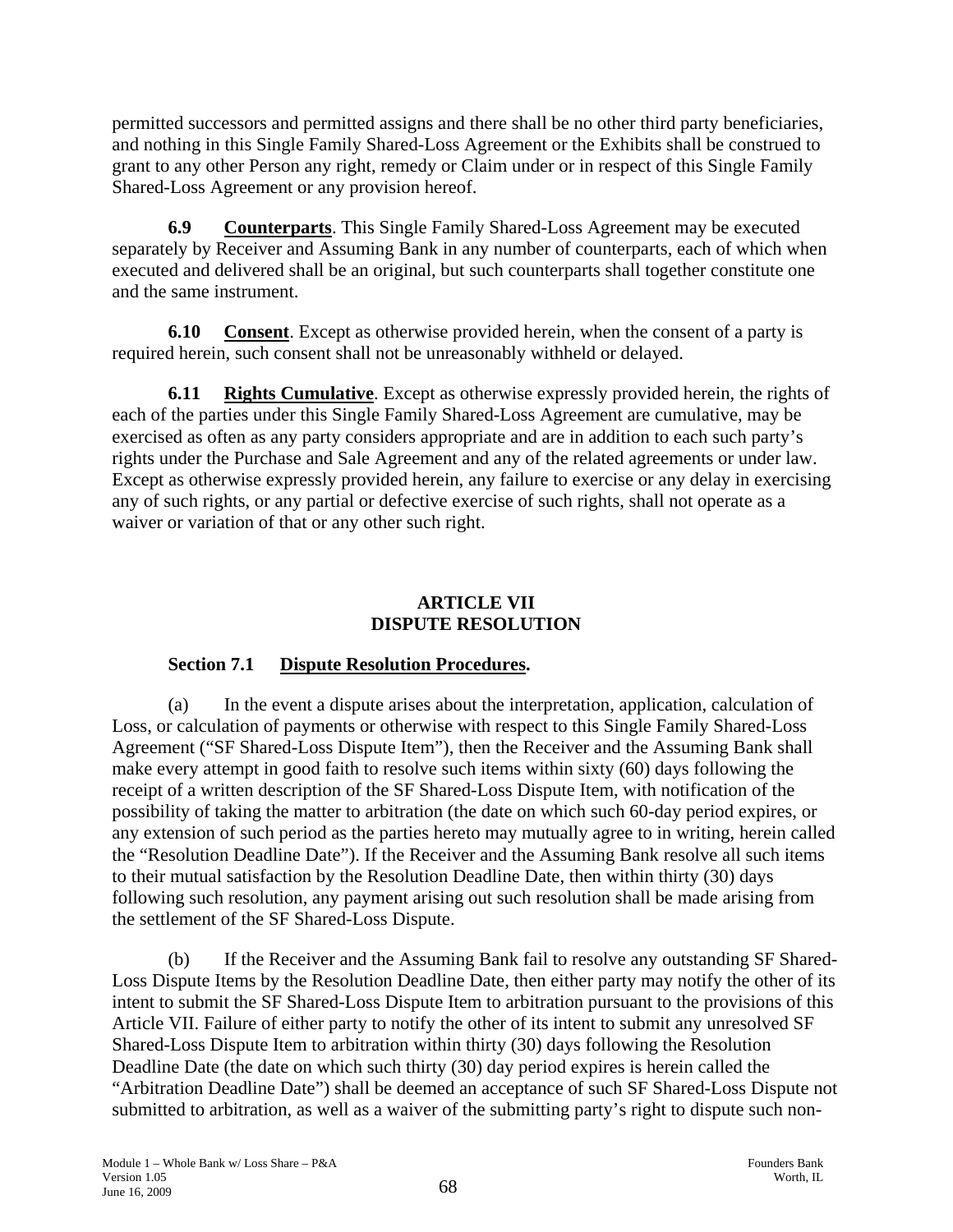permitted successors and permitted assigns and there shall be no other third party beneficiaries, and nothing in this Single Family Shared-Loss Agreement or the Exhibits shall be construed to grant to any other Person any right, remedy or Claim under or in respect of this Single Family Shared-Loss Agreement or any provision hereof.

**6.9 Counterparts**. This Single Family Shared-Loss Agreement may be executed separately by Receiver and Assuming Bank in any number of counterparts, each of which when executed and delivered shall be an original, but such counterparts shall together constitute one and the same instrument.

**6.10 Consent**. Except as otherwise provided herein, when the consent of a party is required herein, such consent shall not be unreasonably withheld or delayed.

**6.11 Rights Cumulative**. Except as otherwise expressly provided herein, the rights of each of the parties under this Single Family Shared-Loss Agreement are cumulative, may be exercised as often as any party considers appropriate and are in addition to each such party's rights under the Purchase and Sale Agreement and any of the related agreements or under law. Except as otherwise expressly provided herein, any failure to exercise or any delay in exercising any of such rights, or any partial or defective exercise of such rights, shall not operate as a waiver or variation of that or any other such right.

## ARTICLE VII
## DISPUTE RESOLUTION

**Section 7.1 Dispute Resolution Procedures.**

(a) In the event a dispute arises about the interpretation, application, calculation of Loss, or calculation of payments or otherwise with respect to this Single Family Shared-Loss Agreement ("SF Shared-Loss Dispute Item"), then the Receiver and the Assuming Bank shall make every attempt in good faith to resolve such items within sixty (60) days following the receipt of a written description of the SF Shared-Loss Dispute Item, with notification of the possibility of taking the matter to arbitration (the date on which such 60-day period expires, or any extension of such period as the parties hereto may mutually agree to in writing, herein called the "Resolution Deadline Date"). If the Receiver and the Assuming Bank resolve all such items to their mutual satisfaction by the Resolution Deadline Date, then within thirty (30) days following such resolution, any payment arising out such resolution shall be made arising from the settlement of the SF Shared-Loss Dispute.

(b) If the Receiver and the Assuming Bank fail to resolve any outstanding SF Shared-Loss Dispute Items by the Resolution Deadline Date, then either party may notify the other of its intent to submit the SF Shared-Loss Dispute Item to arbitration pursuant to the provisions of this Article VII. Failure of either party to notify the other of its intent to submit any unresolved SF Shared-Loss Dispute Item to arbitration within thirty (30) days following the Resolution Deadline Date (the date on which such thirty (30) day period expires is herein called the "Arbitration Deadline Date") shall be deemed an acceptance of such SF Shared-Loss Dispute not submitted to arbitration, as well as a waiver of the submitting party's right to dispute such non-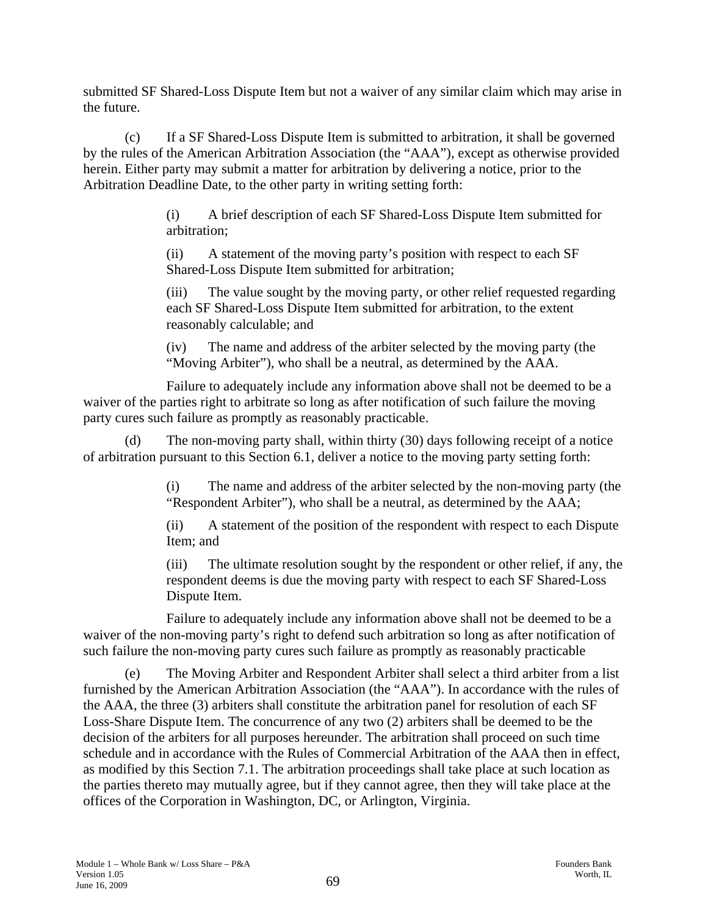submitted SF Shared-Loss Dispute Item but not a waiver of any similar claim which may arise in the future.

(c) If a SF Shared-Loss Dispute Item is submitted to arbitration, it shall be governed by the rules of the American Arbitration Association (the "AAA"), except as otherwise provided herein. Either party may submit a matter for arbitration by delivering a notice, prior to the Arbitration Deadline Date, to the other party in writing setting forth:

> (i) A brief description of each SF Shared-Loss Dispute Item submitted for arbitration;
>
> (ii) A statement of the moving party's position with respect to each SF Shared-Loss Dispute Item submitted for arbitration;
>
> (iii) The value sought by the moving party, or other relief requested regarding each SF Shared-Loss Dispute Item submitted for arbitration, to the extent reasonably calculable; and
>
> (iv) The name and address of the arbiter selected by the moving party (the "Moving Arbiter"), who shall be a neutral, as determined by the AAA.

Failure to adequately include any information above shall not be deemed to be a waiver of the parties right to arbitrate so long as after notification of such failure the moving party cures such failure as promptly as reasonably practicable.

(d) The non-moving party shall, within thirty (30) days following receipt of a notice of arbitration pursuant to this Section 6.1, deliver a notice to the moving party setting forth:

> (i) The name and address of the arbiter selected by the non-moving party (the "Respondent Arbiter"), who shall be a neutral, as determined by the AAA;
>
> (ii) A statement of the position of the respondent with respect to each Dispute Item; and
>
> (iii) The ultimate resolution sought by the respondent or other relief, if any, the respondent deems is due the moving party with respect to each SF Shared-Loss Dispute Item.

Failure to adequately include any information above shall not be deemed to be a waiver of the non-moving party's right to defend such arbitration so long as after notification of such failure the non-moving party cures such failure as promptly as reasonably practicable

(e) The Moving Arbiter and Respondent Arbiter shall select a third arbiter from a list furnished by the American Arbitration Association (the "AAA"). In accordance with the rules of the AAA, the three (3) arbiters shall constitute the arbitration panel for resolution of each SF Loss-Share Dispute Item. The concurrence of any two (2) arbiters shall be deemed to be the decision of the arbiters for all purposes hereunder. The arbitration shall proceed on such time schedule and in accordance with the Rules of Commercial Arbitration of the AAA then in effect, as modified by this Section 7.1. The arbitration proceedings shall take place at such location as the parties thereto may mutually agree, but if they cannot agree, then they will take place at the offices of the Corporation in Washington, DC, or Arlington, Virginia.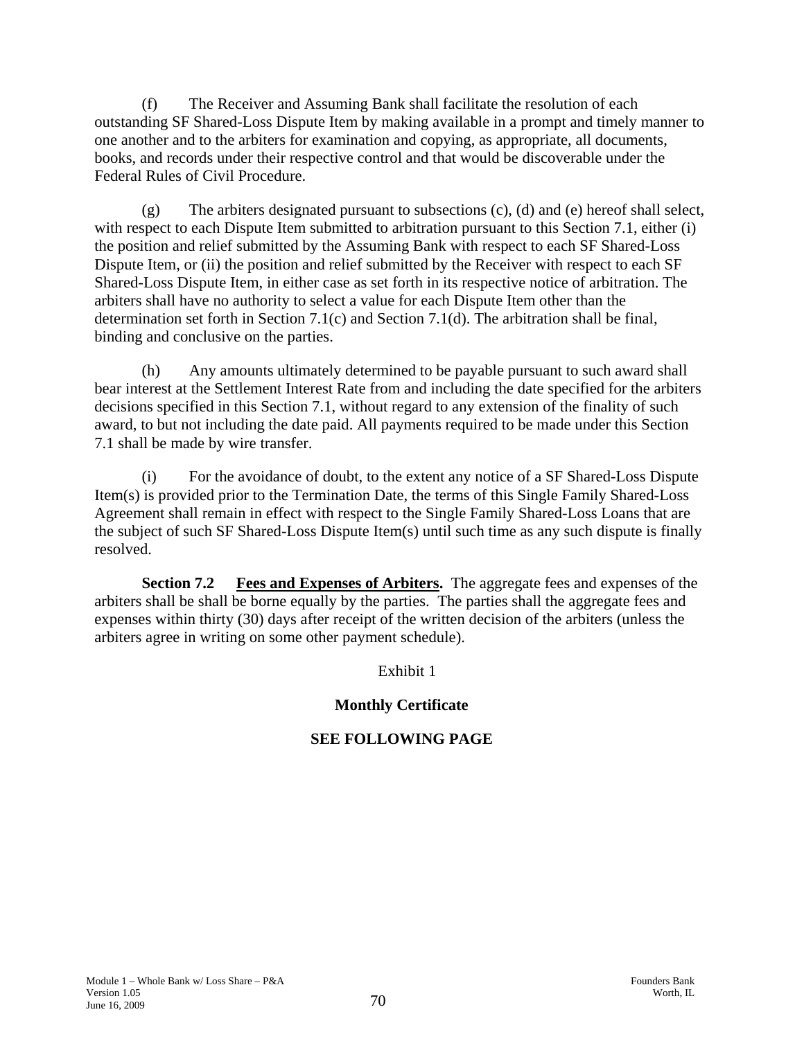(f) The Receiver and Assuming Bank shall facilitate the resolution of each outstanding SF Shared-Loss Dispute Item by making available in a prompt and timely manner to one another and to the arbiters for examination and copying, as appropriate, all documents, books, and records under their respective control and that would be discoverable under the Federal Rules of Civil Procedure.

(g) The arbiters designated pursuant to subsections (c), (d) and (e) hereof shall select, with respect to each Dispute Item submitted to arbitration pursuant to this Section 7.1, either (i) the position and relief submitted by the Assuming Bank with respect to each SF Shared-Loss Dispute Item, or (ii) the position and relief submitted by the Receiver with respect to each SF Shared-Loss Dispute Item, in either case as set forth in its respective notice of arbitration. The arbiters shall have no authority to select a value for each Dispute Item other than the determination set forth in Section 7.1(c) and Section 7.1(d). The arbitration shall be final, binding and conclusive on the parties.

(h) Any amounts ultimately determined to be payable pursuant to such award shall bear interest at the Settlement Interest Rate from and including the date specified for the arbiters decisions specified in this Section 7.1, without regard to any extension of the finality of such award, to but not including the date paid. All payments required to be made under this Section 7.1 shall be made by wire transfer.

(i) For the avoidance of doubt, to the extent any notice of a SF Shared-Loss Dispute Item(s) is provided prior to the Termination Date, the terms of this Single Family Shared-Loss Agreement shall remain in effect with respect to the Single Family Shared-Loss Loans that are the subject of such SF Shared-Loss Dispute Item(s) until such time as any such dispute is finally resolved.

**Section 7.2** **Fees and Expenses of Arbiters.** The aggregate fees and expenses of the arbiters shall be shall be borne equally by the parties. The parties shall the aggregate fees and expenses within thirty (30) days after receipt of the written decision of the arbiters (unless the arbiters agree in writing on some other payment schedule).

Exhibit 1

**Monthly Certificate**

**SEE FOLLOWING PAGE**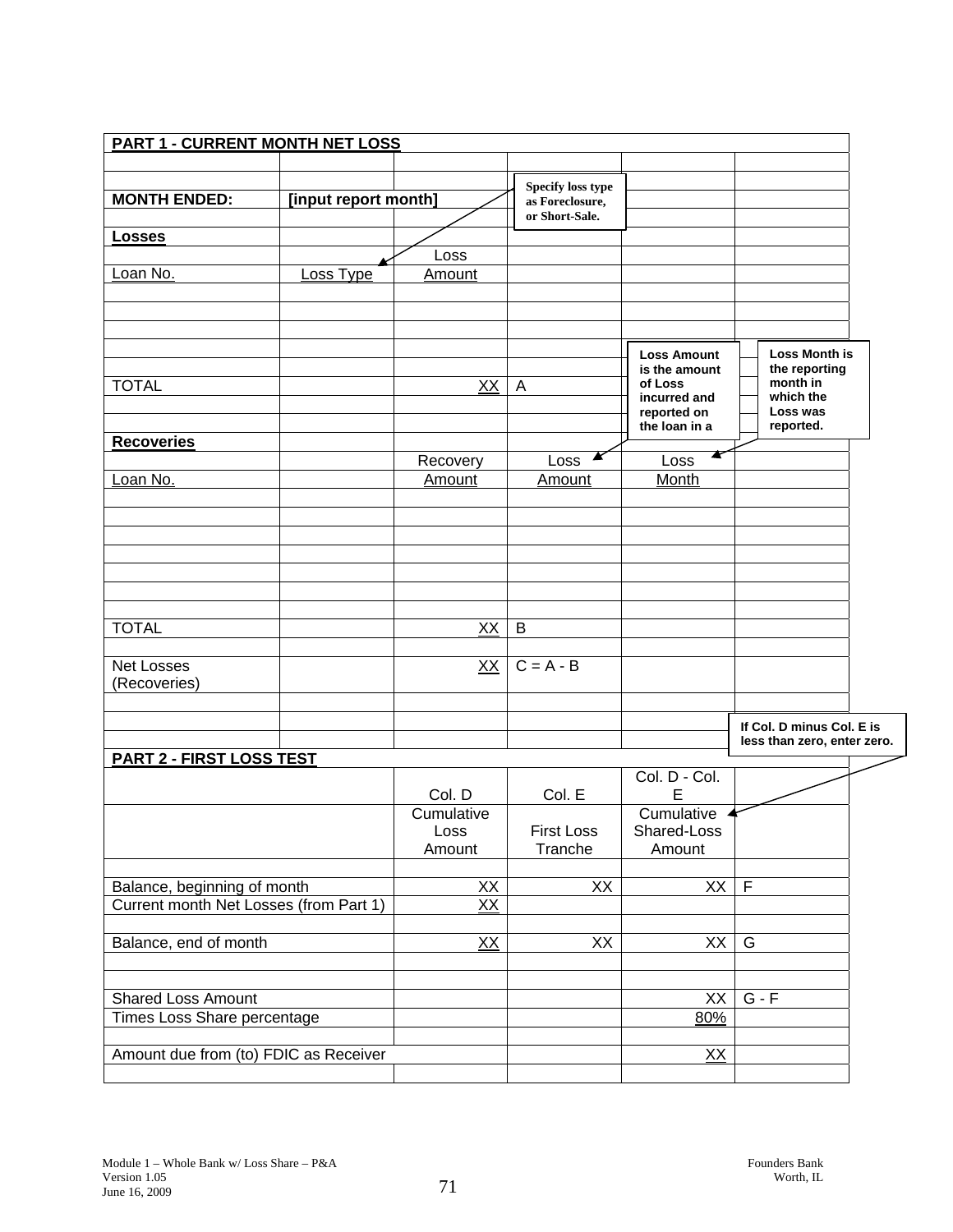## PART 1 - CURRENT MONTH NET LOSS

**MONTH ENDED:** **[input report month]**

*Specify loss type as Foreclosure, or Short-Sale.*

**Losses**

| Loan No. | Loss Type | Loss Amount | |
|---|---|---|---|
| | | | |
| | | | |
| | | | |
| | | | |
| TOTAL | | XX | A |

*Loss Amount is the amount of Loss incurred and reported on the loan in a*

*Loss Month is the reporting month in which the Loss was reported.*

**Recoveries**

| Loan No. | | Recovery Amount | Loss Amount | Loss Month |
|---|---|---|---|---|
| | | | | |
| | | | | |
| | | | | |
| | | | | |
| | | | | |
| | | | | |
| | | | | |
| TOTAL | | XX | B | |
| Net Losses (Recoveries) | | XX | C = A - B | |

*If Col. D minus Col. E is less than zero, enter zero.*

## PART 2 - FIRST LOSS TEST

| | Col. D | Col. E | Col. D - Col. E | |
|---|---|---|---|---|
| | Cumulative Loss Amount | First Loss Tranche | Cumulative Shared-Loss Amount | |
| Balance, beginning of month | XX | XX | XX | F |
| Current month Net Losses (from Part 1) | XX | | | |
| Balance, end of month | XX | XX | XX | G |
| Shared Loss Amount | | | XX | G - F |
| Times Loss Share percentage | | | 80% | |
| Amount due from (to) FDIC as Receiver | | | XX | |

Module 1 – Whole Bank w/ Loss Share – P&A
Version 1.05
June 16, 2009

Founders Bank
Worth, IL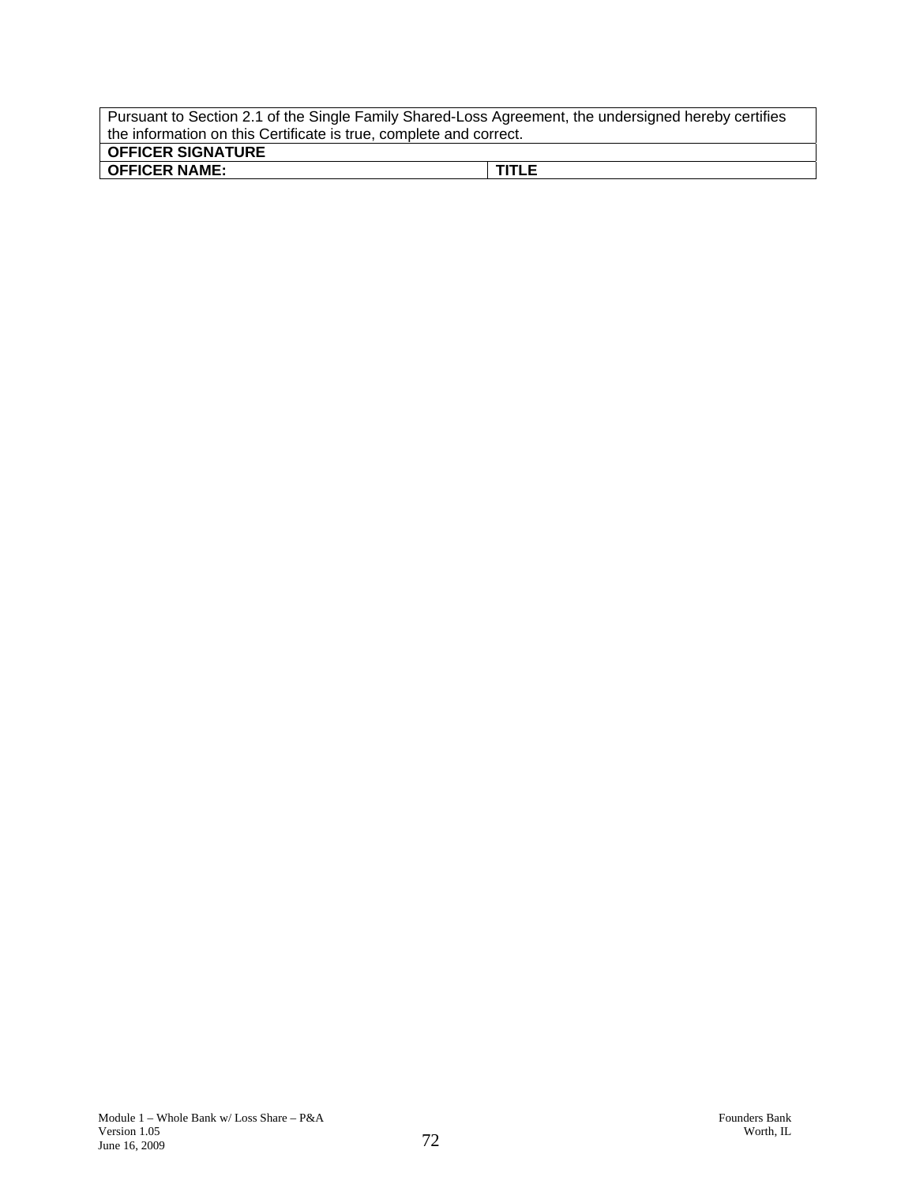| Pursuant to Section 2.1 of the Single Family Shared-Loss Agreement, the undersigned hereby certifies the information on this Certificate is true, complete and correct. | |
|---|---|
| **OFFICER SIGNATURE** | |
| **OFFICER NAME:** | **TITLE** |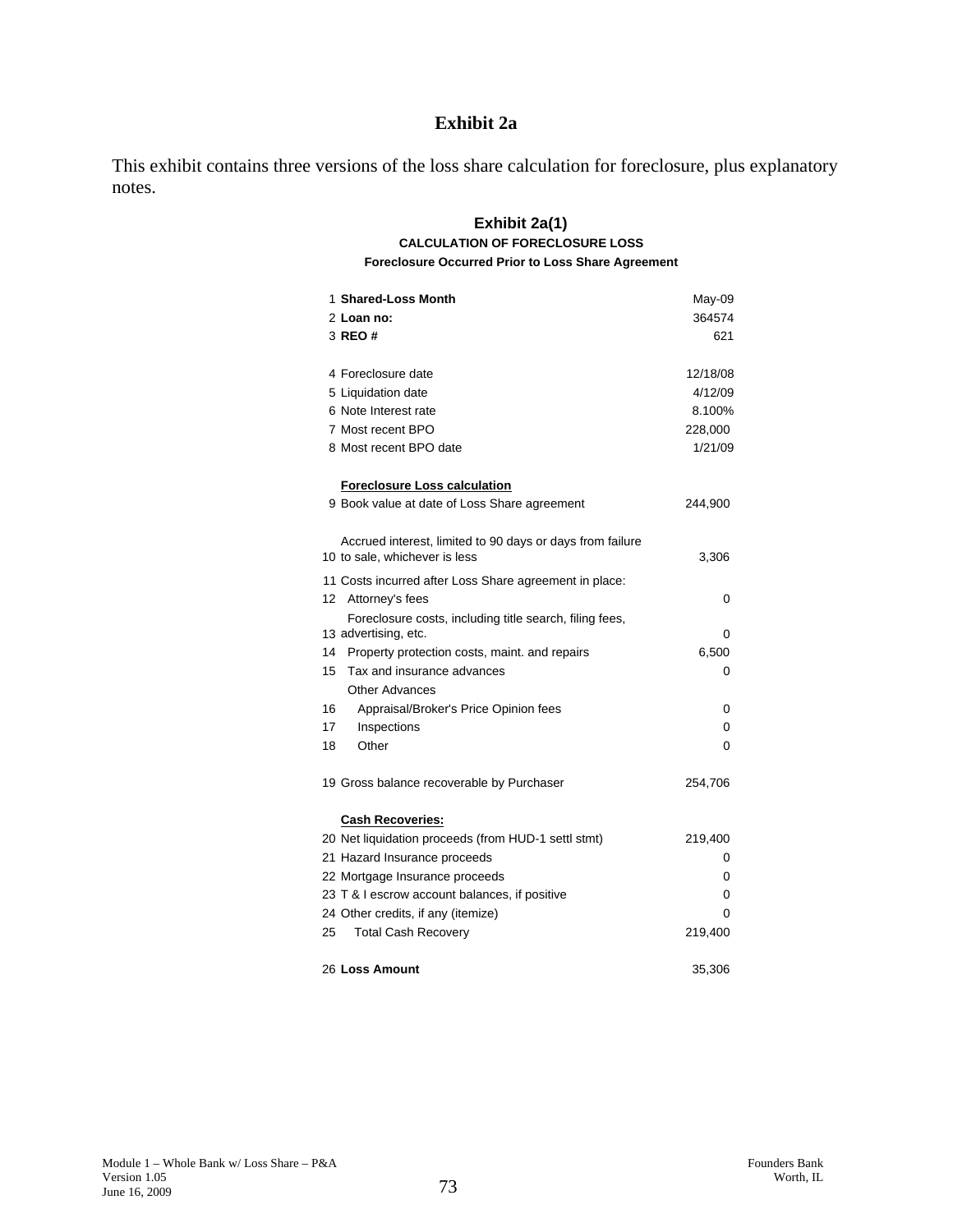# Exhibit 2a

This exhibit contains three versions of the loss share calculation for foreclosure, plus explanatory notes.

## Exhibit 2a(1)

### CALCULATION OF FORECLOSURE LOSS

#### Foreclosure Occurred Prior to Loss Share Agreement

| # | Item | Value |
|---|---|---|
| 1 | **Shared-Loss Month** | May-09 |
| 2 | **Loan no:** | 364574 |
| 3 | **REO #** | 621 |
| | | |
| 4 | Foreclosure date | 12/18/08 |
| 5 | Liquidation date | 4/12/09 |
| 6 | Note Interest rate | 8.100% |
| 7 | Most recent BPO | 228,000 |
| 8 | Most recent BPO date | 1/21/09 |
| | | |
| | **Foreclosure Loss calculation** | |
| 9 | Book value at date of Loss Share agreement | 244,900 |
| | | |
| 10 | Accrued interest, limited to 90 days or days from failure to sale, whichever is less | 3,306 |
| 11 | Costs incurred after Loss Share agreement in place: | |
| 12 | Attorney's fees | 0 |
| 13 | Foreclosure costs, including title search, filing fees, advertising, etc. | 0 |
| 14 | Property protection costs, maint. and repairs | 6,500 |
| 15 | Tax and insurance advances | 0 |
| | Other Advances | |
| 16 | Appraisal/Broker's Price Opinion fees | 0 |
| 17 | Inspections | 0 |
| 18 | Other | 0 |
| | | |
| 19 | Gross balance recoverable by Purchaser | 254,706 |
| | | |
| | **Cash Recoveries:** | |
| 20 | Net liquidation proceeds (from HUD-1 settl stmt) | 219,400 |
| 21 | Hazard Insurance proceeds | 0 |
| 22 | Mortgage Insurance proceeds | 0 |
| 23 | T & I escrow account balances, if positive | 0 |
| 24 | Other credits, if any (itemize) | 0 |
| 25 | Total Cash Recovery | 219,400 |
| | | |
| 26 | **Loss Amount** | 35,306 |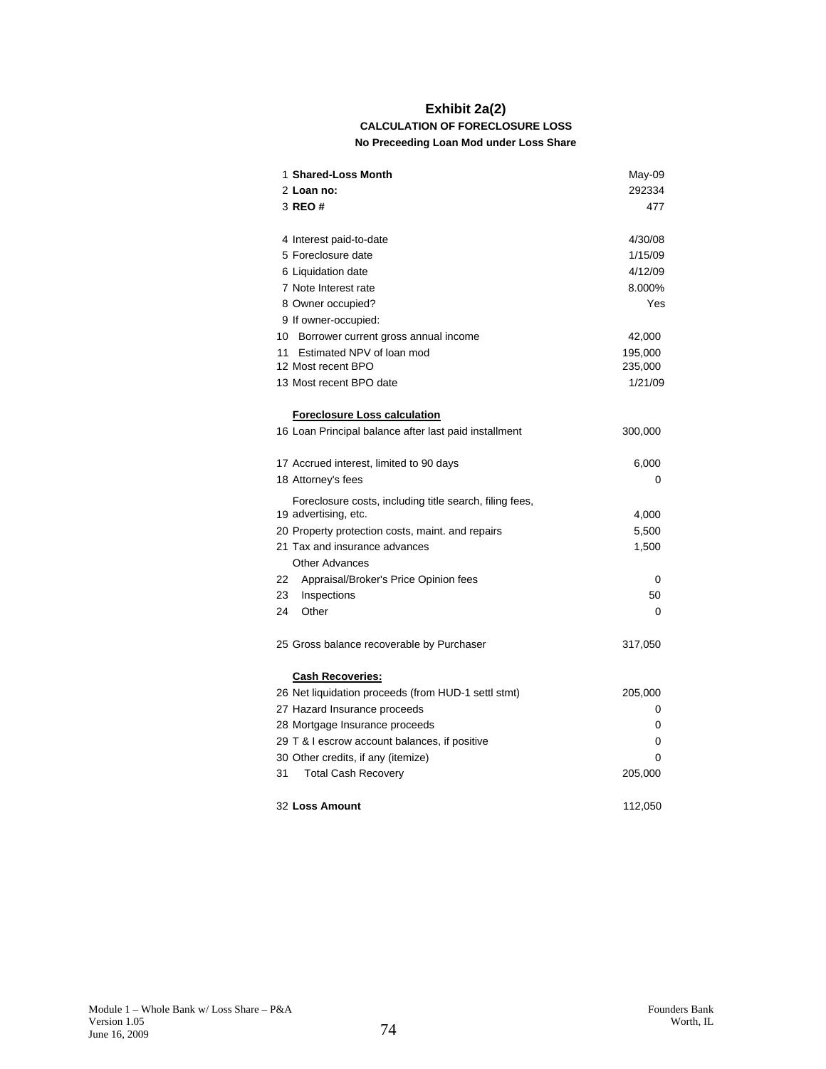# Exhibit 2a(2)

### CALCULATION OF FORECLOSURE LOSS

**No Preceeding Loan Mod under Loss Share**

| | | |
|---|---|---|
| 1 | **Shared-Loss Month** | May-09 |
| 2 | **Loan no:** | 292334 |
| 3 | **REO #** | 477 |
| | | |
| 4 | Interest paid-to-date | 4/30/08 |
| 5 | Foreclosure date | 1/15/09 |
| 6 | Liquidation date | 4/12/09 |
| 7 | Note Interest rate | 8.000% |
| 8 | Owner occupied? | Yes |
| 9 | If owner-occupied: | |
| 10 | Borrower current gross annual income | 42,000 |
| 11 | Estimated NPV of loan mod | 195,000 |
| 12 | Most recent BPO | 235,000 |
| 13 | Most recent BPO date | 1/21/09 |
| | | |
| | **Foreclosure Loss calculation** | |
| 16 | Loan Principal balance after last paid installment | 300,000 |
| | | |
| 17 | Accrued interest, limited to 90 days | 6,000 |
| 18 | Attorney's fees | 0 |
| 19 | Foreclosure costs, including title search, filing fees, advertising, etc. | 4,000 |
| 20 | Property protection costs, maint. and repairs | 5,500 |
| 21 | Tax and insurance advances | 1,500 |
| | Other Advances | |
| 22 | Appraisal/Broker's Price Opinion fees | 0 |
| 23 | Inspections | 50 |
| 24 | Other | 0 |
| | | |
| 25 | Gross balance recoverable by Purchaser | 317,050 |
| | | |
| | **Cash Recoveries:** | |
| 26 | Net liquidation proceeds (from HUD-1 settl stmt) | 205,000 |
| 27 | Hazard Insurance proceeds | 0 |
| 28 | Mortgage Insurance proceeds | 0 |
| 29 | T & I escrow account balances, if positive | 0 |
| 30 | Other credits, if any (itemize) | 0 |
| 31 | Total Cash Recovery | 205,000 |
| | | |
| 32 | **Loss Amount** | 112,050 |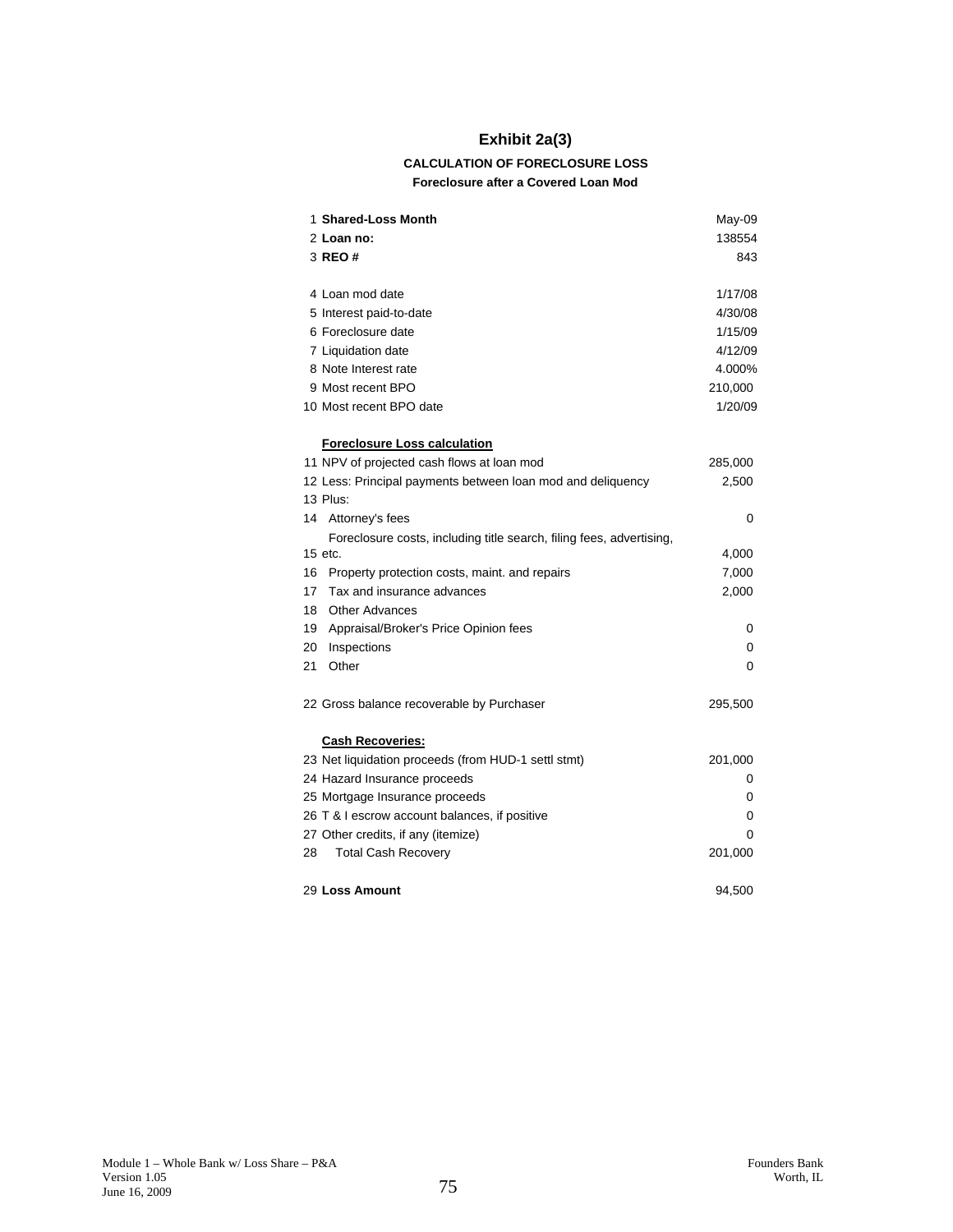# Exhibit 2a(3)

### CALCULATION OF FORECLOSURE LOSS

#### Foreclosure after a Covered Loan Mod

| | | |
|---|---|---|
| 1 | **Shared-Loss Month** | May-09 |
| 2 | **Loan no:** | 138554 |
| 3 | **REO #** | 843 |
| | | |
| 4 | Loan mod date | 1/17/08 |
| 5 | Interest paid-to-date | 4/30/08 |
| 6 | Foreclosure date | 1/15/09 |
| 7 | Liquidation date | 4/12/09 |
| 8 | Note Interest rate | 4.000% |
| 9 | Most recent BPO | 210,000 |
| 10 | Most recent BPO date | 1/20/09 |
| | | |
| | **Foreclosure Loss calculation** | |
| 11 | NPV of projected cash flows at loan mod | 285,000 |
| 12 | Less: Principal payments between loan mod and deliquency | 2,500 |
| 13 | Plus: | |
| 14 | Attorney's fees | 0 |
| 15 | Foreclosure costs, including title search, filing fees, advertising, etc. | 4,000 |
| 16 | Property protection costs, maint. and repairs | 7,000 |
| 17 | Tax and insurance advances | 2,000 |
| 18 | Other Advances | |
| 19 | Appraisal/Broker's Price Opinion fees | 0 |
| 20 | Inspections | 0 |
| 21 | Other | 0 |
| | | |
| 22 | Gross balance recoverable by Purchaser | 295,500 |
| | | |
| | **Cash Recoveries:** | |
| 23 | Net liquidation proceeds (from HUD-1 settl stmt) | 201,000 |
| 24 | Hazard Insurance proceeds | 0 |
| 25 | Mortgage Insurance proceeds | 0 |
| 26 | T & I escrow account balances, if positive | 0 |
| 27 | Other credits, if any (itemize) | 0 |
| 28 | Total Cash Recovery | 201,000 |
| | | |
| 29 | **Loss Amount** | 94,500 |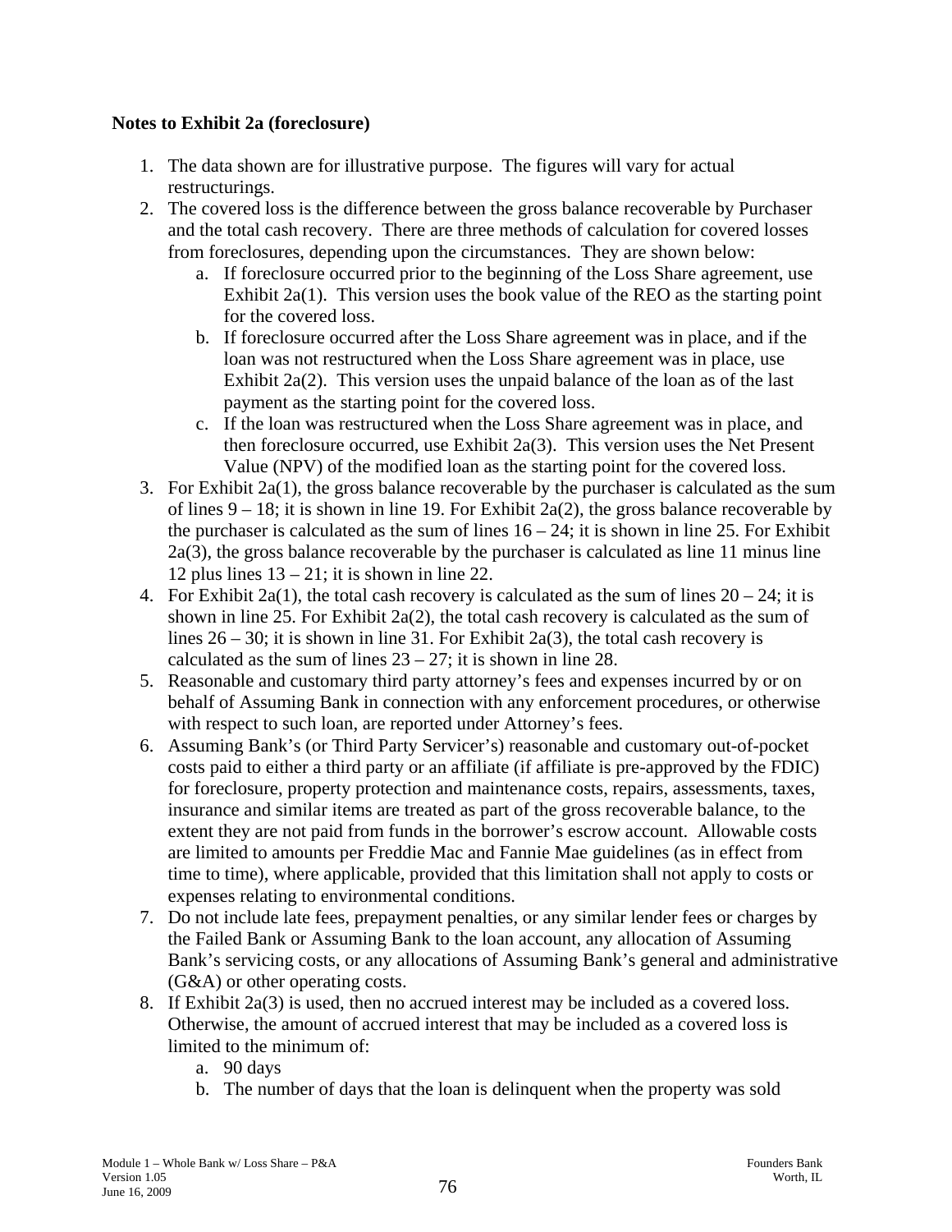**Notes to Exhibit 2a (foreclosure)**

1. The data shown are for illustrative purpose. The figures will vary for actual restructurings.
2. The covered loss is the difference between the gross balance recoverable by Purchaser and the total cash recovery. There are three methods of calculation for covered losses from foreclosures, depending upon the circumstances. They are shown below:
   a. If foreclosure occurred prior to the beginning of the Loss Share agreement, use Exhibit 2a(1). This version uses the book value of the REO as the starting point for the covered loss.
   b. If foreclosure occurred after the Loss Share agreement was in place, and if the loan was not restructured when the Loss Share agreement was in place, use Exhibit 2a(2). This version uses the unpaid balance of the loan as of the last payment as the starting point for the covered loss.
   c. If the loan was restructured when the Loss Share agreement was in place, and then foreclosure occurred, use Exhibit 2a(3). This version uses the Net Present Value (NPV) of the modified loan as the starting point for the covered loss.
3. For Exhibit 2a(1), the gross balance recoverable by the purchaser is calculated as the sum of lines 9 – 18; it is shown in line 19. For Exhibit 2a(2), the gross balance recoverable by the purchaser is calculated as the sum of lines 16 – 24; it is shown in line 25. For Exhibit 2a(3), the gross balance recoverable by the purchaser is calculated as line 11 minus line 12 plus lines 13 – 21; it is shown in line 22.
4. For Exhibit 2a(1), the total cash recovery is calculated as the sum of lines 20 – 24; it is shown in line 25. For Exhibit 2a(2), the total cash recovery is calculated as the sum of lines 26 – 30; it is shown in line 31. For Exhibit 2a(3), the total cash recovery is calculated as the sum of lines 23 – 27; it is shown in line 28.
5. Reasonable and customary third party attorney's fees and expenses incurred by or on behalf of Assuming Bank in connection with any enforcement procedures, or otherwise with respect to such loan, are reported under Attorney's fees.
6. Assuming Bank's (or Third Party Servicer's) reasonable and customary out-of-pocket costs paid to either a third party or an affiliate (if affiliate is pre-approved by the FDIC) for foreclosure, property protection and maintenance costs, repairs, assessments, taxes, insurance and similar items are treated as part of the gross recoverable balance, to the extent they are not paid from funds in the borrower's escrow account. Allowable costs are limited to amounts per Freddie Mac and Fannie Mae guidelines (as in effect from time to time), where applicable, provided that this limitation shall not apply to costs or expenses relating to environmental conditions.
7. Do not include late fees, prepayment penalties, or any similar lender fees or charges by the Failed Bank or Assuming Bank to the loan account, any allocation of Assuming Bank's servicing costs, or any allocations of Assuming Bank's general and administrative (G&A) or other operating costs.
8. If Exhibit 2a(3) is used, then no accrued interest may be included as a covered loss. Otherwise, the amount of accrued interest that may be included as a covered loss is limited to the minimum of:
   a. 90 days
   b. The number of days that the loan is delinquent when the property was sold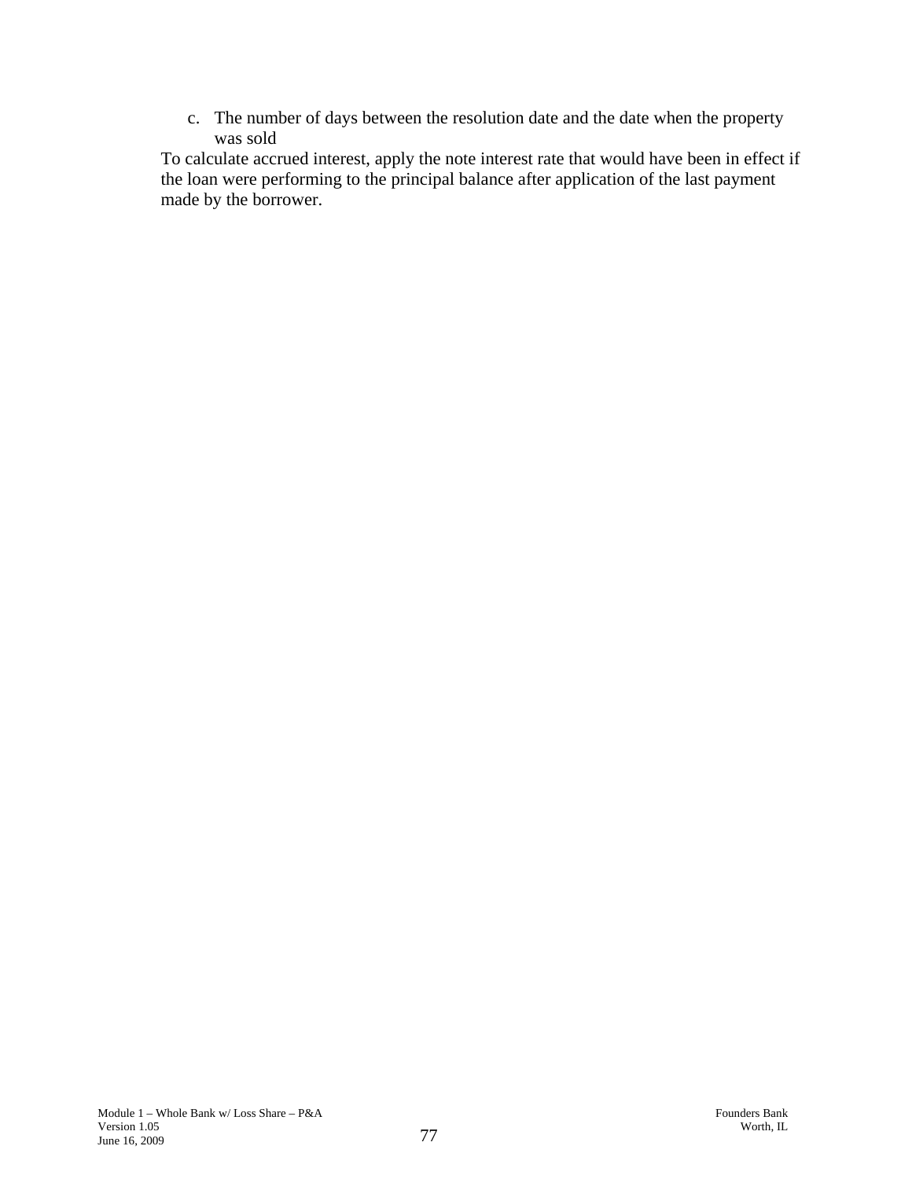c. The number of days between the resolution date and the date when the property was sold

To calculate accrued interest, apply the note interest rate that would have been in effect if the loan were performing to the principal balance after application of the last payment made by the borrower.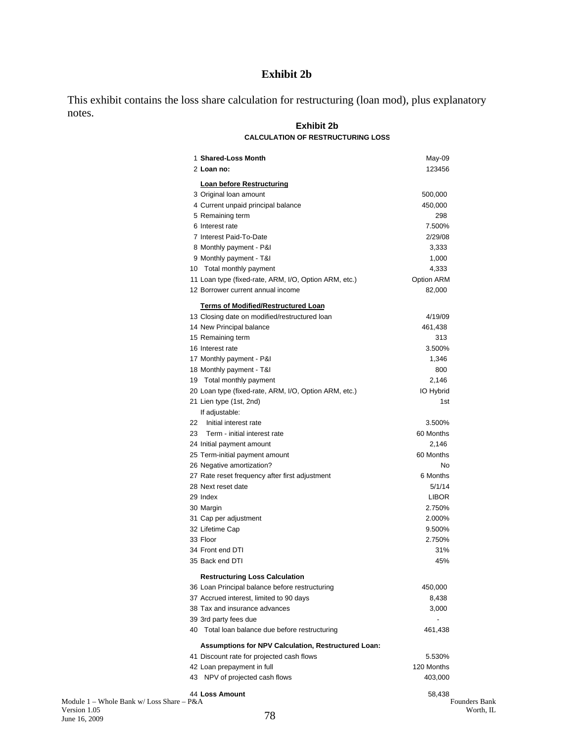# Exhibit 2b

This exhibit contains the loss share calculation for restructuring (loan mod), plus explanatory notes.

## Exhibit 2b

### CALCULATION OF RESTRUCTURING LOSS

| # | Item | Value |
|---|---|---|
| 1 | **Shared-Loss Month** | May-09 |
| 2 | **Loan no:** | 123456 |
| | **Loan before Restructuring** | |
| 3 | Original loan amount | 500,000 |
| 4 | Current unpaid principal balance | 450,000 |
| 5 | Remaining term | 298 |
| 6 | Interest rate | 7.500% |
| 7 | Interest Paid-To-Date | 2/29/08 |
| 8 | Monthly payment - P&I | 3,333 |
| 9 | Monthly payment - T&I | 1,000 |
| 10 | Total monthly payment | 4,333 |
| 11 | Loan type (fixed-rate, ARM, I/O, Option ARM, etc.) | Option ARM |
| 12 | Borrower current annual income | 82,000 |
| | **Terms of Modified/Restructured Loan** | |
| 13 | Closing date on modified/restructured loan | 4/19/09 |
| 14 | New Principal balance | 461,438 |
| 15 | Remaining term | 313 |
| 16 | Interest rate | 3.500% |
| 17 | Monthly payment - P&I | 1,346 |
| 18 | Monthly payment - T&I | 800 |
| 19 | Total monthly payment | 2,146 |
| 20 | Loan type (fixed-rate, ARM, I/O, Option ARM, etc.) | IO Hybrid |
| 21 | Lien type (1st, 2nd) | 1st |
| | If adjustable: | |
| 22 | Initial interest rate | 3.500% |
| 23 | Term - initial interest rate | 60 Months |
| 24 | Initial payment amount | 2,146 |
| 25 | Term-initial payment amount | 60 Months |
| 26 | Negative amortization? | No |
| 27 | Rate reset frequency after first adjustment | 6 Months |
| 28 | Next reset date | 5/1/14 |
| 29 | Index | LIBOR |
| 30 | Margin | 2.750% |
| 31 | Cap per adjustment | 2.000% |
| 32 | Lifetime Cap | 9.500% |
| 33 | Floor | 2.750% |
| 34 | Front end DTI | 31% |
| 35 | Back end DTI | 45% |
| | **Restructuring Loss Calculation** | |
| 36 | Loan Principal balance before restructuring | 450,000 |
| 37 | Accrued interest, limited to 90 days | 8,438 |
| 38 | Tax and insurance advances | 3,000 |
| 39 | 3rd party fees due | - |
| 40 | Total loan balance due before restructuring | 461,438 |
| | **Assumptions for NPV Calculation, Restructured Loan:** | |
| 41 | Discount rate for projected cash flows | 5.530% |
| 42 | Loan prepayment in full | 120 Months |
| 43 | NPV of projected cash flows | 403,000 |
| 44 | **Loss Amount** | 58,438 |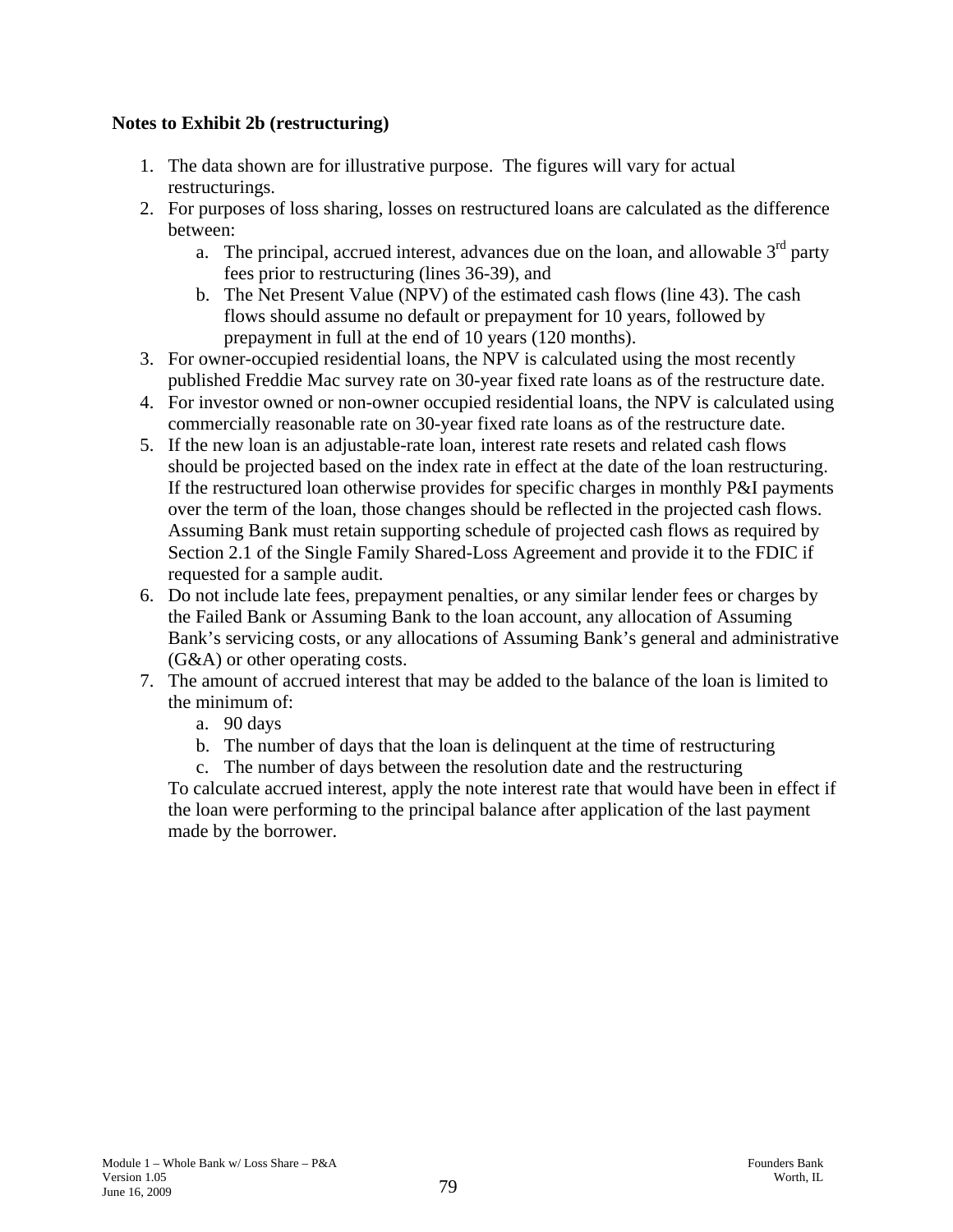**Notes to Exhibit 2b (restructuring)**

1. The data shown are for illustrative purpose. The figures will vary for actual restructurings.
2. For purposes of loss sharing, losses on restructured loans are calculated as the difference between:
   a. The principal, accrued interest, advances due on the loan, and allowable 3rd party fees prior to restructuring (lines 36-39), and
   b. The Net Present Value (NPV) of the estimated cash flows (line 43). The cash flows should assume no default or prepayment for 10 years, followed by prepayment in full at the end of 10 years (120 months).
3. For owner-occupied residential loans, the NPV is calculated using the most recently published Freddie Mac survey rate on 30-year fixed rate loans as of the restructure date.
4. For investor owned or non-owner occupied residential loans, the NPV is calculated using commercially reasonable rate on 30-year fixed rate loans as of the restructure date.
5. If the new loan is an adjustable-rate loan, interest rate resets and related cash flows should be projected based on the index rate in effect at the date of the loan restructuring. If the restructured loan otherwise provides for specific charges in monthly P&I payments over the term of the loan, those changes should be reflected in the projected cash flows. Assuming Bank must retain supporting schedule of projected cash flows as required by Section 2.1 of the Single Family Shared-Loss Agreement and provide it to the FDIC if requested for a sample audit.
6. Do not include late fees, prepayment penalties, or any similar lender fees or charges by the Failed Bank or Assuming Bank to the loan account, any allocation of Assuming Bank's servicing costs, or any allocations of Assuming Bank's general and administrative (G&A) or other operating costs.
7. The amount of accrued interest that may be added to the balance of the loan is limited to the minimum of:
   a. 90 days
   b. The number of days that the loan is delinquent at the time of restructuring
   c. The number of days between the resolution date and the restructuring

   To calculate accrued interest, apply the note interest rate that would have been in effect if the loan were performing to the principal balance after application of the last payment made by the borrower.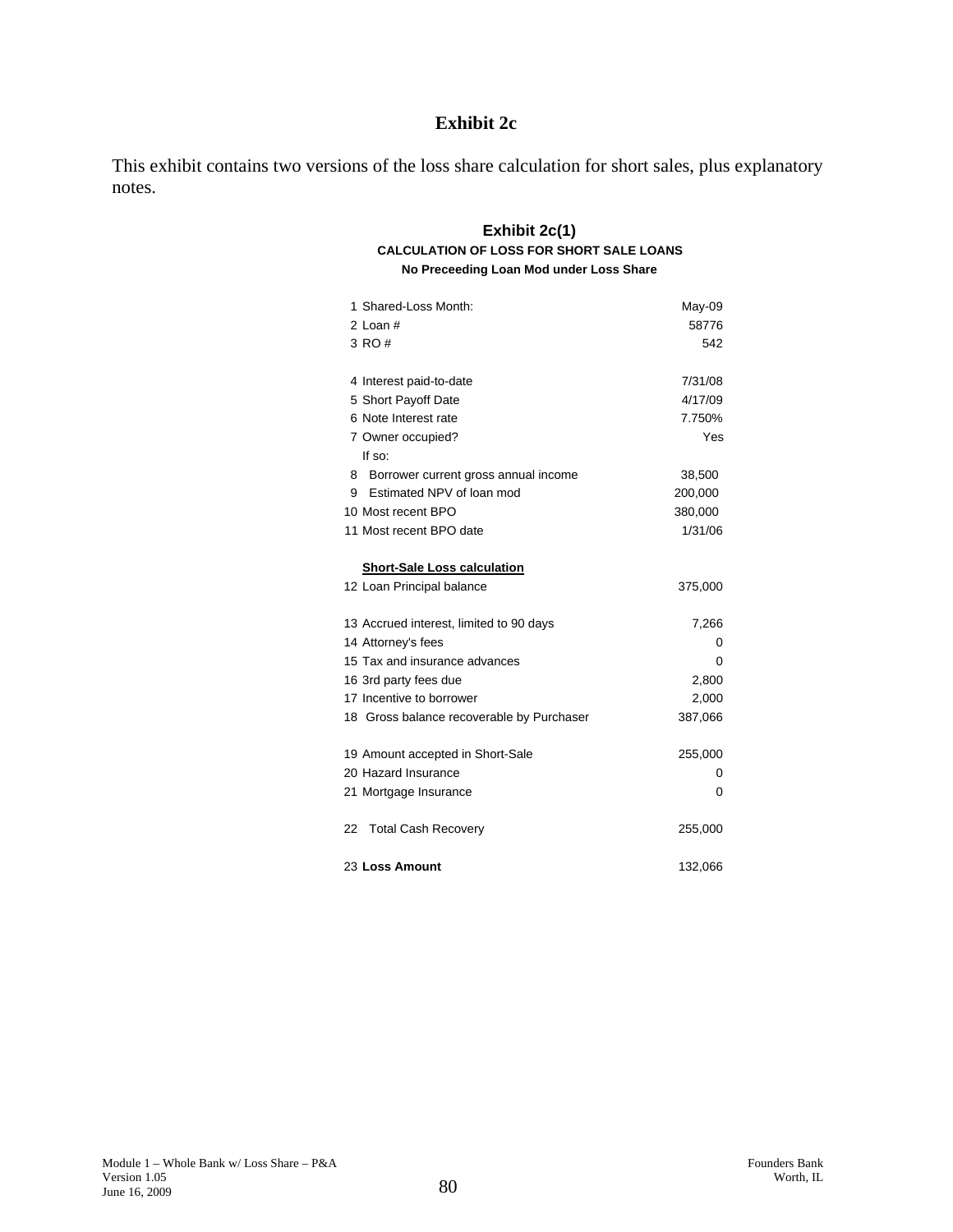# Exhibit 2c

This exhibit contains two versions of the loss share calculation for short sales, plus explanatory notes.

## Exhibit 2c(1)

**CALCULATION OF LOSS FOR SHORT SALE LOANS**

**No Preceeding Loan Mod under Loss Share**

| | | |
|---|---|---|
| 1 | Shared-Loss Month: | May-09 |
| 2 | Loan # | 58776 |
| 3 | RO # | 542 |
| | | |
| 4 | Interest paid-to-date | 7/31/08 |
| 5 | Short Payoff Date | 4/17/09 |
| 6 | Note Interest rate | 7.750% |
| 7 | Owner occupied? | Yes |
| | If so: | |
| 8 | Borrower current gross annual income | 38,500 |
| 9 | Estimated NPV of loan mod | 200,000 |
| 10 | Most recent BPO | 380,000 |
| 11 | Most recent BPO date | 1/31/06 |
| | | |
| | **Short-Sale Loss calculation** | |
| 12 | Loan Principal balance | 375,000 |
| | | |
| 13 | Accrued interest, limited to 90 days | 7,266 |
| 14 | Attorney's fees | 0 |
| 15 | Tax and insurance advances | 0 |
| 16 | 3rd party fees due | 2,800 |
| 17 | Incentive to borrower | 2,000 |
| 18 | Gross balance recoverable by Purchaser | 387,066 |
| | | |
| 19 | Amount accepted in Short-Sale | 255,000 |
| 20 | Hazard Insurance | 0 |
| 21 | Mortgage Insurance | 0 |
| | | |
| 22 | Total Cash Recovery | 255,000 |
| | | |
| 23 | **Loss Amount** | 132,066 |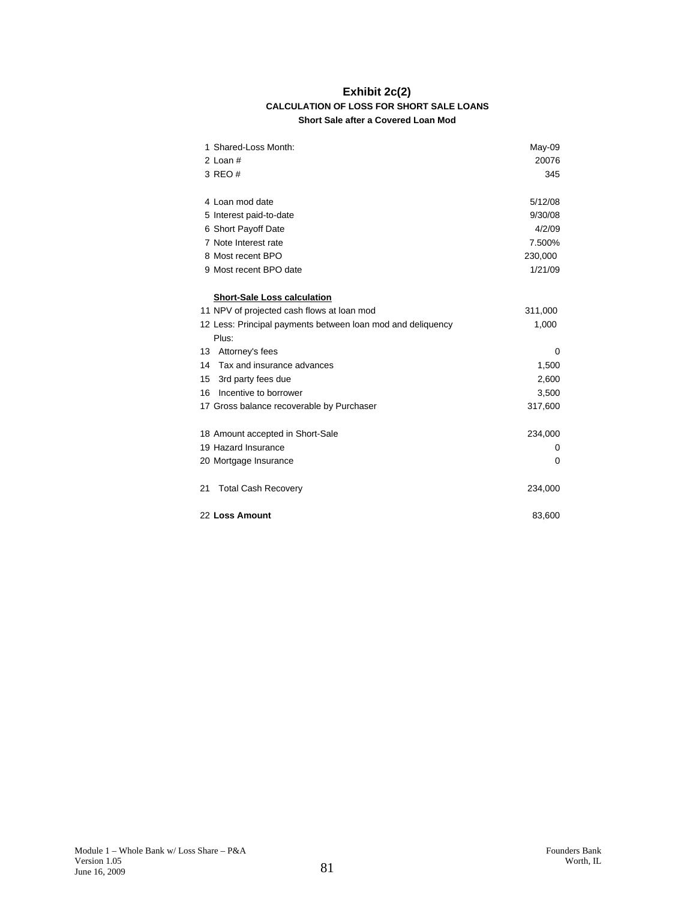# Exhibit 2c(2)

### CALCULATION OF LOSS FOR SHORT SALE LOANS

**Short Sale after a Covered Loan Mod**

| | | |
|---|---|---|
| 1 | Shared-Loss Month: | May-09 |
| 2 | Loan # | 20076 |
| 3 | REO # | 345 |
| | | |
| 4 | Loan mod date | 5/12/08 |
| 5 | Interest paid-to-date | 9/30/08 |
| 6 | Short Payoff Date | 4/2/09 |
| 7 | Note Interest rate | 7.500% |
| 8 | Most recent BPO | 230,000 |
| 9 | Most recent BPO date | 1/21/09 |
| | | |
| | **Short-Sale Loss calculation** | |
| 11 | NPV of projected cash flows at loan mod | 311,000 |
| 12 | Less: Principal payments between loan mod and deliquency | 1,000 |
| | Plus: | |
| 13 | Attorney's fees | 0 |
| 14 | Tax and insurance advances | 1,500 |
| 15 | 3rd party fees due | 2,600 |
| 16 | Incentive to borrower | 3,500 |
| 17 | Gross balance recoverable by Purchaser | 317,600 |
| | | |
| 18 | Amount accepted in Short-Sale | 234,000 |
| 19 | Hazard Insurance | 0 |
| 20 | Mortgage Insurance | 0 |
| | | |
| 21 | Total Cash Recovery | 234,000 |
| | | |
| 22 | **Loss Amount** | 83,600 |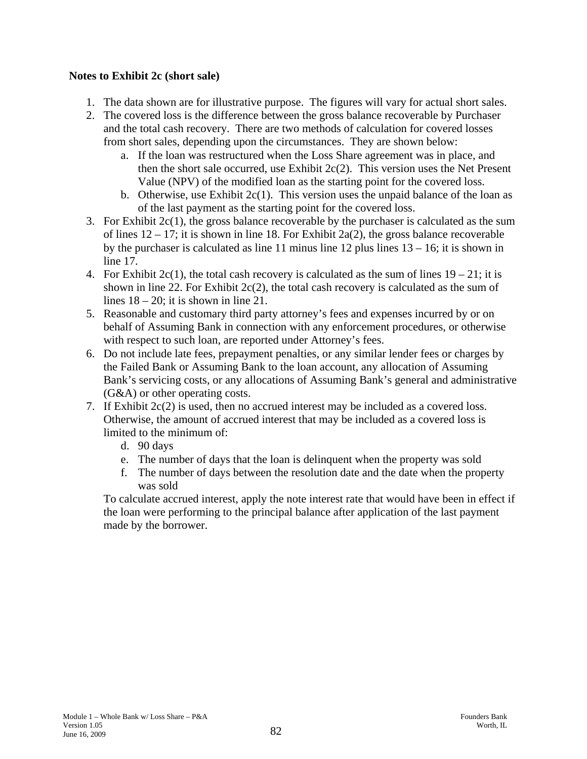**Notes to Exhibit 2c (short sale)**

1. The data shown are for illustrative purpose. The figures will vary for actual short sales.
2. The covered loss is the difference between the gross balance recoverable by Purchaser and the total cash recovery. There are two methods of calculation for covered losses from short sales, depending upon the circumstances. They are shown below:
    a. If the loan was restructured when the Loss Share agreement was in place, and then the short sale occurred, use Exhibit 2c(2). This version uses the Net Present Value (NPV) of the modified loan as the starting point for the covered loss.
    b. Otherwise, use Exhibit 2c(1). This version uses the unpaid balance of the loan as of the last payment as the starting point for the covered loss.
3. For Exhibit 2c(1), the gross balance recoverable by the purchaser is calculated as the sum of lines 12 – 17; it is shown in line 18. For Exhibit 2a(2), the gross balance recoverable by the purchaser is calculated as line 11 minus line 12 plus lines 13 – 16; it is shown in line 17.
4. For Exhibit 2c(1), the total cash recovery is calculated as the sum of lines 19 – 21; it is shown in line 22. For Exhibit 2c(2), the total cash recovery is calculated as the sum of lines 18 – 20; it is shown in line 21.
5. Reasonable and customary third party attorney's fees and expenses incurred by or on behalf of Assuming Bank in connection with any enforcement procedures, or otherwise with respect to such loan, are reported under Attorney's fees.
6. Do not include late fees, prepayment penalties, or any similar lender fees or charges by the Failed Bank or Assuming Bank to the loan account, any allocation of Assuming Bank's servicing costs, or any allocations of Assuming Bank's general and administrative (G&A) or other operating costs.
7. If Exhibit 2c(2) is used, then no accrued interest may be included as a covered loss. Otherwise, the amount of accrued interest that may be included as a covered loss is limited to the minimum of:
    d. 90 days
    e. The number of days that the loan is delinquent when the property was sold
    f. The number of days between the resolution date and the date when the property was sold

    To calculate accrued interest, apply the note interest rate that would have been in effect if the loan were performing to the principal balance after application of the last payment made by the borrower.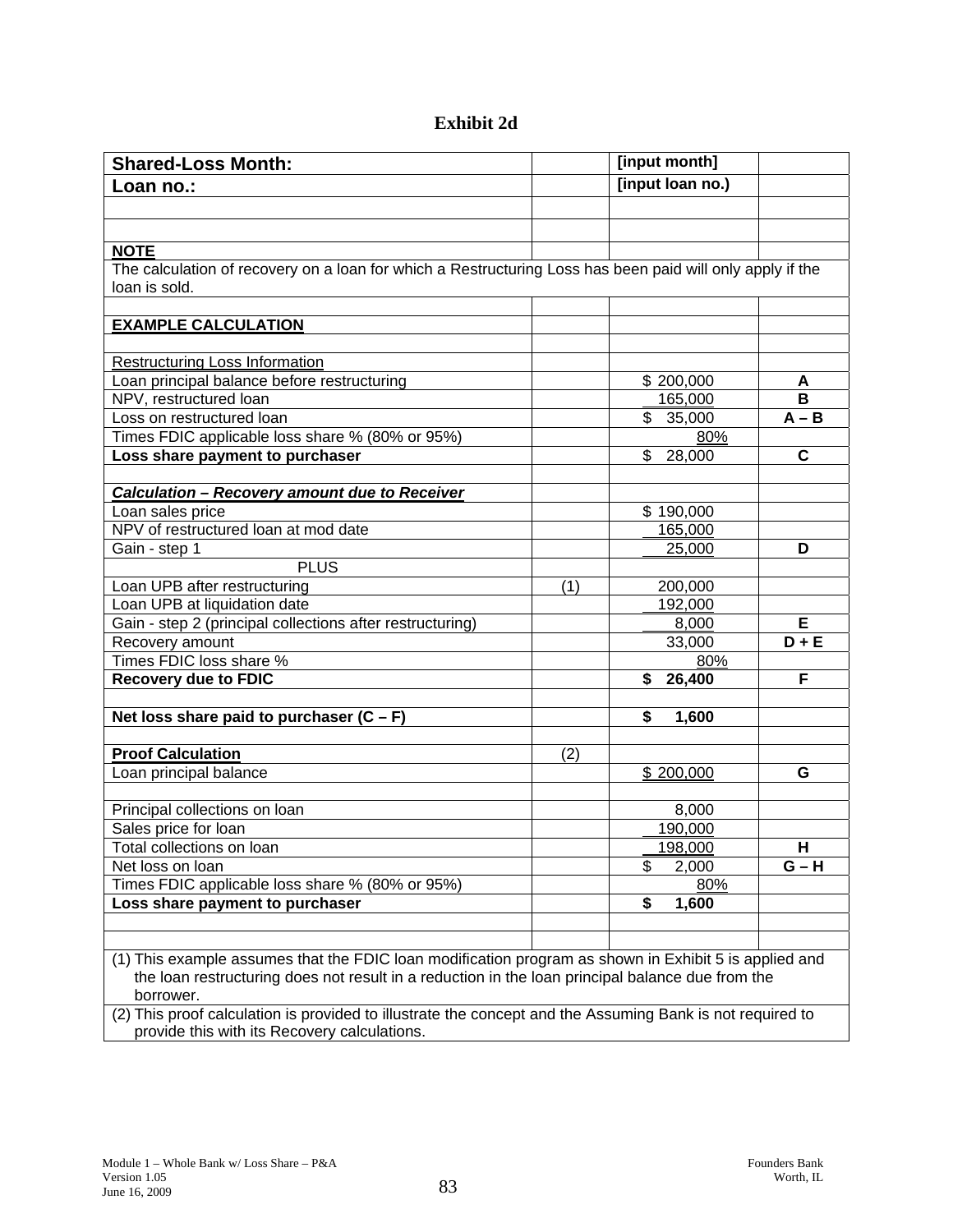# Exhibit 2d

| Shared-Loss Month: | | [input month] | |
|---|---|---|---|
| **Loan no.:** | | **[input loan no.)** | |
| | | | |
| | | | |
| **NOTE** | | | |
| The calculation of recovery on a loan for which a Restructuring Loss has been paid will only apply if the loan is sold. | | | |
| | | | |
| **EXAMPLE CALCULATION** | | | |
| | | | |
| Restructuring Loss Information | | | |
| Loan principal balance before restructuring | | $ 200,000 | **A** |
| NPV, restructured loan | | 165,000 | **B** |
| Loss on restructured loan | | $ 35,000 | **A – B** |
| Times FDIC applicable loss share % (80% or 95%) | | 80% | |
| **Loss share payment to purchaser** | | $ 28,000 | **C** |
| | | | |
| ***Calculation – Recovery amount due to Receiver*** | | | |
| Loan sales price | | $ 190,000 | |
| NPV of restructured loan at mod date | | 165,000 | |
| Gain - step 1 | | 25,000 | **D** |
| PLUS | | | |
| Loan UPB after restructuring | (1) | 200,000 | |
| Loan UPB at liquidation date | | 192,000 | |
| Gain - step 2 (principal collections after restructuring) | | 8,000 | **E** |
| Recovery amount | | 33,000 | **D + E** |
| Times FDIC loss share % | | 80% | |
| **Recovery due to FDIC** | | **$ 26,400** | **F** |
| | | | |
| **Net loss share paid to purchaser (C – F)** | | **$ 1,600** | |
| | | | |
| **Proof Calculation** | (2) | | |
| Loan principal balance | | $ 200,000 | **G** |
| | | | |
| Principal collections on loan | | 8,000 | |
| Sales price for loan | | 190,000 | |
| Total collections on loan | | 198,000 | **H** |
| Net loss on loan | | $ 2,000 | **G – H** |
| Times FDIC applicable loss share % (80% or 95%) | | 80% | |
| **Loss share payment to purchaser** | | **$ 1,600** | |
| | | | |
| | | | |
| (1) This example assumes that the FDIC loan modification program as shown in Exhibit 5 is applied and the loan restructuring does not result in a reduction in the loan principal balance due from the borrower. | | | |
| (2) This proof calculation is provided to illustrate the concept and the Assuming Bank is not required to provide this with its Recovery calculations. | | | |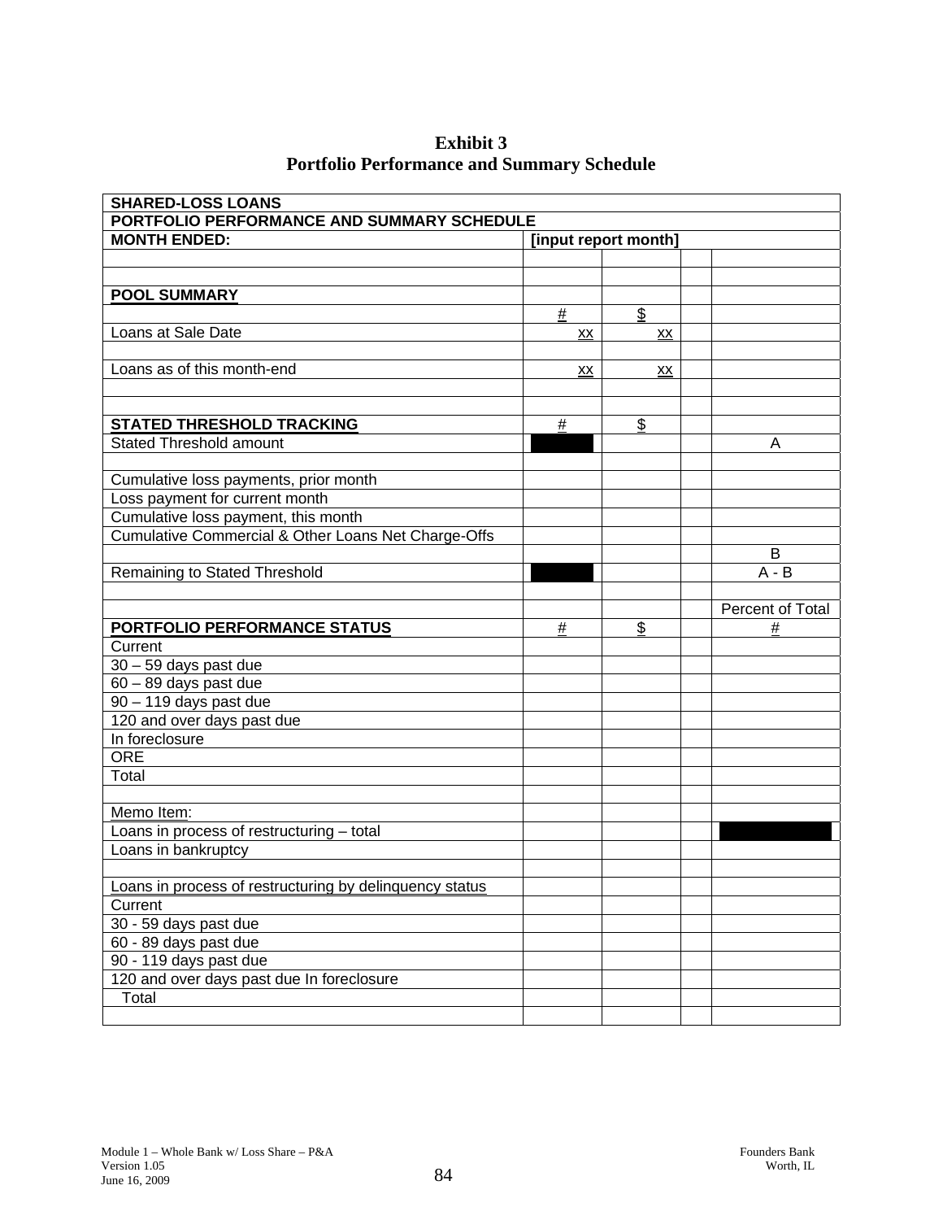# Exhibit 3
## Portfolio Performance and Summary Schedule

| SHARED-LOSS LOANS | | | | |
|---|---|---|---|---|
| PORTFOLIO PERFORMANCE AND SUMMARY SCHEDULE | | | | |
| MONTH ENDED: | [input report month] | | | |
| | | | | |
| | | | | |
| **POOL SUMMARY** | | | | |
| | # | $ | | |
| Loans at Sale Date | xx | xx | | |
| | | | | |
| Loans as of this month-end | xx | xx | | |
| | | | | |
| | | | | |
| **STATED THRESHOLD TRACKING** | # | $ | | |
| Stated Threshold amount | | | | A |
| | | | | |
| Cumulative loss payments, prior month | | | | |
| Loss payment for current month | | | | |
| Cumulative loss payment, this month | | | | |
| Cumulative Commercial & Other Loans Net Charge-Offs | | | | |
| | | | | B |
| Remaining to Stated Threshold | | | | A - B |
| | | | | |
| | | | | Percent of Total |
| **PORTFOLIO PERFORMANCE STATUS** | # | $ | | # |
| Current | | | | |
| 30 – 59 days past due | | | | |
| 60 – 89 days past due | | | | |
| 90 – 119 days past due | | | | |
| 120 and over days past due | | | | |
| In foreclosure | | | | |
| ORE | | | | |
| Total | | | | |
| | | | | |
| Memo Item: | | | | |
| Loans in process of restructuring – total | | | | |
| Loans in bankruptcy | | | | |
| | | | | |
| Loans in process of restructuring by delinquency status | | | | |
| Current | | | | |
| 30 - 59 days past due | | | | |
| 60 - 89 days past due | | | | |
| 90 - 119 days past due | | | | |
| 120 and over days past due In foreclosure | | | | |
| Total | | | | |
| | | | | |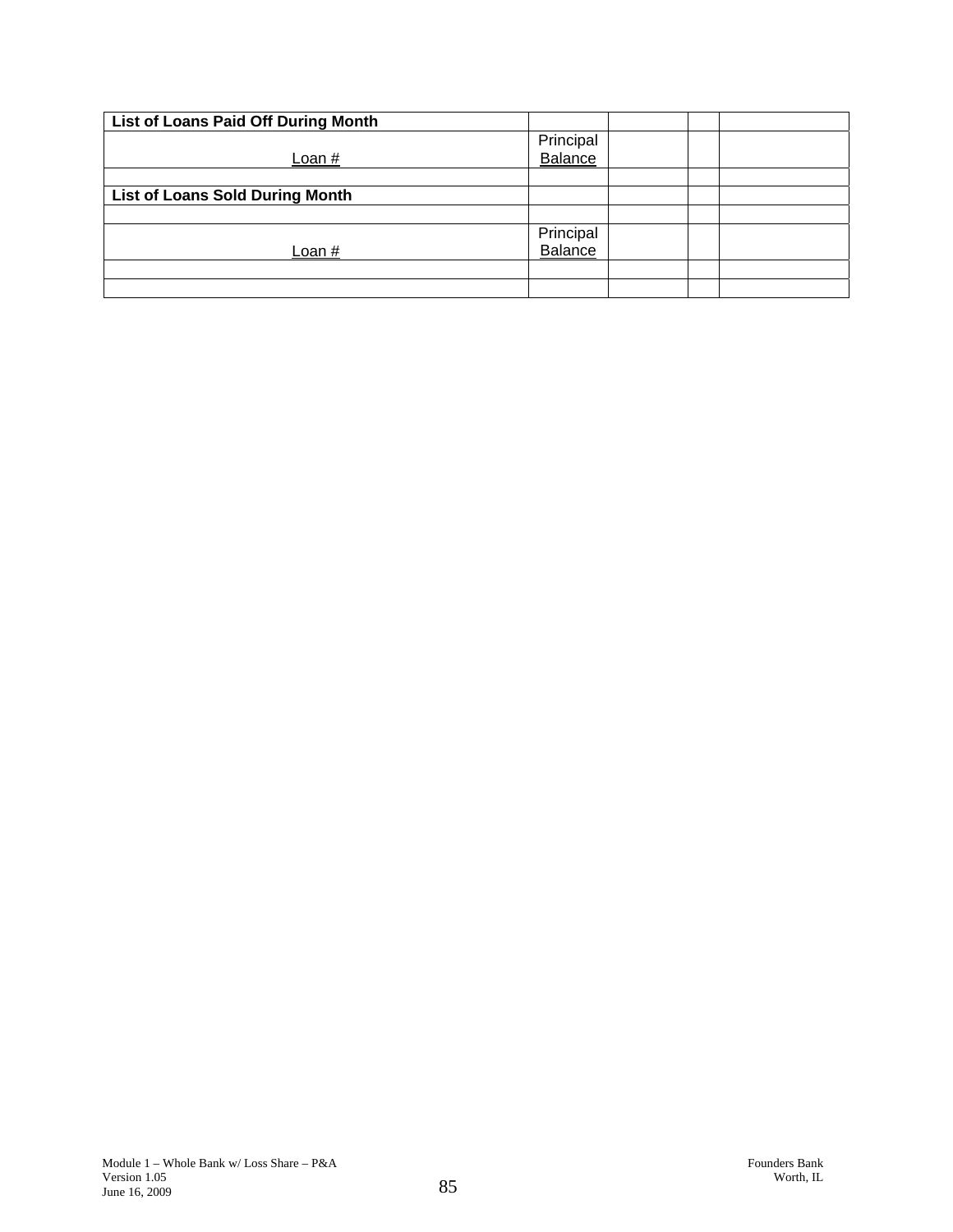| List of Loans Paid Off During Month | | | | |
|---|---|---|---|---|
| Loan # | Principal Balance | | | |
| | | | | |
| **List of Loans Sold During Month** | | | | |
| | | | | |
| Loan # | Principal Balance | | | |
| | | | | |
| | | | | |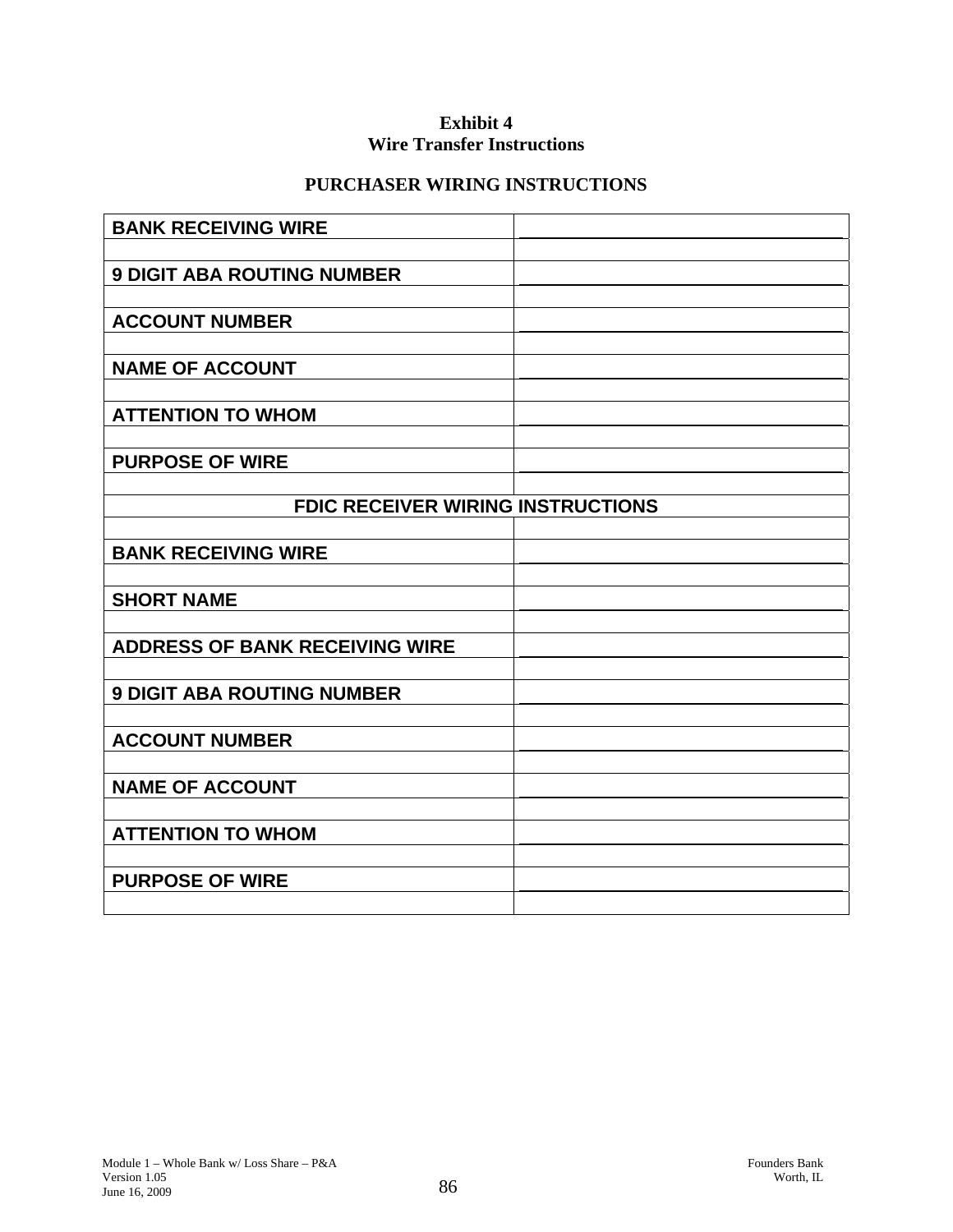**Exhibit 4**
**Wire Transfer Instructions**

**PURCHASER WIRING INSTRUCTIONS**

| | |
|---|---|
| **BANK RECEIVING WIRE** | |
| | |
| **9 DIGIT ABA ROUTING NUMBER** | |
| | |
| **ACCOUNT NUMBER** | |
| | |
| **NAME OF ACCOUNT** | |
| | |
| **ATTENTION TO WHOM** | |
| | |
| **PURPOSE OF WIRE** | |
| | |
| **FDIC RECEIVER WIRING INSTRUCTIONS** | |
| | |
| **BANK RECEIVING WIRE** | |
| | |
| **SHORT NAME** | |
| | |
| **ADDRESS OF BANK RECEIVING WIRE** | |
| | |
| **9 DIGIT ABA ROUTING NUMBER** | |
| | |
| **ACCOUNT NUMBER** | |
| | |
| **NAME OF ACCOUNT** | |
| | |
| **ATTENTION TO WHOM** | |
| | |
| **PURPOSE OF WIRE** | |
| | |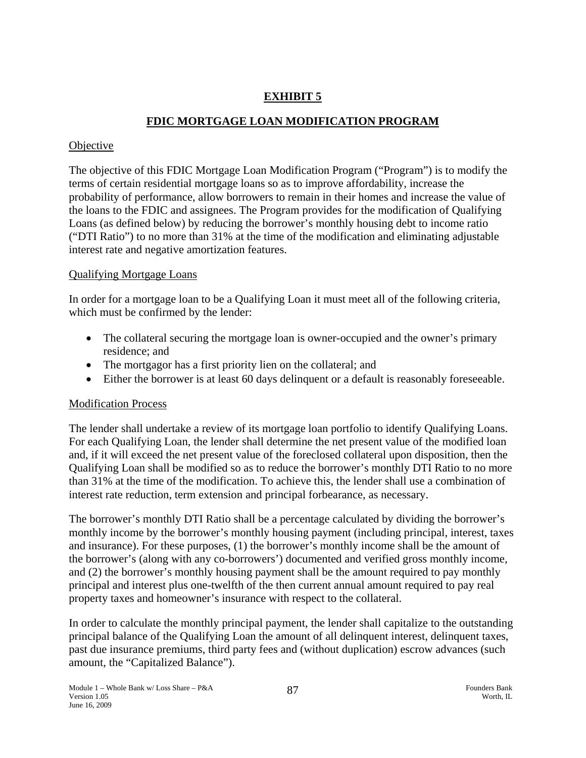# EXHIBIT 5

## FDIC MORTGAGE LOAN MODIFICATION PROGRAM

Objective

The objective of this FDIC Mortgage Loan Modification Program ("Program") is to modify the terms of certain residential mortgage loans so as to improve affordability, increase the probability of performance, allow borrowers to remain in their homes and increase the value of the loans to the FDIC and assignees. The Program provides for the modification of Qualifying Loans (as defined below) by reducing the borrower's monthly housing debt to income ratio ("DTI Ratio") to no more than 31% at the time of the modification and eliminating adjustable interest rate and negative amortization features.

Qualifying Mortgage Loans

In order for a mortgage loan to be a Qualifying Loan it must meet all of the following criteria, which must be confirmed by the lender:

- The collateral securing the mortgage loan is owner-occupied and the owner's primary residence; and
- The mortgagor has a first priority lien on the collateral; and
- Either the borrower is at least 60 days delinquent or a default is reasonably foreseeable.

Modification Process

The lender shall undertake a review of its mortgage loan portfolio to identify Qualifying Loans. For each Qualifying Loan, the lender shall determine the net present value of the modified loan and, if it will exceed the net present value of the foreclosed collateral upon disposition, then the Qualifying Loan shall be modified so as to reduce the borrower's monthly DTI Ratio to no more than 31% at the time of the modification. To achieve this, the lender shall use a combination of interest rate reduction, term extension and principal forbearance, as necessary.

The borrower's monthly DTI Ratio shall be a percentage calculated by dividing the borrower's monthly income by the borrower's monthly housing payment (including principal, interest, taxes and insurance). For these purposes, (1) the borrower's monthly income shall be the amount of the borrower's (along with any co-borrowers') documented and verified gross monthly income, and (2) the borrower's monthly housing payment shall be the amount required to pay monthly principal and interest plus one-twelfth of the then current annual amount required to pay real property taxes and homeowner's insurance with respect to the collateral.

In order to calculate the monthly principal payment, the lender shall capitalize to the outstanding principal balance of the Qualifying Loan the amount of all delinquent interest, delinquent taxes, past due insurance premiums, third party fees and (without duplication) escrow advances (such amount, the "Capitalized Balance").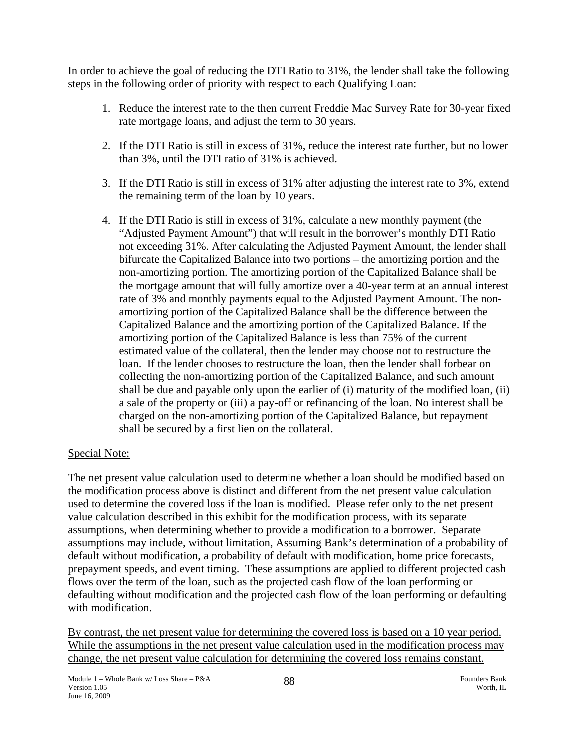In order to achieve the goal of reducing the DTI Ratio to 31%, the lender shall take the following steps in the following order of priority with respect to each Qualifying Loan:

1. Reduce the interest rate to the then current Freddie Mac Survey Rate for 30-year fixed rate mortgage loans, and adjust the term to 30 years.

2. If the DTI Ratio is still in excess of 31%, reduce the interest rate further, but no lower than 3%, until the DTI ratio of 31% is achieved.

3. If the DTI Ratio is still in excess of 31% after adjusting the interest rate to 3%, extend the remaining term of the loan by 10 years.

4. If the DTI Ratio is still in excess of 31%, calculate a new monthly payment (the "Adjusted Payment Amount") that will result in the borrower's monthly DTI Ratio not exceeding 31%. After calculating the Adjusted Payment Amount, the lender shall bifurcate the Capitalized Balance into two portions – the amortizing portion and the non-amortizing portion. The amortizing portion of the Capitalized Balance shall be the mortgage amount that will fully amortize over a 40-year term at an annual interest rate of 3% and monthly payments equal to the Adjusted Payment Amount. The non-amortizing portion of the Capitalized Balance shall be the difference between the Capitalized Balance and the amortizing portion of the Capitalized Balance. If the amortizing portion of the Capitalized Balance is less than 75% of the current estimated value of the collateral, then the lender may choose not to restructure the loan. If the lender chooses to restructure the loan, then the lender shall forbear on collecting the non-amortizing portion of the Capitalized Balance, and such amount shall be due and payable only upon the earlier of (i) maturity of the modified loan, (ii) a sale of the property or (iii) a pay-off or refinancing of the loan. No interest shall be charged on the non-amortizing portion of the Capitalized Balance, but repayment shall be secured by a first lien on the collateral.

Special Note:

The net present value calculation used to determine whether a loan should be modified based on the modification process above is distinct and different from the net present value calculation used to determine the covered loss if the loan is modified. Please refer only to the net present value calculation described in this exhibit for the modification process, with its separate assumptions, when determining whether to provide a modification to a borrower. Separate assumptions may include, without limitation, Assuming Bank's determination of a probability of default without modification, a probability of default with modification, home price forecasts, prepayment speeds, and event timing. These assumptions are applied to different projected cash flows over the term of the loan, such as the projected cash flow of the loan performing or defaulting without modification and the projected cash flow of the loan performing or defaulting with modification.

By contrast, the net present value for determining the covered loss is based on a 10 year period. While the assumptions in the net present value calculation used in the modification process may change, the net present value calculation for determining the covered loss remains constant.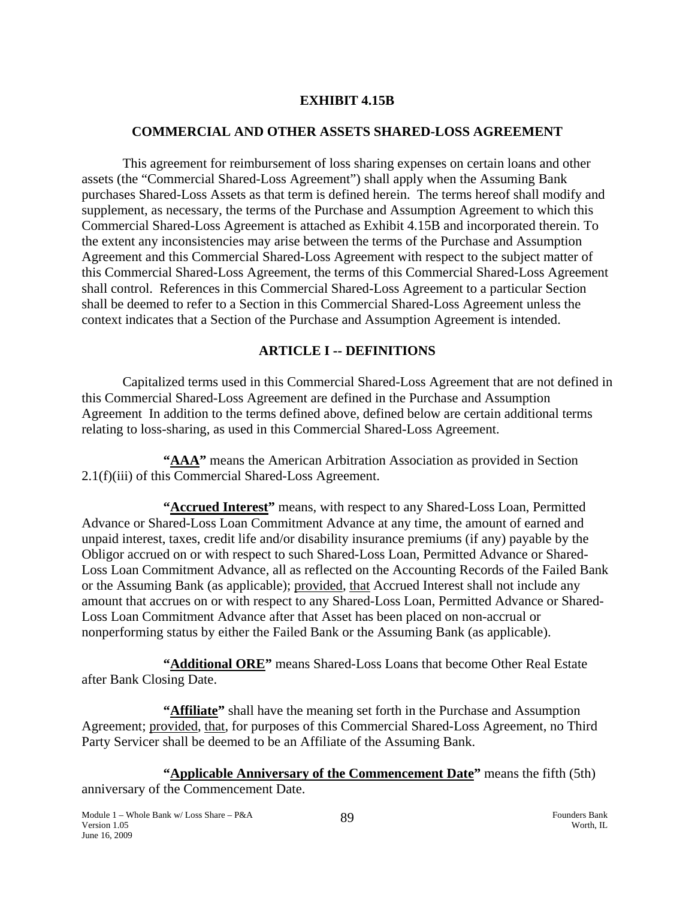## EXHIBIT 4.15B

## COMMERCIAL AND OTHER ASSETS SHARED-LOSS AGREEMENT

This agreement for reimbursement of loss sharing expenses on certain loans and other assets (the "Commercial Shared-Loss Agreement") shall apply when the Assuming Bank purchases Shared-Loss Assets as that term is defined herein. The terms hereof shall modify and supplement, as necessary, the terms of the Purchase and Assumption Agreement to which this Commercial Shared-Loss Agreement is attached as Exhibit 4.15B and incorporated therein. To the extent any inconsistencies may arise between the terms of the Purchase and Assumption Agreement and this Commercial Shared-Loss Agreement with respect to the subject matter of this Commercial Shared-Loss Agreement, the terms of this Commercial Shared-Loss Agreement shall control. References in this Commercial Shared-Loss Agreement to a particular Section shall be deemed to refer to a Section in this Commercial Shared-Loss Agreement unless the context indicates that a Section of the Purchase and Assumption Agreement is intended.

## ARTICLE I -- DEFINITIONS

Capitalized terms used in this Commercial Shared-Loss Agreement that are not defined in this Commercial Shared-Loss Agreement are defined in the Purchase and Assumption Agreement In addition to the terms defined above, defined below are certain additional terms relating to loss-sharing, as used in this Commercial Shared-Loss Agreement.

**"AAA"** means the American Arbitration Association as provided in Section 2.1(f)(iii) of this Commercial Shared-Loss Agreement.

**"Accrued Interest"** means, with respect to any Shared-Loss Loan, Permitted Advance or Shared-Loss Loan Commitment Advance at any time, the amount of earned and unpaid interest, taxes, credit life and/or disability insurance premiums (if any) payable by the Obligor accrued on or with respect to such Shared-Loss Loan, Permitted Advance or Shared-Loss Loan Commitment Advance, all as reflected on the Accounting Records of the Failed Bank or the Assuming Bank (as applicable); provided, that Accrued Interest shall not include any amount that accrues on or with respect to any Shared-Loss Loan, Permitted Advance or Shared-Loss Loan Commitment Advance after that Asset has been placed on non-accrual or nonperforming status by either the Failed Bank or the Assuming Bank (as applicable).

**"Additional ORE"** means Shared-Loss Loans that become Other Real Estate after Bank Closing Date.

**"Affiliate"** shall have the meaning set forth in the Purchase and Assumption Agreement; provided, that, for purposes of this Commercial Shared-Loss Agreement, no Third Party Servicer shall be deemed to be an Affiliate of the Assuming Bank.

**"Applicable Anniversary of the Commencement Date"** means the fifth (5th) anniversary of the Commencement Date.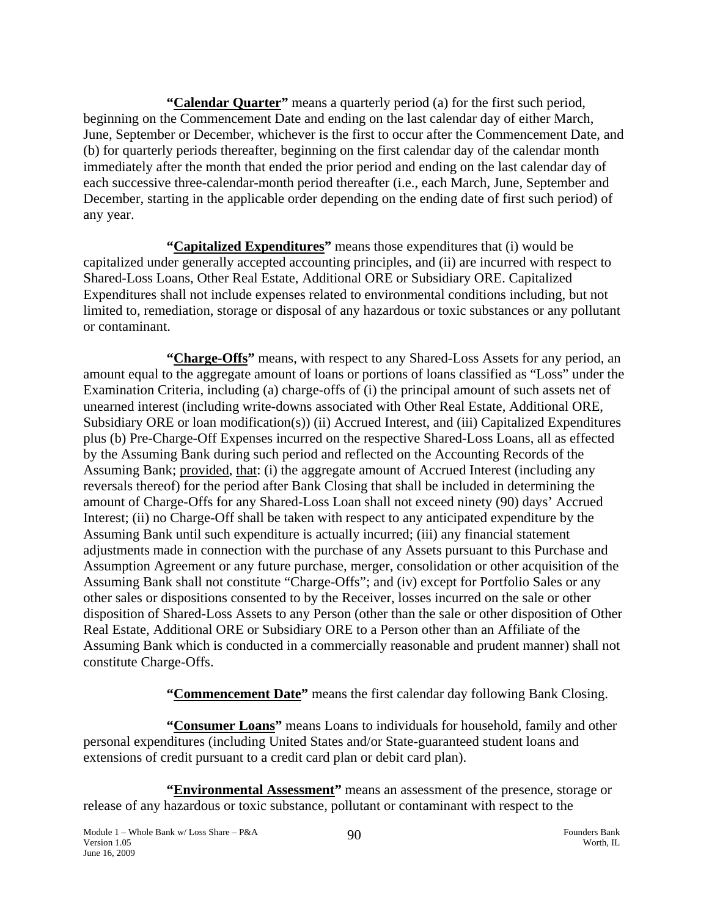**"<u>Calendar Quarter</u>"** means a quarterly period (a) for the first such period, beginning on the Commencement Date and ending on the last calendar day of either March, June, September or December, whichever is the first to occur after the Commencement Date, and (b) for quarterly periods thereafter, beginning on the first calendar day of the calendar month immediately after the month that ended the prior period and ending on the last calendar day of each successive three-calendar-month period thereafter (i.e., each March, June, September and December, starting in the applicable order depending on the ending date of first such period) of any year.

**"<u>Capitalized Expenditures</u>"** means those expenditures that (i) would be capitalized under generally accepted accounting principles, and (ii) are incurred with respect to Shared-Loss Loans, Other Real Estate, Additional ORE or Subsidiary ORE. Capitalized Expenditures shall not include expenses related to environmental conditions including, but not limited to, remediation, storage or disposal of any hazardous or toxic substances or any pollutant or contaminant.

**"<u>Charge-Offs</u>"** means, with respect to any Shared-Loss Assets for any period, an amount equal to the aggregate amount of loans or portions of loans classified as "Loss" under the Examination Criteria, including (a) charge-offs of (i) the principal amount of such assets net of unearned interest (including write-downs associated with Other Real Estate, Additional ORE, Subsidiary ORE or loan modification(s)) (ii) Accrued Interest, and (iii) Capitalized Expenditures plus (b) Pre-Charge-Off Expenses incurred on the respective Shared-Loss Loans, all as effected by the Assuming Bank during such period and reflected on the Accounting Records of the Assuming Bank; <u>provided</u>, <u>that</u>: (i) the aggregate amount of Accrued Interest (including any reversals thereof) for the period after Bank Closing that shall be included in determining the amount of Charge-Offs for any Shared-Loss Loan shall not exceed ninety (90) days' Accrued Interest; (ii) no Charge-Off shall be taken with respect to any anticipated expenditure by the Assuming Bank until such expenditure is actually incurred; (iii) any financial statement adjustments made in connection with the purchase of any Assets pursuant to this Purchase and Assumption Agreement or any future purchase, merger, consolidation or other acquisition of the Assuming Bank shall not constitute "Charge-Offs"; and (iv) except for Portfolio Sales or any other sales or dispositions consented to by the Receiver, losses incurred on the sale or other disposition of Shared-Loss Assets to any Person (other than the sale or other disposition of Other Real Estate, Additional ORE or Subsidiary ORE to a Person other than an Affiliate of the Assuming Bank which is conducted in a commercially reasonable and prudent manner) shall not constitute Charge-Offs.

**"<u>Commencement Date</u>"** means the first calendar day following Bank Closing.

**"<u>Consumer Loans</u>"** means Loans to individuals for household, family and other personal expenditures (including United States and/or State-guaranteed student loans and extensions of credit pursuant to a credit card plan or debit card plan).

**"<u>Environmental Assessment</u>"** means an assessment of the presence, storage or release of any hazardous or toxic substance, pollutant or contaminant with respect to the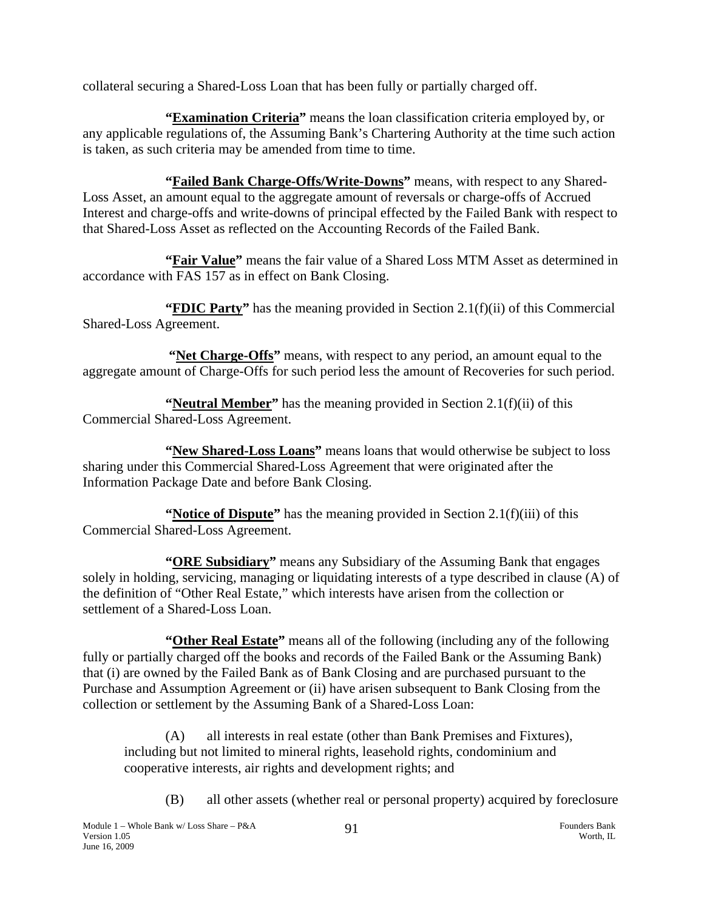collateral securing a Shared-Loss Loan that has been fully or partially charged off.

**"Examination Criteria"** means the loan classification criteria employed by, or any applicable regulations of, the Assuming Bank's Chartering Authority at the time such action is taken, as such criteria may be amended from time to time.

**"Failed Bank Charge-Offs/Write-Downs"** means, with respect to any Shared-Loss Asset, an amount equal to the aggregate amount of reversals or charge-offs of Accrued Interest and charge-offs and write-downs of principal effected by the Failed Bank with respect to that Shared-Loss Asset as reflected on the Accounting Records of the Failed Bank.

**"Fair Value"** means the fair value of a Shared Loss MTM Asset as determined in accordance with FAS 157 as in effect on Bank Closing.

**"FDIC Party"** has the meaning provided in Section 2.1(f)(ii) of this Commercial Shared-Loss Agreement.

**"Net Charge-Offs"** means, with respect to any period, an amount equal to the aggregate amount of Charge-Offs for such period less the amount of Recoveries for such period.

**"Neutral Member"** has the meaning provided in Section 2.1(f)(ii) of this Commercial Shared-Loss Agreement.

**"New Shared-Loss Loans"** means loans that would otherwise be subject to loss sharing under this Commercial Shared-Loss Agreement that were originated after the Information Package Date and before Bank Closing.

**"Notice of Dispute"** has the meaning provided in Section 2.1(f)(iii) of this Commercial Shared-Loss Agreement.

**"ORE Subsidiary"** means any Subsidiary of the Assuming Bank that engages solely in holding, servicing, managing or liquidating interests of a type described in clause (A) of the definition of "Other Real Estate," which interests have arisen from the collection or settlement of a Shared-Loss Loan.

**"Other Real Estate"** means all of the following (including any of the following fully or partially charged off the books and records of the Failed Bank or the Assuming Bank) that (i) are owned by the Failed Bank as of Bank Closing and are purchased pursuant to the Purchase and Assumption Agreement or (ii) have arisen subsequent to Bank Closing from the collection or settlement by the Assuming Bank of a Shared-Loss Loan:

(A) all interests in real estate (other than Bank Premises and Fixtures), including but not limited to mineral rights, leasehold rights, condominium and cooperative interests, air rights and development rights; and

(B) all other assets (whether real or personal property) acquired by foreclosure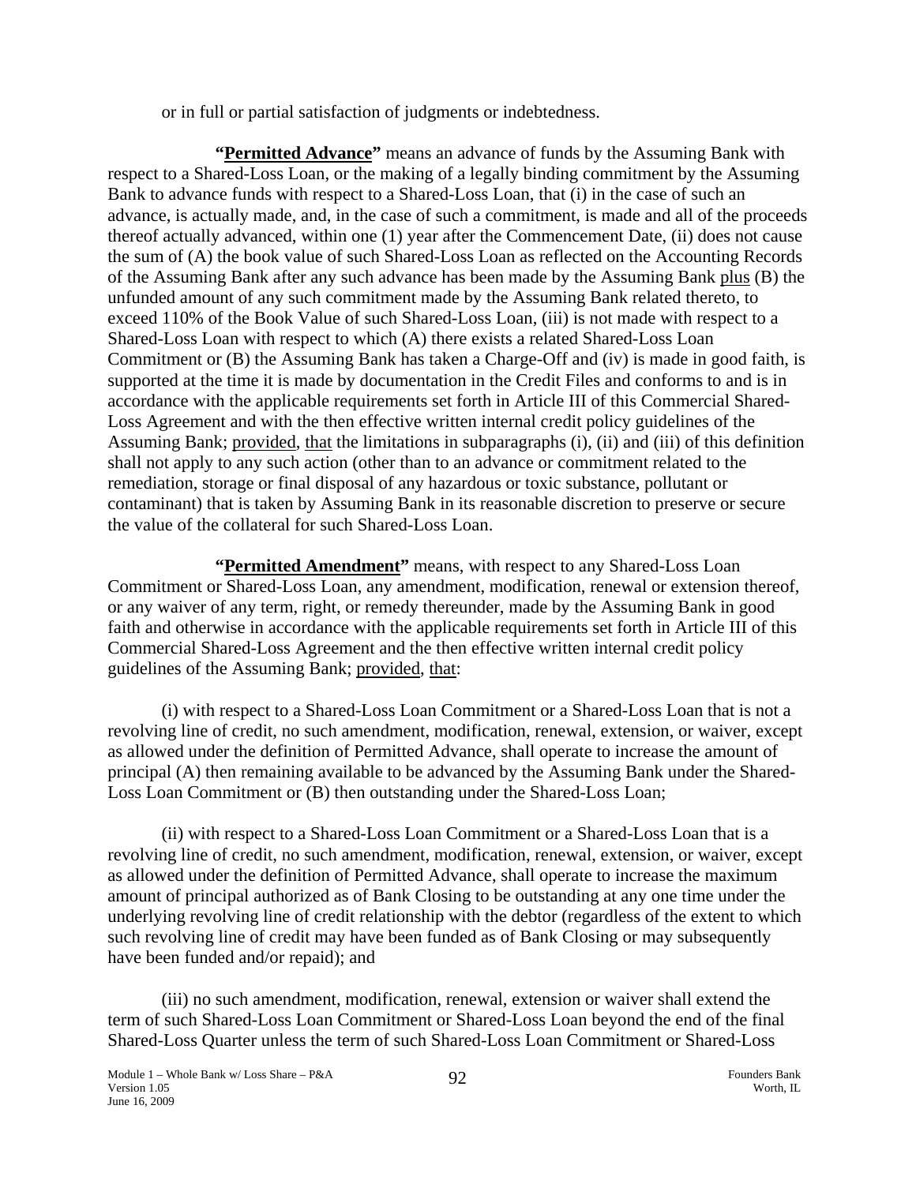or in full or partial satisfaction of judgments or indebtedness.

**"Permitted Advance"** means an advance of funds by the Assuming Bank with respect to a Shared-Loss Loan, or the making of a legally binding commitment by the Assuming Bank to advance funds with respect to a Shared-Loss Loan, that (i) in the case of such an advance, is actually made, and, in the case of such a commitment, is made and all of the proceeds thereof actually advanced, within one (1) year after the Commencement Date, (ii) does not cause the sum of (A) the book value of such Shared-Loss Loan as reflected on the Accounting Records of the Assuming Bank after any such advance has been made by the Assuming Bank plus (B) the unfunded amount of any such commitment made by the Assuming Bank related thereto, to exceed 110% of the Book Value of such Shared-Loss Loan, (iii) is not made with respect to a Shared-Loss Loan with respect to which (A) there exists a related Shared-Loss Loan Commitment or (B) the Assuming Bank has taken a Charge-Off and (iv) is made in good faith, is supported at the time it is made by documentation in the Credit Files and conforms to and is in accordance with the applicable requirements set forth in Article III of this Commercial Shared-Loss Agreement and with the then effective written internal credit policy guidelines of the Assuming Bank; provided, that the limitations in subparagraphs (i), (ii) and (iii) of this definition shall not apply to any such action (other than to an advance or commitment related to the remediation, storage or final disposal of any hazardous or toxic substance, pollutant or contaminant) that is taken by Assuming Bank in its reasonable discretion to preserve or secure the value of the collateral for such Shared-Loss Loan.

**"Permitted Amendment"** means, with respect to any Shared-Loss Loan Commitment or Shared-Loss Loan, any amendment, modification, renewal or extension thereof, or any waiver of any term, right, or remedy thereunder, made by the Assuming Bank in good faith and otherwise in accordance with the applicable requirements set forth in Article III of this Commercial Shared-Loss Agreement and the then effective written internal credit policy guidelines of the Assuming Bank; provided, that:

(i) with respect to a Shared-Loss Loan Commitment or a Shared-Loss Loan that is not a revolving line of credit, no such amendment, modification, renewal, extension, or waiver, except as allowed under the definition of Permitted Advance, shall operate to increase the amount of principal (A) then remaining available to be advanced by the Assuming Bank under the Shared-Loss Loan Commitment or (B) then outstanding under the Shared-Loss Loan;

(ii) with respect to a Shared-Loss Loan Commitment or a Shared-Loss Loan that is a revolving line of credit, no such amendment, modification, renewal, extension, or waiver, except as allowed under the definition of Permitted Advance, shall operate to increase the maximum amount of principal authorized as of Bank Closing to be outstanding at any one time under the underlying revolving line of credit relationship with the debtor (regardless of the extent to which such revolving line of credit may have been funded as of Bank Closing or may subsequently have been funded and/or repaid); and

(iii) no such amendment, modification, renewal, extension or waiver shall extend the term of such Shared-Loss Loan Commitment or Shared-Loss Loan beyond the end of the final Shared-Loss Quarter unless the term of such Shared-Loss Loan Commitment or Shared-Loss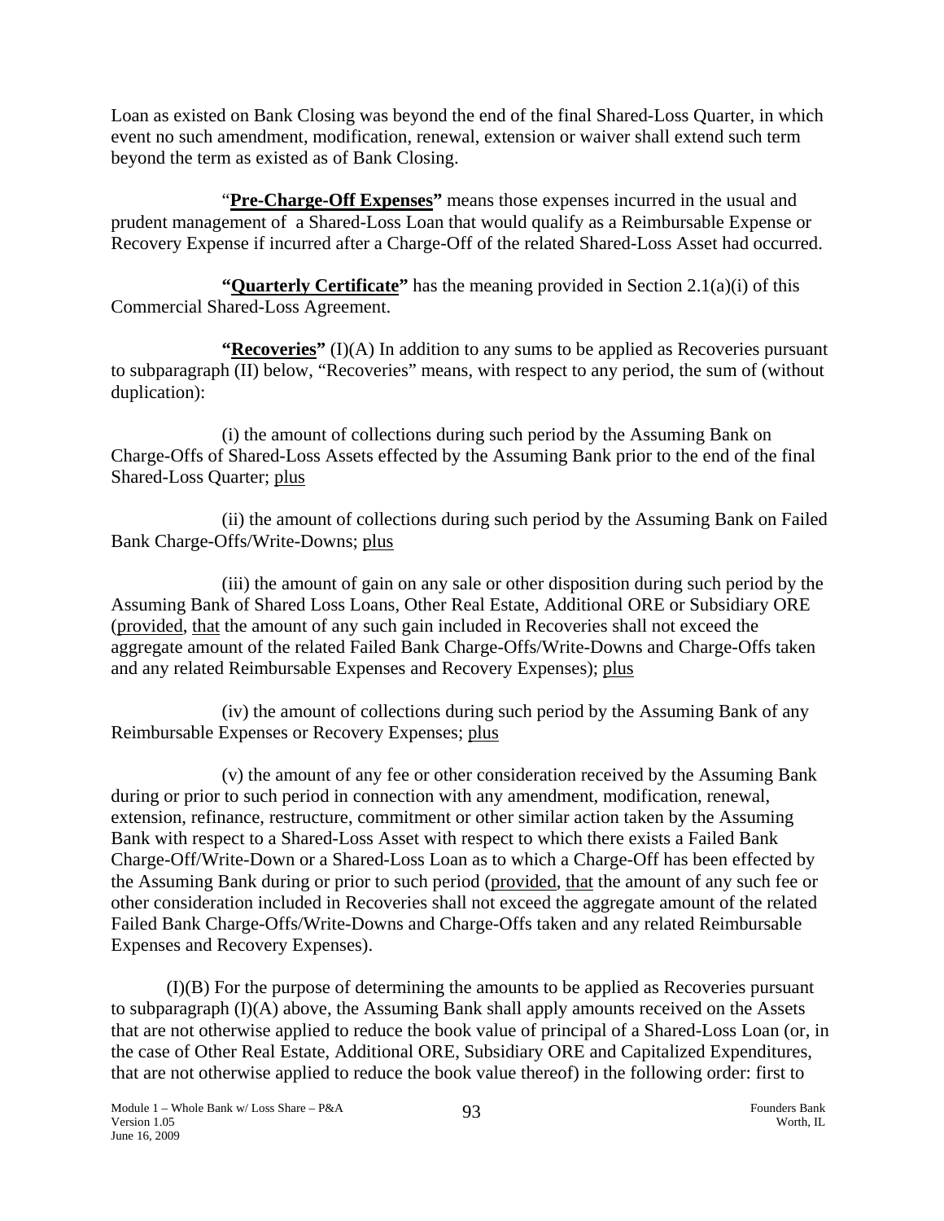Loan as existed on Bank Closing was beyond the end of the final Shared-Loss Quarter, in which event no such amendment, modification, renewal, extension or waiver shall extend such term beyond the term as existed as of Bank Closing.

"**Pre-Charge-Off Expenses**" means those expenses incurred in the usual and prudent management of a Shared-Loss Loan that would qualify as a Reimbursable Expense or Recovery Expense if incurred after a Charge-Off of the related Shared-Loss Asset had occurred.

**"Quarterly Certificate"** has the meaning provided in Section 2.1(a)(i) of this Commercial Shared-Loss Agreement.

**"Recoveries"** (I)(A) In addition to any sums to be applied as Recoveries pursuant to subparagraph (II) below, "Recoveries" means, with respect to any period, the sum of (without duplication):

(i) the amount of collections during such period by the Assuming Bank on Charge-Offs of Shared-Loss Assets effected by the Assuming Bank prior to the end of the final Shared-Loss Quarter; plus

(ii) the amount of collections during such period by the Assuming Bank on Failed Bank Charge-Offs/Write-Downs; plus

(iii) the amount of gain on any sale or other disposition during such period by the Assuming Bank of Shared Loss Loans, Other Real Estate, Additional ORE or Subsidiary ORE (provided, that the amount of any such gain included in Recoveries shall not exceed the aggregate amount of the related Failed Bank Charge-Offs/Write-Downs and Charge-Offs taken and any related Reimbursable Expenses and Recovery Expenses); plus

(iv) the amount of collections during such period by the Assuming Bank of any Reimbursable Expenses or Recovery Expenses; plus

(v) the amount of any fee or other consideration received by the Assuming Bank during or prior to such period in connection with any amendment, modification, renewal, extension, refinance, restructure, commitment or other similar action taken by the Assuming Bank with respect to a Shared-Loss Asset with respect to which there exists a Failed Bank Charge-Off/Write-Down or a Shared-Loss Loan as to which a Charge-Off has been effected by the Assuming Bank during or prior to such period (provided, that the amount of any such fee or other consideration included in Recoveries shall not exceed the aggregate amount of the related Failed Bank Charge-Offs/Write-Downs and Charge-Offs taken and any related Reimbursable Expenses and Recovery Expenses).

(I)(B) For the purpose of determining the amounts to be applied as Recoveries pursuant to subparagraph (I)(A) above, the Assuming Bank shall apply amounts received on the Assets that are not otherwise applied to reduce the book value of principal of a Shared-Loss Loan (or, in the case of Other Real Estate, Additional ORE, Subsidiary ORE and Capitalized Expenditures, that are not otherwise applied to reduce the book value thereof) in the following order: first to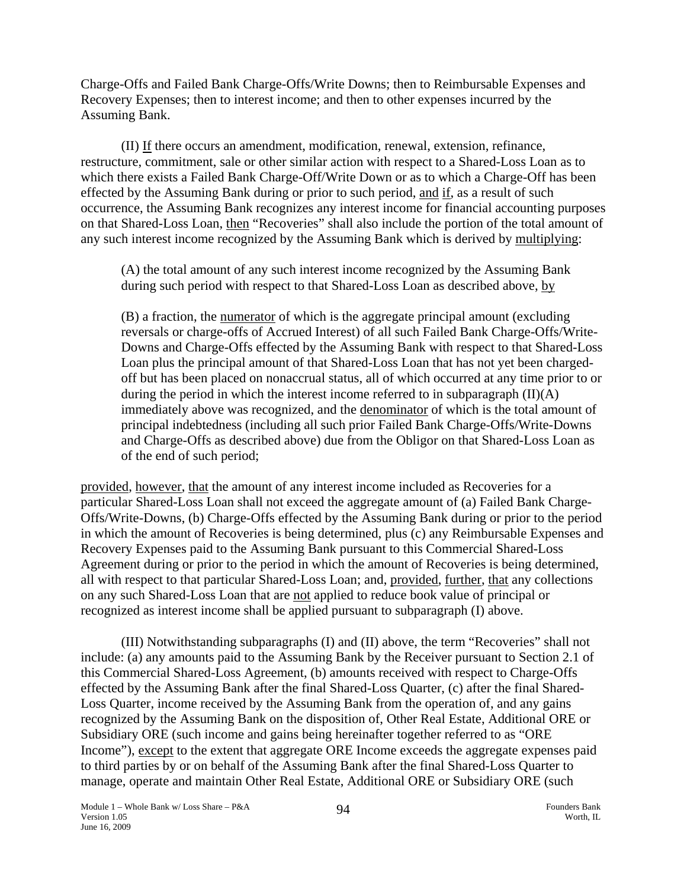Charge-Offs and Failed Bank Charge-Offs/Write Downs; then to Reimbursable Expenses and Recovery Expenses; then to interest income; and then to other expenses incurred by the Assuming Bank.

(II) If there occurs an amendment, modification, renewal, extension, refinance, restructure, commitment, sale or other similar action with respect to a Shared-Loss Loan as to which there exists a Failed Bank Charge-Off/Write Down or as to which a Charge-Off has been effected by the Assuming Bank during or prior to such period, and if, as a result of such occurrence, the Assuming Bank recognizes any interest income for financial accounting purposes on that Shared-Loss Loan, then "Recoveries" shall also include the portion of the total amount of any such interest income recognized by the Assuming Bank which is derived by multiplying:

> (A) the total amount of any such interest income recognized by the Assuming Bank during such period with respect to that Shared-Loss Loan as described above, by
>
> (B) a fraction, the numerator of which is the aggregate principal amount (excluding reversals or charge-offs of Accrued Interest) of all such Failed Bank Charge-Offs/Write-Downs and Charge-Offs effected by the Assuming Bank with respect to that Shared-Loss Loan plus the principal amount of that Shared-Loss Loan that has not yet been charged-off but has been placed on nonaccrual status, all of which occurred at any time prior to or during the period in which the interest income referred to in subparagraph (II)(A) immediately above was recognized, and the denominator of which is the total amount of principal indebtedness (including all such prior Failed Bank Charge-Offs/Write-Downs and Charge-Offs as described above) due from the Obligor on that Shared-Loss Loan as of the end of such period;

provided, however, that the amount of any interest income included as Recoveries for a particular Shared-Loss Loan shall not exceed the aggregate amount of (a) Failed Bank Charge-Offs/Write-Downs, (b) Charge-Offs effected by the Assuming Bank during or prior to the period in which the amount of Recoveries is being determined, plus (c) any Reimbursable Expenses and Recovery Expenses paid to the Assuming Bank pursuant to this Commercial Shared-Loss Agreement during or prior to the period in which the amount of Recoveries is being determined, all with respect to that particular Shared-Loss Loan; and, provided, further, that any collections on any such Shared-Loss Loan that are not applied to reduce book value of principal or recognized as interest income shall be applied pursuant to subparagraph (I) above.

(III) Notwithstanding subparagraphs (I) and (II) above, the term "Recoveries" shall not include: (a) any amounts paid to the Assuming Bank by the Receiver pursuant to Section 2.1 of this Commercial Shared-Loss Agreement, (b) amounts received with respect to Charge-Offs effected by the Assuming Bank after the final Shared-Loss Quarter, (c) after the final Shared-Loss Quarter, income received by the Assuming Bank from the operation of, and any gains recognized by the Assuming Bank on the disposition of, Other Real Estate, Additional ORE or Subsidiary ORE (such income and gains being hereinafter together referred to as "ORE Income"), except to the extent that aggregate ORE Income exceeds the aggregate expenses paid to third parties by or on behalf of the Assuming Bank after the final Shared-Loss Quarter to manage, operate and maintain Other Real Estate, Additional ORE or Subsidiary ORE (such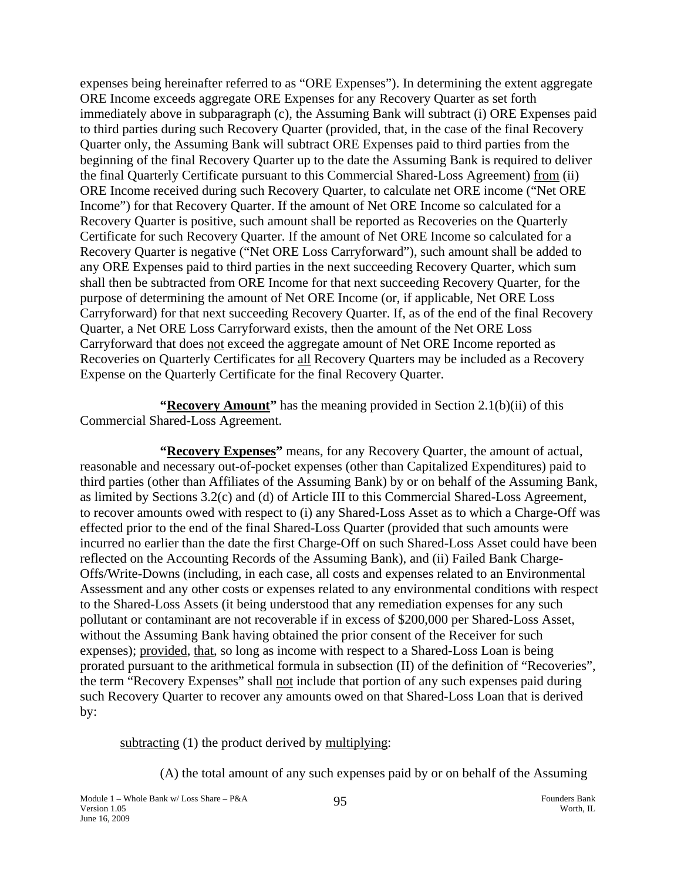expenses being hereinafter referred to as "ORE Expenses"). In determining the extent aggregate ORE Income exceeds aggregate ORE Expenses for any Recovery Quarter as set forth immediately above in subparagraph (c), the Assuming Bank will subtract (i) ORE Expenses paid to third parties during such Recovery Quarter (provided, that, in the case of the final Recovery Quarter only, the Assuming Bank will subtract ORE Expenses paid to third parties from the beginning of the final Recovery Quarter up to the date the Assuming Bank is required to deliver the final Quarterly Certificate pursuant to this Commercial Shared-Loss Agreement) from (ii) ORE Income received during such Recovery Quarter, to calculate net ORE income ("Net ORE Income") for that Recovery Quarter. If the amount of Net ORE Income so calculated for a Recovery Quarter is positive, such amount shall be reported as Recoveries on the Quarterly Certificate for such Recovery Quarter. If the amount of Net ORE Income so calculated for a Recovery Quarter is negative ("Net ORE Loss Carryforward"), such amount shall be added to any ORE Expenses paid to third parties in the next succeeding Recovery Quarter, which sum shall then be subtracted from ORE Income for that next succeeding Recovery Quarter, for the purpose of determining the amount of Net ORE Income (or, if applicable, Net ORE Loss Carryforward) for that next succeeding Recovery Quarter. If, as of the end of the final Recovery Quarter, a Net ORE Loss Carryforward exists, then the amount of the Net ORE Loss Carryforward that does not exceed the aggregate amount of Net ORE Income reported as Recoveries on Quarterly Certificates for all Recovery Quarters may be included as a Recovery Expense on the Quarterly Certificate for the final Recovery Quarter.

**"Recovery Amount"** has the meaning provided in Section 2.1(b)(ii) of this Commercial Shared-Loss Agreement.

**"Recovery Expenses"** means, for any Recovery Quarter, the amount of actual, reasonable and necessary out-of-pocket expenses (other than Capitalized Expenditures) paid to third parties (other than Affiliates of the Assuming Bank) by or on behalf of the Assuming Bank, as limited by Sections 3.2(c) and (d) of Article III to this Commercial Shared-Loss Agreement, to recover amounts owed with respect to (i) any Shared-Loss Asset as to which a Charge-Off was effected prior to the end of the final Shared-Loss Quarter (provided that such amounts were incurred no earlier than the date the first Charge-Off on such Shared-Loss Asset could have been reflected on the Accounting Records of the Assuming Bank), and (ii) Failed Bank Charge-Offs/Write-Downs (including, in each case, all costs and expenses related to an Environmental Assessment and any other costs or expenses related to any environmental conditions with respect to the Shared-Loss Assets (it being understood that any remediation expenses for any such pollutant or contaminant are not recoverable if in excess of $200,000 per Shared-Loss Asset, without the Assuming Bank having obtained the prior consent of the Receiver for such expenses); provided, that, so long as income with respect to a Shared-Loss Loan is being prorated pursuant to the arithmetical formula in subsection (II) of the definition of "Recoveries", the term "Recovery Expenses" shall not include that portion of any such expenses paid during such Recovery Quarter to recover any amounts owed on that Shared-Loss Loan that is derived by:

subtracting (1) the product derived by multiplying:

(A) the total amount of any such expenses paid by or on behalf of the Assuming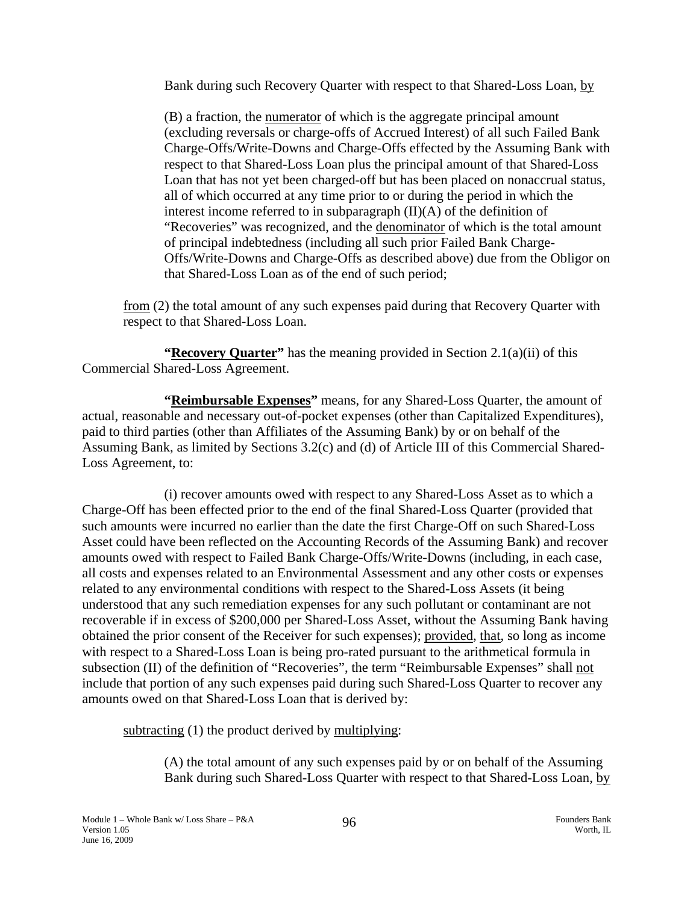Bank during such Recovery Quarter with respect to that Shared-Loss Loan, by

(B) a fraction, the numerator of which is the aggregate principal amount (excluding reversals or charge-offs of Accrued Interest) of all such Failed Bank Charge-Offs/Write-Downs and Charge-Offs effected by the Assuming Bank with respect to that Shared-Loss Loan plus the principal amount of that Shared-Loss Loan that has not yet been charged-off but has been placed on nonaccrual status, all of which occurred at any time prior to or during the period in which the interest income referred to in subparagraph (II)(A) of the definition of "Recoveries" was recognized, and the denominator of which is the total amount of principal indebtedness (including all such prior Failed Bank Charge-Offs/Write-Downs and Charge-Offs as described above) due from the Obligor on that Shared-Loss Loan as of the end of such period;

from (2) the total amount of any such expenses paid during that Recovery Quarter with respect to that Shared-Loss Loan.

**"Recovery Quarter"** has the meaning provided in Section 2.1(a)(ii) of this Commercial Shared-Loss Agreement.

**"Reimbursable Expenses"** means, for any Shared-Loss Quarter, the amount of actual, reasonable and necessary out-of-pocket expenses (other than Capitalized Expenditures), paid to third parties (other than Affiliates of the Assuming Bank) by or on behalf of the Assuming Bank, as limited by Sections 3.2(c) and (d) of Article III of this Commercial Shared-Loss Agreement, to:

(i) recover amounts owed with respect to any Shared-Loss Asset as to which a Charge-Off has been effected prior to the end of the final Shared-Loss Quarter (provided that such amounts were incurred no earlier than the date the first Charge-Off on such Shared-Loss Asset could have been reflected on the Accounting Records of the Assuming Bank) and recover amounts owed with respect to Failed Bank Charge-Offs/Write-Downs (including, in each case, all costs and expenses related to an Environmental Assessment and any other costs or expenses related to any environmental conditions with respect to the Shared-Loss Assets (it being understood that any such remediation expenses for any such pollutant or contaminant are not recoverable if in excess of $200,000 per Shared-Loss Asset, without the Assuming Bank having obtained the prior consent of the Receiver for such expenses); provided, that, so long as income with respect to a Shared-Loss Loan is being pro-rated pursuant to the arithmetical formula in subsection (II) of the definition of "Recoveries", the term "Reimbursable Expenses" shall not include that portion of any such expenses paid during such Shared-Loss Quarter to recover any amounts owed on that Shared-Loss Loan that is derived by:

subtracting (1) the product derived by multiplying:

(A) the total amount of any such expenses paid by or on behalf of the Assuming Bank during such Shared-Loss Quarter with respect to that Shared-Loss Loan, by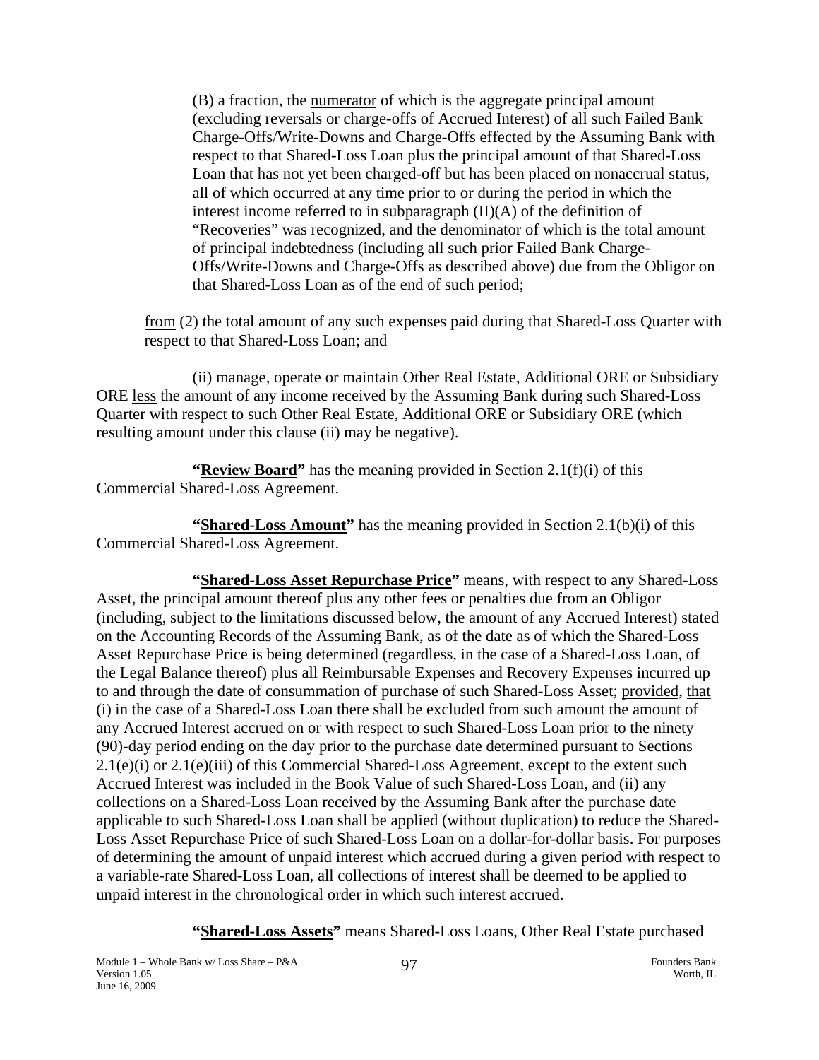(B) a fraction, the numerator of which is the aggregate principal amount (excluding reversals or charge-offs of Accrued Interest) of all such Failed Bank Charge-Offs/Write-Downs and Charge-Offs effected by the Assuming Bank with respect to that Shared-Loss Loan plus the principal amount of that Shared-Loss Loan that has not yet been charged-off but has been placed on nonaccrual status, all of which occurred at any time prior to or during the period in which the interest income referred to in subparagraph (II)(A) of the definition of "Recoveries" was recognized, and the denominator of which is the total amount of principal indebtedness (including all such prior Failed Bank Charge-Offs/Write-Downs and Charge-Offs as described above) due from the Obligor on that Shared-Loss Loan as of the end of such period;

from (2) the total amount of any such expenses paid during that Shared-Loss Quarter with respect to that Shared-Loss Loan; and

(ii) manage, operate or maintain Other Real Estate, Additional ORE or Subsidiary ORE less the amount of any income received by the Assuming Bank during such Shared-Loss Quarter with respect to such Other Real Estate, Additional ORE or Subsidiary ORE (which resulting amount under this clause (ii) may be negative).

**"Review Board"** has the meaning provided in Section 2.1(f)(i) of this Commercial Shared-Loss Agreement.

**"Shared-Loss Amount"** has the meaning provided in Section 2.1(b)(i) of this Commercial Shared-Loss Agreement.

**"Shared-Loss Asset Repurchase Price"** means, with respect to any Shared-Loss Asset, the principal amount thereof plus any other fees or penalties due from an Obligor (including, subject to the limitations discussed below, the amount of any Accrued Interest) stated on the Accounting Records of the Assuming Bank, as of the date as of which the Shared-Loss Asset Repurchase Price is being determined (regardless, in the case of a Shared-Loss Loan, of the Legal Balance thereof) plus all Reimbursable Expenses and Recovery Expenses incurred up to and through the date of consummation of purchase of such Shared-Loss Asset; provided, that (i) in the case of a Shared-Loss Loan there shall be excluded from such amount the amount of any Accrued Interest accrued on or with respect to such Shared-Loss Loan prior to the ninety (90)-day period ending on the day prior to the purchase date determined pursuant to Sections 2.1(e)(i) or 2.1(e)(iii) of this Commercial Shared-Loss Agreement, except to the extent such Accrued Interest was included in the Book Value of such Shared-Loss Loan, and (ii) any collections on a Shared-Loss Loan received by the Assuming Bank after the purchase date applicable to such Shared-Loss Loan shall be applied (without duplication) to reduce the Shared-Loss Asset Repurchase Price of such Shared-Loss Loan on a dollar-for-dollar basis. For purposes of determining the amount of unpaid interest which accrued during a given period with respect to a variable-rate Shared-Loss Loan, all collections of interest shall be deemed to be applied to unpaid interest in the chronological order in which such interest accrued.

**"Shared-Loss Assets"** means Shared-Loss Loans, Other Real Estate purchased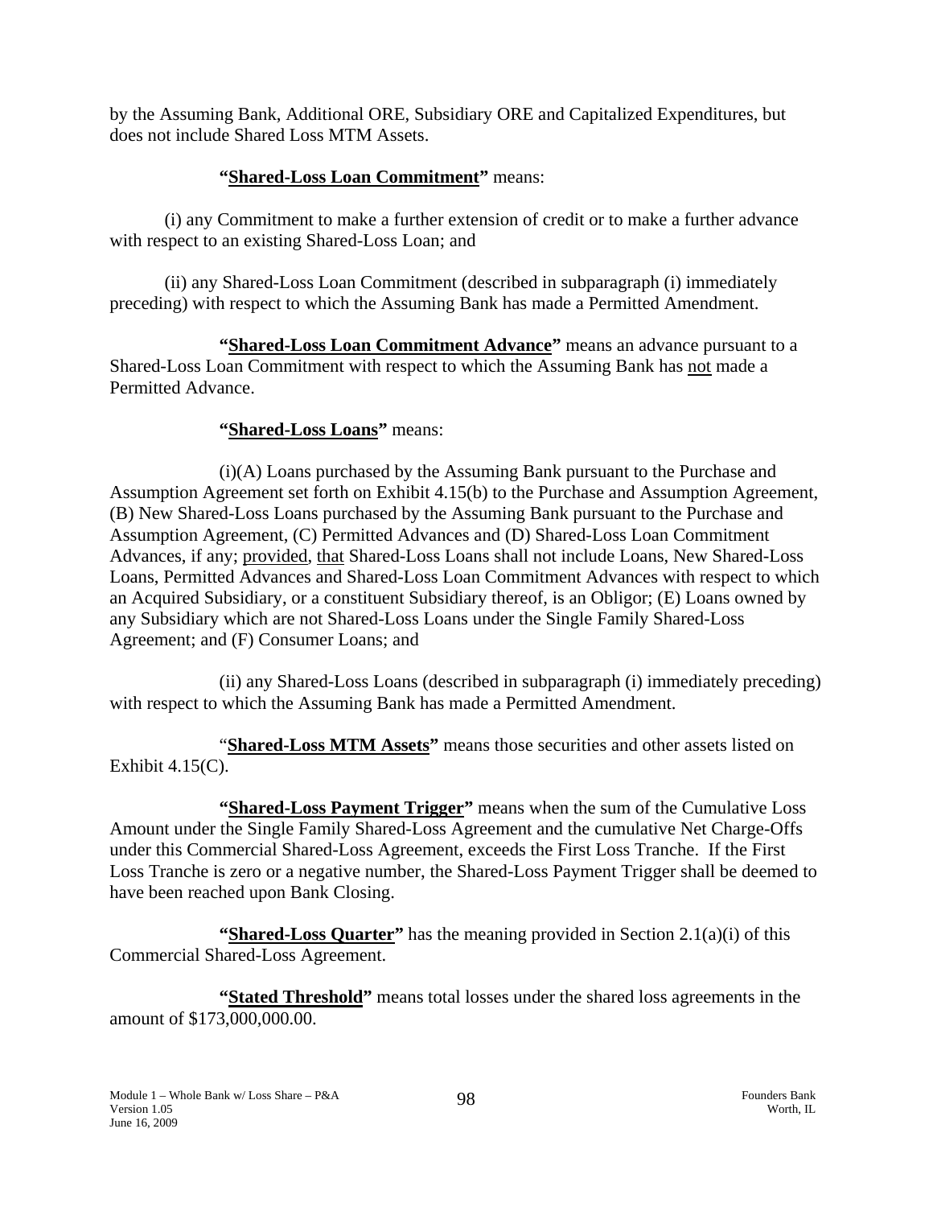by the Assuming Bank, Additional ORE, Subsidiary ORE and Capitalized Expenditures, but does not include Shared Loss MTM Assets.

**"Shared-Loss Loan Commitment"** means:

(i) any Commitment to make a further extension of credit or to make a further advance with respect to an existing Shared-Loss Loan; and

(ii) any Shared-Loss Loan Commitment (described in subparagraph (i) immediately preceding) with respect to which the Assuming Bank has made a Permitted Amendment.

**"Shared-Loss Loan Commitment Advance"** means an advance pursuant to a Shared-Loss Loan Commitment with respect to which the Assuming Bank has not made a Permitted Advance.

**"Shared-Loss Loans"** means:

(i)(A) Loans purchased by the Assuming Bank pursuant to the Purchase and Assumption Agreement set forth on Exhibit 4.15(b) to the Purchase and Assumption Agreement, (B) New Shared-Loss Loans purchased by the Assuming Bank pursuant to the Purchase and Assumption Agreement, (C) Permitted Advances and (D) Shared-Loss Loan Commitment Advances, if any; provided, that Shared-Loss Loans shall not include Loans, New Shared-Loss Loans, Permitted Advances and Shared-Loss Loan Commitment Advances with respect to which an Acquired Subsidiary, or a constituent Subsidiary thereof, is an Obligor; (E) Loans owned by any Subsidiary which are not Shared-Loss Loans under the Single Family Shared-Loss Agreement; and (F) Consumer Loans; and

(ii) any Shared-Loss Loans (described in subparagraph (i) immediately preceding) with respect to which the Assuming Bank has made a Permitted Amendment.

"**Shared-Loss MTM Assets"** means those securities and other assets listed on Exhibit 4.15(C).

**"Shared-Loss Payment Trigger"** means when the sum of the Cumulative Loss Amount under the Single Family Shared-Loss Agreement and the cumulative Net Charge-Offs under this Commercial Shared-Loss Agreement, exceeds the First Loss Tranche. If the First Loss Tranche is zero or a negative number, the Shared-Loss Payment Trigger shall be deemed to have been reached upon Bank Closing.

**"Shared-Loss Quarter"** has the meaning provided in Section 2.1(a)(i) of this Commercial Shared-Loss Agreement.

**"Stated Threshold"** means total losses under the shared loss agreements in the amount of $173,000,000.00.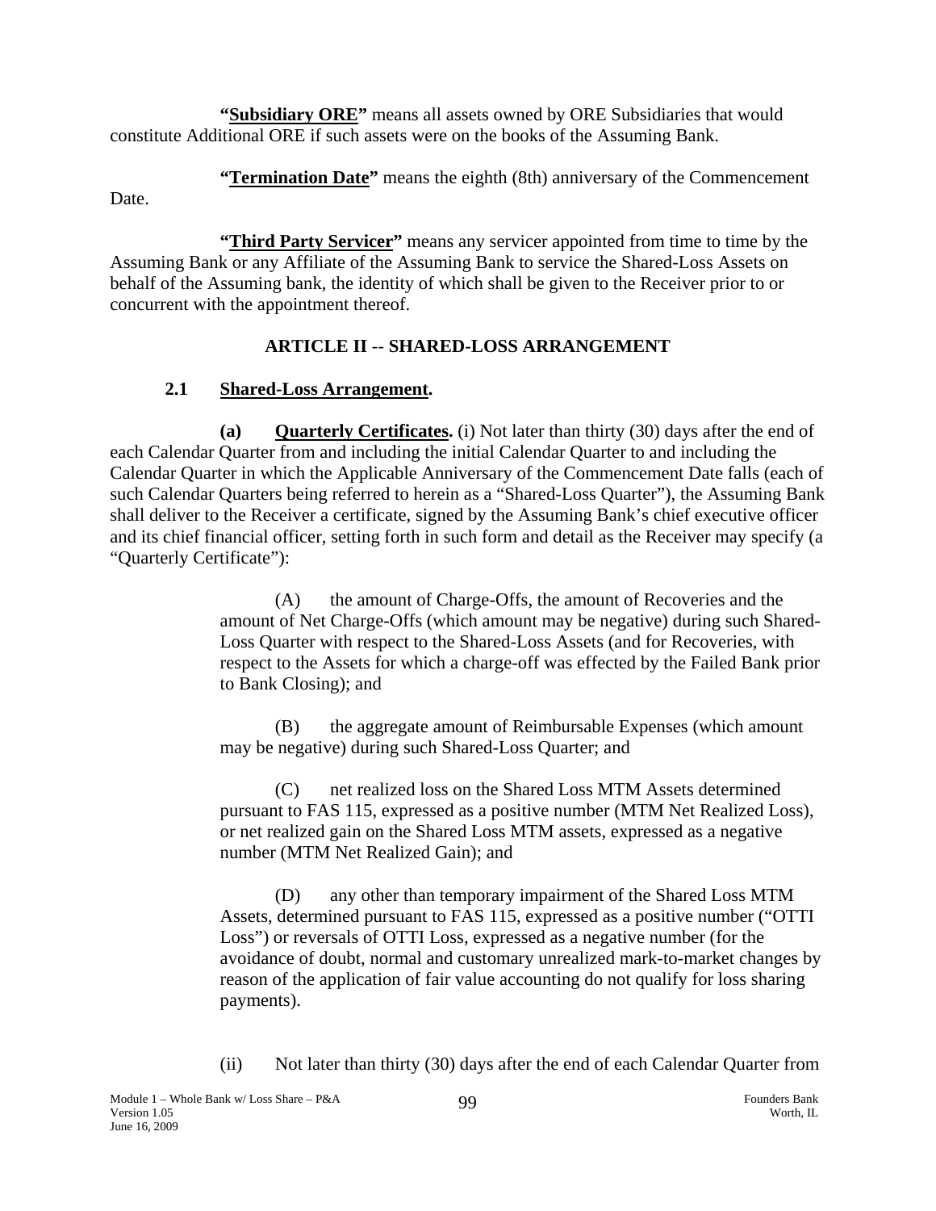**"Subsidiary ORE"** means all assets owned by ORE Subsidiaries that would constitute Additional ORE if such assets were on the books of the Assuming Bank.

**"Termination Date"** means the eighth (8th) anniversary of the Commencement Date.

**"Third Party Servicer"** means any servicer appointed from time to time by the Assuming Bank or any Affiliate of the Assuming Bank to service the Shared-Loss Assets on behalf of the Assuming bank, the identity of which shall be given to the Receiver prior to or concurrent with the appointment thereof.

## ARTICLE II -- SHARED-LOSS ARRANGEMENT

### 2.1 Shared-Loss Arrangement.

**(a) Quarterly Certificates.** (i) Not later than thirty (30) days after the end of each Calendar Quarter from and including the initial Calendar Quarter to and including the Calendar Quarter in which the Applicable Anniversary of the Commencement Date falls (each of such Calendar Quarters being referred to herein as a "Shared-Loss Quarter"), the Assuming Bank shall deliver to the Receiver a certificate, signed by the Assuming Bank's chief executive officer and its chief financial officer, setting forth in such form and detail as the Receiver may specify (a "Quarterly Certificate"):

(A) the amount of Charge-Offs, the amount of Recoveries and the amount of Net Charge-Offs (which amount may be negative) during such Shared-Loss Quarter with respect to the Shared-Loss Assets (and for Recoveries, with respect to the Assets for which a charge-off was effected by the Failed Bank prior to Bank Closing); and

(B) the aggregate amount of Reimbursable Expenses (which amount may be negative) during such Shared-Loss Quarter; and

(C) net realized loss on the Shared Loss MTM Assets determined pursuant to FAS 115, expressed as a positive number (MTM Net Realized Loss), or net realized gain on the Shared Loss MTM assets, expressed as a negative number (MTM Net Realized Gain); and

(D) any other than temporary impairment of the Shared Loss MTM Assets, determined pursuant to FAS 115, expressed as a positive number ("OTTI Loss") or reversals of OTTI Loss, expressed as a negative number (for the avoidance of doubt, normal and customary unrealized mark-to-market changes by reason of the application of fair value accounting do not qualify for loss sharing payments).

(ii) Not later than thirty (30) days after the end of each Calendar Quarter from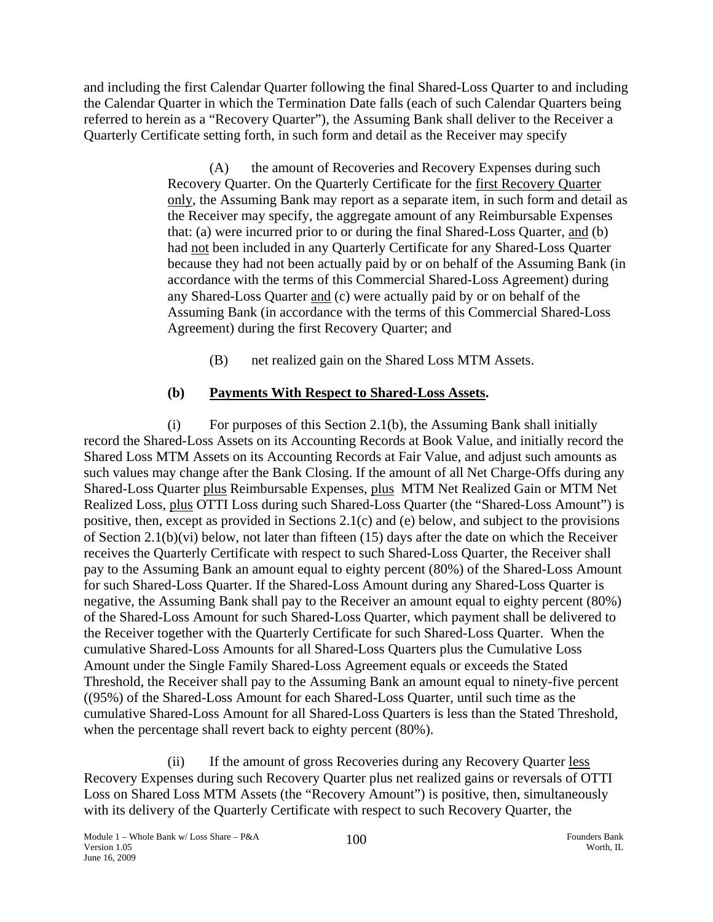and including the first Calendar Quarter following the final Shared-Loss Quarter to and including the Calendar Quarter in which the Termination Date falls (each of such Calendar Quarters being referred to herein as a "Recovery Quarter"), the Assuming Bank shall deliver to the Receiver a Quarterly Certificate setting forth, in such form and detail as the Receiver may specify

> (A) the amount of Recoveries and Recovery Expenses during such Recovery Quarter. On the Quarterly Certificate for the <u>first Recovery Quarter only</u>, the Assuming Bank may report as a separate item, in such form and detail as the Receiver may specify, the aggregate amount of any Reimbursable Expenses that: (a) were incurred prior to or during the final Shared-Loss Quarter, <u>and</u> (b) had <u>not</u> been included in any Quarterly Certificate for any Shared-Loss Quarter because they had not been actually paid by or on behalf of the Assuming Bank (in accordance with the terms of this Commercial Shared-Loss Agreement) during any Shared-Loss Quarter <u>and</u> (c) were actually paid by or on behalf of the Assuming Bank (in accordance with the terms of this Commercial Shared-Loss Agreement) during the first Recovery Quarter; and
>
> (B) net realized gain on the Shared Loss MTM Assets.

**(b) <u>Payments With Respect to Shared-Loss Assets</u>.**

(i) For purposes of this Section 2.1(b), the Assuming Bank shall initially record the Shared-Loss Assets on its Accounting Records at Book Value, and initially record the Shared Loss MTM Assets on its Accounting Records at Fair Value, and adjust such amounts as such values may change after the Bank Closing. If the amount of all Net Charge-Offs during any Shared-Loss Quarter <u>plus</u> Reimbursable Expenses, <u>plus</u> MTM Net Realized Gain or MTM Net Realized Loss, <u>plus</u> OTTI Loss during such Shared-Loss Quarter (the "Shared-Loss Amount") is positive, then, except as provided in Sections 2.1(c) and (e) below, and subject to the provisions of Section 2.1(b)(vi) below, not later than fifteen (15) days after the date on which the Receiver receives the Quarterly Certificate with respect to such Shared-Loss Quarter, the Receiver shall pay to the Assuming Bank an amount equal to eighty percent (80%) of the Shared-Loss Amount for such Shared-Loss Quarter. If the Shared-Loss Amount during any Shared-Loss Quarter is negative, the Assuming Bank shall pay to the Receiver an amount equal to eighty percent (80%) of the Shared-Loss Amount for such Shared-Loss Quarter, which payment shall be delivered to the Receiver together with the Quarterly Certificate for such Shared-Loss Quarter. When the cumulative Shared-Loss Amounts for all Shared-Loss Quarters plus the Cumulative Loss Amount under the Single Family Shared-Loss Agreement equals or exceeds the Stated Threshold, the Receiver shall pay to the Assuming Bank an amount equal to ninety-five percent ((95%) of the Shared-Loss Amount for each Shared-Loss Quarter, until such time as the cumulative Shared-Loss Amount for all Shared-Loss Quarters is less than the Stated Threshold, when the percentage shall revert back to eighty percent (80%).

(ii) If the amount of gross Recoveries during any Recovery Quarter <u>less</u> Recovery Expenses during such Recovery Quarter plus net realized gains or reversals of OTTI Loss on Shared Loss MTM Assets (the "Recovery Amount") is positive, then, simultaneously with its delivery of the Quarterly Certificate with respect to such Recovery Quarter, the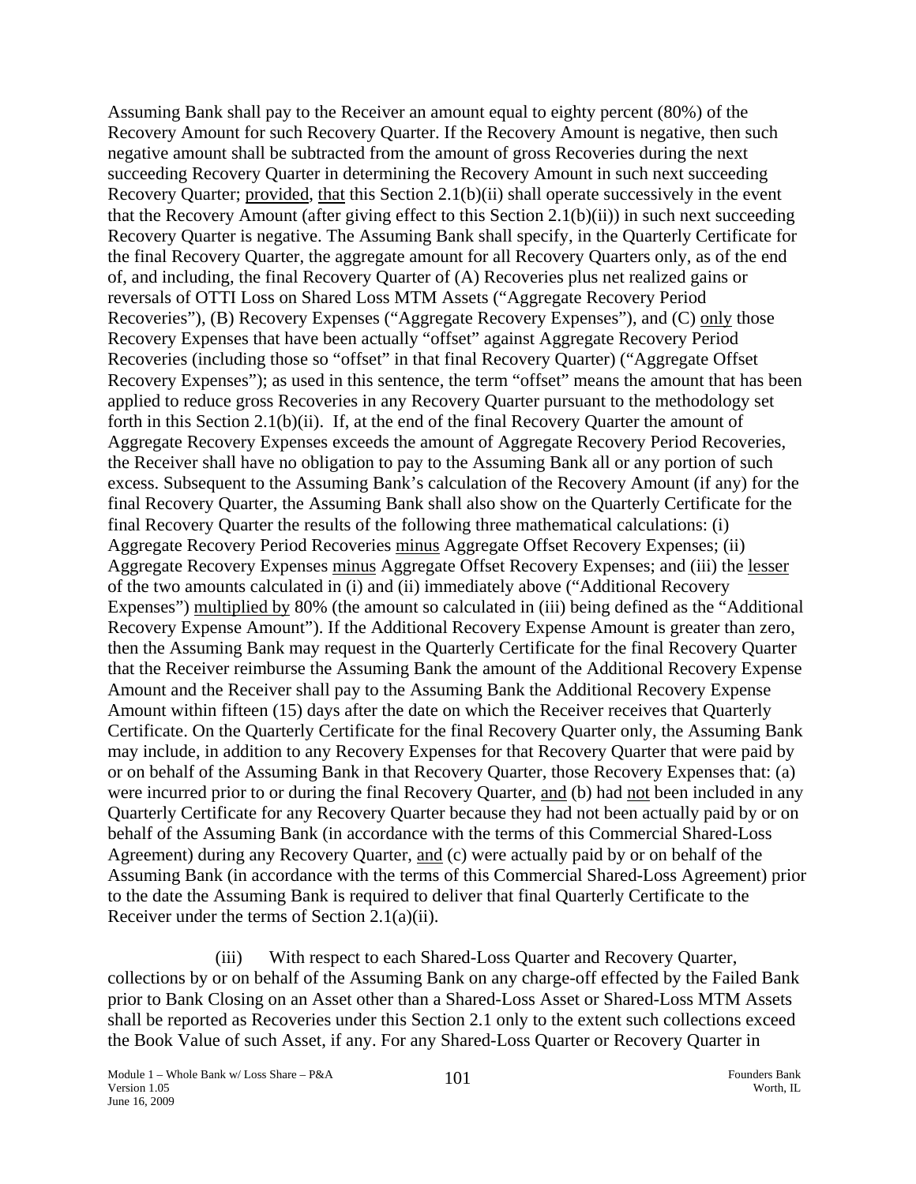Assuming Bank shall pay to the Receiver an amount equal to eighty percent (80%) of the Recovery Amount for such Recovery Quarter. If the Recovery Amount is negative, then such negative amount shall be subtracted from the amount of gross Recoveries during the next succeeding Recovery Quarter in determining the Recovery Amount in such next succeeding Recovery Quarter; provided, that this Section 2.1(b)(ii) shall operate successively in the event that the Recovery Amount (after giving effect to this Section 2.1(b)(ii)) in such next succeeding Recovery Quarter is negative. The Assuming Bank shall specify, in the Quarterly Certificate for the final Recovery Quarter, the aggregate amount for all Recovery Quarters only, as of the end of, and including, the final Recovery Quarter of (A) Recoveries plus net realized gains or reversals of OTTI Loss on Shared Loss MTM Assets ("Aggregate Recovery Period Recoveries"), (B) Recovery Expenses ("Aggregate Recovery Expenses"), and (C) only those Recovery Expenses that have been actually "offset" against Aggregate Recovery Period Recoveries (including those so "offset" in that final Recovery Quarter) ("Aggregate Offset Recovery Expenses"); as used in this sentence, the term "offset" means the amount that has been applied to reduce gross Recoveries in any Recovery Quarter pursuant to the methodology set forth in this Section 2.1(b)(ii). If, at the end of the final Recovery Quarter the amount of Aggregate Recovery Expenses exceeds the amount of Aggregate Recovery Period Recoveries, the Receiver shall have no obligation to pay to the Assuming Bank all or any portion of such excess. Subsequent to the Assuming Bank's calculation of the Recovery Amount (if any) for the final Recovery Quarter, the Assuming Bank shall also show on the Quarterly Certificate for the final Recovery Quarter the results of the following three mathematical calculations: (i) Aggregate Recovery Period Recoveries minus Aggregate Offset Recovery Expenses; (ii) Aggregate Recovery Expenses minus Aggregate Offset Recovery Expenses; and (iii) the lesser of the two amounts calculated in (i) and (ii) immediately above ("Additional Recovery Expenses") multiplied by 80% (the amount so calculated in (iii) being defined as the "Additional Recovery Expense Amount"). If the Additional Recovery Expense Amount is greater than zero, then the Assuming Bank may request in the Quarterly Certificate for the final Recovery Quarter that the Receiver reimburse the Assuming Bank the amount of the Additional Recovery Expense Amount and the Receiver shall pay to the Assuming Bank the Additional Recovery Expense Amount within fifteen (15) days after the date on which the Receiver receives that Quarterly Certificate. On the Quarterly Certificate for the final Recovery Quarter only, the Assuming Bank may include, in addition to any Recovery Expenses for that Recovery Quarter that were paid by or on behalf of the Assuming Bank in that Recovery Quarter, those Recovery Expenses that: (a) were incurred prior to or during the final Recovery Quarter, and (b) had not been included in any Quarterly Certificate for any Recovery Quarter because they had not been actually paid by or on behalf of the Assuming Bank (in accordance with the terms of this Commercial Shared-Loss Agreement) during any Recovery Quarter, and (c) were actually paid by or on behalf of the Assuming Bank (in accordance with the terms of this Commercial Shared-Loss Agreement) prior to the date the Assuming Bank is required to deliver that final Quarterly Certificate to the Receiver under the terms of Section 2.1(a)(ii).

(iii) With respect to each Shared-Loss Quarter and Recovery Quarter, collections by or on behalf of the Assuming Bank on any charge-off effected by the Failed Bank prior to Bank Closing on an Asset other than a Shared-Loss Asset or Shared-Loss MTM Assets shall be reported as Recoveries under this Section 2.1 only to the extent such collections exceed the Book Value of such Asset, if any. For any Shared-Loss Quarter or Recovery Quarter in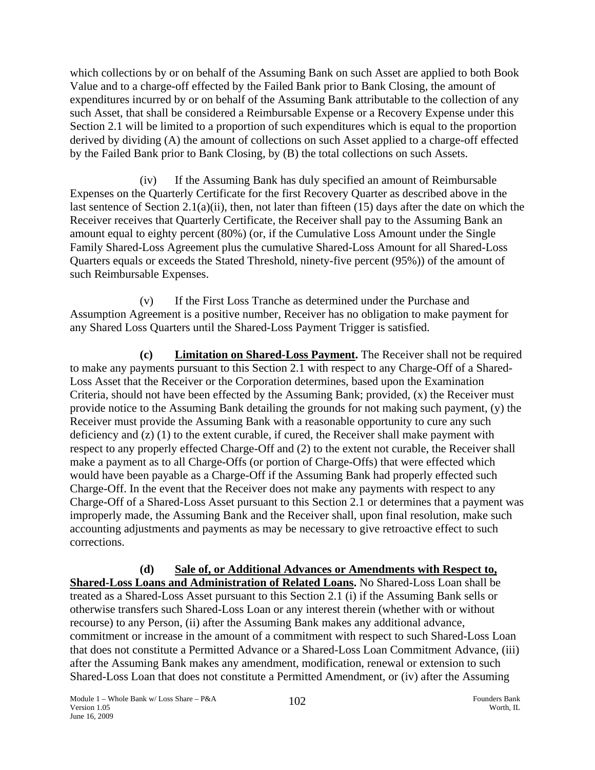which collections by or on behalf of the Assuming Bank on such Asset are applied to both Book Value and to a charge-off effected by the Failed Bank prior to Bank Closing, the amount of expenditures incurred by or on behalf of the Assuming Bank attributable to the collection of any such Asset, that shall be considered a Reimbursable Expense or a Recovery Expense under this Section 2.1 will be limited to a proportion of such expenditures which is equal to the proportion derived by dividing (A) the amount of collections on such Asset applied to a charge-off effected by the Failed Bank prior to Bank Closing, by (B) the total collections on such Assets.

(iv) If the Assuming Bank has duly specified an amount of Reimbursable Expenses on the Quarterly Certificate for the first Recovery Quarter as described above in the last sentence of Section 2.1(a)(ii), then, not later than fifteen (15) days after the date on which the Receiver receives that Quarterly Certificate, the Receiver shall pay to the Assuming Bank an amount equal to eighty percent (80%) (or, if the Cumulative Loss Amount under the Single Family Shared-Loss Agreement plus the cumulative Shared-Loss Amount for all Shared-Loss Quarters equals or exceeds the Stated Threshold, ninety-five percent (95%)) of the amount of such Reimbursable Expenses.

(v) If the First Loss Tranche as determined under the Purchase and Assumption Agreement is a positive number, Receiver has no obligation to make payment for any Shared Loss Quarters until the Shared-Loss Payment Trigger is satisfied.

**(c) Limitation on Shared-Loss Payment.** The Receiver shall not be required to make any payments pursuant to this Section 2.1 with respect to any Charge-Off of a Shared-Loss Asset that the Receiver or the Corporation determines, based upon the Examination Criteria, should not have been effected by the Assuming Bank; provided, (x) the Receiver must provide notice to the Assuming Bank detailing the grounds for not making such payment, (y) the Receiver must provide the Assuming Bank with a reasonable opportunity to cure any such deficiency and (z) (1) to the extent curable, if cured, the Receiver shall make payment with respect to any properly effected Charge-Off and (2) to the extent not curable, the Receiver shall make a payment as to all Charge-Offs (or portion of Charge-Offs) that were effected which would have been payable as a Charge-Off if the Assuming Bank had properly effected such Charge-Off. In the event that the Receiver does not make any payments with respect to any Charge-Off of a Shared-Loss Asset pursuant to this Section 2.1 or determines that a payment was improperly made, the Assuming Bank and the Receiver shall, upon final resolution, make such accounting adjustments and payments as may be necessary to give retroactive effect to such corrections.

**(d) Sale of, or Additional Advances or Amendments with Respect to, Shared-Loss Loans and Administration of Related Loans.** No Shared-Loss Loan shall be treated as a Shared-Loss Asset pursuant to this Section 2.1 (i) if the Assuming Bank sells or otherwise transfers such Shared-Loss Loan or any interest therein (whether with or without recourse) to any Person, (ii) after the Assuming Bank makes any additional advance, commitment or increase in the amount of a commitment with respect to such Shared-Loss Loan that does not constitute a Permitted Advance or a Shared-Loss Loan Commitment Advance, (iii) after the Assuming Bank makes any amendment, modification, renewal or extension to such Shared-Loss Loan that does not constitute a Permitted Amendment, or (iv) after the Assuming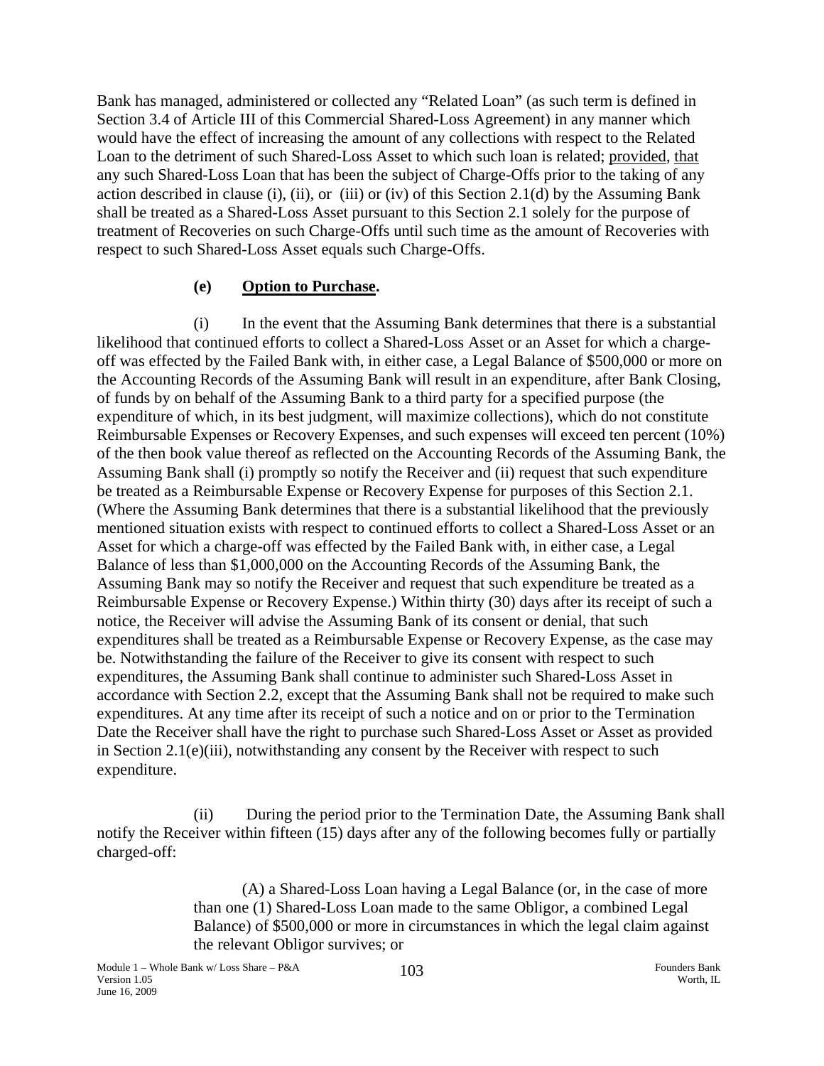Bank has managed, administered or collected any "Related Loan" (as such term is defined in Section 3.4 of Article III of this Commercial Shared-Loss Agreement) in any manner which would have the effect of increasing the amount of any collections with respect to the Related Loan to the detriment of such Shared-Loss Asset to which such loan is related; provided, that any such Shared-Loss Loan that has been the subject of Charge-Offs prior to the taking of any action described in clause (i), (ii), or (iii) or (iv) of this Section 2.1(d) by the Assuming Bank shall be treated as a Shared-Loss Asset pursuant to this Section 2.1 solely for the purpose of treatment of Recoveries on such Charge-Offs until such time as the amount of Recoveries with respect to such Shared-Loss Asset equals such Charge-Offs.

**(e) Option to Purchase.**

(i) In the event that the Assuming Bank determines that there is a substantial likelihood that continued efforts to collect a Shared-Loss Asset or an Asset for which a charge-off was effected by the Failed Bank with, in either case, a Legal Balance of \$500,000 or more on the Accounting Records of the Assuming Bank will result in an expenditure, after Bank Closing, of funds by on behalf of the Assuming Bank to a third party for a specified purpose (the expenditure of which, in its best judgment, will maximize collections), which do not constitute Reimbursable Expenses or Recovery Expenses, and such expenses will exceed ten percent (10%) of the then book value thereof as reflected on the Accounting Records of the Assuming Bank, the Assuming Bank shall (i) promptly so notify the Receiver and (ii) request that such expenditure be treated as a Reimbursable Expense or Recovery Expense for purposes of this Section 2.1. (Where the Assuming Bank determines that there is a substantial likelihood that the previously mentioned situation exists with respect to continued efforts to collect a Shared-Loss Asset or an Asset for which a charge-off was effected by the Failed Bank with, in either case, a Legal Balance of less than \$1,000,000 on the Accounting Records of the Assuming Bank, the Assuming Bank may so notify the Receiver and request that such expenditure be treated as a Reimbursable Expense or Recovery Expense.) Within thirty (30) days after its receipt of such a notice, the Receiver will advise the Assuming Bank of its consent or denial, that such expenditures shall be treated as a Reimbursable Expense or Recovery Expense, as the case may be. Notwithstanding the failure of the Receiver to give its consent with respect to such expenditures, the Assuming Bank shall continue to administer such Shared-Loss Asset in accordance with Section 2.2, except that the Assuming Bank shall not be required to make such expenditures. At any time after its receipt of such a notice and on or prior to the Termination Date the Receiver shall have the right to purchase such Shared-Loss Asset or Asset as provided in Section 2.1(e)(iii), notwithstanding any consent by the Receiver with respect to such expenditure.

(ii) During the period prior to the Termination Date, the Assuming Bank shall notify the Receiver within fifteen (15) days after any of the following becomes fully or partially charged-off:

(A) a Shared-Loss Loan having a Legal Balance (or, in the case of more than one (1) Shared-Loss Loan made to the same Obligor, a combined Legal Balance) of \$500,000 or more in circumstances in which the legal claim against the relevant Obligor survives; or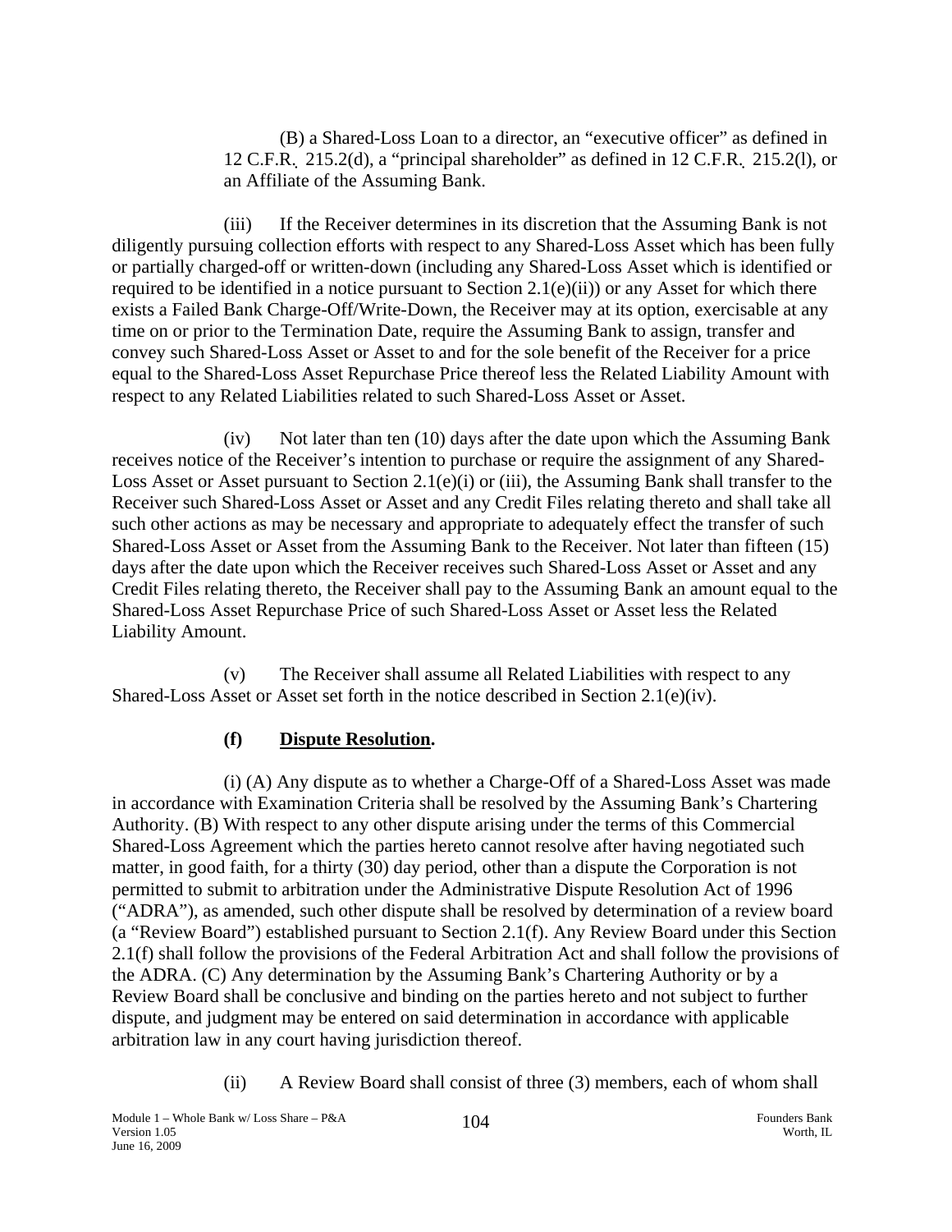(B) a Shared-Loss Loan to a director, an "executive officer" as defined in 12 C.F.R. 215.2(d), a "principal shareholder" as defined in 12 C.F.R. 215.2(l), or an Affiliate of the Assuming Bank.

(iii) If the Receiver determines in its discretion that the Assuming Bank is not diligently pursuing collection efforts with respect to any Shared-Loss Asset which has been fully or partially charged-off or written-down (including any Shared-Loss Asset which is identified or required to be identified in a notice pursuant to Section 2.1(e)(ii)) or any Asset for which there exists a Failed Bank Charge-Off/Write-Down, the Receiver may at its option, exercisable at any time on or prior to the Termination Date, require the Assuming Bank to assign, transfer and convey such Shared-Loss Asset or Asset to and for the sole benefit of the Receiver for a price equal to the Shared-Loss Asset Repurchase Price thereof less the Related Liability Amount with respect to any Related Liabilities related to such Shared-Loss Asset or Asset.

(iv) Not later than ten (10) days after the date upon which the Assuming Bank receives notice of the Receiver's intention to purchase or require the assignment of any Shared-Loss Asset or Asset pursuant to Section 2.1(e)(i) or (iii), the Assuming Bank shall transfer to the Receiver such Shared-Loss Asset or Asset and any Credit Files relating thereto and shall take all such other actions as may be necessary and appropriate to adequately effect the transfer of such Shared-Loss Asset or Asset from the Assuming Bank to the Receiver. Not later than fifteen (15) days after the date upon which the Receiver receives such Shared-Loss Asset or Asset and any Credit Files relating thereto, the Receiver shall pay to the Assuming Bank an amount equal to the Shared-Loss Asset Repurchase Price of such Shared-Loss Asset or Asset less the Related Liability Amount.

(v) The Receiver shall assume all Related Liabilities with respect to any Shared-Loss Asset or Asset set forth in the notice described in Section 2.1(e)(iv).

**(f) Dispute Resolution.**

(i) (A) Any dispute as to whether a Charge-Off of a Shared-Loss Asset was made in accordance with Examination Criteria shall be resolved by the Assuming Bank's Chartering Authority. (B) With respect to any other dispute arising under the terms of this Commercial Shared-Loss Agreement which the parties hereto cannot resolve after having negotiated such matter, in good faith, for a thirty (30) day period, other than a dispute the Corporation is not permitted to submit to arbitration under the Administrative Dispute Resolution Act of 1996 ("ADRA"), as amended, such other dispute shall be resolved by determination of a review board (a "Review Board") established pursuant to Section 2.1(f). Any Review Board under this Section 2.1(f) shall follow the provisions of the Federal Arbitration Act and shall follow the provisions of the ADRA. (C) Any determination by the Assuming Bank's Chartering Authority or by a Review Board shall be conclusive and binding on the parties hereto and not subject to further dispute, and judgment may be entered on said determination in accordance with applicable arbitration law in any court having jurisdiction thereof.

(ii) A Review Board shall consist of three (3) members, each of whom shall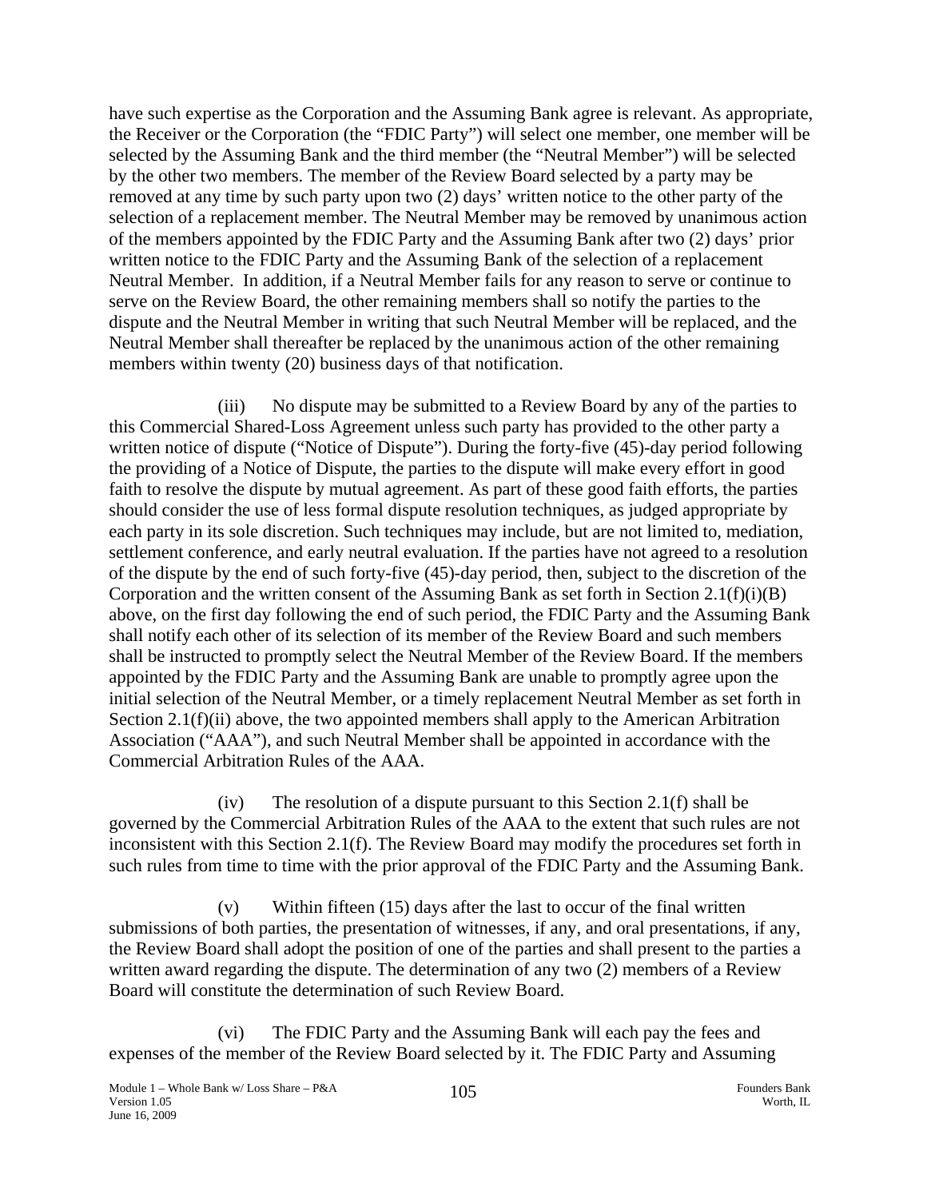have such expertise as the Corporation and the Assuming Bank agree is relevant. As appropriate, the Receiver or the Corporation (the "FDIC Party") will select one member, one member will be selected by the Assuming Bank and the third member (the "Neutral Member") will be selected by the other two members. The member of the Review Board selected by a party may be removed at any time by such party upon two (2) days' written notice to the other party of the selection of a replacement member. The Neutral Member may be removed by unanimous action of the members appointed by the FDIC Party and the Assuming Bank after two (2) days' prior written notice to the FDIC Party and the Assuming Bank of the selection of a replacement Neutral Member. In addition, if a Neutral Member fails for any reason to serve or continue to serve on the Review Board, the other remaining members shall so notify the parties to the dispute and the Neutral Member in writing that such Neutral Member will be replaced, and the Neutral Member shall thereafter be replaced by the unanimous action of the other remaining members within twenty (20) business days of that notification.

(iii) No dispute may be submitted to a Review Board by any of the parties to this Commercial Shared-Loss Agreement unless such party has provided to the other party a written notice of dispute ("Notice of Dispute"). During the forty-five (45)-day period following the providing of a Notice of Dispute, the parties to the dispute will make every effort in good faith to resolve the dispute by mutual agreement. As part of these good faith efforts, the parties should consider the use of less formal dispute resolution techniques, as judged appropriate by each party in its sole discretion. Such techniques may include, but are not limited to, mediation, settlement conference, and early neutral evaluation. If the parties have not agreed to a resolution of the dispute by the end of such forty-five (45)-day period, then, subject to the discretion of the Corporation and the written consent of the Assuming Bank as set forth in Section 2.1(f)(i)(B) above, on the first day following the end of such period, the FDIC Party and the Assuming Bank shall notify each other of its selection of its member of the Review Board and such members shall be instructed to promptly select the Neutral Member of the Review Board. If the members appointed by the FDIC Party and the Assuming Bank are unable to promptly agree upon the initial selection of the Neutral Member, or a timely replacement Neutral Member as set forth in Section 2.1(f)(ii) above, the two appointed members shall apply to the American Arbitration Association ("AAA"), and such Neutral Member shall be appointed in accordance with the Commercial Arbitration Rules of the AAA.

(iv) The resolution of a dispute pursuant to this Section 2.1(f) shall be governed by the Commercial Arbitration Rules of the AAA to the extent that such rules are not inconsistent with this Section 2.1(f). The Review Board may modify the procedures set forth in such rules from time to time with the prior approval of the FDIC Party and the Assuming Bank.

(v) Within fifteen (15) days after the last to occur of the final written submissions of both parties, the presentation of witnesses, if any, and oral presentations, if any, the Review Board shall adopt the position of one of the parties and shall present to the parties a written award regarding the dispute. The determination of any two (2) members of a Review Board will constitute the determination of such Review Board.

(vi) The FDIC Party and the Assuming Bank will each pay the fees and expenses of the member of the Review Board selected by it. The FDIC Party and Assuming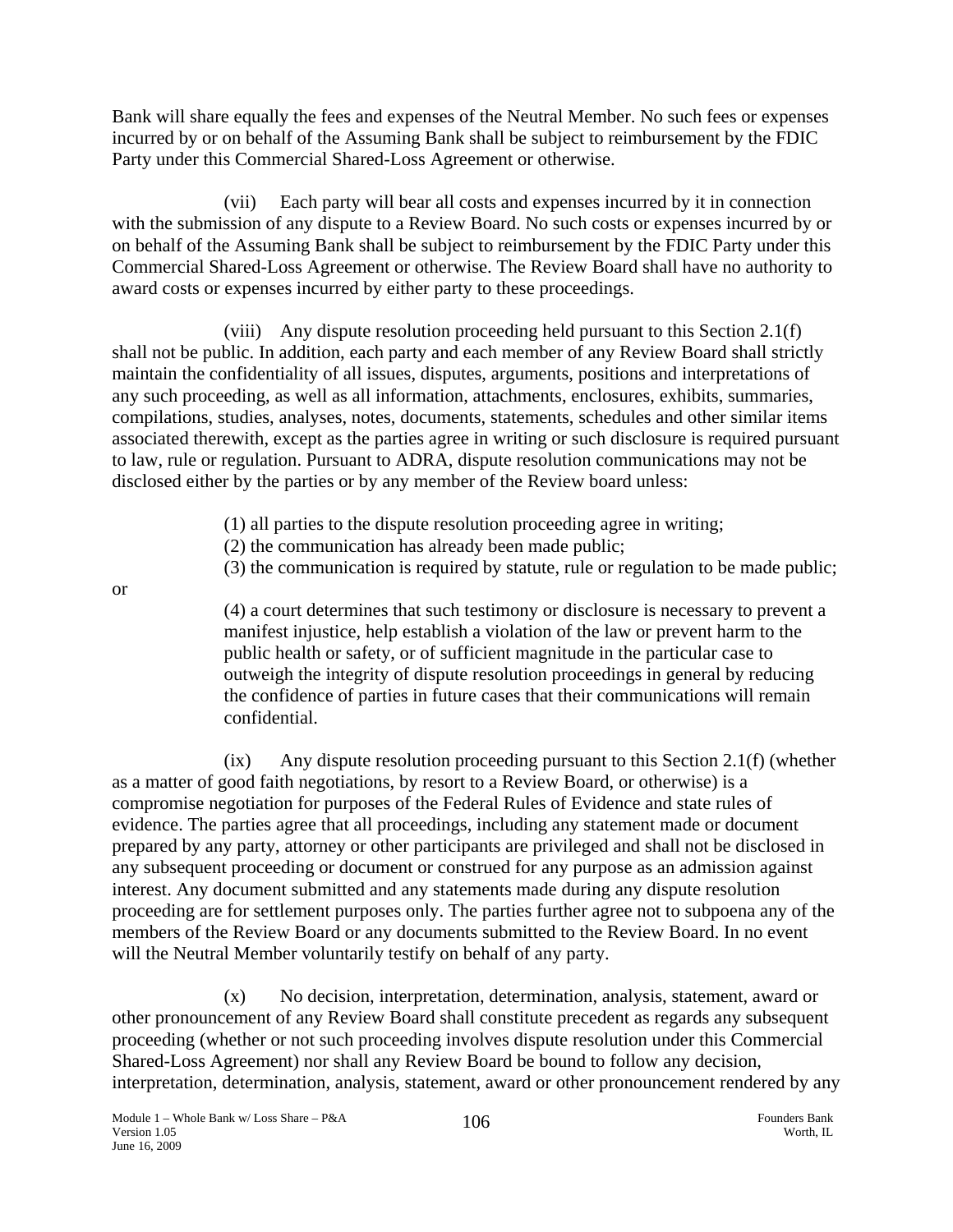Bank will share equally the fees and expenses of the Neutral Member. No such fees or expenses incurred by or on behalf of the Assuming Bank shall be subject to reimbursement by the FDIC Party under this Commercial Shared-Loss Agreement or otherwise.

(vii) Each party will bear all costs and expenses incurred by it in connection with the submission of any dispute to a Review Board. No such costs or expenses incurred by or on behalf of the Assuming Bank shall be subject to reimbursement by the FDIC Party under this Commercial Shared-Loss Agreement or otherwise. The Review Board shall have no authority to award costs or expenses incurred by either party to these proceedings.

(viii) Any dispute resolution proceeding held pursuant to this Section 2.1(f) shall not be public. In addition, each party and each member of any Review Board shall strictly maintain the confidentiality of all issues, disputes, arguments, positions and interpretations of any such proceeding, as well as all information, attachments, enclosures, exhibits, summaries, compilations, studies, analyses, notes, documents, statements, schedules and other similar items associated therewith, except as the parties agree in writing or such disclosure is required pursuant to law, rule or regulation. Pursuant to ADRA, dispute resolution communications may not be disclosed either by the parties or by any member of the Review board unless:

(1) all parties to the dispute resolution proceeding agree in writing;
(2) the communication has already been made public;
(3) the communication is required by statute, rule or regulation to be made public; or
(4) a court determines that such testimony or disclosure is necessary to prevent a manifest injustice, help establish a violation of the law or prevent harm to the public health or safety, or of sufficient magnitude in the particular case to outweigh the integrity of dispute resolution proceedings in general by reducing the confidence of parties in future cases that their communications will remain confidential.

(ix) Any dispute resolution proceeding pursuant to this Section 2.1(f) (whether as a matter of good faith negotiations, by resort to a Review Board, or otherwise) is a compromise negotiation for purposes of the Federal Rules of Evidence and state rules of evidence. The parties agree that all proceedings, including any statement made or document prepared by any party, attorney or other participants are privileged and shall not be disclosed in any subsequent proceeding or document or construed for any purpose as an admission against interest. Any document submitted and any statements made during any dispute resolution proceeding are for settlement purposes only. The parties further agree not to subpoena any of the members of the Review Board or any documents submitted to the Review Board. In no event will the Neutral Member voluntarily testify on behalf of any party.

(x) No decision, interpretation, determination, analysis, statement, award or other pronouncement of any Review Board shall constitute precedent as regards any subsequent proceeding (whether or not such proceeding involves dispute resolution under this Commercial Shared-Loss Agreement) nor shall any Review Board be bound to follow any decision, interpretation, determination, analysis, statement, award or other pronouncement rendered by any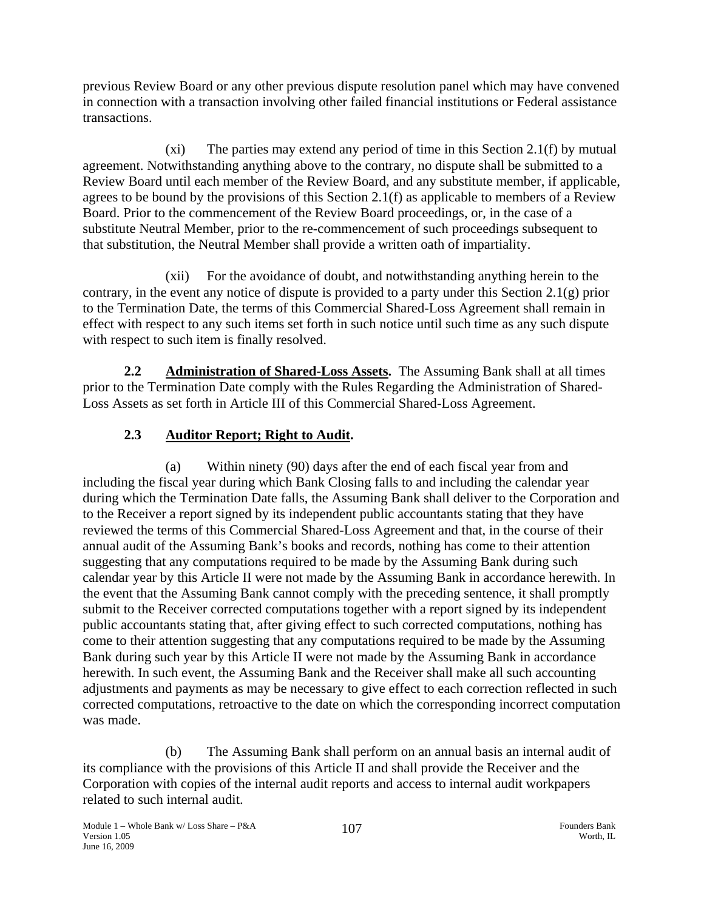previous Review Board or any other previous dispute resolution panel which may have convened in connection with a transaction involving other failed financial institutions or Federal assistance transactions.

(xi) The parties may extend any period of time in this Section 2.1(f) by mutual agreement. Notwithstanding anything above to the contrary, no dispute shall be submitted to a Review Board until each member of the Review Board, and any substitute member, if applicable, agrees to be bound by the provisions of this Section 2.1(f) as applicable to members of a Review Board. Prior to the commencement of the Review Board proceedings, or, in the case of a substitute Neutral Member, prior to the re-commencement of such proceedings subsequent to that substitution, the Neutral Member shall provide a written oath of impartiality.

(xii) For the avoidance of doubt, and notwithstanding anything herein to the contrary, in the event any notice of dispute is provided to a party under this Section 2.1(g) prior to the Termination Date, the terms of this Commercial Shared-Loss Agreement shall remain in effect with respect to any such items set forth in such notice until such time as any such dispute with respect to such item is finally resolved.

**2.2 Administration of Shared-Loss Assets.** The Assuming Bank shall at all times prior to the Termination Date comply with the Rules Regarding the Administration of Shared-Loss Assets as set forth in Article III of this Commercial Shared-Loss Agreement.

## 2.3 Auditor Report; Right to Audit.

(a) Within ninety (90) days after the end of each fiscal year from and including the fiscal year during which Bank Closing falls to and including the calendar year during which the Termination Date falls, the Assuming Bank shall deliver to the Corporation and to the Receiver a report signed by its independent public accountants stating that they have reviewed the terms of this Commercial Shared-Loss Agreement and that, in the course of their annual audit of the Assuming Bank's books and records, nothing has come to their attention suggesting that any computations required to be made by the Assuming Bank during such calendar year by this Article II were not made by the Assuming Bank in accordance herewith. In the event that the Assuming Bank cannot comply with the preceding sentence, it shall promptly submit to the Receiver corrected computations together with a report signed by its independent public accountants stating that, after giving effect to such corrected computations, nothing has come to their attention suggesting that any computations required to be made by the Assuming Bank during such year by this Article II were not made by the Assuming Bank in accordance herewith. In such event, the Assuming Bank and the Receiver shall make all such accounting adjustments and payments as may be necessary to give effect to each correction reflected in such corrected computations, retroactive to the date on which the corresponding incorrect computation was made.

(b) The Assuming Bank shall perform on an annual basis an internal audit of its compliance with the provisions of this Article II and shall provide the Receiver and the Corporation with copies of the internal audit reports and access to internal audit workpapers related to such internal audit.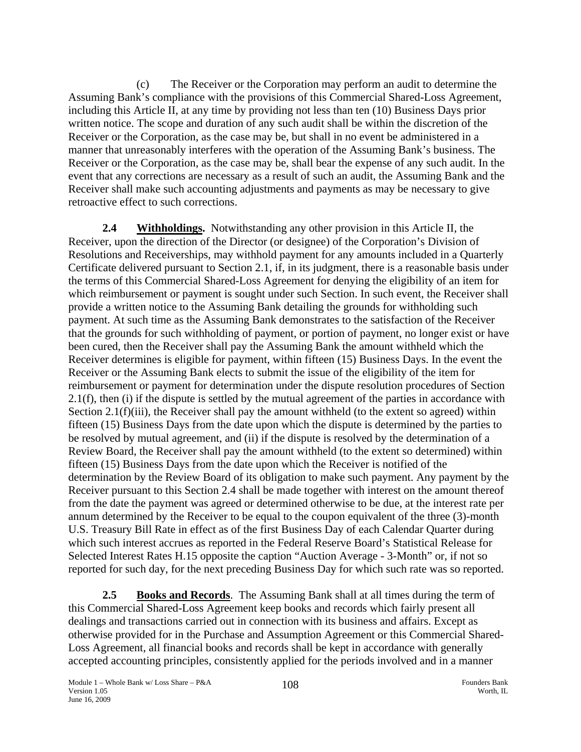(c) The Receiver or the Corporation may perform an audit to determine the Assuming Bank's compliance with the provisions of this Commercial Shared-Loss Agreement, including this Article II, at any time by providing not less than ten (10) Business Days prior written notice. The scope and duration of any such audit shall be within the discretion of the Receiver or the Corporation, as the case may be, but shall in no event be administered in a manner that unreasonably interferes with the operation of the Assuming Bank's business. The Receiver or the Corporation, as the case may be, shall bear the expense of any such audit. In the event that any corrections are necessary as a result of such an audit, the Assuming Bank and the Receiver shall make such accounting adjustments and payments as may be necessary to give retroactive effect to such corrections.

**2.4 Withholdings.** Notwithstanding any other provision in this Article II, the Receiver, upon the direction of the Director (or designee) of the Corporation's Division of Resolutions and Receiverships, may withhold payment for any amounts included in a Quarterly Certificate delivered pursuant to Section 2.1, if, in its judgment, there is a reasonable basis under the terms of this Commercial Shared-Loss Agreement for denying the eligibility of an item for which reimbursement or payment is sought under such Section. In such event, the Receiver shall provide a written notice to the Assuming Bank detailing the grounds for withholding such payment. At such time as the Assuming Bank demonstrates to the satisfaction of the Receiver that the grounds for such withholding of payment, or portion of payment, no longer exist or have been cured, then the Receiver shall pay the Assuming Bank the amount withheld which the Receiver determines is eligible for payment, within fifteen (15) Business Days. In the event the Receiver or the Assuming Bank elects to submit the issue of the eligibility of the item for reimbursement or payment for determination under the dispute resolution procedures of Section 2.1(f), then (i) if the dispute is settled by the mutual agreement of the parties in accordance with Section 2.1(f)(iii), the Receiver shall pay the amount withheld (to the extent so agreed) within fifteen (15) Business Days from the date upon which the dispute is determined by the parties to be resolved by mutual agreement, and (ii) if the dispute is resolved by the determination of a Review Board, the Receiver shall pay the amount withheld (to the extent so determined) within fifteen (15) Business Days from the date upon which the Receiver is notified of the determination by the Review Board of its obligation to make such payment. Any payment by the Receiver pursuant to this Section 2.4 shall be made together with interest on the amount thereof from the date the payment was agreed or determined otherwise to be due, at the interest rate per annum determined by the Receiver to be equal to the coupon equivalent of the three (3)-month U.S. Treasury Bill Rate in effect as of the first Business Day of each Calendar Quarter during which such interest accrues as reported in the Federal Reserve Board's Statistical Release for Selected Interest Rates H.15 opposite the caption "Auction Average - 3-Month" or, if not so reported for such day, for the next preceding Business Day for which such rate was so reported.

**2.5 Books and Records**. The Assuming Bank shall at all times during the term of this Commercial Shared-Loss Agreement keep books and records which fairly present all dealings and transactions carried out in connection with its business and affairs. Except as otherwise provided for in the Purchase and Assumption Agreement or this Commercial Shared-Loss Agreement, all financial books and records shall be kept in accordance with generally accepted accounting principles, consistently applied for the periods involved and in a manner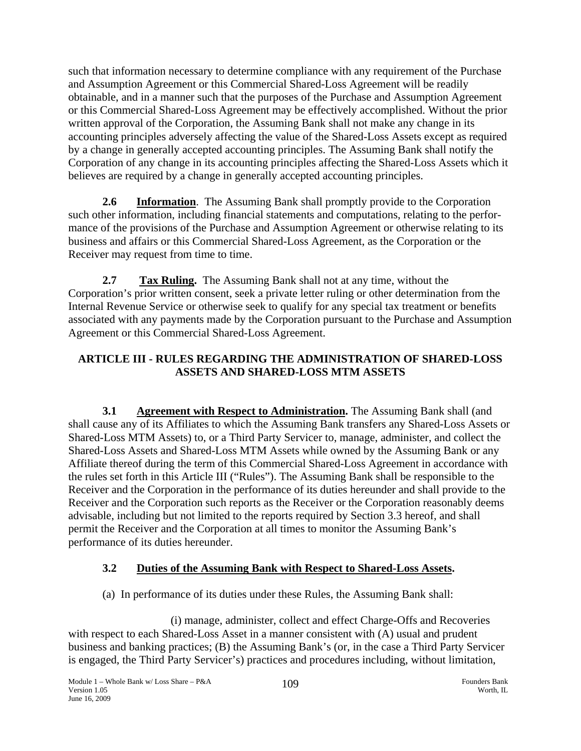such that information necessary to determine compliance with any requirement of the Purchase and Assumption Agreement or this Commercial Shared-Loss Agreement will be readily obtainable, and in a manner such that the purposes of the Purchase and Assumption Agreement or this Commercial Shared-Loss Agreement may be effectively accomplished. Without the prior written approval of the Corporation, the Assuming Bank shall not make any change in its accounting principles adversely affecting the value of the Shared-Loss Assets except as required by a change in generally accepted accounting principles. The Assuming Bank shall notify the Corporation of any change in its accounting principles affecting the Shared-Loss Assets which it believes are required by a change in generally accepted accounting principles.

**2.6** **Information**. The Assuming Bank shall promptly provide to the Corporation such other information, including financial statements and computations, relating to the performance of the provisions of the Purchase and Assumption Agreement or otherwise relating to its business and affairs or this Commercial Shared-Loss Agreement, as the Corporation or the Receiver may request from time to time.

**2.7** **Tax Ruling.** The Assuming Bank shall not at any time, without the Corporation's prior written consent, seek a private letter ruling or other determination from the Internal Revenue Service or otherwise seek to qualify for any special tax treatment or benefits associated with any payments made by the Corporation pursuant to the Purchase and Assumption Agreement or this Commercial Shared-Loss Agreement.

## ARTICLE III - RULES REGARDING THE ADMINISTRATION OF SHARED-LOSS ASSETS AND SHARED-LOSS MTM ASSETS

**3.1** **Agreement with Respect to Administration.** The Assuming Bank shall (and shall cause any of its Affiliates to which the Assuming Bank transfers any Shared-Loss Assets or Shared-Loss MTM Assets) to, or a Third Party Servicer to, manage, administer, and collect the Shared-Loss Assets and Shared-Loss MTM Assets while owned by the Assuming Bank or any Affiliate thereof during the term of this Commercial Shared-Loss Agreement in accordance with the rules set forth in this Article III ("Rules"). The Assuming Bank shall be responsible to the Receiver and the Corporation in the performance of its duties hereunder and shall provide to the Receiver and the Corporation such reports as the Receiver or the Corporation reasonably deems advisable, including but not limited to the reports required by Section 3.3 hereof, and shall permit the Receiver and the Corporation at all times to monitor the Assuming Bank's performance of its duties hereunder.

### 3.2 Duties of the Assuming Bank with Respect to Shared-Loss Assets.

(a) In performance of its duties under these Rules, the Assuming Bank shall:

(i) manage, administer, collect and effect Charge-Offs and Recoveries with respect to each Shared-Loss Asset in a manner consistent with (A) usual and prudent business and banking practices; (B) the Assuming Bank's (or, in the case a Third Party Servicer is engaged, the Third Party Servicer's) practices and procedures including, without limitation,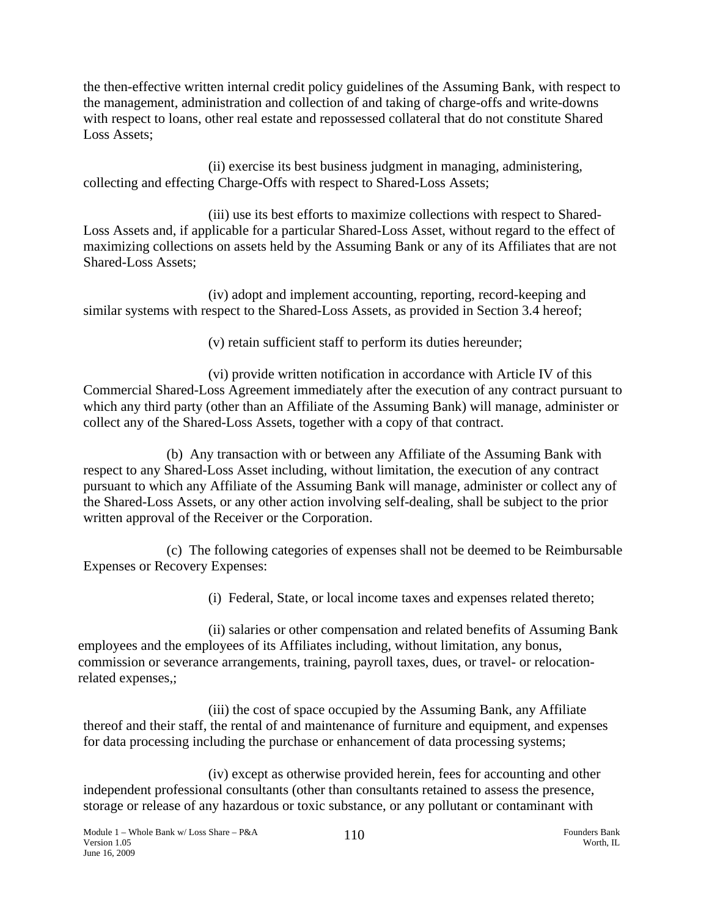the then-effective written internal credit policy guidelines of the Assuming Bank, with respect to the management, administration and collection of and taking of charge-offs and write-downs with respect to loans, other real estate and repossessed collateral that do not constitute Shared Loss Assets;

(ii) exercise its best business judgment in managing, administering, collecting and effecting Charge-Offs with respect to Shared-Loss Assets;

(iii) use its best efforts to maximize collections with respect to Shared-Loss Assets and, if applicable for a particular Shared-Loss Asset, without regard to the effect of maximizing collections on assets held by the Assuming Bank or any of its Affiliates that are not Shared-Loss Assets;

(iv) adopt and implement accounting, reporting, record-keeping and similar systems with respect to the Shared-Loss Assets, as provided in Section 3.4 hereof;

(v) retain sufficient staff to perform its duties hereunder;

(vi) provide written notification in accordance with Article IV of this Commercial Shared-Loss Agreement immediately after the execution of any contract pursuant to which any third party (other than an Affiliate of the Assuming Bank) will manage, administer or collect any of the Shared-Loss Assets, together with a copy of that contract.

(b) Any transaction with or between any Affiliate of the Assuming Bank with respect to any Shared-Loss Asset including, without limitation, the execution of any contract pursuant to which any Affiliate of the Assuming Bank will manage, administer or collect any of the Shared-Loss Assets, or any other action involving self-dealing, shall be subject to the prior written approval of the Receiver or the Corporation.

(c) The following categories of expenses shall not be deemed to be Reimbursable Expenses or Recovery Expenses:

(i) Federal, State, or local income taxes and expenses related thereto;

(ii) salaries or other compensation and related benefits of Assuming Bank employees and the employees of its Affiliates including, without limitation, any bonus, commission or severance arrangements, training, payroll taxes, dues, or travel- or relocation-related expenses,;

(iii) the cost of space occupied by the Assuming Bank, any Affiliate thereof and their staff, the rental of and maintenance of furniture and equipment, and expenses for data processing including the purchase or enhancement of data processing systems;

(iv) except as otherwise provided herein, fees for accounting and other independent professional consultants (other than consultants retained to assess the presence, storage or release of any hazardous or toxic substance, or any pollutant or contaminant with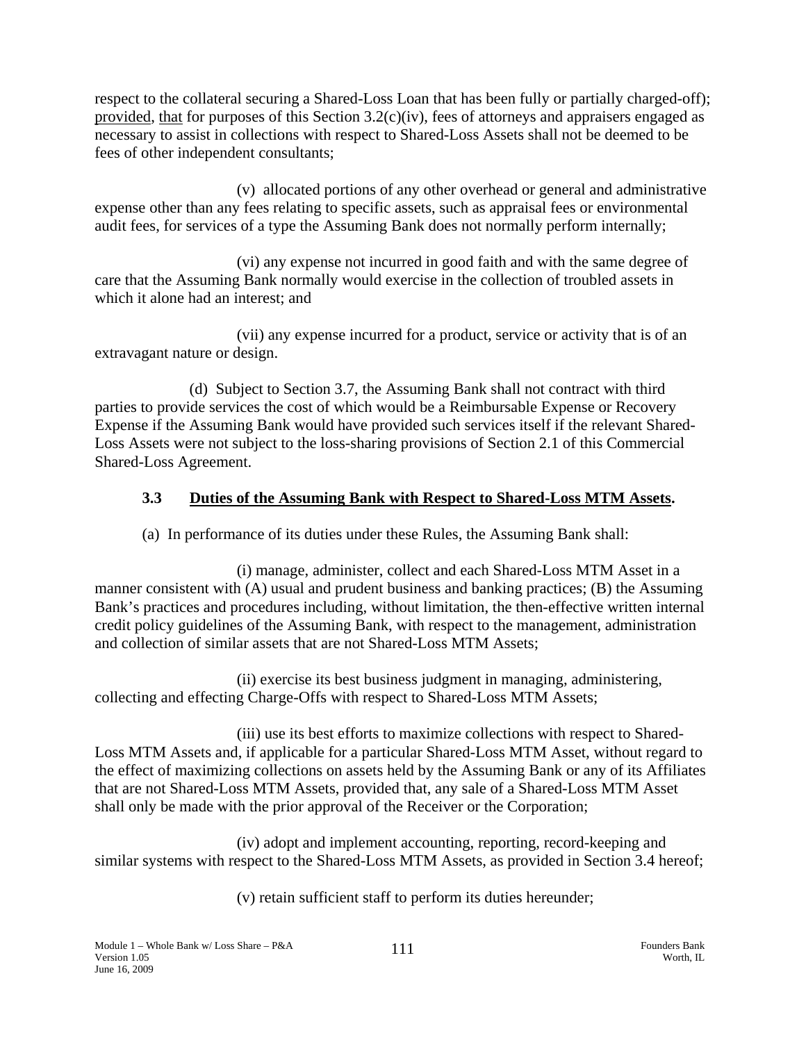respect to the collateral securing a Shared-Loss Loan that has been fully or partially charged-off); provided, that for purposes of this Section 3.2(c)(iv), fees of attorneys and appraisers engaged as necessary to assist in collections with respect to Shared-Loss Assets shall not be deemed to be fees of other independent consultants;

(v) allocated portions of any other overhead or general and administrative expense other than any fees relating to specific assets, such as appraisal fees or environmental audit fees, for services of a type the Assuming Bank does not normally perform internally;

(vi) any expense not incurred in good faith and with the same degree of care that the Assuming Bank normally would exercise in the collection of troubled assets in which it alone had an interest; and

(vii) any expense incurred for a product, service or activity that is of an extravagant nature or design.

(d) Subject to Section 3.7, the Assuming Bank shall not contract with third parties to provide services the cost of which would be a Reimbursable Expense or Recovery Expense if the Assuming Bank would have provided such services itself if the relevant Shared-Loss Assets were not subject to the loss-sharing provisions of Section 2.1 of this Commercial Shared-Loss Agreement.

### 3.3 Duties of the Assuming Bank with Respect to Shared-Loss MTM Assets.

(a) In performance of its duties under these Rules, the Assuming Bank shall:

(i) manage, administer, collect and each Shared-Loss MTM Asset in a manner consistent with (A) usual and prudent business and banking practices; (B) the Assuming Bank's practices and procedures including, without limitation, the then-effective written internal credit policy guidelines of the Assuming Bank, with respect to the management, administration and collection of similar assets that are not Shared-Loss MTM Assets;

(ii) exercise its best business judgment in managing, administering, collecting and effecting Charge-Offs with respect to Shared-Loss MTM Assets;

(iii) use its best efforts to maximize collections with respect to Shared-Loss MTM Assets and, if applicable for a particular Shared-Loss MTM Asset, without regard to the effect of maximizing collections on assets held by the Assuming Bank or any of its Affiliates that are not Shared-Loss MTM Assets, provided that, any sale of a Shared-Loss MTM Asset shall only be made with the prior approval of the Receiver or the Corporation;

(iv) adopt and implement accounting, reporting, record-keeping and similar systems with respect to the Shared-Loss MTM Assets, as provided in Section 3.4 hereof;

(v) retain sufficient staff to perform its duties hereunder;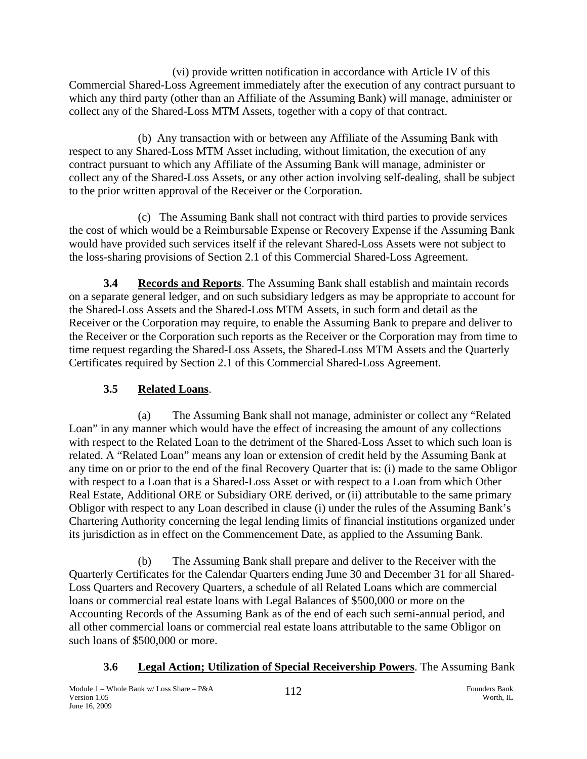(vi) provide written notification in accordance with Article IV of this Commercial Shared-Loss Agreement immediately after the execution of any contract pursuant to which any third party (other than an Affiliate of the Assuming Bank) will manage, administer or collect any of the Shared-Loss MTM Assets, together with a copy of that contract.

(b) Any transaction with or between any Affiliate of the Assuming Bank with respect to any Shared-Loss MTM Asset including, without limitation, the execution of any contract pursuant to which any Affiliate of the Assuming Bank will manage, administer or collect any of the Shared-Loss Assets, or any other action involving self-dealing, shall be subject to the prior written approval of the Receiver or the Corporation.

(c) The Assuming Bank shall not contract with third parties to provide services the cost of which would be a Reimbursable Expense or Recovery Expense if the Assuming Bank would have provided such services itself if the relevant Shared-Loss Assets were not subject to the loss-sharing provisions of Section 2.1 of this Commercial Shared-Loss Agreement.

**3.4 Records and Reports**. The Assuming Bank shall establish and maintain records on a separate general ledger, and on such subsidiary ledgers as may be appropriate to account for the Shared-Loss Assets and the Shared-Loss MTM Assets, in such form and detail as the Receiver or the Corporation may require, to enable the Assuming Bank to prepare and deliver to the Receiver or the Corporation such reports as the Receiver or the Corporation may from time to time request regarding the Shared-Loss Assets, the Shared-Loss MTM Assets and the Quarterly Certificates required by Section 2.1 of this Commercial Shared-Loss Agreement.

**3.5 Related Loans**.

(a) The Assuming Bank shall not manage, administer or collect any "Related Loan" in any manner which would have the effect of increasing the amount of any collections with respect to the Related Loan to the detriment of the Shared-Loss Asset to which such loan is related. A "Related Loan" means any loan or extension of credit held by the Assuming Bank at any time on or prior to the end of the final Recovery Quarter that is: (i) made to the same Obligor with respect to a Loan that is a Shared-Loss Asset or with respect to a Loan from which Other Real Estate, Additional ORE or Subsidiary ORE derived, or (ii) attributable to the same primary Obligor with respect to any Loan described in clause (i) under the rules of the Assuming Bank's Chartering Authority concerning the legal lending limits of financial institutions organized under its jurisdiction as in effect on the Commencement Date, as applied to the Assuming Bank.

(b) The Assuming Bank shall prepare and deliver to the Receiver with the Quarterly Certificates for the Calendar Quarters ending June 30 and December 31 for all Shared-Loss Quarters and Recovery Quarters, a schedule of all Related Loans which are commercial loans or commercial real estate loans with Legal Balances of $500,000 or more on the Accounting Records of the Assuming Bank as of the end of each such semi-annual period, and all other commercial loans or commercial real estate loans attributable to the same Obligor on such loans of $500,000 or more.

**3.6 Legal Action; Utilization of Special Receivership Powers**. The Assuming Bank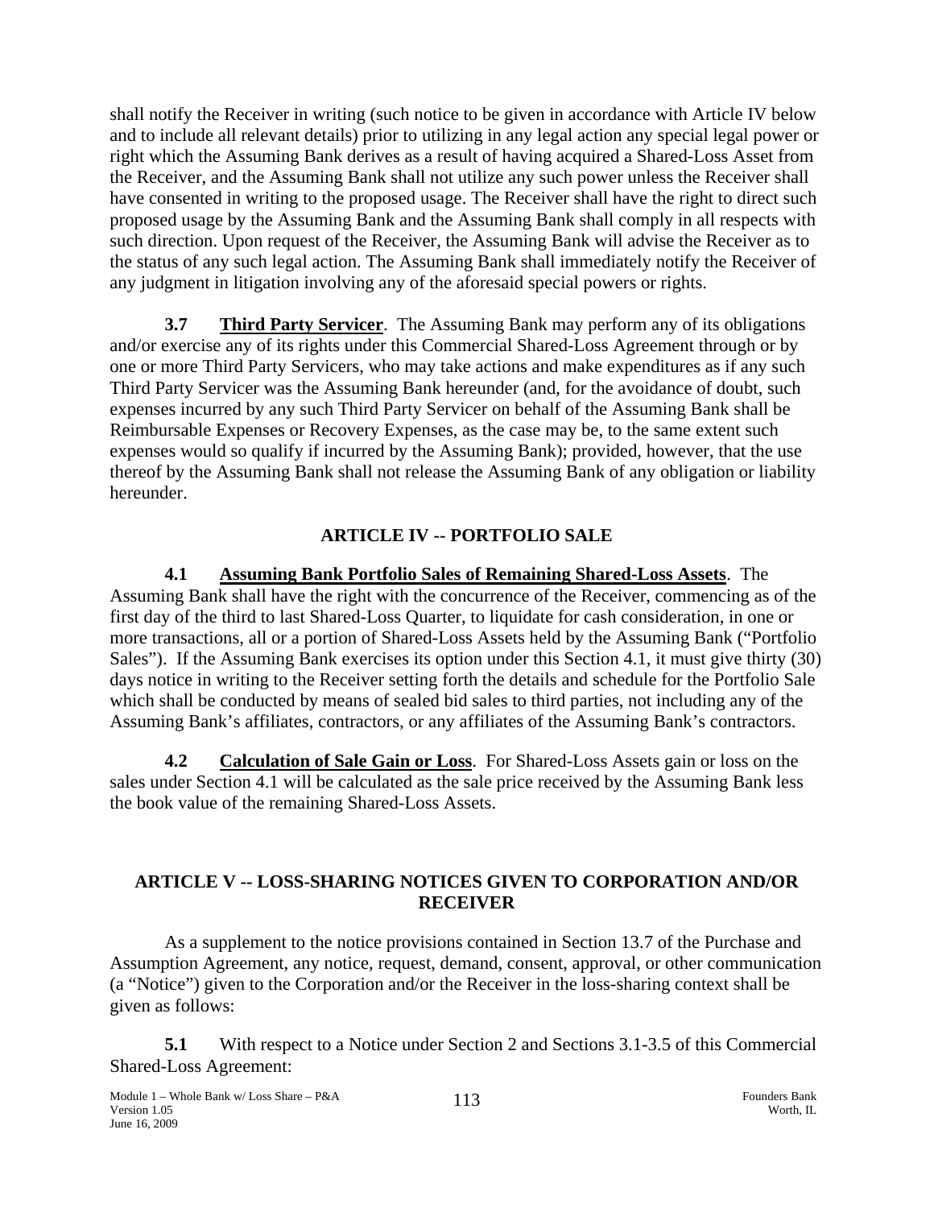shall notify the Receiver in writing (such notice to be given in accordance with Article IV below and to include all relevant details) prior to utilizing in any legal action any special legal power or right which the Assuming Bank derives as a result of having acquired a Shared-Loss Asset from the Receiver, and the Assuming Bank shall not utilize any such power unless the Receiver shall have consented in writing to the proposed usage. The Receiver shall have the right to direct such proposed usage by the Assuming Bank and the Assuming Bank shall comply in all respects with such direction. Upon request of the Receiver, the Assuming Bank will advise the Receiver as to the status of any such legal action. The Assuming Bank shall immediately notify the Receiver of any judgment in litigation involving any of the aforesaid special powers or rights.

**3.7 Third Party Servicer**. The Assuming Bank may perform any of its obligations and/or exercise any of its rights under this Commercial Shared-Loss Agreement through or by one or more Third Party Servicers, who may take actions and make expenditures as if any such Third Party Servicer was the Assuming Bank hereunder (and, for the avoidance of doubt, such expenses incurred by any such Third Party Servicer on behalf of the Assuming Bank shall be Reimbursable Expenses or Recovery Expenses, as the case may be, to the same extent such expenses would so qualify if incurred by the Assuming Bank); provided, however, that the use thereof by the Assuming Bank shall not release the Assuming Bank of any obligation or liability hereunder.

## ARTICLE IV -- PORTFOLIO SALE

**4.1 Assuming Bank Portfolio Sales of Remaining Shared-Loss Assets**. The Assuming Bank shall have the right with the concurrence of the Receiver, commencing as of the first day of the third to last Shared-Loss Quarter, to liquidate for cash consideration, in one or more transactions, all or a portion of Shared-Loss Assets held by the Assuming Bank ("Portfolio Sales"). If the Assuming Bank exercises its option under this Section 4.1, it must give thirty (30) days notice in writing to the Receiver setting forth the details and schedule for the Portfolio Sale which shall be conducted by means of sealed bid sales to third parties, not including any of the Assuming Bank's affiliates, contractors, or any affiliates of the Assuming Bank's contractors.

**4.2 Calculation of Sale Gain or Loss**. For Shared-Loss Assets gain or loss on the sales under Section 4.1 will be calculated as the sale price received by the Assuming Bank less the book value of the remaining Shared-Loss Assets.

## ARTICLE V -- LOSS-SHARING NOTICES GIVEN TO CORPORATION AND/OR RECEIVER

As a supplement to the notice provisions contained in Section 13.7 of the Purchase and Assumption Agreement, any notice, request, demand, consent, approval, or other communication (a "Notice") given to the Corporation and/or the Receiver in the loss-sharing context shall be given as follows:

**5.1** With respect to a Notice under Section 2 and Sections 3.1-3.5 of this Commercial Shared-Loss Agreement: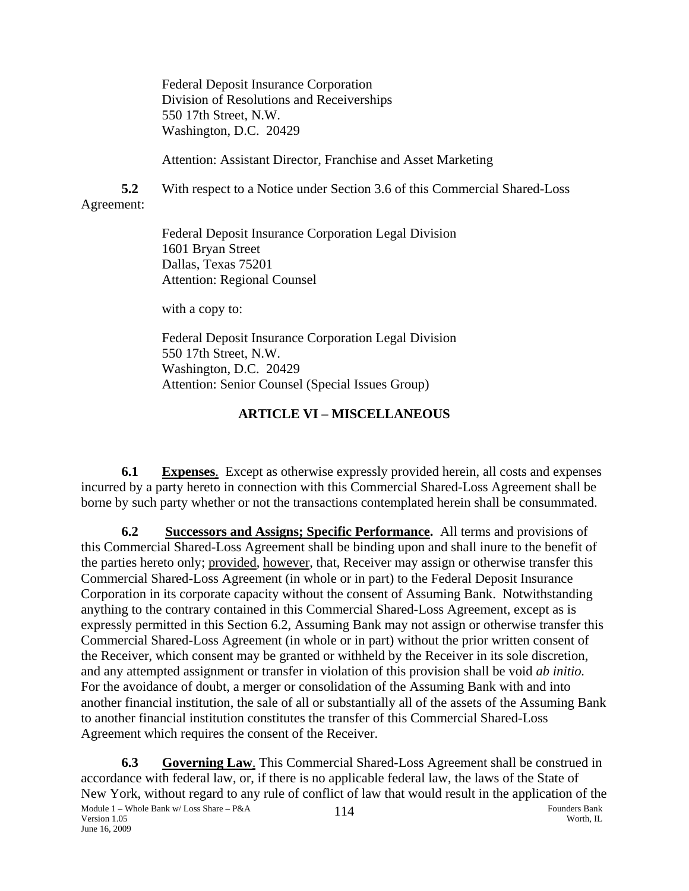Federal Deposit Insurance Corporation
Division of Resolutions and Receiverships
550 17th Street, N.W.
Washington, D.C. 20429

Attention: Assistant Director, Franchise and Asset Marketing

**5.2** With respect to a Notice under Section 3.6 of this Commercial Shared-Loss Agreement:

Federal Deposit Insurance Corporation Legal Division
1601 Bryan Street
Dallas, Texas 75201
Attention: Regional Counsel

with a copy to:

Federal Deposit Insurance Corporation Legal Division
550 17th Street, N.W.
Washington, D.C. 20429
Attention: Senior Counsel (Special Issues Group)

## ARTICLE VI – MISCELLANEOUS

**6.1 Expenses**. Except as otherwise expressly provided herein, all costs and expenses incurred by a party hereto in connection with this Commercial Shared-Loss Agreement shall be borne by such party whether or not the transactions contemplated herein shall be consummated.

**6.2 Successors and Assigns; Specific Performance.** All terms and provisions of this Commercial Shared-Loss Agreement shall be binding upon and shall inure to the benefit of the parties hereto only; provided, however, that, Receiver may assign or otherwise transfer this Commercial Shared-Loss Agreement (in whole or in part) to the Federal Deposit Insurance Corporation in its corporate capacity without the consent of Assuming Bank. Notwithstanding anything to the contrary contained in this Commercial Shared-Loss Agreement, except as is expressly permitted in this Section 6.2, Assuming Bank may not assign or otherwise transfer this Commercial Shared-Loss Agreement (in whole or in part) without the prior written consent of the Receiver, which consent may be granted or withheld by the Receiver in its sole discretion, and any attempted assignment or transfer in violation of this provision shall be void *ab initio.* For the avoidance of doubt, a merger or consolidation of the Assuming Bank with and into another financial institution, the sale of all or substantially all of the assets of the Assuming Bank to another financial institution constitutes the transfer of this Commercial Shared-Loss Agreement which requires the consent of the Receiver.

**6.3 Governing Law**. This Commercial Shared-Loss Agreement shall be construed in accordance with federal law, or, if there is no applicable federal law, the laws of the State of New York, without regard to any rule of conflict of law that would result in the application of the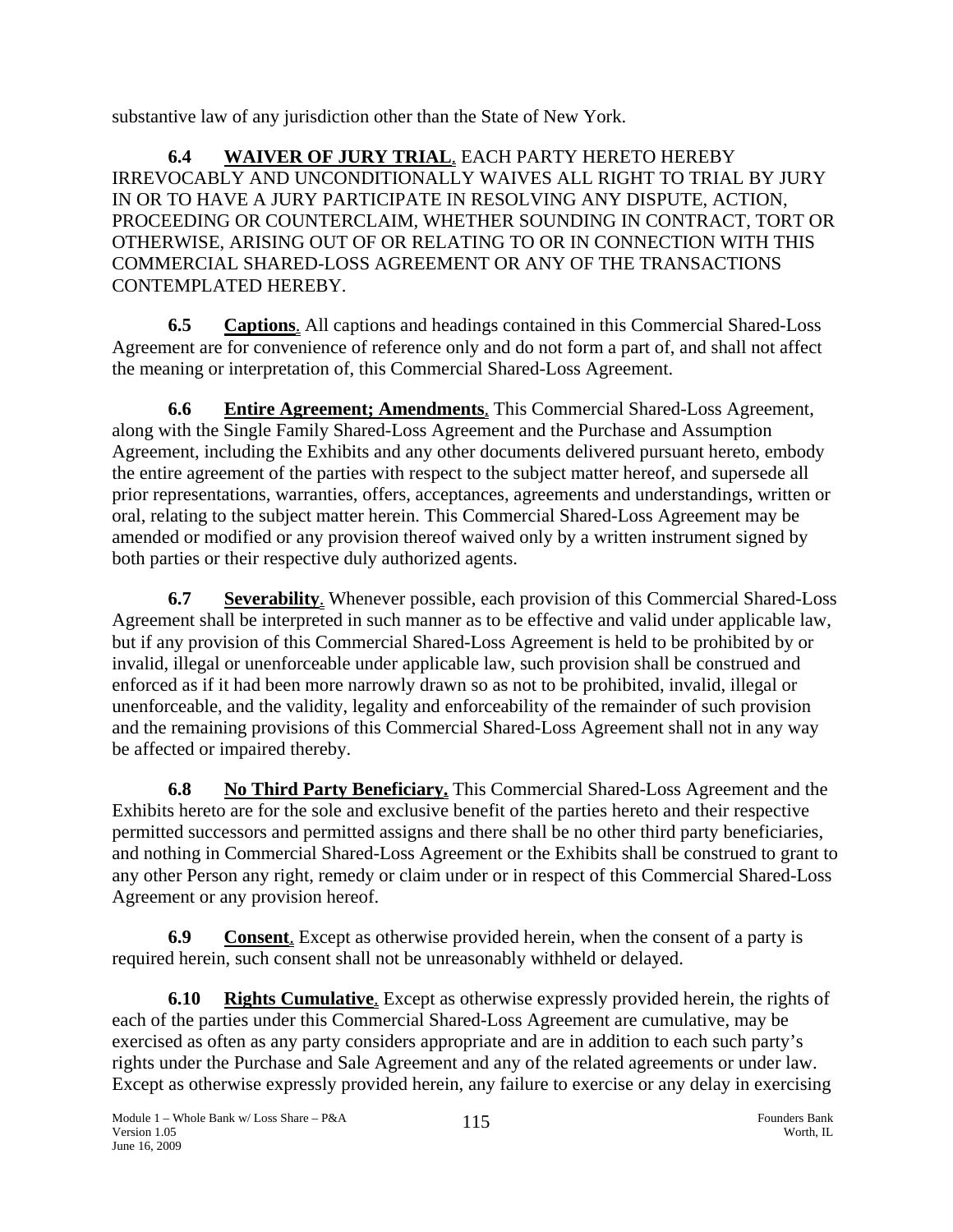substantive law of any jurisdiction other than the State of New York.

**6.4 WAIVER OF JURY TRIAL**. EACH PARTY HERETO HEREBY IRREVOCABLY AND UNCONDITIONALLY WAIVES ALL RIGHT TO TRIAL BY JURY IN OR TO HAVE A JURY PARTICIPATE IN RESOLVING ANY DISPUTE, ACTION, PROCEEDING OR COUNTERCLAIM, WHETHER SOUNDING IN CONTRACT, TORT OR OTHERWISE, ARISING OUT OF OR RELATING TO OR IN CONNECTION WITH THIS COMMERCIAL SHARED-LOSS AGREEMENT OR ANY OF THE TRANSACTIONS CONTEMPLATED HEREBY.

**6.5 Captions**. All captions and headings contained in this Commercial Shared-Loss Agreement are for convenience of reference only and do not form a part of, and shall not affect the meaning or interpretation of, this Commercial Shared-Loss Agreement.

**6.6 Entire Agreement; Amendments**. This Commercial Shared-Loss Agreement, along with the Single Family Shared-Loss Agreement and the Purchase and Assumption Agreement, including the Exhibits and any other documents delivered pursuant hereto, embody the entire agreement of the parties with respect to the subject matter hereof, and supersede all prior representations, warranties, offers, acceptances, agreements and understandings, written or oral, relating to the subject matter herein. This Commercial Shared-Loss Agreement may be amended or modified or any provision thereof waived only by a written instrument signed by both parties or their respective duly authorized agents.

**6.7 Severability**. Whenever possible, each provision of this Commercial Shared-Loss Agreement shall be interpreted in such manner as to be effective and valid under applicable law, but if any provision of this Commercial Shared-Loss Agreement is held to be prohibited by or invalid, illegal or unenforceable under applicable law, such provision shall be construed and enforced as if it had been more narrowly drawn so as not to be prohibited, invalid, illegal or unenforceable, and the validity, legality and enforceability of the remainder of such provision and the remaining provisions of this Commercial Shared-Loss Agreement shall not in any way be affected or impaired thereby.

**6.8 No Third Party Beneficiary.** This Commercial Shared-Loss Agreement and the Exhibits hereto are for the sole and exclusive benefit of the parties hereto and their respective permitted successors and permitted assigns and there shall be no other third party beneficiaries, and nothing in Commercial Shared-Loss Agreement or the Exhibits shall be construed to grant to any other Person any right, remedy or claim under or in respect of this Commercial Shared-Loss Agreement or any provision hereof.

**6.9 Consent**. Except as otherwise provided herein, when the consent of a party is required herein, such consent shall not be unreasonably withheld or delayed.

**6.10 Rights Cumulative**. Except as otherwise expressly provided herein, the rights of each of the parties under this Commercial Shared-Loss Agreement are cumulative, may be exercised as often as any party considers appropriate and are in addition to each such party's rights under the Purchase and Sale Agreement and any of the related agreements or under law. Except as otherwise expressly provided herein, any failure to exercise or any delay in exercising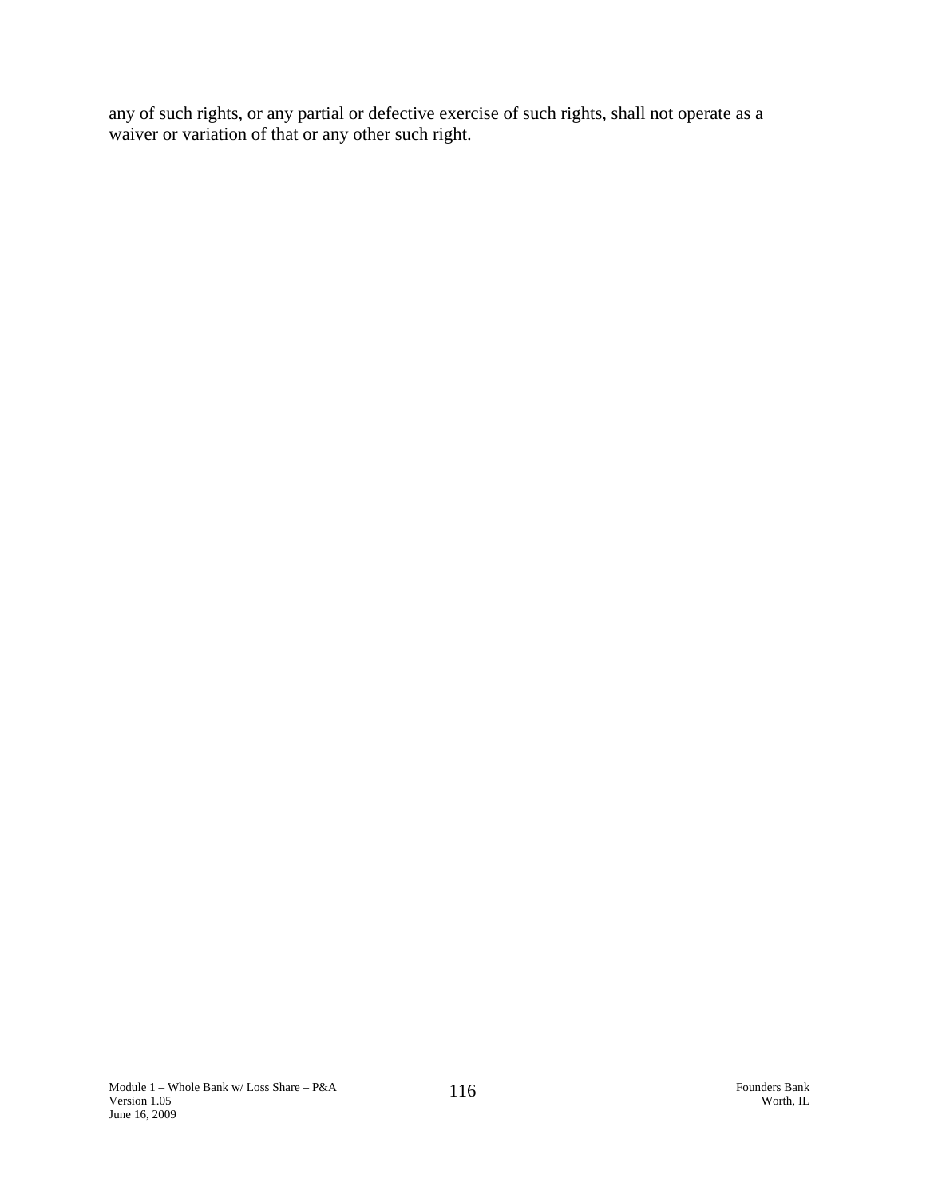any of such rights, or any partial or defective exercise of such rights, shall not operate as a waiver or variation of that or any other such right.